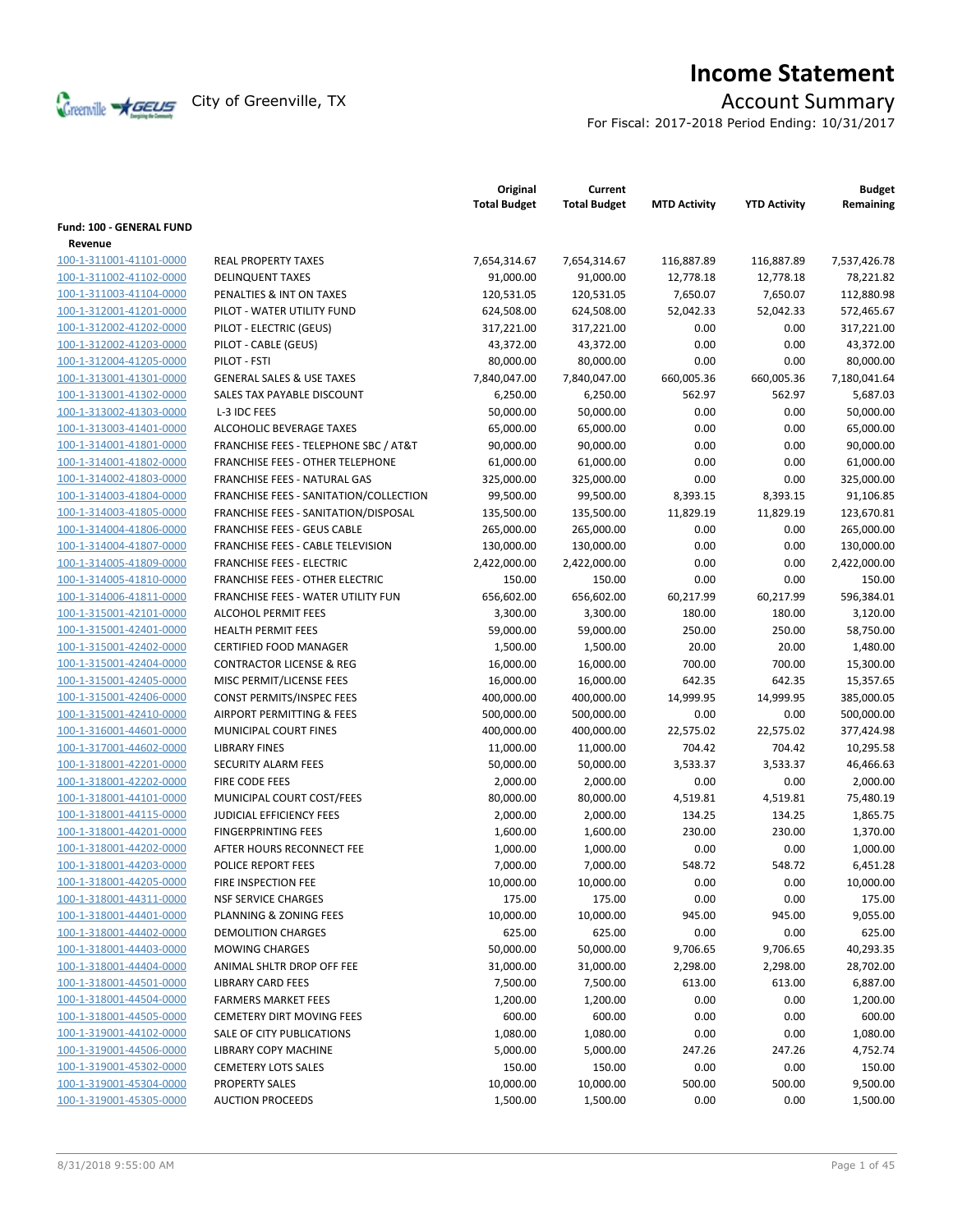# Income Statement

City of Greenville, TX

## Account Summary

For Fiscal: 2017-2018 Period Ending: 10/31/2017

| | | Original Total Budget | Current Total Budget | MTD Activity | YTD Activity | Budget Remaining |
|---|---|---|---|---|---|---|
| **Fund: 100 - GENERAL FUND** | | | | | | |
| **Revenue** | | | | | | |
| 100-1-311001-41101-0000 | REAL PROPERTY TAXES | 7,654,314.67 | 7,654,314.67 | 116,887.89 | 116,887.89 | 7,537,426.78 |
| 100-1-311002-41102-0000 | DELINQUENT TAXES | 91,000.00 | 91,000.00 | 12,778.18 | 12,778.18 | 78,221.82 |
| 100-1-311003-41104-0000 | PENALTIES & INT ON TAXES | 120,531.05 | 120,531.05 | 7,650.07 | 7,650.07 | 112,880.98 |
| 100-1-312001-41201-0000 | PILOT - WATER UTILITY FUND | 624,508.00 | 624,508.00 | 52,042.33 | 52,042.33 | 572,465.67 |
| 100-1-312002-41202-0000 | PILOT - ELECTRIC (GEUS) | 317,221.00 | 317,221.00 | 0.00 | 0.00 | 317,221.00 |
| 100-1-312002-41203-0000 | PILOT - CABLE (GEUS) | 43,372.00 | 43,372.00 | 0.00 | 0.00 | 43,372.00 |
| 100-1-312004-41205-0000 | PILOT - FSTI | 80,000.00 | 80,000.00 | 0.00 | 0.00 | 80,000.00 |
| 100-1-313001-41301-0000 | GENERAL SALES & USE TAXES | 7,840,047.00 | 7,840,047.00 | 660,005.36 | 660,005.36 | 7,180,041.64 |
| 100-1-313001-41302-0000 | SALES TAX PAYABLE DISCOUNT | 6,250.00 | 6,250.00 | 562.97 | 562.97 | 5,687.03 |
| 100-1-313002-41303-0000 | L-3 IDC FEES | 50,000.00 | 50,000.00 | 0.00 | 0.00 | 50,000.00 |
| 100-1-313003-41401-0000 | ALCOHOLIC BEVERAGE TAXES | 65,000.00 | 65,000.00 | 0.00 | 0.00 | 65,000.00 |
| 100-1-314001-41801-0000 | FRANCHISE FEES - TELEPHONE SBC / AT&T | 90,000.00 | 90,000.00 | 0.00 | 0.00 | 90,000.00 |
| 100-1-314001-41802-0000 | FRANCHISE FEES - OTHER TELEPHONE | 61,000.00 | 61,000.00 | 0.00 | 0.00 | 61,000.00 |
| 100-1-314002-41803-0000 | FRANCHISE FEES - NATURAL GAS | 325,000.00 | 325,000.00 | 0.00 | 0.00 | 325,000.00 |
| 100-1-314003-41804-0000 | FRANCHISE FEES - SANITATION/COLLECTION | 99,500.00 | 99,500.00 | 8,393.15 | 8,393.15 | 91,106.85 |
| 100-1-314003-41805-0000 | FRANCHISE FEES - SANITATION/DISPOSAL | 135,500.00 | 135,500.00 | 11,829.19 | 11,829.19 | 123,670.81 |
| 100-1-314004-41806-0000 | FRANCHISE FEES - GEUS CABLE | 265,000.00 | 265,000.00 | 0.00 | 0.00 | 265,000.00 |
| 100-1-314004-41807-0000 | FRANCHISE FEES - CABLE TELEVISION | 130,000.00 | 130,000.00 | 0.00 | 0.00 | 130,000.00 |
| 100-1-314005-41809-0000 | FRANCHISE FEES - ELECTRIC | 2,422,000.00 | 2,422,000.00 | 0.00 | 0.00 | 2,422,000.00 |
| 100-1-314005-41810-0000 | FRANCHISE FEES - OTHER ELECTRIC | 150.00 | 150.00 | 0.00 | 0.00 | 150.00 |
| 100-1-314006-41811-0000 | FRANCHISE FEES - WATER UTILITY FUN | 656,602.00 | 656,602.00 | 60,217.99 | 60,217.99 | 596,384.01 |
| 100-1-315001-42101-0000 | ALCOHOL PERMIT FEES | 3,300.00 | 3,300.00 | 180.00 | 180.00 | 3,120.00 |
| 100-1-315001-42401-0000 | HEALTH PERMIT FEES | 59,000.00 | 59,000.00 | 250.00 | 250.00 | 58,750.00 |
| 100-1-315001-42402-0000 | CERTIFIED FOOD MANAGER | 1,500.00 | 1,500.00 | 20.00 | 20.00 | 1,480.00 |
| 100-1-315001-42404-0000 | CONTRACTOR LICENSE & REG | 16,000.00 | 16,000.00 | 700.00 | 700.00 | 15,300.00 |
| 100-1-315001-42405-0000 | MISC PERMIT/LICENSE FEES | 16,000.00 | 16,000.00 | 642.35 | 642.35 | 15,357.65 |
| 100-1-315001-42406-0000 | CONST PERMITS/INSPEC FEES | 400,000.00 | 400,000.00 | 14,999.95 | 14,999.95 | 385,000.05 |
| 100-1-315001-42410-0000 | AIRPORT PERMITTING & FEES | 500,000.00 | 500,000.00 | 0.00 | 0.00 | 500,000.00 |
| 100-1-316001-44601-0000 | MUNICIPAL COURT FINES | 400,000.00 | 400,000.00 | 22,575.02 | 22,575.02 | 377,424.98 |
| 100-1-317001-44602-0000 | LIBRARY FINES | 11,000.00 | 11,000.00 | 704.42 | 704.42 | 10,295.58 |
| 100-1-318001-42201-0000 | SECURITY ALARM FEES | 50,000.00 | 50,000.00 | 3,533.37 | 3,533.37 | 46,466.63 |
| 100-1-318001-42202-0000 | FIRE CODE FEES | 2,000.00 | 2,000.00 | 0.00 | 0.00 | 2,000.00 |
| 100-1-318001-44101-0000 | MUNICIPAL COURT COST/FEES | 80,000.00 | 80,000.00 | 4,519.81 | 4,519.81 | 75,480.19 |
| 100-1-318001-44115-0000 | JUDICIAL EFFICIENCY FEES | 2,000.00 | 2,000.00 | 134.25 | 134.25 | 1,865.75 |
| 100-1-318001-44201-0000 | FINGERPRINTING FEES | 1,600.00 | 1,600.00 | 230.00 | 230.00 | 1,370.00 |
| 100-1-318001-44202-0000 | AFTER HOURS RECONNECT FEE | 1,000.00 | 1,000.00 | 0.00 | 0.00 | 1,000.00 |
| 100-1-318001-44203-0000 | POLICE REPORT FEES | 7,000.00 | 7,000.00 | 548.72 | 548.72 | 6,451.28 |
| 100-1-318001-44205-0000 | FIRE INSPECTION FEE | 10,000.00 | 10,000.00 | 0.00 | 0.00 | 10,000.00 |
| 100-1-318001-44311-0000 | NSF SERVICE CHARGES | 175.00 | 175.00 | 0.00 | 0.00 | 175.00 |
| 100-1-318001-44401-0000 | PLANNING & ZONING FEES | 10,000.00 | 10,000.00 | 945.00 | 945.00 | 9,055.00 |
| 100-1-318001-44402-0000 | DEMOLITION CHARGES | 625.00 | 625.00 | 0.00 | 0.00 | 625.00 |
| 100-1-318001-44403-0000 | MOWING CHARGES | 50,000.00 | 50,000.00 | 9,706.65 | 9,706.65 | 40,293.35 |
| 100-1-318001-44404-0000 | ANIMAL SHLTR DROP OFF FEE | 31,000.00 | 31,000.00 | 2,298.00 | 2,298.00 | 28,702.00 |
| 100-1-318001-44501-0000 | LIBRARY CARD FEES | 7,500.00 | 7,500.00 | 613.00 | 613.00 | 6,887.00 |
| 100-1-318001-44504-0000 | FARMERS MARKET FEES | 1,200.00 | 1,200.00 | 0.00 | 0.00 | 1,200.00 |
| 100-1-318001-44505-0000 | CEMETERY DIRT MOVING FEES | 600.00 | 600.00 | 0.00 | 0.00 | 600.00 |
| 100-1-319001-44102-0000 | SALE OF CITY PUBLICATIONS | 1,080.00 | 1,080.00 | 0.00 | 0.00 | 1,080.00 |
| 100-1-319001-44506-0000 | LIBRARY COPY MACHINE | 5,000.00 | 5,000.00 | 247.26 | 247.26 | 4,752.74 |
| 100-1-319001-45302-0000 | CEMETERY LOTS SALES | 150.00 | 150.00 | 0.00 | 0.00 | 150.00 |
| 100-1-319001-45304-0000 | PROPERTY SALES | 10,000.00 | 10,000.00 | 500.00 | 500.00 | 9,500.00 |
| 100-1-319001-45305-0000 | AUCTION PROCEEDS | 1,500.00 | 1,500.00 | 0.00 | 0.00 | 1,500.00 |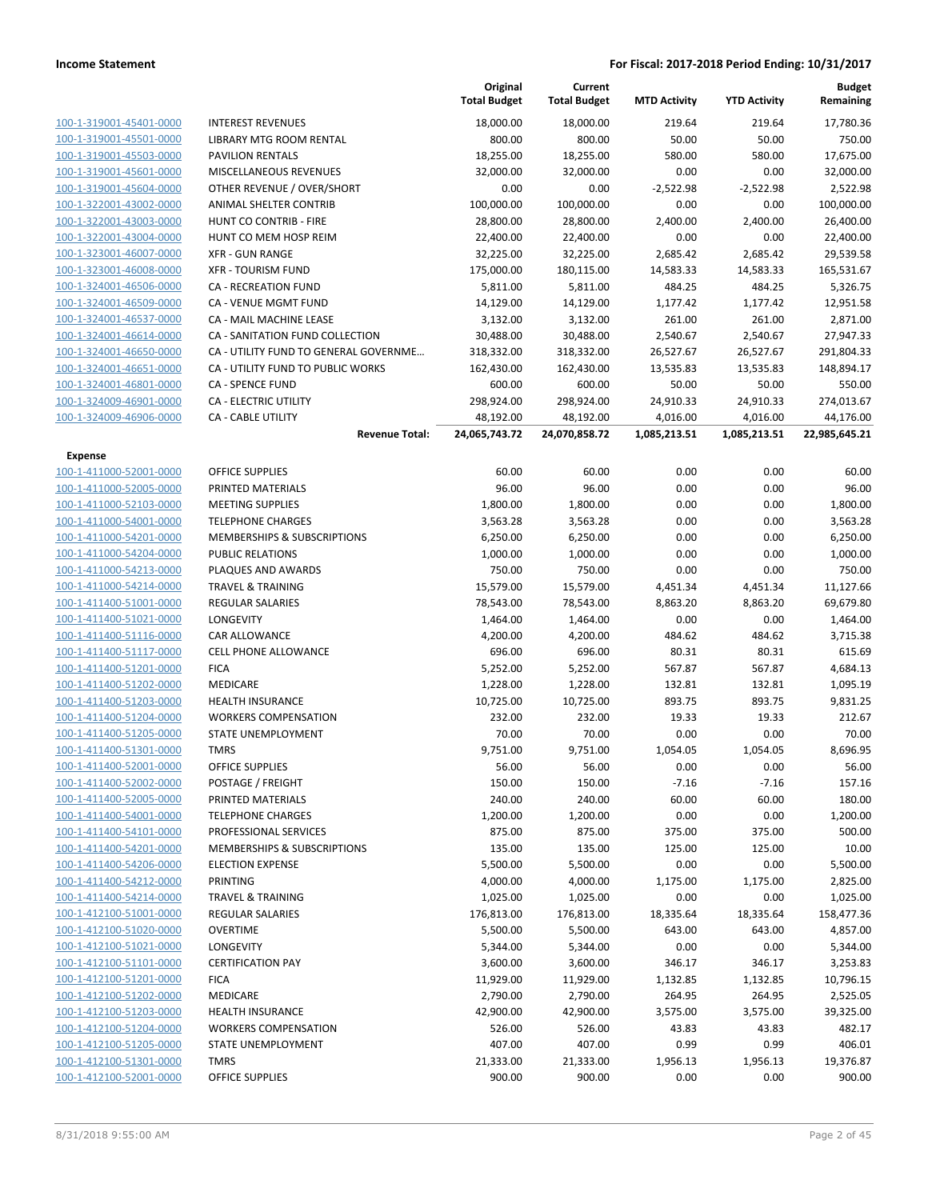**Income Statement** — For Fiscal: 2017-2018 Period Ending: 10/31/2017

| | | Original Total Budget | Current Total Budget | MTD Activity | YTD Activity | Budget Remaining |
|---|---|---|---|---|---|---|
| 100-1-319001-45401-0000 | INTEREST REVENUES | 18,000.00 | 18,000.00 | 219.64 | 219.64 | 17,780.36 |
| 100-1-319001-45501-0000 | LIBRARY MTG ROOM RENTAL | 800.00 | 800.00 | 50.00 | 50.00 | 750.00 |
| 100-1-319001-45503-0000 | PAVILION RENTALS | 18,255.00 | 18,255.00 | 580.00 | 580.00 | 17,675.00 |
| 100-1-319001-45601-0000 | MISCELLANEOUS REVENUES | 32,000.00 | 32,000.00 | 0.00 | 0.00 | 32,000.00 |
| 100-1-319001-45604-0000 | OTHER REVENUE / OVER/SHORT | 0.00 | 0.00 | -2,522.98 | -2,522.98 | 2,522.98 |
| 100-1-322001-43002-0000 | ANIMAL SHELTER CONTRIB | 100,000.00 | 100,000.00 | 0.00 | 0.00 | 100,000.00 |
| 100-1-322001-43003-0000 | HUNT CO CONTRIB - FIRE | 28,800.00 | 28,800.00 | 2,400.00 | 2,400.00 | 26,400.00 |
| 100-1-322001-43004-0000 | HUNT CO MEM HOSP REIM | 22,400.00 | 22,400.00 | 0.00 | 0.00 | 22,400.00 |
| 100-1-323001-46007-0000 | XFR - GUN RANGE | 32,225.00 | 32,225.00 | 2,685.42 | 2,685.42 | 29,539.58 |
| 100-1-323001-46008-0000 | XFR - TOURISM FUND | 175,000.00 | 180,115.00 | 14,583.33 | 14,583.33 | 165,531.67 |
| 100-1-324001-46506-0000 | CA - RECREATION FUND | 5,811.00 | 5,811.00 | 484.25 | 484.25 | 5,326.75 |
| 100-1-324001-46509-0000 | CA - VENUE MGMT FUND | 14,129.00 | 14,129.00 | 1,177.42 | 1,177.42 | 12,951.58 |
| 100-1-324001-46537-0000 | CA - MAIL MACHINE LEASE | 3,132.00 | 3,132.00 | 261.00 | 261.00 | 2,871.00 |
| 100-1-324001-46614-0000 | CA - SANITATION FUND COLLECTION | 30,488.00 | 30,488.00 | 2,540.67 | 2,540.67 | 27,947.33 |
| 100-1-324001-46650-0000 | CA - UTILITY FUND TO GENERAL GOVERNME... | 318,332.00 | 318,332.00 | 26,527.67 | 26,527.67 | 291,804.33 |
| 100-1-324001-46651-0000 | CA - UTILITY FUND TO PUBLIC WORKS | 162,430.00 | 162,430.00 | 13,535.83 | 13,535.83 | 148,894.17 |
| 100-1-324001-46801-0000 | CA - SPENCE FUND | 600.00 | 600.00 | 50.00 | 50.00 | 550.00 |
| 100-1-324009-46901-0000 | CA - ELECTRIC UTILITY | 298,924.00 | 298,924.00 | 24,910.33 | 24,910.33 | 274,013.67 |
| 100-1-324009-46906-0000 | CA - CABLE UTILITY | 48,192.00 | 48,192.00 | 4,016.00 | 4,016.00 | 44,176.00 |
| | **Revenue Total:** | **24,065,743.72** | **24,070,858.72** | **1,085,213.51** | **1,085,213.51** | **22,985,645.21** |
| **Expense** | | | | | | |
| 100-1-411000-52001-0000 | OFFICE SUPPLIES | 60.00 | 60.00 | 0.00 | 0.00 | 60.00 |
| 100-1-411000-52005-0000 | PRINTED MATERIALS | 96.00 | 96.00 | 0.00 | 0.00 | 96.00 |
| 100-1-411000-52103-0000 | MEETING SUPPLIES | 1,800.00 | 1,800.00 | 0.00 | 0.00 | 1,800.00 |
| 100-1-411000-54001-0000 | TELEPHONE CHARGES | 3,563.28 | 3,563.28 | 0.00 | 0.00 | 3,563.28 |
| 100-1-411000-54201-0000 | MEMBERSHIPS & SUBSCRIPTIONS | 6,250.00 | 6,250.00 | 0.00 | 0.00 | 6,250.00 |
| 100-1-411000-54204-0000 | PUBLIC RELATIONS | 1,000.00 | 1,000.00 | 0.00 | 0.00 | 1,000.00 |
| 100-1-411000-54213-0000 | PLAQUES AND AWARDS | 750.00 | 750.00 | 0.00 | 0.00 | 750.00 |
| 100-1-411000-54214-0000 | TRAVEL & TRAINING | 15,579.00 | 15,579.00 | 4,451.34 | 4,451.34 | 11,127.66 |
| 100-1-411400-51001-0000 | REGULAR SALARIES | 78,543.00 | 78,543.00 | 8,863.20 | 8,863.20 | 69,679.80 |
| 100-1-411400-51021-0000 | LONGEVITY | 1,464.00 | 1,464.00 | 0.00 | 0.00 | 1,464.00 |
| 100-1-411400-51116-0000 | CAR ALLOWANCE | 4,200.00 | 4,200.00 | 484.62 | 484.62 | 3,715.38 |
| 100-1-411400-51117-0000 | CELL PHONE ALLOWANCE | 696.00 | 696.00 | 80.31 | 80.31 | 615.69 |
| 100-1-411400-51201-0000 | FICA | 5,252.00 | 5,252.00 | 567.87 | 567.87 | 4,684.13 |
| 100-1-411400-51202-0000 | MEDICARE | 1,228.00 | 1,228.00 | 132.81 | 132.81 | 1,095.19 |
| 100-1-411400-51203-0000 | HEALTH INSURANCE | 10,725.00 | 10,725.00 | 893.75 | 893.75 | 9,831.25 |
| 100-1-411400-51204-0000 | WORKERS COMPENSATION | 232.00 | 232.00 | 19.33 | 19.33 | 212.67 |
| 100-1-411400-51205-0000 | STATE UNEMPLOYMENT | 70.00 | 70.00 | 0.00 | 0.00 | 70.00 |
| 100-1-411400-51301-0000 | TMRS | 9,751.00 | 9,751.00 | 1,054.05 | 1,054.05 | 8,696.95 |
| 100-1-411400-52001-0000 | OFFICE SUPPLIES | 56.00 | 56.00 | 0.00 | 0.00 | 56.00 |
| 100-1-411400-52002-0000 | POSTAGE / FREIGHT | 150.00 | 150.00 | -7.16 | -7.16 | 157.16 |
| 100-1-411400-52005-0000 | PRINTED MATERIALS | 240.00 | 240.00 | 60.00 | 60.00 | 180.00 |
| 100-1-411400-54001-0000 | TELEPHONE CHARGES | 1,200.00 | 1,200.00 | 0.00 | 0.00 | 1,200.00 |
| 100-1-411400-54101-0000 | PROFESSIONAL SERVICES | 875.00 | 875.00 | 375.00 | 375.00 | 500.00 |
| 100-1-411400-54201-0000 | MEMBERSHIPS & SUBSCRIPTIONS | 135.00 | 135.00 | 125.00 | 125.00 | 10.00 |
| 100-1-411400-54206-0000 | ELECTION EXPENSE | 5,500.00 | 5,500.00 | 0.00 | 0.00 | 5,500.00 |
| 100-1-411400-54212-0000 | PRINTING | 4,000.00 | 4,000.00 | 1,175.00 | 1,175.00 | 2,825.00 |
| 100-1-411400-54214-0000 | TRAVEL & TRAINING | 1,025.00 | 1,025.00 | 0.00 | 0.00 | 1,025.00 |
| 100-1-412100-51001-0000 | REGULAR SALARIES | 176,813.00 | 176,813.00 | 18,335.64 | 18,335.64 | 158,477.36 |
| 100-1-412100-51020-0000 | OVERTIME | 5,500.00 | 5,500.00 | 643.00 | 643.00 | 4,857.00 |
| 100-1-412100-51021-0000 | LONGEVITY | 5,344.00 | 5,344.00 | 0.00 | 0.00 | 5,344.00 |
| 100-1-412100-51101-0000 | CERTIFICATION PAY | 3,600.00 | 3,600.00 | 346.17 | 346.17 | 3,253.83 |
| 100-1-412100-51201-0000 | FICA | 11,929.00 | 11,929.00 | 1,132.85 | 1,132.85 | 10,796.15 |
| 100-1-412100-51202-0000 | MEDICARE | 2,790.00 | 2,790.00 | 264.95 | 264.95 | 2,525.05 |
| 100-1-412100-51203-0000 | HEALTH INSURANCE | 42,900.00 | 42,900.00 | 3,575.00 | 3,575.00 | 39,325.00 |
| 100-1-412100-51204-0000 | WORKERS COMPENSATION | 526.00 | 526.00 | 43.83 | 43.83 | 482.17 |
| 100-1-412100-51205-0000 | STATE UNEMPLOYMENT | 407.00 | 407.00 | 0.99 | 0.99 | 406.01 |
| 100-1-412100-51301-0000 | TMRS | 21,333.00 | 21,333.00 | 1,956.13 | 1,956.13 | 19,376.87 |
| 100-1-412100-52001-0000 | OFFICE SUPPLIES | 900.00 | 900.00 | 0.00 | 0.00 | 900.00 |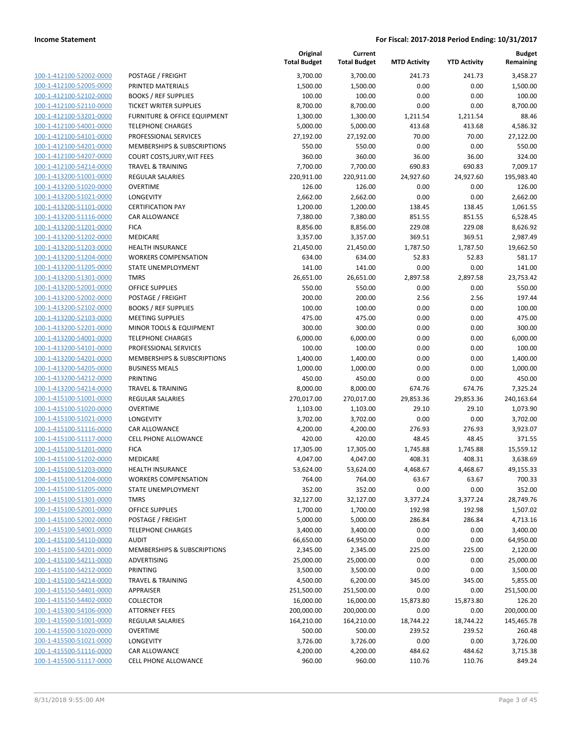**Income Statement** | **For Fiscal: 2017-2018 Period Ending: 10/31/2017**

| | | Original Total Budget | Current Total Budget | MTD Activity | YTD Activity | Budget Remaining |
|---|---|---|---|---|---|---|
| 100-1-412100-52002-0000 | POSTAGE / FREIGHT | 3,700.00 | 3,700.00 | 241.73 | 241.73 | 3,458.27 |
| 100-1-412100-52005-0000 | PRINTED MATERIALS | 1,500.00 | 1,500.00 | 0.00 | 0.00 | 1,500.00 |
| 100-1-412100-52102-0000 | BOOKS / REF SUPPLIES | 100.00 | 100.00 | 0.00 | 0.00 | 100.00 |
| 100-1-412100-52110-0000 | TICKET WRITER SUPPLIES | 8,700.00 | 8,700.00 | 0.00 | 0.00 | 8,700.00 |
| 100-1-412100-53201-0000 | FURNITURE & OFFICE EQUIPMENT | 1,300.00 | 1,300.00 | 1,211.54 | 1,211.54 | 88.46 |
| 100-1-412100-54001-0000 | TELEPHONE CHARGES | 5,000.00 | 5,000.00 | 413.68 | 413.68 | 4,586.32 |
| 100-1-412100-54101-0000 | PROFESSIONAL SERVICES | 27,192.00 | 27,192.00 | 70.00 | 70.00 | 27,122.00 |
| 100-1-412100-54201-0000 | MEMBERSHIPS & SUBSCRIPTIONS | 550.00 | 550.00 | 0.00 | 0.00 | 550.00 |
| 100-1-412100-54207-0000 | COURT COSTS,JURY,WIT FEES | 360.00 | 360.00 | 36.00 | 36.00 | 324.00 |
| 100-1-412100-54214-0000 | TRAVEL & TRAINING | 7,700.00 | 7,700.00 | 690.83 | 690.83 | 7,009.17 |
| 100-1-413200-51001-0000 | REGULAR SALARIES | 220,911.00 | 220,911.00 | 24,927.60 | 24,927.60 | 195,983.40 |
| 100-1-413200-51020-0000 | OVERTIME | 126.00 | 126.00 | 0.00 | 0.00 | 126.00 |
| 100-1-413200-51021-0000 | LONGEVITY | 2,662.00 | 2,662.00 | 0.00 | 0.00 | 2,662.00 |
| 100-1-413200-51101-0000 | CERTIFICATION PAY | 1,200.00 | 1,200.00 | 138.45 | 138.45 | 1,061.55 |
| 100-1-413200-51116-0000 | CAR ALLOWANCE | 7,380.00 | 7,380.00 | 851.55 | 851.55 | 6,528.45 |
| 100-1-413200-51201-0000 | FICA | 8,856.00 | 8,856.00 | 229.08 | 229.08 | 8,626.92 |
| 100-1-413200-51202-0000 | MEDICARE | 3,357.00 | 3,357.00 | 369.51 | 369.51 | 2,987.49 |
| 100-1-413200-51203-0000 | HEALTH INSURANCE | 21,450.00 | 21,450.00 | 1,787.50 | 1,787.50 | 19,662.50 |
| 100-1-413200-51204-0000 | WORKERS COMPENSATION | 634.00 | 634.00 | 52.83 | 52.83 | 581.17 |
| 100-1-413200-51205-0000 | STATE UNEMPLOYMENT | 141.00 | 141.00 | 0.00 | 0.00 | 141.00 |
| 100-1-413200-51301-0000 | TMRS | 26,651.00 | 26,651.00 | 2,897.58 | 2,897.58 | 23,753.42 |
| 100-1-413200-52001-0000 | OFFICE SUPPLIES | 550.00 | 550.00 | 0.00 | 0.00 | 550.00 |
| 100-1-413200-52002-0000 | POSTAGE / FREIGHT | 200.00 | 200.00 | 2.56 | 2.56 | 197.44 |
| 100-1-413200-52102-0000 | BOOKS / REF SUPPLIES | 100.00 | 100.00 | 0.00 | 0.00 | 100.00 |
| 100-1-413200-52103-0000 | MEETING SUPPLIES | 475.00 | 475.00 | 0.00 | 0.00 | 475.00 |
| 100-1-413200-52201-0000 | MINOR TOOLS & EQUIPMENT | 300.00 | 300.00 | 0.00 | 0.00 | 300.00 |
| 100-1-413200-54001-0000 | TELEPHONE CHARGES | 6,000.00 | 6,000.00 | 0.00 | 0.00 | 6,000.00 |
| 100-1-413200-54101-0000 | PROFESSIONAL SERVICES | 100.00 | 100.00 | 0.00 | 0.00 | 100.00 |
| 100-1-413200-54201-0000 | MEMBERSHIPS & SUBSCRIPTIONS | 1,400.00 | 1,400.00 | 0.00 | 0.00 | 1,400.00 |
| 100-1-413200-54205-0000 | BUSINESS MEALS | 1,000.00 | 1,000.00 | 0.00 | 0.00 | 1,000.00 |
| 100-1-413200-54212-0000 | PRINTING | 450.00 | 450.00 | 0.00 | 0.00 | 450.00 |
| 100-1-413200-54214-0000 | TRAVEL & TRAINING | 8,000.00 | 8,000.00 | 674.76 | 674.76 | 7,325.24 |
| 100-1-415100-51001-0000 | REGULAR SALARIES | 270,017.00 | 270,017.00 | 29,853.36 | 29,853.36 | 240,163.64 |
| 100-1-415100-51020-0000 | OVERTIME | 1,103.00 | 1,103.00 | 29.10 | 29.10 | 1,073.90 |
| 100-1-415100-51021-0000 | LONGEVITY | 3,702.00 | 3,702.00 | 0.00 | 0.00 | 3,702.00 |
| 100-1-415100-51116-0000 | CAR ALLOWANCE | 4,200.00 | 4,200.00 | 276.93 | 276.93 | 3,923.07 |
| 100-1-415100-51117-0000 | CELL PHONE ALLOWANCE | 420.00 | 420.00 | 48.45 | 48.45 | 371.55 |
| 100-1-415100-51201-0000 | FICA | 17,305.00 | 17,305.00 | 1,745.88 | 1,745.88 | 15,559.12 |
| 100-1-415100-51202-0000 | MEDICARE | 4,047.00 | 4,047.00 | 408.31 | 408.31 | 3,638.69 |
| 100-1-415100-51203-0000 | HEALTH INSURANCE | 53,624.00 | 53,624.00 | 4,468.67 | 4,468.67 | 49,155.33 |
| 100-1-415100-51204-0000 | WORKERS COMPENSATION | 764.00 | 764.00 | 63.67 | 63.67 | 700.33 |
| 100-1-415100-51205-0000 | STATE UNEMPLOYMENT | 352.00 | 352.00 | 0.00 | 0.00 | 352.00 |
| 100-1-415100-51301-0000 | TMRS | 32,127.00 | 32,127.00 | 3,377.24 | 3,377.24 | 28,749.76 |
| 100-1-415100-52001-0000 | OFFICE SUPPLIES | 1,700.00 | 1,700.00 | 192.98 | 192.98 | 1,507.02 |
| 100-1-415100-52002-0000 | POSTAGE / FREIGHT | 5,000.00 | 5,000.00 | 286.84 | 286.84 | 4,713.16 |
| 100-1-415100-54001-0000 | TELEPHONE CHARGES | 3,400.00 | 3,400.00 | 0.00 | 0.00 | 3,400.00 |
| 100-1-415100-54110-0000 | AUDIT | 66,650.00 | 64,950.00 | 0.00 | 0.00 | 64,950.00 |
| 100-1-415100-54201-0000 | MEMBERSHIPS & SUBSCRIPTIONS | 2,345.00 | 2,345.00 | 225.00 | 225.00 | 2,120.00 |
| 100-1-415100-54211-0000 | ADVERTISING | 25,000.00 | 25,000.00 | 0.00 | 0.00 | 25,000.00 |
| 100-1-415100-54212-0000 | PRINTING | 3,500.00 | 3,500.00 | 0.00 | 0.00 | 3,500.00 |
| 100-1-415100-54214-0000 | TRAVEL & TRAINING | 4,500.00 | 6,200.00 | 345.00 | 345.00 | 5,855.00 |
| 100-1-415150-54401-0000 | APPRAISER | 251,500.00 | 251,500.00 | 0.00 | 0.00 | 251,500.00 |
| 100-1-415150-54402-0000 | COLLECTOR | 16,000.00 | 16,000.00 | 15,873.80 | 15,873.80 | 126.20 |
| 100-1-415300-54106-0000 | ATTORNEY FEES | 200,000.00 | 200,000.00 | 0.00 | 0.00 | 200,000.00 |
| 100-1-415500-51001-0000 | REGULAR SALARIES | 164,210.00 | 164,210.00 | 18,744.22 | 18,744.22 | 145,465.78 |
| 100-1-415500-51020-0000 | OVERTIME | 500.00 | 500.00 | 239.52 | 239.52 | 260.48 |
| 100-1-415500-51021-0000 | LONGEVITY | 3,726.00 | 3,726.00 | 0.00 | 0.00 | 3,726.00 |
| 100-1-415500-51116-0000 | CAR ALLOWANCE | 4,200.00 | 4,200.00 | 484.62 | 484.62 | 3,715.38 |
| 100-1-415500-51117-0000 | CELL PHONE ALLOWANCE | 960.00 | 960.00 | 110.76 | 110.76 | 849.24 |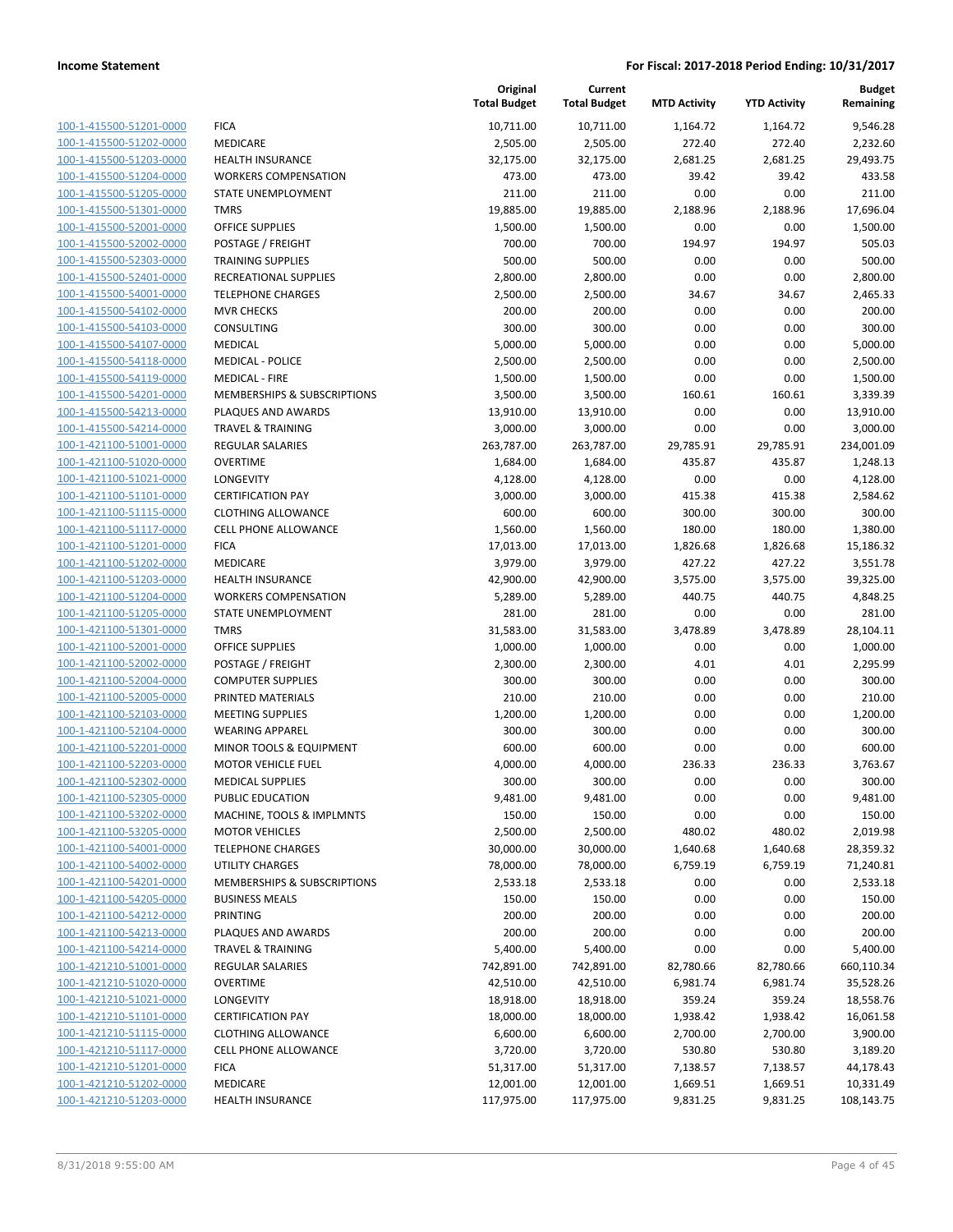**Income Statement** **For Fiscal: 2017-2018 Period Ending: 10/31/2017**

| | | Original Total Budget | Current Total Budget | MTD Activity | YTD Activity | Budget Remaining |
|---|---|---|---|---|---|---|
| 100-1-415500-51201-0000 | FICA | 10,711.00 | 10,711.00 | 1,164.72 | 1,164.72 | 9,546.28 |
| 100-1-415500-51202-0000 | MEDICARE | 2,505.00 | 2,505.00 | 272.40 | 272.40 | 2,232.60 |
| 100-1-415500-51203-0000 | HEALTH INSURANCE | 32,175.00 | 32,175.00 | 2,681.25 | 2,681.25 | 29,493.75 |
| 100-1-415500-51204-0000 | WORKERS COMPENSATION | 473.00 | 473.00 | 39.42 | 39.42 | 433.58 |
| 100-1-415500-51205-0000 | STATE UNEMPLOYMENT | 211.00 | 211.00 | 0.00 | 0.00 | 211.00 |
| 100-1-415500-51301-0000 | TMRS | 19,885.00 | 19,885.00 | 2,188.96 | 2,188.96 | 17,696.04 |
| 100-1-415500-52001-0000 | OFFICE SUPPLIES | 1,500.00 | 1,500.00 | 0.00 | 0.00 | 1,500.00 |
| 100-1-415500-52002-0000 | POSTAGE / FREIGHT | 700.00 | 700.00 | 194.97 | 194.97 | 505.03 |
| 100-1-415500-52303-0000 | TRAINING SUPPLIES | 500.00 | 500.00 | 0.00 | 0.00 | 500.00 |
| 100-1-415500-52401-0000 | RECREATIONAL SUPPLIES | 2,800.00 | 2,800.00 | 0.00 | 0.00 | 2,800.00 |
| 100-1-415500-54001-0000 | TELEPHONE CHARGES | 2,500.00 | 2,500.00 | 34.67 | 34.67 | 2,465.33 |
| 100-1-415500-54102-0000 | MVR CHECKS | 200.00 | 200.00 | 0.00 | 0.00 | 200.00 |
| 100-1-415500-54103-0000 | CONSULTING | 300.00 | 300.00 | 0.00 | 0.00 | 300.00 |
| 100-1-415500-54107-0000 | MEDICAL | 5,000.00 | 5,000.00 | 0.00 | 0.00 | 5,000.00 |
| 100-1-415500-54118-0000 | MEDICAL - POLICE | 2,500.00 | 2,500.00 | 0.00 | 0.00 | 2,500.00 |
| 100-1-415500-54119-0000 | MEDICAL - FIRE | 1,500.00 | 1,500.00 | 0.00 | 0.00 | 1,500.00 |
| 100-1-415500-54201-0000 | MEMBERSHIPS & SUBSCRIPTIONS | 3,500.00 | 3,500.00 | 160.61 | 160.61 | 3,339.39 |
| 100-1-415500-54213-0000 | PLAQUES AND AWARDS | 13,910.00 | 13,910.00 | 0.00 | 0.00 | 13,910.00 |
| 100-1-415500-54214-0000 | TRAVEL & TRAINING | 3,000.00 | 3,000.00 | 0.00 | 0.00 | 3,000.00 |
| 100-1-421100-51001-0000 | REGULAR SALARIES | 263,787.00 | 263,787.00 | 29,785.91 | 29,785.91 | 234,001.09 |
| 100-1-421100-51020-0000 | OVERTIME | 1,684.00 | 1,684.00 | 435.87 | 435.87 | 1,248.13 |
| 100-1-421100-51021-0000 | LONGEVITY | 4,128.00 | 4,128.00 | 0.00 | 0.00 | 4,128.00 |
| 100-1-421100-51101-0000 | CERTIFICATION PAY | 3,000.00 | 3,000.00 | 415.38 | 415.38 | 2,584.62 |
| 100-1-421100-51115-0000 | CLOTHING ALLOWANCE | 600.00 | 600.00 | 300.00 | 300.00 | 300.00 |
| 100-1-421100-51117-0000 | CELL PHONE ALLOWANCE | 1,560.00 | 1,560.00 | 180.00 | 180.00 | 1,380.00 |
| 100-1-421100-51201-0000 | FICA | 17,013.00 | 17,013.00 | 1,826.68 | 1,826.68 | 15,186.32 |
| 100-1-421100-51202-0000 | MEDICARE | 3,979.00 | 3,979.00 | 427.22 | 427.22 | 3,551.78 |
| 100-1-421100-51203-0000 | HEALTH INSURANCE | 42,900.00 | 42,900.00 | 3,575.00 | 3,575.00 | 39,325.00 |
| 100-1-421100-51204-0000 | WORKERS COMPENSATION | 5,289.00 | 5,289.00 | 440.75 | 440.75 | 4,848.25 |
| 100-1-421100-51205-0000 | STATE UNEMPLOYMENT | 281.00 | 281.00 | 0.00 | 0.00 | 281.00 |
| 100-1-421100-51301-0000 | TMRS | 31,583.00 | 31,583.00 | 3,478.89 | 3,478.89 | 28,104.11 |
| 100-1-421100-52001-0000 | OFFICE SUPPLIES | 1,000.00 | 1,000.00 | 0.00 | 0.00 | 1,000.00 |
| 100-1-421100-52002-0000 | POSTAGE / FREIGHT | 2,300.00 | 2,300.00 | 4.01 | 4.01 | 2,295.99 |
| 100-1-421100-52004-0000 | COMPUTER SUPPLIES | 300.00 | 300.00 | 0.00 | 0.00 | 300.00 |
| 100-1-421100-52005-0000 | PRINTED MATERIALS | 210.00 | 210.00 | 0.00 | 0.00 | 210.00 |
| 100-1-421100-52103-0000 | MEETING SUPPLIES | 1,200.00 | 1,200.00 | 0.00 | 0.00 | 1,200.00 |
| 100-1-421100-52104-0000 | WEARING APPAREL | 300.00 | 300.00 | 0.00 | 0.00 | 300.00 |
| 100-1-421100-52201-0000 | MINOR TOOLS & EQUIPMENT | 600.00 | 600.00 | 0.00 | 0.00 | 600.00 |
| 100-1-421100-52203-0000 | MOTOR VEHICLE FUEL | 4,000.00 | 4,000.00 | 236.33 | 236.33 | 3,763.67 |
| 100-1-421100-52302-0000 | MEDICAL SUPPLIES | 300.00 | 300.00 | 0.00 | 0.00 | 300.00 |
| 100-1-421100-52305-0000 | PUBLIC EDUCATION | 9,481.00 | 9,481.00 | 0.00 | 0.00 | 9,481.00 |
| 100-1-421100-53202-0000 | MACHINE, TOOLS & IMPLMNTS | 150.00 | 150.00 | 0.00 | 0.00 | 150.00 |
| 100-1-421100-53205-0000 | MOTOR VEHICLES | 2,500.00 | 2,500.00 | 480.02 | 480.02 | 2,019.98 |
| 100-1-421100-54001-0000 | TELEPHONE CHARGES | 30,000.00 | 30,000.00 | 1,640.68 | 1,640.68 | 28,359.32 |
| 100-1-421100-54002-0000 | UTILITY CHARGES | 78,000.00 | 78,000.00 | 6,759.19 | 6,759.19 | 71,240.81 |
| 100-1-421100-54201-0000 | MEMBERSHIPS & SUBSCRIPTIONS | 2,533.18 | 2,533.18 | 0.00 | 0.00 | 2,533.18 |
| 100-1-421100-54205-0000 | BUSINESS MEALS | 150.00 | 150.00 | 0.00 | 0.00 | 150.00 |
| 100-1-421100-54212-0000 | PRINTING | 200.00 | 200.00 | 0.00 | 0.00 | 200.00 |
| 100-1-421100-54213-0000 | PLAQUES AND AWARDS | 200.00 | 200.00 | 0.00 | 0.00 | 200.00 |
| 100-1-421100-54214-0000 | TRAVEL & TRAINING | 5,400.00 | 5,400.00 | 0.00 | 0.00 | 5,400.00 |
| 100-1-421210-51001-0000 | REGULAR SALARIES | 742,891.00 | 742,891.00 | 82,780.66 | 82,780.66 | 660,110.34 |
| 100-1-421210-51020-0000 | OVERTIME | 42,510.00 | 42,510.00 | 6,981.74 | 6,981.74 | 35,528.26 |
| 100-1-421210-51021-0000 | LONGEVITY | 18,918.00 | 18,918.00 | 359.24 | 359.24 | 18,558.76 |
| 100-1-421210-51101-0000 | CERTIFICATION PAY | 18,000.00 | 18,000.00 | 1,938.42 | 1,938.42 | 16,061.58 |
| 100-1-421210-51115-0000 | CLOTHING ALLOWANCE | 6,600.00 | 6,600.00 | 2,700.00 | 2,700.00 | 3,900.00 |
| 100-1-421210-51117-0000 | CELL PHONE ALLOWANCE | 3,720.00 | 3,720.00 | 530.80 | 530.80 | 3,189.20 |
| 100-1-421210-51201-0000 | FICA | 51,317.00 | 51,317.00 | 7,138.57 | 7,138.57 | 44,178.43 |
| 100-1-421210-51202-0000 | MEDICARE | 12,001.00 | 12,001.00 | 1,669.51 | 1,669.51 | 10,331.49 |
| 100-1-421210-51203-0000 | HEALTH INSURANCE | 117,975.00 | 117,975.00 | 9,831.25 | 9,831.25 | 108,143.75 |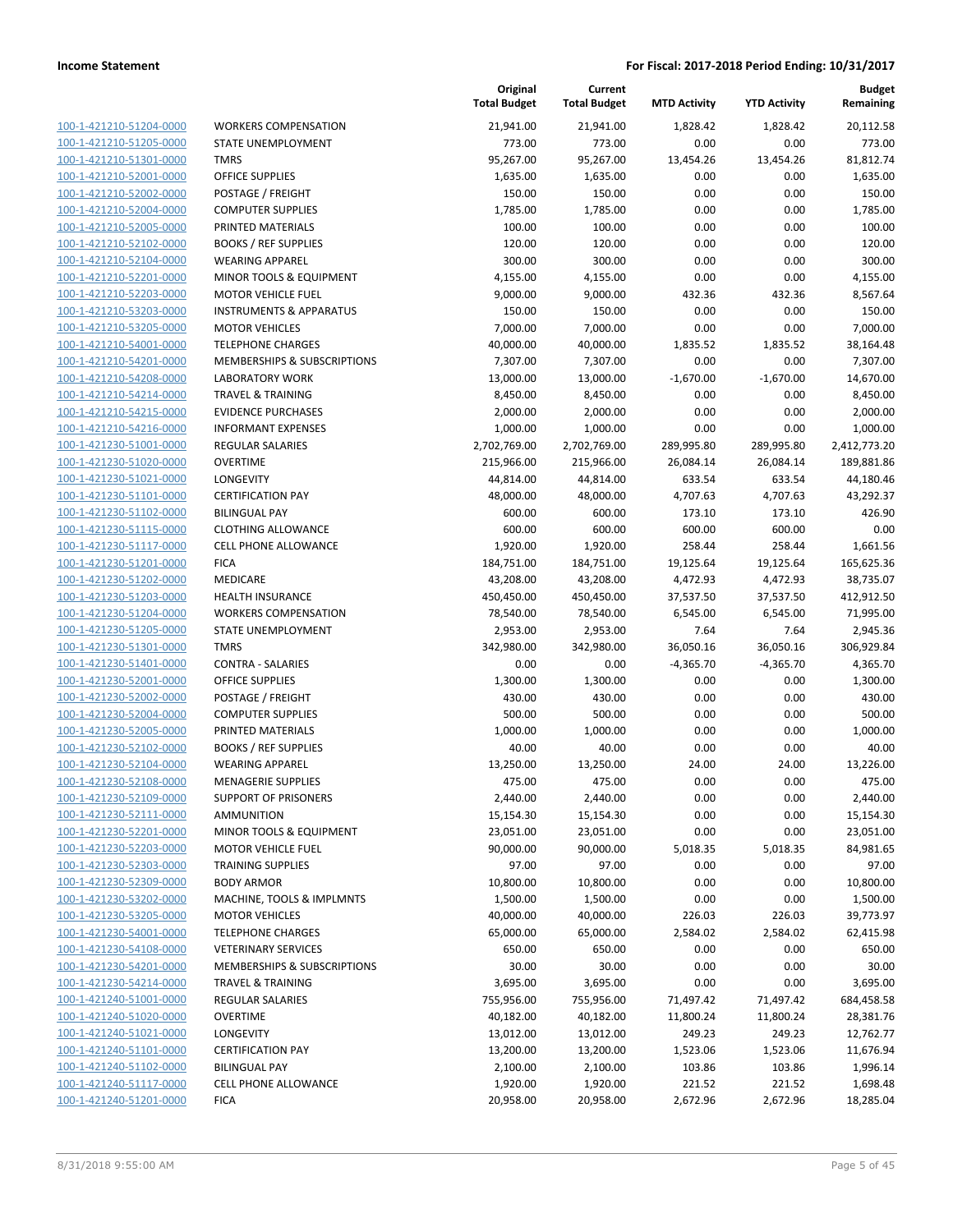**Income Statement** — For Fiscal: 2017-2018 Period Ending: 10/31/2017

| | | Original Total Budget | Current Total Budget | MTD Activity | YTD Activity | Budget Remaining |
|---|---|---|---|---|---|---|
| 100-1-421210-51204-0000 | WORKERS COMPENSATION | 21,941.00 | 21,941.00 | 1,828.42 | 1,828.42 | 20,112.58 |
| 100-1-421210-51205-0000 | STATE UNEMPLOYMENT | 773.00 | 773.00 | 0.00 | 0.00 | 773.00 |
| 100-1-421210-51301-0000 | TMRS | 95,267.00 | 95,267.00 | 13,454.26 | 13,454.26 | 81,812.74 |
| 100-1-421210-52001-0000 | OFFICE SUPPLIES | 1,635.00 | 1,635.00 | 0.00 | 0.00 | 1,635.00 |
| 100-1-421210-52002-0000 | POSTAGE / FREIGHT | 150.00 | 150.00 | 0.00 | 0.00 | 150.00 |
| 100-1-421210-52004-0000 | COMPUTER SUPPLIES | 1,785.00 | 1,785.00 | 0.00 | 0.00 | 1,785.00 |
| 100-1-421210-52005-0000 | PRINTED MATERIALS | 100.00 | 100.00 | 0.00 | 0.00 | 100.00 |
| 100-1-421210-52102-0000 | BOOKS / REF SUPPLIES | 120.00 | 120.00 | 0.00 | 0.00 | 120.00 |
| 100-1-421210-52104-0000 | WEARING APPAREL | 300.00 | 300.00 | 0.00 | 0.00 | 300.00 |
| 100-1-421210-52201-0000 | MINOR TOOLS & EQUIPMENT | 4,155.00 | 4,155.00 | 0.00 | 0.00 | 4,155.00 |
| 100-1-421210-52203-0000 | MOTOR VEHICLE FUEL | 9,000.00 | 9,000.00 | 432.36 | 432.36 | 8,567.64 |
| 100-1-421210-53203-0000 | INSTRUMENTS & APPARATUS | 150.00 | 150.00 | 0.00 | 0.00 | 150.00 |
| 100-1-421210-53205-0000 | MOTOR VEHICLES | 7,000.00 | 7,000.00 | 0.00 | 0.00 | 7,000.00 |
| 100-1-421210-54001-0000 | TELEPHONE CHARGES | 40,000.00 | 40,000.00 | 1,835.52 | 1,835.52 | 38,164.48 |
| 100-1-421210-54201-0000 | MEMBERSHIPS & SUBSCRIPTIONS | 7,307.00 | 7,307.00 | 0.00 | 0.00 | 7,307.00 |
| 100-1-421210-54208-0000 | LABORATORY WORK | 13,000.00 | 13,000.00 | -1,670.00 | -1,670.00 | 14,670.00 |
| 100-1-421210-54214-0000 | TRAVEL & TRAINING | 8,450.00 | 8,450.00 | 0.00 | 0.00 | 8,450.00 |
| 100-1-421210-54215-0000 | EVIDENCE PURCHASES | 2,000.00 | 2,000.00 | 0.00 | 0.00 | 2,000.00 |
| 100-1-421210-54216-0000 | INFORMANT EXPENSES | 1,000.00 | 1,000.00 | 0.00 | 0.00 | 1,000.00 |
| 100-1-421230-51001-0000 | REGULAR SALARIES | 2,702,769.00 | 2,702,769.00 | 289,995.80 | 289,995.80 | 2,412,773.20 |
| 100-1-421230-51020-0000 | OVERTIME | 215,966.00 | 215,966.00 | 26,084.14 | 26,084.14 | 189,881.86 |
| 100-1-421230-51021-0000 | LONGEVITY | 44,814.00 | 44,814.00 | 633.54 | 633.54 | 44,180.46 |
| 100-1-421230-51101-0000 | CERTIFICATION PAY | 48,000.00 | 48,000.00 | 4,707.63 | 4,707.63 | 43,292.37 |
| 100-1-421230-51102-0000 | BILINGUAL PAY | 600.00 | 600.00 | 173.10 | 173.10 | 426.90 |
| 100-1-421230-51115-0000 | CLOTHING ALLOWANCE | 600.00 | 600.00 | 600.00 | 600.00 | 0.00 |
| 100-1-421230-51117-0000 | CELL PHONE ALLOWANCE | 1,920.00 | 1,920.00 | 258.44 | 258.44 | 1,661.56 |
| 100-1-421230-51201-0000 | FICA | 184,751.00 | 184,751.00 | 19,125.64 | 19,125.64 | 165,625.36 |
| 100-1-421230-51202-0000 | MEDICARE | 43,208.00 | 43,208.00 | 4,472.93 | 4,472.93 | 38,735.07 |
| 100-1-421230-51203-0000 | HEALTH INSURANCE | 450,450.00 | 450,450.00 | 37,537.50 | 37,537.50 | 412,912.50 |
| 100-1-421230-51204-0000 | WORKERS COMPENSATION | 78,540.00 | 78,540.00 | 6,545.00 | 6,545.00 | 71,995.00 |
| 100-1-421230-51205-0000 | STATE UNEMPLOYMENT | 2,953.00 | 2,953.00 | 7.64 | 7.64 | 2,945.36 |
| 100-1-421230-51301-0000 | TMRS | 342,980.00 | 342,980.00 | 36,050.16 | 36,050.16 | 306,929.84 |
| 100-1-421230-51401-0000 | CONTRA - SALARIES | 0.00 | 0.00 | -4,365.70 | -4,365.70 | 4,365.70 |
| 100-1-421230-52001-0000 | OFFICE SUPPLIES | 1,300.00 | 1,300.00 | 0.00 | 0.00 | 1,300.00 |
| 100-1-421230-52002-0000 | POSTAGE / FREIGHT | 430.00 | 430.00 | 0.00 | 0.00 | 430.00 |
| 100-1-421230-52004-0000 | COMPUTER SUPPLIES | 500.00 | 500.00 | 0.00 | 0.00 | 500.00 |
| 100-1-421230-52005-0000 | PRINTED MATERIALS | 1,000.00 | 1,000.00 | 0.00 | 0.00 | 1,000.00 |
| 100-1-421230-52102-0000 | BOOKS / REF SUPPLIES | 40.00 | 40.00 | 0.00 | 0.00 | 40.00 |
| 100-1-421230-52104-0000 | WEARING APPAREL | 13,250.00 | 13,250.00 | 24.00 | 24.00 | 13,226.00 |
| 100-1-421230-52108-0000 | MENAGERIE SUPPLIES | 475.00 | 475.00 | 0.00 | 0.00 | 475.00 |
| 100-1-421230-52109-0000 | SUPPORT OF PRISONERS | 2,440.00 | 2,440.00 | 0.00 | 0.00 | 2,440.00 |
| 100-1-421230-52111-0000 | AMMUNITION | 15,154.30 | 15,154.30 | 0.00 | 0.00 | 15,154.30 |
| 100-1-421230-52201-0000 | MINOR TOOLS & EQUIPMENT | 23,051.00 | 23,051.00 | 0.00 | 0.00 | 23,051.00 |
| 100-1-421230-52203-0000 | MOTOR VEHICLE FUEL | 90,000.00 | 90,000.00 | 5,018.35 | 5,018.35 | 84,981.65 |
| 100-1-421230-52303-0000 | TRAINING SUPPLIES | 97.00 | 97.00 | 0.00 | 0.00 | 97.00 |
| 100-1-421230-52309-0000 | BODY ARMOR | 10,800.00 | 10,800.00 | 0.00 | 0.00 | 10,800.00 |
| 100-1-421230-53202-0000 | MACHINE, TOOLS & IMPLMNTS | 1,500.00 | 1,500.00 | 0.00 | 0.00 | 1,500.00 |
| 100-1-421230-53205-0000 | MOTOR VEHICLES | 40,000.00 | 40,000.00 | 226.03 | 226.03 | 39,773.97 |
| 100-1-421230-54001-0000 | TELEPHONE CHARGES | 65,000.00 | 65,000.00 | 2,584.02 | 2,584.02 | 62,415.98 |
| 100-1-421230-54108-0000 | VETERINARY SERVICES | 650.00 | 650.00 | 0.00 | 0.00 | 650.00 |
| 100-1-421230-54201-0000 | MEMBERSHIPS & SUBSCRIPTIONS | 30.00 | 30.00 | 0.00 | 0.00 | 30.00 |
| 100-1-421230-54214-0000 | TRAVEL & TRAINING | 3,695.00 | 3,695.00 | 0.00 | 0.00 | 3,695.00 |
| 100-1-421240-51001-0000 | REGULAR SALARIES | 755,956.00 | 755,956.00 | 71,497.42 | 71,497.42 | 684,458.58 |
| 100-1-421240-51020-0000 | OVERTIME | 40,182.00 | 40,182.00 | 11,800.24 | 11,800.24 | 28,381.76 |
| 100-1-421240-51021-0000 | LONGEVITY | 13,012.00 | 13,012.00 | 249.23 | 249.23 | 12,762.77 |
| 100-1-421240-51101-0000 | CERTIFICATION PAY | 13,200.00 | 13,200.00 | 1,523.06 | 1,523.06 | 11,676.94 |
| 100-1-421240-51102-0000 | BILINGUAL PAY | 2,100.00 | 2,100.00 | 103.86 | 103.86 | 1,996.14 |
| 100-1-421240-51117-0000 | CELL PHONE ALLOWANCE | 1,920.00 | 1,920.00 | 221.52 | 221.52 | 1,698.48 |
| 100-1-421240-51201-0000 | FICA | 20,958.00 | 20,958.00 | 2,672.96 | 2,672.96 | 18,285.04 |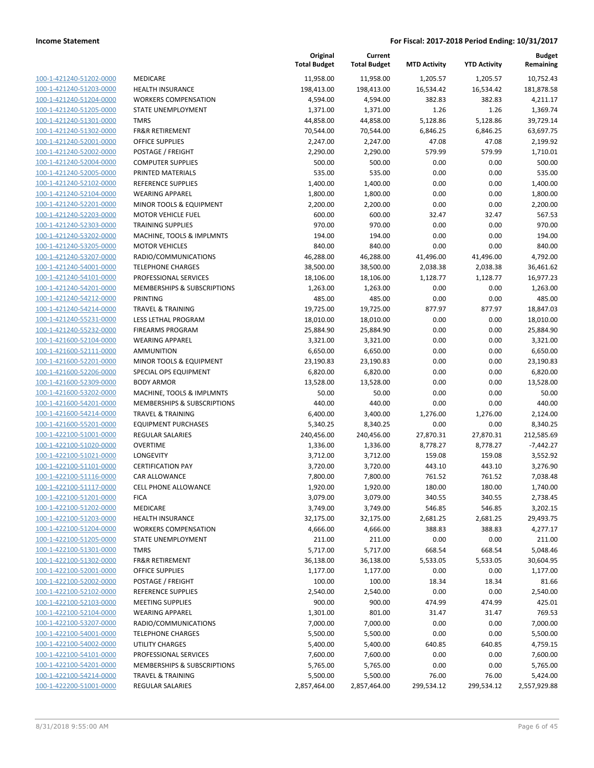| | | Original Total Budget | Current Total Budget | MTD Activity | YTD Activity | Budget Remaining |
|---|---|---|---|---|---|---|
| 100-1-421240-51202-0000 | MEDICARE | 11,958.00 | 11,958.00 | 1,205.57 | 1,205.57 | 10,752.43 |
| 100-1-421240-51203-0000 | HEALTH INSURANCE | 198,413.00 | 198,413.00 | 16,534.42 | 16,534.42 | 181,878.58 |
| 100-1-421240-51204-0000 | WORKERS COMPENSATION | 4,594.00 | 4,594.00 | 382.83 | 382.83 | 4,211.17 |
| 100-1-421240-51205-0000 | STATE UNEMPLOYMENT | 1,371.00 | 1,371.00 | 1.26 | 1.26 | 1,369.74 |
| 100-1-421240-51301-0000 | TMRS | 44,858.00 | 44,858.00 | 5,128.86 | 5,128.86 | 39,729.14 |
| 100-1-421240-51302-0000 | FR&R RETIREMENT | 70,544.00 | 70,544.00 | 6,846.25 | 6,846.25 | 63,697.75 |
| 100-1-421240-52001-0000 | OFFICE SUPPLIES | 2,247.00 | 2,247.00 | 47.08 | 47.08 | 2,199.92 |
| 100-1-421240-52002-0000 | POSTAGE / FREIGHT | 2,290.00 | 2,290.00 | 579.99 | 579.99 | 1,710.01 |
| 100-1-421240-52004-0000 | COMPUTER SUPPLIES | 500.00 | 500.00 | 0.00 | 0.00 | 500.00 |
| 100-1-421240-52005-0000 | PRINTED MATERIALS | 535.00 | 535.00 | 0.00 | 0.00 | 535.00 |
| 100-1-421240-52102-0000 | REFERENCE SUPPLIES | 1,400.00 | 1,400.00 | 0.00 | 0.00 | 1,400.00 |
| 100-1-421240-52104-0000 | WEARING APPAREL | 1,800.00 | 1,800.00 | 0.00 | 0.00 | 1,800.00 |
| 100-1-421240-52201-0000 | MINOR TOOLS & EQUIPMENT | 2,200.00 | 2,200.00 | 0.00 | 0.00 | 2,200.00 |
| 100-1-421240-52203-0000 | MOTOR VEHICLE FUEL | 600.00 | 600.00 | 32.47 | 32.47 | 567.53 |
| 100-1-421240-52303-0000 | TRAINING SUPPLIES | 970.00 | 970.00 | 0.00 | 0.00 | 970.00 |
| 100-1-421240-53202-0000 | MACHINE, TOOLS & IMPLMNTS | 194.00 | 194.00 | 0.00 | 0.00 | 194.00 |
| 100-1-421240-53205-0000 | MOTOR VEHICLES | 840.00 | 840.00 | 0.00 | 0.00 | 840.00 |
| 100-1-421240-53207-0000 | RADIO/COMMUNICATIONS | 46,288.00 | 46,288.00 | 41,496.00 | 41,496.00 | 4,792.00 |
| 100-1-421240-54001-0000 | TELEPHONE CHARGES | 38,500.00 | 38,500.00 | 2,038.38 | 2,038.38 | 36,461.62 |
| 100-1-421240-54101-0000 | PROFESSIONAL SERVICES | 18,106.00 | 18,106.00 | 1,128.77 | 1,128.77 | 16,977.23 |
| 100-1-421240-54201-0000 | MEMBERSHIPS & SUBSCRIPTIONS | 1,263.00 | 1,263.00 | 0.00 | 0.00 | 1,263.00 |
| 100-1-421240-54212-0000 | PRINTING | 485.00 | 485.00 | 0.00 | 0.00 | 485.00 |
| 100-1-421240-54214-0000 | TRAVEL & TRAINING | 19,725.00 | 19,725.00 | 877.97 | 877.97 | 18,847.03 |
| 100-1-421240-55231-0000 | LESS LETHAL PROGRAM | 18,010.00 | 18,010.00 | 0.00 | 0.00 | 18,010.00 |
| 100-1-421240-55232-0000 | FIREARMS PROGRAM | 25,884.90 | 25,884.90 | 0.00 | 0.00 | 25,884.90 |
| 100-1-421600-52104-0000 | WEARING APPAREL | 3,321.00 | 3,321.00 | 0.00 | 0.00 | 3,321.00 |
| 100-1-421600-52111-0000 | AMMUNITION | 6,650.00 | 6,650.00 | 0.00 | 0.00 | 6,650.00 |
| 100-1-421600-52201-0000 | MINOR TOOLS & EQUIPMENT | 23,190.83 | 23,190.83 | 0.00 | 0.00 | 23,190.83 |
| 100-1-421600-52206-0000 | SPECIAL OPS EQUIPMENT | 6,820.00 | 6,820.00 | 0.00 | 0.00 | 6,820.00 |
| 100-1-421600-52309-0000 | BODY ARMOR | 13,528.00 | 13,528.00 | 0.00 | 0.00 | 13,528.00 |
| 100-1-421600-53202-0000 | MACHINE, TOOLS & IMPLMNTS | 50.00 | 50.00 | 0.00 | 0.00 | 50.00 |
| 100-1-421600-54201-0000 | MEMBERSHIPS & SUBSCRIPTIONS | 440.00 | 440.00 | 0.00 | 0.00 | 440.00 |
| 100-1-421600-54214-0000 | TRAVEL & TRAINING | 6,400.00 | 3,400.00 | 1,276.00 | 1,276.00 | 2,124.00 |
| 100-1-421600-55201-0000 | EQUIPMENT PURCHASES | 5,340.25 | 8,340.25 | 0.00 | 0.00 | 8,340.25 |
| 100-1-422100-51001-0000 | REGULAR SALARIES | 240,456.00 | 240,456.00 | 27,870.31 | 27,870.31 | 212,585.69 |
| 100-1-422100-51020-0000 | OVERTIME | 1,336.00 | 1,336.00 | 8,778.27 | 8,778.27 | -7,442.27 |
| 100-1-422100-51021-0000 | LONGEVITY | 3,712.00 | 3,712.00 | 159.08 | 159.08 | 3,552.92 |
| 100-1-422100-51101-0000 | CERTIFICATION PAY | 3,720.00 | 3,720.00 | 443.10 | 443.10 | 3,276.90 |
| 100-1-422100-51116-0000 | CAR ALLOWANCE | 7,800.00 | 7,800.00 | 761.52 | 761.52 | 7,038.48 |
| 100-1-422100-51117-0000 | CELL PHONE ALLOWANCE | 1,920.00 | 1,920.00 | 180.00 | 180.00 | 1,740.00 |
| 100-1-422100-51201-0000 | FICA | 3,079.00 | 3,079.00 | 340.55 | 340.55 | 2,738.45 |
| 100-1-422100-51202-0000 | MEDICARE | 3,749.00 | 3,749.00 | 546.85 | 546.85 | 3,202.15 |
| 100-1-422100-51203-0000 | HEALTH INSURANCE | 32,175.00 | 32,175.00 | 2,681.25 | 2,681.25 | 29,493.75 |
| 100-1-422100-51204-0000 | WORKERS COMPENSATION | 4,666.00 | 4,666.00 | 388.83 | 388.83 | 4,277.17 |
| 100-1-422100-51205-0000 | STATE UNEMPLOYMENT | 211.00 | 211.00 | 0.00 | 0.00 | 211.00 |
| 100-1-422100-51301-0000 | TMRS | 5,717.00 | 5,717.00 | 668.54 | 668.54 | 5,048.46 |
| 100-1-422100-51302-0000 | FR&R RETIREMENT | 36,138.00 | 36,138.00 | 5,533.05 | 5,533.05 | 30,604.95 |
| 100-1-422100-52001-0000 | OFFICE SUPPLIES | 1,177.00 | 1,177.00 | 0.00 | 0.00 | 1,177.00 |
| 100-1-422100-52002-0000 | POSTAGE / FREIGHT | 100.00 | 100.00 | 18.34 | 18.34 | 81.66 |
| 100-1-422100-52102-0000 | REFERENCE SUPPLIES | 2,540.00 | 2,540.00 | 0.00 | 0.00 | 2,540.00 |
| 100-1-422100-52103-0000 | MEETING SUPPLIES | 900.00 | 900.00 | 474.99 | 474.99 | 425.01 |
| 100-1-422100-52104-0000 | WEARING APPAREL | 1,301.00 | 801.00 | 31.47 | 31.47 | 769.53 |
| 100-1-422100-53207-0000 | RADIO/COMMUNICATIONS | 7,000.00 | 7,000.00 | 0.00 | 0.00 | 7,000.00 |
| 100-1-422100-54001-0000 | TELEPHONE CHARGES | 5,500.00 | 5,500.00 | 0.00 | 0.00 | 5,500.00 |
| 100-1-422100-54002-0000 | UTILITY CHARGES | 5,400.00 | 5,400.00 | 640.85 | 640.85 | 4,759.15 |
| 100-1-422100-54101-0000 | PROFESSIONAL SERVICES | 7,600.00 | 7,600.00 | 0.00 | 0.00 | 7,600.00 |
| 100-1-422100-54201-0000 | MEMBERSHIPS & SUBSCRIPTIONS | 5,765.00 | 5,765.00 | 0.00 | 0.00 | 5,765.00 |
| 100-1-422100-54214-0000 | TRAVEL & TRAINING | 5,500.00 | 5,500.00 | 76.00 | 76.00 | 5,424.00 |
| 100-1-422200-51001-0000 | REGULAR SALARIES | 2,857,464.00 | 2,857,464.00 | 299,534.12 | 299,534.12 | 2,557,929.88 |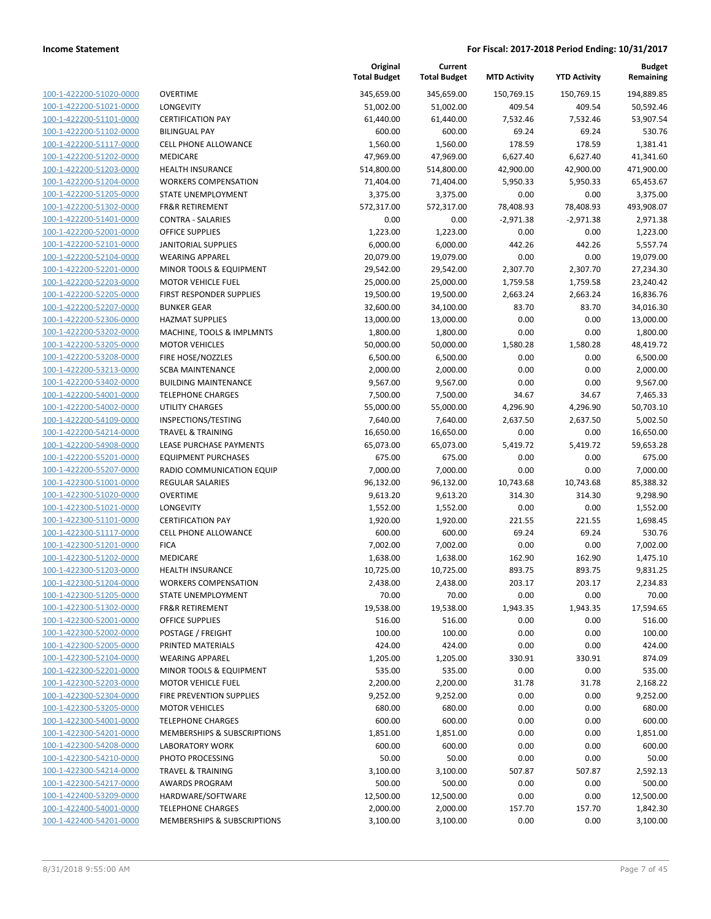**Income Statement** | **For Fiscal: 2017-2018 Period Ending: 10/31/2017**

| | | Original Total Budget | Current Total Budget | MTD Activity | YTD Activity | Budget Remaining |
|---|---|---|---|---|---|---|
| 100-1-422200-51020-0000 | OVERTIME | 345,659.00 | 345,659.00 | 150,769.15 | 150,769.15 | 194,889.85 |
| 100-1-422200-51021-0000 | LONGEVITY | 51,002.00 | 51,002.00 | 409.54 | 409.54 | 50,592.46 |
| 100-1-422200-51101-0000 | CERTIFICATION PAY | 61,440.00 | 61,440.00 | 7,532.46 | 7,532.46 | 53,907.54 |
| 100-1-422200-51102-0000 | BILINGUAL PAY | 600.00 | 600.00 | 69.24 | 69.24 | 530.76 |
| 100-1-422200-51117-0000 | CELL PHONE ALLOWANCE | 1,560.00 | 1,560.00 | 178.59 | 178.59 | 1,381.41 |
| 100-1-422200-51202-0000 | MEDICARE | 47,969.00 | 47,969.00 | 6,627.40 | 6,627.40 | 41,341.60 |
| 100-1-422200-51203-0000 | HEALTH INSURANCE | 514,800.00 | 514,800.00 | 42,900.00 | 42,900.00 | 471,900.00 |
| 100-1-422200-51204-0000 | WORKERS COMPENSATION | 71,404.00 | 71,404.00 | 5,950.33 | 5,950.33 | 65,453.67 |
| 100-1-422200-51205-0000 | STATE UNEMPLOYMENT | 3,375.00 | 3,375.00 | 0.00 | 0.00 | 3,375.00 |
| 100-1-422200-51302-0000 | FR&R RETIREMENT | 572,317.00 | 572,317.00 | 78,408.93 | 78,408.93 | 493,908.07 |
| 100-1-422200-51401-0000 | CONTRA - SALARIES | 0.00 | 0.00 | -2,971.38 | -2,971.38 | 2,971.38 |
| 100-1-422200-52001-0000 | OFFICE SUPPLIES | 1,223.00 | 1,223.00 | 0.00 | 0.00 | 1,223.00 |
| 100-1-422200-52101-0000 | JANITORIAL SUPPLIES | 6,000.00 | 6,000.00 | 442.26 | 442.26 | 5,557.74 |
| 100-1-422200-52104-0000 | WEARING APPAREL | 20,079.00 | 19,079.00 | 0.00 | 0.00 | 19,079.00 |
| 100-1-422200-52201-0000 | MINOR TOOLS & EQUIPMENT | 29,542.00 | 29,542.00 | 2,307.70 | 2,307.70 | 27,234.30 |
| 100-1-422200-52203-0000 | MOTOR VEHICLE FUEL | 25,000.00 | 25,000.00 | 1,759.58 | 1,759.58 | 23,240.42 |
| 100-1-422200-52205-0000 | FIRST RESPONDER SUPPLIES | 19,500.00 | 19,500.00 | 2,663.24 | 2,663.24 | 16,836.76 |
| 100-1-422200-52207-0000 | BUNKER GEAR | 32,600.00 | 34,100.00 | 83.70 | 83.70 | 34,016.30 |
| 100-1-422200-52306-0000 | HAZMAT SUPPLIES | 13,000.00 | 13,000.00 | 0.00 | 0.00 | 13,000.00 |
| 100-1-422200-53202-0000 | MACHINE, TOOLS & IMPLMNTS | 1,800.00 | 1,800.00 | 0.00 | 0.00 | 1,800.00 |
| 100-1-422200-53205-0000 | MOTOR VEHICLES | 50,000.00 | 50,000.00 | 1,580.28 | 1,580.28 | 48,419.72 |
| 100-1-422200-53208-0000 | FIRE HOSE/NOZZLES | 6,500.00 | 6,500.00 | 0.00 | 0.00 | 6,500.00 |
| 100-1-422200-53213-0000 | SCBA MAINTENANCE | 2,000.00 | 2,000.00 | 0.00 | 0.00 | 2,000.00 |
| 100-1-422200-53402-0000 | BUILDING MAINTENANCE | 9,567.00 | 9,567.00 | 0.00 | 0.00 | 9,567.00 |
| 100-1-422200-54001-0000 | TELEPHONE CHARGES | 7,500.00 | 7,500.00 | 34.67 | 34.67 | 7,465.33 |
| 100-1-422200-54002-0000 | UTILITY CHARGES | 55,000.00 | 55,000.00 | 4,296.90 | 4,296.90 | 50,703.10 |
| 100-1-422200-54109-0000 | INSPECTIONS/TESTING | 7,640.00 | 7,640.00 | 2,637.50 | 2,637.50 | 5,002.50 |
| 100-1-422200-54214-0000 | TRAVEL & TRAINING | 16,650.00 | 16,650.00 | 0.00 | 0.00 | 16,650.00 |
| 100-1-422200-54908-0000 | LEASE PURCHASE PAYMENTS | 65,073.00 | 65,073.00 | 5,419.72 | 5,419.72 | 59,653.28 |
| 100-1-422200-55201-0000 | EQUIPMENT PURCHASES | 675.00 | 675.00 | 0.00 | 0.00 | 675.00 |
| 100-1-422200-55207-0000 | RADIO COMMUNICATION EQUIP | 7,000.00 | 7,000.00 | 0.00 | 0.00 | 7,000.00 |
| 100-1-422300-51001-0000 | REGULAR SALARIES | 96,132.00 | 96,132.00 | 10,743.68 | 10,743.68 | 85,388.32 |
| 100-1-422300-51020-0000 | OVERTIME | 9,613.20 | 9,613.20 | 314.30 | 314.30 | 9,298.90 |
| 100-1-422300-51021-0000 | LONGEVITY | 1,552.00 | 1,552.00 | 0.00 | 0.00 | 1,552.00 |
| 100-1-422300-51101-0000 | CERTIFICATION PAY | 1,920.00 | 1,920.00 | 221.55 | 221.55 | 1,698.45 |
| 100-1-422300-51117-0000 | CELL PHONE ALLOWANCE | 600.00 | 600.00 | 69.24 | 69.24 | 530.76 |
| 100-1-422300-51201-0000 | FICA | 7,002.00 | 7,002.00 | 0.00 | 0.00 | 7,002.00 |
| 100-1-422300-51202-0000 | MEDICARE | 1,638.00 | 1,638.00 | 162.90 | 162.90 | 1,475.10 |
| 100-1-422300-51203-0000 | HEALTH INSURANCE | 10,725.00 | 10,725.00 | 893.75 | 893.75 | 9,831.25 |
| 100-1-422300-51204-0000 | WORKERS COMPENSATION | 2,438.00 | 2,438.00 | 203.17 | 203.17 | 2,234.83 |
| 100-1-422300-51205-0000 | STATE UNEMPLOYMENT | 70.00 | 70.00 | 0.00 | 0.00 | 70.00 |
| 100-1-422300-51302-0000 | FR&R RETIREMENT | 19,538.00 | 19,538.00 | 1,943.35 | 1,943.35 | 17,594.65 |
| 100-1-422300-52001-0000 | OFFICE SUPPLIES | 516.00 | 516.00 | 0.00 | 0.00 | 516.00 |
| 100-1-422300-52002-0000 | POSTAGE / FREIGHT | 100.00 | 100.00 | 0.00 | 0.00 | 100.00 |
| 100-1-422300-52005-0000 | PRINTED MATERIALS | 424.00 | 424.00 | 0.00 | 0.00 | 424.00 |
| 100-1-422300-52104-0000 | WEARING APPAREL | 1,205.00 | 1,205.00 | 330.91 | 330.91 | 874.09 |
| 100-1-422300-52201-0000 | MINOR TOOLS & EQUIPMENT | 535.00 | 535.00 | 0.00 | 0.00 | 535.00 |
| 100-1-422300-52203-0000 | MOTOR VEHICLE FUEL | 2,200.00 | 2,200.00 | 31.78 | 31.78 | 2,168.22 |
| 100-1-422300-52304-0000 | FIRE PREVENTION SUPPLIES | 9,252.00 | 9,252.00 | 0.00 | 0.00 | 9,252.00 |
| 100-1-422300-53205-0000 | MOTOR VEHICLES | 680.00 | 680.00 | 0.00 | 0.00 | 680.00 |
| 100-1-422300-54001-0000 | TELEPHONE CHARGES | 600.00 | 600.00 | 0.00 | 0.00 | 600.00 |
| 100-1-422300-54201-0000 | MEMBERSHIPS & SUBSCRIPTIONS | 1,851.00 | 1,851.00 | 0.00 | 0.00 | 1,851.00 |
| 100-1-422300-54208-0000 | LABORATORY WORK | 600.00 | 600.00 | 0.00 | 0.00 | 600.00 |
| 100-1-422300-54210-0000 | PHOTO PROCESSING | 50.00 | 50.00 | 0.00 | 0.00 | 50.00 |
| 100-1-422300-54214-0000 | TRAVEL & TRAINING | 3,100.00 | 3,100.00 | 507.87 | 507.87 | 2,592.13 |
| 100-1-422300-54217-0000 | AWARDS PROGRAM | 500.00 | 500.00 | 0.00 | 0.00 | 500.00 |
| 100-1-422400-53209-0000 | HARDWARE/SOFTWARE | 12,500.00 | 12,500.00 | 0.00 | 0.00 | 12,500.00 |
| 100-1-422400-54001-0000 | TELEPHONE CHARGES | 2,000.00 | 2,000.00 | 157.70 | 157.70 | 1,842.30 |
| 100-1-422400-54201-0000 | MEMBERSHIPS & SUBSCRIPTIONS | 3,100.00 | 3,100.00 | 0.00 | 0.00 | 3,100.00 |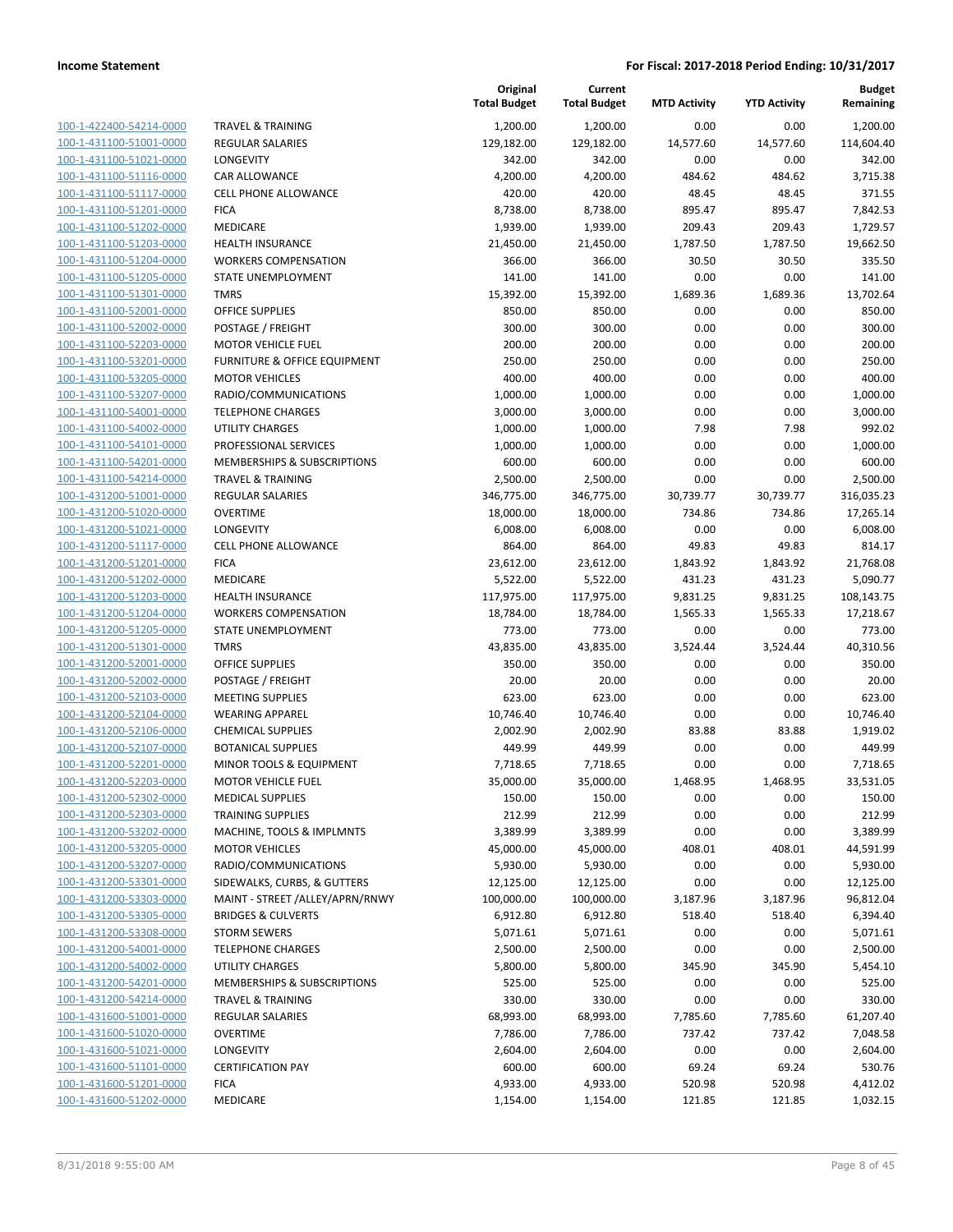**Income Statement** **For Fiscal: 2017-2018 Period Ending: 10/31/2017**

| | | Original Total Budget | Current Total Budget | MTD Activity | YTD Activity | Budget Remaining |
|---|---|---|---|---|---|---|
| 100-1-422400-54214-0000 | TRAVEL & TRAINING | 1,200.00 | 1,200.00 | 0.00 | 0.00 | 1,200.00 |
| 100-1-431100-51001-0000 | REGULAR SALARIES | 129,182.00 | 129,182.00 | 14,577.60 | 14,577.60 | 114,604.40 |
| 100-1-431100-51021-0000 | LONGEVITY | 342.00 | 342.00 | 0.00 | 0.00 | 342.00 |
| 100-1-431100-51116-0000 | CAR ALLOWANCE | 4,200.00 | 4,200.00 | 484.62 | 484.62 | 3,715.38 |
| 100-1-431100-51117-0000 | CELL PHONE ALLOWANCE | 420.00 | 420.00 | 48.45 | 48.45 | 371.55 |
| 100-1-431100-51201-0000 | FICA | 8,738.00 | 8,738.00 | 895.47 | 895.47 | 7,842.53 |
| 100-1-431100-51202-0000 | MEDICARE | 1,939.00 | 1,939.00 | 209.43 | 209.43 | 1,729.57 |
| 100-1-431100-51203-0000 | HEALTH INSURANCE | 21,450.00 | 21,450.00 | 1,787.50 | 1,787.50 | 19,662.50 |
| 100-1-431100-51204-0000 | WORKERS COMPENSATION | 366.00 | 366.00 | 30.50 | 30.50 | 335.50 |
| 100-1-431100-51205-0000 | STATE UNEMPLOYMENT | 141.00 | 141.00 | 0.00 | 0.00 | 141.00 |
| 100-1-431100-51301-0000 | TMRS | 15,392.00 | 15,392.00 | 1,689.36 | 1,689.36 | 13,702.64 |
| 100-1-431100-52001-0000 | OFFICE SUPPLIES | 850.00 | 850.00 | 0.00 | 0.00 | 850.00 |
| 100-1-431100-52002-0000 | POSTAGE / FREIGHT | 300.00 | 300.00 | 0.00 | 0.00 | 300.00 |
| 100-1-431100-52203-0000 | MOTOR VEHICLE FUEL | 200.00 | 200.00 | 0.00 | 0.00 | 200.00 |
| 100-1-431100-53201-0000 | FURNITURE & OFFICE EQUIPMENT | 250.00 | 250.00 | 0.00 | 0.00 | 250.00 |
| 100-1-431100-53205-0000 | MOTOR VEHICLES | 400.00 | 400.00 | 0.00 | 0.00 | 400.00 |
| 100-1-431100-53207-0000 | RADIO/COMMUNICATIONS | 1,000.00 | 1,000.00 | 0.00 | 0.00 | 1,000.00 |
| 100-1-431100-54001-0000 | TELEPHONE CHARGES | 3,000.00 | 3,000.00 | 0.00 | 0.00 | 3,000.00 |
| 100-1-431100-54002-0000 | UTILITY CHARGES | 1,000.00 | 1,000.00 | 7.98 | 7.98 | 992.02 |
| 100-1-431100-54101-0000 | PROFESSIONAL SERVICES | 1,000.00 | 1,000.00 | 0.00 | 0.00 | 1,000.00 |
| 100-1-431100-54201-0000 | MEMBERSHIPS & SUBSCRIPTIONS | 600.00 | 600.00 | 0.00 | 0.00 | 600.00 |
| 100-1-431100-54214-0000 | TRAVEL & TRAINING | 2,500.00 | 2,500.00 | 0.00 | 0.00 | 2,500.00 |
| 100-1-431200-51001-0000 | REGULAR SALARIES | 346,775.00 | 346,775.00 | 30,739.77 | 30,739.77 | 316,035.23 |
| 100-1-431200-51020-0000 | OVERTIME | 18,000.00 | 18,000.00 | 734.86 | 734.86 | 17,265.14 |
| 100-1-431200-51021-0000 | LONGEVITY | 6,008.00 | 6,008.00 | 0.00 | 0.00 | 6,008.00 |
| 100-1-431200-51117-0000 | CELL PHONE ALLOWANCE | 864.00 | 864.00 | 49.83 | 49.83 | 814.17 |
| 100-1-431200-51201-0000 | FICA | 23,612.00 | 23,612.00 | 1,843.92 | 1,843.92 | 21,768.08 |
| 100-1-431200-51202-0000 | MEDICARE | 5,522.00 | 5,522.00 | 431.23 | 431.23 | 5,090.77 |
| 100-1-431200-51203-0000 | HEALTH INSURANCE | 117,975.00 | 117,975.00 | 9,831.25 | 9,831.25 | 108,143.75 |
| 100-1-431200-51204-0000 | WORKERS COMPENSATION | 18,784.00 | 18,784.00 | 1,565.33 | 1,565.33 | 17,218.67 |
| 100-1-431200-51205-0000 | STATE UNEMPLOYMENT | 773.00 | 773.00 | 0.00 | 0.00 | 773.00 |
| 100-1-431200-51301-0000 | TMRS | 43,835.00 | 43,835.00 | 3,524.44 | 3,524.44 | 40,310.56 |
| 100-1-431200-52001-0000 | OFFICE SUPPLIES | 350.00 | 350.00 | 0.00 | 0.00 | 350.00 |
| 100-1-431200-52002-0000 | POSTAGE / FREIGHT | 20.00 | 20.00 | 0.00 | 0.00 | 20.00 |
| 100-1-431200-52103-0000 | MEETING SUPPLIES | 623.00 | 623.00 | 0.00 | 0.00 | 623.00 |
| 100-1-431200-52104-0000 | WEARING APPAREL | 10,746.40 | 10,746.40 | 0.00 | 0.00 | 10,746.40 |
| 100-1-431200-52106-0000 | CHEMICAL SUPPLIES | 2,002.90 | 2,002.90 | 83.88 | 83.88 | 1,919.02 |
| 100-1-431200-52107-0000 | BOTANICAL SUPPLIES | 449.99 | 449.99 | 0.00 | 0.00 | 449.99 |
| 100-1-431200-52201-0000 | MINOR TOOLS & EQUIPMENT | 7,718.65 | 7,718.65 | 0.00 | 0.00 | 7,718.65 |
| 100-1-431200-52203-0000 | MOTOR VEHICLE FUEL | 35,000.00 | 35,000.00 | 1,468.95 | 1,468.95 | 33,531.05 |
| 100-1-431200-52302-0000 | MEDICAL SUPPLIES | 150.00 | 150.00 | 0.00 | 0.00 | 150.00 |
| 100-1-431200-52303-0000 | TRAINING SUPPLIES | 212.99 | 212.99 | 0.00 | 0.00 | 212.99 |
| 100-1-431200-53202-0000 | MACHINE, TOOLS & IMPLMNTS | 3,389.99 | 3,389.99 | 0.00 | 0.00 | 3,389.99 |
| 100-1-431200-53205-0000 | MOTOR VEHICLES | 45,000.00 | 45,000.00 | 408.01 | 408.01 | 44,591.99 |
| 100-1-431200-53207-0000 | RADIO/COMMUNICATIONS | 5,930.00 | 5,930.00 | 0.00 | 0.00 | 5,930.00 |
| 100-1-431200-53301-0000 | SIDEWALKS, CURBS, & GUTTERS | 12,125.00 | 12,125.00 | 0.00 | 0.00 | 12,125.00 |
| 100-1-431200-53303-0000 | MAINT - STREET /ALLEY/APRN/RNWY | 100,000.00 | 100,000.00 | 3,187.96 | 3,187.96 | 96,812.04 |
| 100-1-431200-53305-0000 | BRIDGES & CULVERTS | 6,912.80 | 6,912.80 | 518.40 | 518.40 | 6,394.40 |
| 100-1-431200-53308-0000 | STORM SEWERS | 5,071.61 | 5,071.61 | 0.00 | 0.00 | 5,071.61 |
| 100-1-431200-54001-0000 | TELEPHONE CHARGES | 2,500.00 | 2,500.00 | 0.00 | 0.00 | 2,500.00 |
| 100-1-431200-54002-0000 | UTILITY CHARGES | 5,800.00 | 5,800.00 | 345.90 | 345.90 | 5,454.10 |
| 100-1-431200-54201-0000 | MEMBERSHIPS & SUBSCRIPTIONS | 525.00 | 525.00 | 0.00 | 0.00 | 525.00 |
| 100-1-431200-54214-0000 | TRAVEL & TRAINING | 330.00 | 330.00 | 0.00 | 0.00 | 330.00 |
| 100-1-431600-51001-0000 | REGULAR SALARIES | 68,993.00 | 68,993.00 | 7,785.60 | 7,785.60 | 61,207.40 |
| 100-1-431600-51020-0000 | OVERTIME | 7,786.00 | 7,786.00 | 737.42 | 737.42 | 7,048.58 |
| 100-1-431600-51021-0000 | LONGEVITY | 2,604.00 | 2,604.00 | 0.00 | 0.00 | 2,604.00 |
| 100-1-431600-51101-0000 | CERTIFICATION PAY | 600.00 | 600.00 | 69.24 | 69.24 | 530.76 |
| 100-1-431600-51201-0000 | FICA | 4,933.00 | 4,933.00 | 520.98 | 520.98 | 4,412.02 |
| 100-1-431600-51202-0000 | MEDICARE | 1,154.00 | 1,154.00 | 121.85 | 121.85 | 1,032.15 |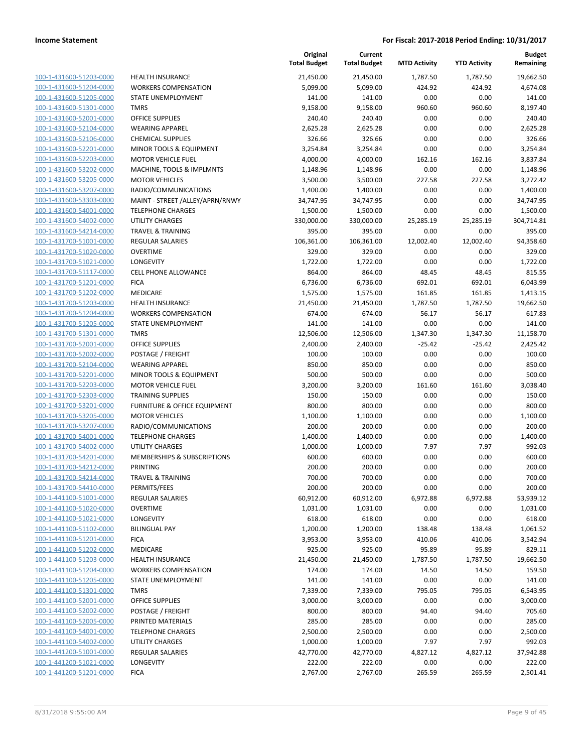**Income Statement** | **For Fiscal: 2017-2018 Period Ending: 10/31/2017**

| | | Original Total Budget | Current Total Budget | MTD Activity | YTD Activity | Budget Remaining |
|---|---|---|---|---|---|---|
| 100-1-431600-51203-0000 | HEALTH INSURANCE | 21,450.00 | 21,450.00 | 1,787.50 | 1,787.50 | 19,662.50 |
| 100-1-431600-51204-0000 | WORKERS COMPENSATION | 5,099.00 | 5,099.00 | 424.92 | 424.92 | 4,674.08 |
| 100-1-431600-51205-0000 | STATE UNEMPLOYMENT | 141.00 | 141.00 | 0.00 | 0.00 | 141.00 |
| 100-1-431600-51301-0000 | TMRS | 9,158.00 | 9,158.00 | 960.60 | 960.60 | 8,197.40 |
| 100-1-431600-52001-0000 | OFFICE SUPPLIES | 240.40 | 240.40 | 0.00 | 0.00 | 240.40 |
| 100-1-431600-52104-0000 | WEARING APPAREL | 2,625.28 | 2,625.28 | 0.00 | 0.00 | 2,625.28 |
| 100-1-431600-52106-0000 | CHEMICAL SUPPLIES | 326.66 | 326.66 | 0.00 | 0.00 | 326.66 |
| 100-1-431600-52201-0000 | MINOR TOOLS & EQUIPMENT | 3,254.84 | 3,254.84 | 0.00 | 0.00 | 3,254.84 |
| 100-1-431600-52203-0000 | MOTOR VEHICLE FUEL | 4,000.00 | 4,000.00 | 162.16 | 162.16 | 3,837.84 |
| 100-1-431600-53202-0000 | MACHINE, TOOLS & IMPLMNTS | 1,148.96 | 1,148.96 | 0.00 | 0.00 | 1,148.96 |
| 100-1-431600-53205-0000 | MOTOR VEHICLES | 3,500.00 | 3,500.00 | 227.58 | 227.58 | 3,272.42 |
| 100-1-431600-53207-0000 | RADIO/COMMUNICATIONS | 1,400.00 | 1,400.00 | 0.00 | 0.00 | 1,400.00 |
| 100-1-431600-53303-0000 | MAINT - STREET /ALLEY/APRN/RNWY | 34,747.95 | 34,747.95 | 0.00 | 0.00 | 34,747.95 |
| 100-1-431600-54001-0000 | TELEPHONE CHARGES | 1,500.00 | 1,500.00 | 0.00 | 0.00 | 1,500.00 |
| 100-1-431600-54002-0000 | UTILITY CHARGES | 330,000.00 | 330,000.00 | 25,285.19 | 25,285.19 | 304,714.81 |
| 100-1-431600-54214-0000 | TRAVEL & TRAINING | 395.00 | 395.00 | 0.00 | 0.00 | 395.00 |
| 100-1-431700-51001-0000 | REGULAR SALARIES | 106,361.00 | 106,361.00 | 12,002.40 | 12,002.40 | 94,358.60 |
| 100-1-431700-51020-0000 | OVERTIME | 329.00 | 329.00 | 0.00 | 0.00 | 329.00 |
| 100-1-431700-51021-0000 | LONGEVITY | 1,722.00 | 1,722.00 | 0.00 | 0.00 | 1,722.00 |
| 100-1-431700-51117-0000 | CELL PHONE ALLOWANCE | 864.00 | 864.00 | 48.45 | 48.45 | 815.55 |
| 100-1-431700-51201-0000 | FICA | 6,736.00 | 6,736.00 | 692.01 | 692.01 | 6,043.99 |
| 100-1-431700-51202-0000 | MEDICARE | 1,575.00 | 1,575.00 | 161.85 | 161.85 | 1,413.15 |
| 100-1-431700-51203-0000 | HEALTH INSURANCE | 21,450.00 | 21,450.00 | 1,787.50 | 1,787.50 | 19,662.50 |
| 100-1-431700-51204-0000 | WORKERS COMPENSATION | 674.00 | 674.00 | 56.17 | 56.17 | 617.83 |
| 100-1-431700-51205-0000 | STATE UNEMPLOYMENT | 141.00 | 141.00 | 0.00 | 0.00 | 141.00 |
| 100-1-431700-51301-0000 | TMRS | 12,506.00 | 12,506.00 | 1,347.30 | 1,347.30 | 11,158.70 |
| 100-1-431700-52001-0000 | OFFICE SUPPLIES | 2,400.00 | 2,400.00 | -25.42 | -25.42 | 2,425.42 |
| 100-1-431700-52002-0000 | POSTAGE / FREIGHT | 100.00 | 100.00 | 0.00 | 0.00 | 100.00 |
| 100-1-431700-52104-0000 | WEARING APPAREL | 850.00 | 850.00 | 0.00 | 0.00 | 850.00 |
| 100-1-431700-52201-0000 | MINOR TOOLS & EQUIPMENT | 500.00 | 500.00 | 0.00 | 0.00 | 500.00 |
| 100-1-431700-52203-0000 | MOTOR VEHICLE FUEL | 3,200.00 | 3,200.00 | 161.60 | 161.60 | 3,038.40 |
| 100-1-431700-52303-0000 | TRAINING SUPPLIES | 150.00 | 150.00 | 0.00 | 0.00 | 150.00 |
| 100-1-431700-53201-0000 | FURNITURE & OFFICE EQUIPMENT | 800.00 | 800.00 | 0.00 | 0.00 | 800.00 |
| 100-1-431700-53205-0000 | MOTOR VEHICLES | 1,100.00 | 1,100.00 | 0.00 | 0.00 | 1,100.00 |
| 100-1-431700-53207-0000 | RADIO/COMMUNICATIONS | 200.00 | 200.00 | 0.00 | 0.00 | 200.00 |
| 100-1-431700-54001-0000 | TELEPHONE CHARGES | 1,400.00 | 1,400.00 | 0.00 | 0.00 | 1,400.00 |
| 100-1-431700-54002-0000 | UTILITY CHARGES | 1,000.00 | 1,000.00 | 7.97 | 7.97 | 992.03 |
| 100-1-431700-54201-0000 | MEMBERSHIPS & SUBSCRIPTIONS | 600.00 | 600.00 | 0.00 | 0.00 | 600.00 |
| 100-1-431700-54212-0000 | PRINTING | 200.00 | 200.00 | 0.00 | 0.00 | 200.00 |
| 100-1-431700-54214-0000 | TRAVEL & TRAINING | 700.00 | 700.00 | 0.00 | 0.00 | 700.00 |
| 100-1-431700-54410-0000 | PERMITS/FEES | 200.00 | 200.00 | 0.00 | 0.00 | 200.00 |
| 100-1-441100-51001-0000 | REGULAR SALARIES | 60,912.00 | 60,912.00 | 6,972.88 | 6,972.88 | 53,939.12 |
| 100-1-441100-51020-0000 | OVERTIME | 1,031.00 | 1,031.00 | 0.00 | 0.00 | 1,031.00 |
| 100-1-441100-51021-0000 | LONGEVITY | 618.00 | 618.00 | 0.00 | 0.00 | 618.00 |
| 100-1-441100-51102-0000 | BILINGUAL PAY | 1,200.00 | 1,200.00 | 138.48 | 138.48 | 1,061.52 |
| 100-1-441100-51201-0000 | FICA | 3,953.00 | 3,953.00 | 410.06 | 410.06 | 3,542.94 |
| 100-1-441100-51202-0000 | MEDICARE | 925.00 | 925.00 | 95.89 | 95.89 | 829.11 |
| 100-1-441100-51203-0000 | HEALTH INSURANCE | 21,450.00 | 21,450.00 | 1,787.50 | 1,787.50 | 19,662.50 |
| 100-1-441100-51204-0000 | WORKERS COMPENSATION | 174.00 | 174.00 | 14.50 | 14.50 | 159.50 |
| 100-1-441100-51205-0000 | STATE UNEMPLOYMENT | 141.00 | 141.00 | 0.00 | 0.00 | 141.00 |
| 100-1-441100-51301-0000 | TMRS | 7,339.00 | 7,339.00 | 795.05 | 795.05 | 6,543.95 |
| 100-1-441100-52001-0000 | OFFICE SUPPLIES | 3,000.00 | 3,000.00 | 0.00 | 0.00 | 3,000.00 |
| 100-1-441100-52002-0000 | POSTAGE / FREIGHT | 800.00 | 800.00 | 94.40 | 94.40 | 705.60 |
| 100-1-441100-52005-0000 | PRINTED MATERIALS | 285.00 | 285.00 | 0.00 | 0.00 | 285.00 |
| 100-1-441100-54001-0000 | TELEPHONE CHARGES | 2,500.00 | 2,500.00 | 0.00 | 0.00 | 2,500.00 |
| 100-1-441100-54002-0000 | UTILITY CHARGES | 1,000.00 | 1,000.00 | 7.97 | 7.97 | 992.03 |
| 100-1-441200-51001-0000 | REGULAR SALARIES | 42,770.00 | 42,770.00 | 4,827.12 | 4,827.12 | 37,942.88 |
| 100-1-441200-51021-0000 | LONGEVITY | 222.00 | 222.00 | 0.00 | 0.00 | 222.00 |
| 100-1-441200-51201-0000 | FICA | 2,767.00 | 2,767.00 | 265.59 | 265.59 | 2,501.41 |

8/31/2018 9:55:00 AM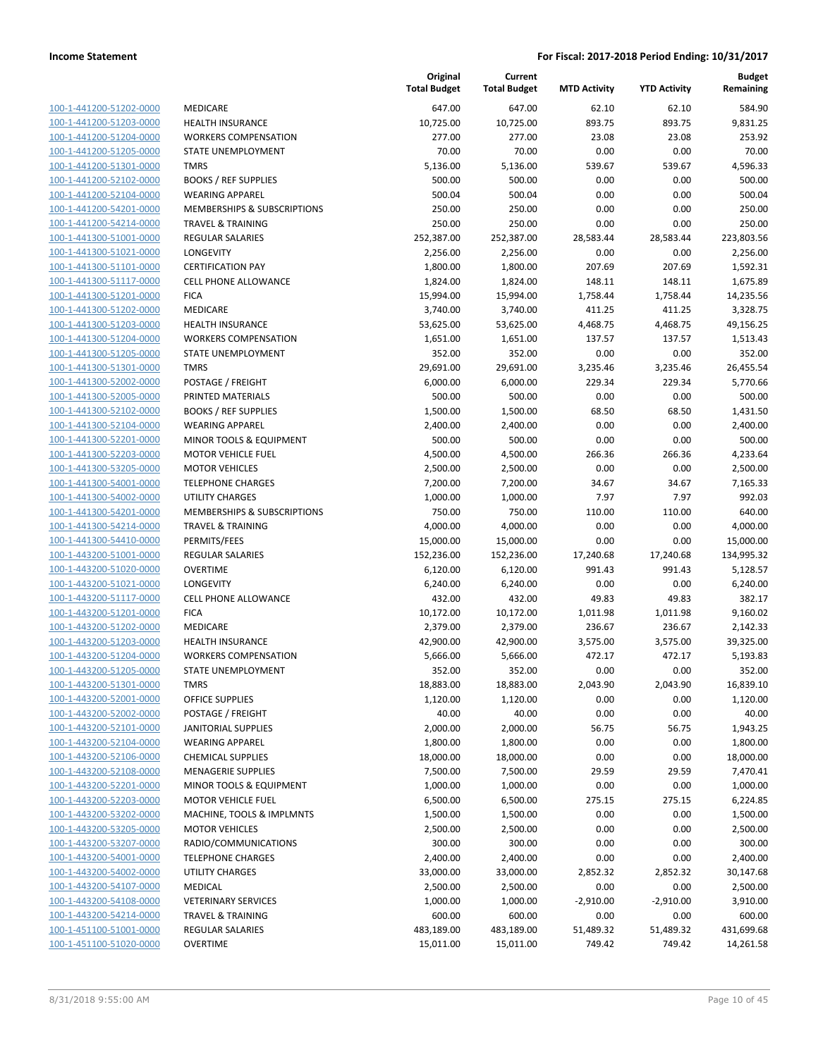**Income Statement** — For Fiscal: 2017-2018 Period Ending: 10/31/2017

| | | Original Total Budget | Current Total Budget | MTD Activity | YTD Activity | Budget Remaining |
|---|---|---|---|---|---|---|
| 100-1-441200-51202-0000 | MEDICARE | 647.00 | 647.00 | 62.10 | 62.10 | 584.90 |
| 100-1-441200-51203-0000 | HEALTH INSURANCE | 10,725.00 | 10,725.00 | 893.75 | 893.75 | 9,831.25 |
| 100-1-441200-51204-0000 | WORKERS COMPENSATION | 277.00 | 277.00 | 23.08 | 23.08 | 253.92 |
| 100-1-441200-51205-0000 | STATE UNEMPLOYMENT | 70.00 | 70.00 | 0.00 | 0.00 | 70.00 |
| 100-1-441200-51301-0000 | TMRS | 5,136.00 | 5,136.00 | 539.67 | 539.67 | 4,596.33 |
| 100-1-441200-52102-0000 | BOOKS / REF SUPPLIES | 500.00 | 500.00 | 0.00 | 0.00 | 500.00 |
| 100-1-441200-52104-0000 | WEARING APPAREL | 500.04 | 500.04 | 0.00 | 0.00 | 500.04 |
| 100-1-441200-54201-0000 | MEMBERSHIPS & SUBSCRIPTIONS | 250.00 | 250.00 | 0.00 | 0.00 | 250.00 |
| 100-1-441200-54214-0000 | TRAVEL & TRAINING | 250.00 | 250.00 | 0.00 | 0.00 | 250.00 |
| 100-1-441300-51001-0000 | REGULAR SALARIES | 252,387.00 | 252,387.00 | 28,583.44 | 28,583.44 | 223,803.56 |
| 100-1-441300-51021-0000 | LONGEVITY | 2,256.00 | 2,256.00 | 0.00 | 0.00 | 2,256.00 |
| 100-1-441300-51101-0000 | CERTIFICATION PAY | 1,800.00 | 1,800.00 | 207.69 | 207.69 | 1,592.31 |
| 100-1-441300-51117-0000 | CELL PHONE ALLOWANCE | 1,824.00 | 1,824.00 | 148.11 | 148.11 | 1,675.89 |
| 100-1-441300-51201-0000 | FICA | 15,994.00 | 15,994.00 | 1,758.44 | 1,758.44 | 14,235.56 |
| 100-1-441300-51202-0000 | MEDICARE | 3,740.00 | 3,740.00 | 411.25 | 411.25 | 3,328.75 |
| 100-1-441300-51203-0000 | HEALTH INSURANCE | 53,625.00 | 53,625.00 | 4,468.75 | 4,468.75 | 49,156.25 |
| 100-1-441300-51204-0000 | WORKERS COMPENSATION | 1,651.00 | 1,651.00 | 137.57 | 137.57 | 1,513.43 |
| 100-1-441300-51205-0000 | STATE UNEMPLOYMENT | 352.00 | 352.00 | 0.00 | 0.00 | 352.00 |
| 100-1-441300-51301-0000 | TMRS | 29,691.00 | 29,691.00 | 3,235.46 | 3,235.46 | 26,455.54 |
| 100-1-441300-52002-0000 | POSTAGE / FREIGHT | 6,000.00 | 6,000.00 | 229.34 | 229.34 | 5,770.66 |
| 100-1-441300-52005-0000 | PRINTED MATERIALS | 500.00 | 500.00 | 0.00 | 0.00 | 500.00 |
| 100-1-441300-52102-0000 | BOOKS / REF SUPPLIES | 1,500.00 | 1,500.00 | 68.50 | 68.50 | 1,431.50 |
| 100-1-441300-52104-0000 | WEARING APPAREL | 2,400.00 | 2,400.00 | 0.00 | 0.00 | 2,400.00 |
| 100-1-441300-52201-0000 | MINOR TOOLS & EQUIPMENT | 500.00 | 500.00 | 0.00 | 0.00 | 500.00 |
| 100-1-441300-52203-0000 | MOTOR VEHICLE FUEL | 4,500.00 | 4,500.00 | 266.36 | 266.36 | 4,233.64 |
| 100-1-441300-53205-0000 | MOTOR VEHICLES | 2,500.00 | 2,500.00 | 0.00 | 0.00 | 2,500.00 |
| 100-1-441300-54001-0000 | TELEPHONE CHARGES | 7,200.00 | 7,200.00 | 34.67 | 34.67 | 7,165.33 |
| 100-1-441300-54002-0000 | UTILITY CHARGES | 1,000.00 | 1,000.00 | 7.97 | 7.97 | 992.03 |
| 100-1-441300-54201-0000 | MEMBERSHIPS & SUBSCRIPTIONS | 750.00 | 750.00 | 110.00 | 110.00 | 640.00 |
| 100-1-441300-54214-0000 | TRAVEL & TRAINING | 4,000.00 | 4,000.00 | 0.00 | 0.00 | 4,000.00 |
| 100-1-441300-54410-0000 | PERMITS/FEES | 15,000.00 | 15,000.00 | 0.00 | 0.00 | 15,000.00 |
| 100-1-443200-51001-0000 | REGULAR SALARIES | 152,236.00 | 152,236.00 | 17,240.68 | 17,240.68 | 134,995.32 |
| 100-1-443200-51020-0000 | OVERTIME | 6,120.00 | 6,120.00 | 991.43 | 991.43 | 5,128.57 |
| 100-1-443200-51021-0000 | LONGEVITY | 6,240.00 | 6,240.00 | 0.00 | 0.00 | 6,240.00 |
| 100-1-443200-51117-0000 | CELL PHONE ALLOWANCE | 432.00 | 432.00 | 49.83 | 49.83 | 382.17 |
| 100-1-443200-51201-0000 | FICA | 10,172.00 | 10,172.00 | 1,011.98 | 1,011.98 | 9,160.02 |
| 100-1-443200-51202-0000 | MEDICARE | 2,379.00 | 2,379.00 | 236.67 | 236.67 | 2,142.33 |
| 100-1-443200-51203-0000 | HEALTH INSURANCE | 42,900.00 | 42,900.00 | 3,575.00 | 3,575.00 | 39,325.00 |
| 100-1-443200-51204-0000 | WORKERS COMPENSATION | 5,666.00 | 5,666.00 | 472.17 | 472.17 | 5,193.83 |
| 100-1-443200-51205-0000 | STATE UNEMPLOYMENT | 352.00 | 352.00 | 0.00 | 0.00 | 352.00 |
| 100-1-443200-51301-0000 | TMRS | 18,883.00 | 18,883.00 | 2,043.90 | 2,043.90 | 16,839.10 |
| 100-1-443200-52001-0000 | OFFICE SUPPLIES | 1,120.00 | 1,120.00 | 0.00 | 0.00 | 1,120.00 |
| 100-1-443200-52002-0000 | POSTAGE / FREIGHT | 40.00 | 40.00 | 0.00 | 0.00 | 40.00 |
| 100-1-443200-52101-0000 | JANITORIAL SUPPLIES | 2,000.00 | 2,000.00 | 56.75 | 56.75 | 1,943.25 |
| 100-1-443200-52104-0000 | WEARING APPAREL | 1,800.00 | 1,800.00 | 0.00 | 0.00 | 1,800.00 |
| 100-1-443200-52106-0000 | CHEMICAL SUPPLIES | 18,000.00 | 18,000.00 | 0.00 | 0.00 | 18,000.00 |
| 100-1-443200-52108-0000 | MENAGERIE SUPPLIES | 7,500.00 | 7,500.00 | 29.59 | 29.59 | 7,470.41 |
| 100-1-443200-52201-0000 | MINOR TOOLS & EQUIPMENT | 1,000.00 | 1,000.00 | 0.00 | 0.00 | 1,000.00 |
| 100-1-443200-52203-0000 | MOTOR VEHICLE FUEL | 6,500.00 | 6,500.00 | 275.15 | 275.15 | 6,224.85 |
| 100-1-443200-53202-0000 | MACHINE, TOOLS & IMPLMNTS | 1,500.00 | 1,500.00 | 0.00 | 0.00 | 1,500.00 |
| 100-1-443200-53205-0000 | MOTOR VEHICLES | 2,500.00 | 2,500.00 | 0.00 | 0.00 | 2,500.00 |
| 100-1-443200-53207-0000 | RADIO/COMMUNICATIONS | 300.00 | 300.00 | 0.00 | 0.00 | 300.00 |
| 100-1-443200-54001-0000 | TELEPHONE CHARGES | 2,400.00 | 2,400.00 | 0.00 | 0.00 | 2,400.00 |
| 100-1-443200-54002-0000 | UTILITY CHARGES | 33,000.00 | 33,000.00 | 2,852.32 | 2,852.32 | 30,147.68 |
| 100-1-443200-54107-0000 | MEDICAL | 2,500.00 | 2,500.00 | 0.00 | 0.00 | 2,500.00 |
| 100-1-443200-54108-0000 | VETERINARY SERVICES | 1,000.00 | 1,000.00 | -2,910.00 | -2,910.00 | 3,910.00 |
| 100-1-443200-54214-0000 | TRAVEL & TRAINING | 600.00 | 600.00 | 0.00 | 0.00 | 600.00 |
| 100-1-451100-51001-0000 | REGULAR SALARIES | 483,189.00 | 483,189.00 | 51,489.32 | 51,489.32 | 431,699.68 |
| 100-1-451100-51020-0000 | OVERTIME | 15,011.00 | 15,011.00 | 749.42 | 749.42 | 14,261.58 |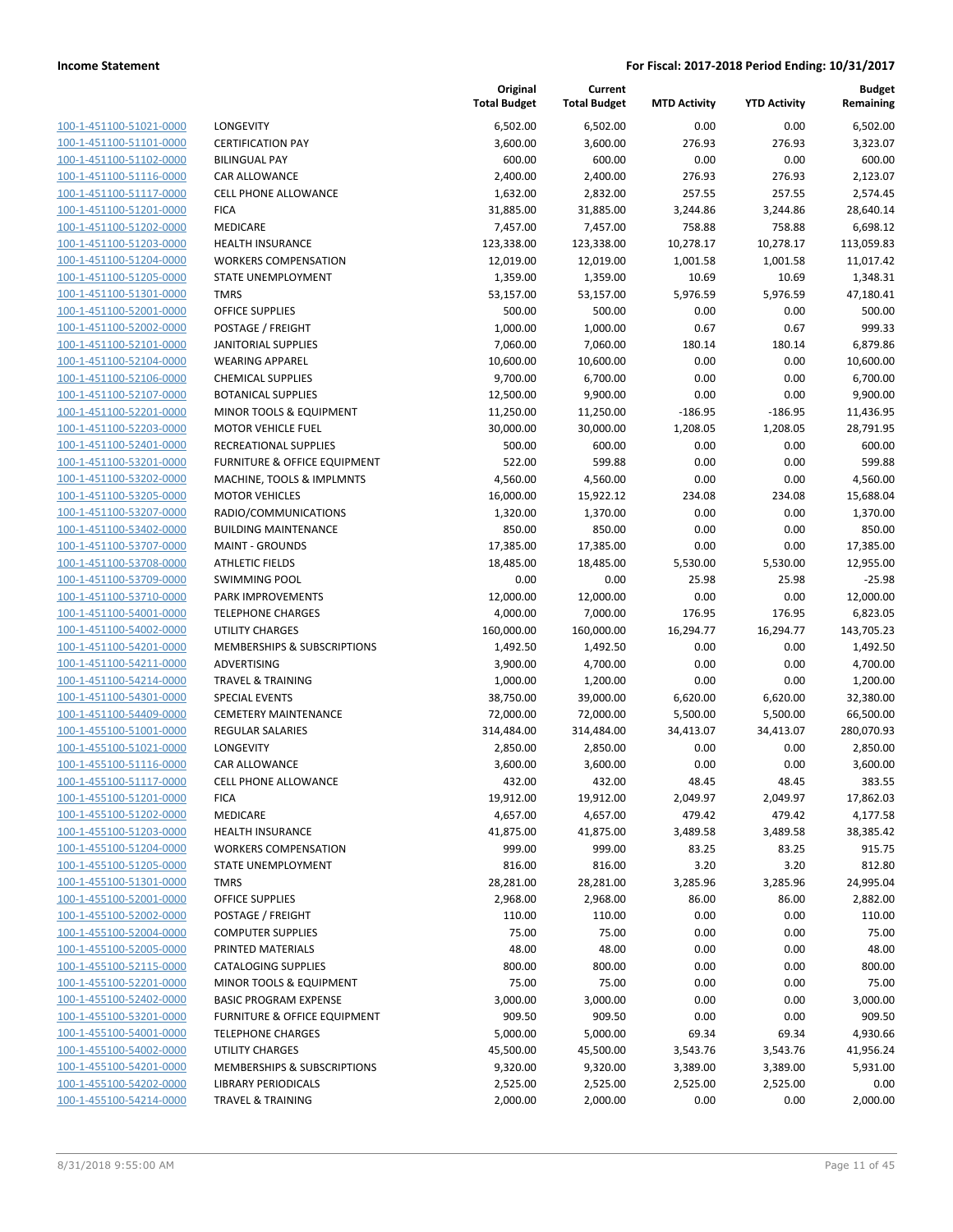**Income Statement** — For Fiscal: 2017-2018 Period Ending: 10/31/2017

| | | Original Total Budget | Current Total Budget | MTD Activity | YTD Activity | Budget Remaining |
|---|---|---|---|---|---|---|
| 100-1-451100-51021-0000 | LONGEVITY | 6,502.00 | 6,502.00 | 0.00 | 0.00 | 6,502.00 |
| 100-1-451100-51101-0000 | CERTIFICATION PAY | 3,600.00 | 3,600.00 | 276.93 | 276.93 | 3,323.07 |
| 100-1-451100-51102-0000 | BILINGUAL PAY | 600.00 | 600.00 | 0.00 | 0.00 | 600.00 |
| 100-1-451100-51116-0000 | CAR ALLOWANCE | 2,400.00 | 2,400.00 | 276.93 | 276.93 | 2,123.07 |
| 100-1-451100-51117-0000 | CELL PHONE ALLOWANCE | 1,632.00 | 2,832.00 | 257.55 | 257.55 | 2,574.45 |
| 100-1-451100-51201-0000 | FICA | 31,885.00 | 31,885.00 | 3,244.86 | 3,244.86 | 28,640.14 |
| 100-1-451100-51202-0000 | MEDICARE | 7,457.00 | 7,457.00 | 758.88 | 758.88 | 6,698.12 |
| 100-1-451100-51203-0000 | HEALTH INSURANCE | 123,338.00 | 123,338.00 | 10,278.17 | 10,278.17 | 113,059.83 |
| 100-1-451100-51204-0000 | WORKERS COMPENSATION | 12,019.00 | 12,019.00 | 1,001.58 | 1,001.58 | 11,017.42 |
| 100-1-451100-51205-0000 | STATE UNEMPLOYMENT | 1,359.00 | 1,359.00 | 10.69 | 10.69 | 1,348.31 |
| 100-1-451100-51301-0000 | TMRS | 53,157.00 | 53,157.00 | 5,976.59 | 5,976.59 | 47,180.41 |
| 100-1-451100-52001-0000 | OFFICE SUPPLIES | 500.00 | 500.00 | 0.00 | 0.00 | 500.00 |
| 100-1-451100-52002-0000 | POSTAGE / FREIGHT | 1,000.00 | 1,000.00 | 0.67 | 0.67 | 999.33 |
| 100-1-451100-52101-0000 | JANITORIAL SUPPLIES | 7,060.00 | 7,060.00 | 180.14 | 180.14 | 6,879.86 |
| 100-1-451100-52104-0000 | WEARING APPAREL | 10,600.00 | 10,600.00 | 0.00 | 0.00 | 10,600.00 |
| 100-1-451100-52106-0000 | CHEMICAL SUPPLIES | 9,700.00 | 6,700.00 | 0.00 | 0.00 | 6,700.00 |
| 100-1-451100-52107-0000 | BOTANICAL SUPPLIES | 12,500.00 | 9,900.00 | 0.00 | 0.00 | 9,900.00 |
| 100-1-451100-52201-0000 | MINOR TOOLS & EQUIPMENT | 11,250.00 | 11,250.00 | -186.95 | -186.95 | 11,436.95 |
| 100-1-451100-52203-0000 | MOTOR VEHICLE FUEL | 30,000.00 | 30,000.00 | 1,208.05 | 1,208.05 | 28,791.95 |
| 100-1-451100-52401-0000 | RECREATIONAL SUPPLIES | 500.00 | 600.00 | 0.00 | 0.00 | 600.00 |
| 100-1-451100-53201-0000 | FURNITURE & OFFICE EQUIPMENT | 522.00 | 599.88 | 0.00 | 0.00 | 599.88 |
| 100-1-451100-53202-0000 | MACHINE, TOOLS & IMPLMNTS | 4,560.00 | 4,560.00 | 0.00 | 0.00 | 4,560.00 |
| 100-1-451100-53205-0000 | MOTOR VEHICLES | 16,000.00 | 15,922.12 | 234.08 | 234.08 | 15,688.04 |
| 100-1-451100-53207-0000 | RADIO/COMMUNICATIONS | 1,320.00 | 1,370.00 | 0.00 | 0.00 | 1,370.00 |
| 100-1-451100-53402-0000 | BUILDING MAINTENANCE | 850.00 | 850.00 | 0.00 | 0.00 | 850.00 |
| 100-1-451100-53707-0000 | MAINT - GROUNDS | 17,385.00 | 17,385.00 | 0.00 | 0.00 | 17,385.00 |
| 100-1-451100-53708-0000 | ATHLETIC FIELDS | 18,485.00 | 18,485.00 | 5,530.00 | 5,530.00 | 12,955.00 |
| 100-1-451100-53709-0000 | SWIMMING POOL | 0.00 | 0.00 | 25.98 | 25.98 | -25.98 |
| 100-1-451100-53710-0000 | PARK IMPROVEMENTS | 12,000.00 | 12,000.00 | 0.00 | 0.00 | 12,000.00 |
| 100-1-451100-54001-0000 | TELEPHONE CHARGES | 4,000.00 | 7,000.00 | 176.95 | 176.95 | 6,823.05 |
| 100-1-451100-54002-0000 | UTILITY CHARGES | 160,000.00 | 160,000.00 | 16,294.77 | 16,294.77 | 143,705.23 |
| 100-1-451100-54201-0000 | MEMBERSHIPS & SUBSCRIPTIONS | 1,492.50 | 1,492.50 | 0.00 | 0.00 | 1,492.50 |
| 100-1-451100-54211-0000 | ADVERTISING | 3,900.00 | 4,700.00 | 0.00 | 0.00 | 4,700.00 |
| 100-1-451100-54214-0000 | TRAVEL & TRAINING | 1,000.00 | 1,200.00 | 0.00 | 0.00 | 1,200.00 |
| 100-1-451100-54301-0000 | SPECIAL EVENTS | 38,750.00 | 39,000.00 | 6,620.00 | 6,620.00 | 32,380.00 |
| 100-1-451100-54409-0000 | CEMETERY MAINTENANCE | 72,000.00 | 72,000.00 | 5,500.00 | 5,500.00 | 66,500.00 |
| 100-1-455100-51001-0000 | REGULAR SALARIES | 314,484.00 | 314,484.00 | 34,413.07 | 34,413.07 | 280,070.93 |
| 100-1-455100-51021-0000 | LONGEVITY | 2,850.00 | 2,850.00 | 0.00 | 0.00 | 2,850.00 |
| 100-1-455100-51116-0000 | CAR ALLOWANCE | 3,600.00 | 3,600.00 | 0.00 | 0.00 | 3,600.00 |
| 100-1-455100-51117-0000 | CELL PHONE ALLOWANCE | 432.00 | 432.00 | 48.45 | 48.45 | 383.55 |
| 100-1-455100-51201-0000 | FICA | 19,912.00 | 19,912.00 | 2,049.97 | 2,049.97 | 17,862.03 |
| 100-1-455100-51202-0000 | MEDICARE | 4,657.00 | 4,657.00 | 479.42 | 479.42 | 4,177.58 |
| 100-1-455100-51203-0000 | HEALTH INSURANCE | 41,875.00 | 41,875.00 | 3,489.58 | 3,489.58 | 38,385.42 |
| 100-1-455100-51204-0000 | WORKERS COMPENSATION | 999.00 | 999.00 | 83.25 | 83.25 | 915.75 |
| 100-1-455100-51205-0000 | STATE UNEMPLOYMENT | 816.00 | 816.00 | 3.20 | 3.20 | 812.80 |
| 100-1-455100-51301-0000 | TMRS | 28,281.00 | 28,281.00 | 3,285.96 | 3,285.96 | 24,995.04 |
| 100-1-455100-52001-0000 | OFFICE SUPPLIES | 2,968.00 | 2,968.00 | 86.00 | 86.00 | 2,882.00 |
| 100-1-455100-52002-0000 | POSTAGE / FREIGHT | 110.00 | 110.00 | 0.00 | 0.00 | 110.00 |
| 100-1-455100-52004-0000 | COMPUTER SUPPLIES | 75.00 | 75.00 | 0.00 | 0.00 | 75.00 |
| 100-1-455100-52005-0000 | PRINTED MATERIALS | 48.00 | 48.00 | 0.00 | 0.00 | 48.00 |
| 100-1-455100-52115-0000 | CATALOGING SUPPLIES | 800.00 | 800.00 | 0.00 | 0.00 | 800.00 |
| 100-1-455100-52201-0000 | MINOR TOOLS & EQUIPMENT | 75.00 | 75.00 | 0.00 | 0.00 | 75.00 |
| 100-1-455100-52402-0000 | BASIC PROGRAM EXPENSE | 3,000.00 | 3,000.00 | 0.00 | 0.00 | 3,000.00 |
| 100-1-455100-53201-0000 | FURNITURE & OFFICE EQUIPMENT | 909.50 | 909.50 | 0.00 | 0.00 | 909.50 |
| 100-1-455100-54001-0000 | TELEPHONE CHARGES | 5,000.00 | 5,000.00 | 69.34 | 69.34 | 4,930.66 |
| 100-1-455100-54002-0000 | UTILITY CHARGES | 45,500.00 | 45,500.00 | 3,543.76 | 3,543.76 | 41,956.24 |
| 100-1-455100-54201-0000 | MEMBERSHIPS & SUBSCRIPTIONS | 9,320.00 | 9,320.00 | 3,389.00 | 3,389.00 | 5,931.00 |
| 100-1-455100-54202-0000 | LIBRARY PERIODICALS | 2,525.00 | 2,525.00 | 2,525.00 | 2,525.00 | 0.00 |
| 100-1-455100-54214-0000 | TRAVEL & TRAINING | 2,000.00 | 2,000.00 | 0.00 | 0.00 | 2,000.00 |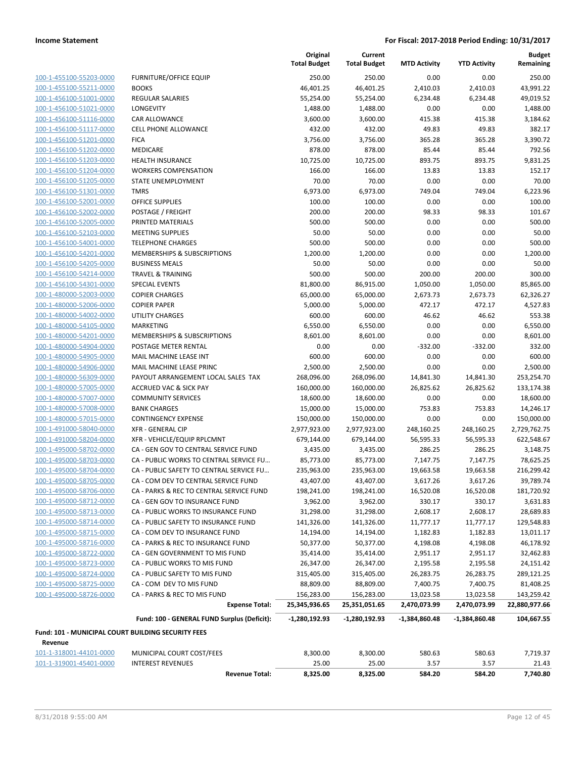| | | Original Total Budget | Current Total Budget | MTD Activity | YTD Activity | Budget Remaining |
|---|---|---|---|---|---|---|
| 100-1-455100-55203-0000 | FURNITURE/OFFICE EQUIP | 250.00 | 250.00 | 0.00 | 0.00 | 250.00 |
| 100-1-455100-55211-0000 | BOOKS | 46,401.25 | 46,401.25 | 2,410.03 | 2,410.03 | 43,991.22 |
| 100-1-456100-51001-0000 | REGULAR SALARIES | 55,254.00 | 55,254.00 | 6,234.48 | 6,234.48 | 49,019.52 |
| 100-1-456100-51021-0000 | LONGEVITY | 1,488.00 | 1,488.00 | 0.00 | 0.00 | 1,488.00 |
| 100-1-456100-51116-0000 | CAR ALLOWANCE | 3,600.00 | 3,600.00 | 415.38 | 415.38 | 3,184.62 |
| 100-1-456100-51117-0000 | CELL PHONE ALLOWANCE | 432.00 | 432.00 | 49.83 | 49.83 | 382.17 |
| 100-1-456100-51201-0000 | FICA | 3,756.00 | 3,756.00 | 365.28 | 365.28 | 3,390.72 |
| 100-1-456100-51202-0000 | MEDICARE | 878.00 | 878.00 | 85.44 | 85.44 | 792.56 |
| 100-1-456100-51203-0000 | HEALTH INSURANCE | 10,725.00 | 10,725.00 | 893.75 | 893.75 | 9,831.25 |
| 100-1-456100-51204-0000 | WORKERS COMPENSATION | 166.00 | 166.00 | 13.83 | 13.83 | 152.17 |
| 100-1-456100-51205-0000 | STATE UNEMPLOYMENT | 70.00 | 70.00 | 0.00 | 0.00 | 70.00 |
| 100-1-456100-51301-0000 | TMRS | 6,973.00 | 6,973.00 | 749.04 | 749.04 | 6,223.96 |
| 100-1-456100-52001-0000 | OFFICE SUPPLIES | 100.00 | 100.00 | 0.00 | 0.00 | 100.00 |
| 100-1-456100-52002-0000 | POSTAGE / FREIGHT | 200.00 | 200.00 | 98.33 | 98.33 | 101.67 |
| 100-1-456100-52005-0000 | PRINTED MATERIALS | 500.00 | 500.00 | 0.00 | 0.00 | 500.00 |
| 100-1-456100-52103-0000 | MEETING SUPPLIES | 50.00 | 50.00 | 0.00 | 0.00 | 50.00 |
| 100-1-456100-54001-0000 | TELEPHONE CHARGES | 500.00 | 500.00 | 0.00 | 0.00 | 500.00 |
| 100-1-456100-54201-0000 | MEMBERSHIPS & SUBSCRIPTIONS | 1,200.00 | 1,200.00 | 0.00 | 0.00 | 1,200.00 |
| 100-1-456100-54205-0000 | BUSINESS MEALS | 50.00 | 50.00 | 0.00 | 0.00 | 50.00 |
| 100-1-456100-54214-0000 | TRAVEL & TRAINING | 500.00 | 500.00 | 200.00 | 200.00 | 300.00 |
| 100-1-456100-54301-0000 | SPECIAL EVENTS | 81,800.00 | 86,915.00 | 1,050.00 | 1,050.00 | 85,865.00 |
| 100-1-480000-52003-0000 | COPIER CHARGES | 65,000.00 | 65,000.00 | 2,673.73 | 2,673.73 | 62,326.27 |
| 100-1-480000-52006-0000 | COPIER PAPER | 5,000.00 | 5,000.00 | 472.17 | 472.17 | 4,527.83 |
| 100-1-480000-54002-0000 | UTILITY CHARGES | 600.00 | 600.00 | 46.62 | 46.62 | 553.38 |
| 100-1-480000-54105-0000 | MARKETING | 6,550.00 | 6,550.00 | 0.00 | 0.00 | 6,550.00 |
| 100-1-480000-54201-0000 | MEMBERSHIPS & SUBSCRIPTIONS | 8,601.00 | 8,601.00 | 0.00 | 0.00 | 8,601.00 |
| 100-1-480000-54904-0000 | POSTAGE METER RENTAL | 0.00 | 0.00 | -332.00 | -332.00 | 332.00 |
| 100-1-480000-54905-0000 | MAIL MACHINE LEASE INT | 600.00 | 600.00 | 0.00 | 0.00 | 600.00 |
| 100-1-480000-54906-0000 | MAIL MACHINE LEASE PRINC | 2,500.00 | 2,500.00 | 0.00 | 0.00 | 2,500.00 |
| 100-1-480000-56309-0000 | PAYOUT ARRANGEMENT LOCAL SALES TAX | 268,096.00 | 268,096.00 | 14,841.30 | 14,841.30 | 253,254.70 |
| 100-1-480000-57005-0000 | ACCRUED VAC & SICK PAY | 160,000.00 | 160,000.00 | 26,825.62 | 26,825.62 | 133,174.38 |
| 100-1-480000-57007-0000 | COMMUNITY SERVICES | 18,600.00 | 18,600.00 | 0.00 | 0.00 | 18,600.00 |
| 100-1-480000-57008-0000 | BANK CHARGES | 15,000.00 | 15,000.00 | 753.83 | 753.83 | 14,246.17 |
| 100-1-480000-57015-0000 | CONTINGENCY EXPENSE | 150,000.00 | 150,000.00 | 0.00 | 0.00 | 150,000.00 |
| 100-1-491000-58040-0000 | XFR - GENERAL CIP | 2,977,923.00 | 2,977,923.00 | 248,160.25 | 248,160.25 | 2,729,762.75 |
| 100-1-491000-58204-0000 | XFR - VEHICLE/EQUIP RPLCMNT | 679,144.00 | 679,144.00 | 56,595.33 | 56,595.33 | 622,548.67 |
| 100-1-495000-58702-0000 | CA - GEN GOV TO CENTRAL SERVICE FUND | 3,435.00 | 3,435.00 | 286.25 | 286.25 | 3,148.75 |
| 100-1-495000-58703-0000 | CA - PUBLIC WORKS TO CENTRAL SERVICE FU... | 85,773.00 | 85,773.00 | 7,147.75 | 7,147.75 | 78,625.25 |
| 100-1-495000-58704-0000 | CA - PUBLIC SAFETY TO CENTRAL SERVICE FU... | 235,963.00 | 235,963.00 | 19,663.58 | 19,663.58 | 216,299.42 |
| 100-1-495000-58705-0000 | CA - COM DEV TO CENTRAL SERVICE FUND | 43,407.00 | 43,407.00 | 3,617.26 | 3,617.26 | 39,789.74 |
| 100-1-495000-58706-0000 | CA - PARKS & REC TO CENTRAL SERVICE FUND | 198,241.00 | 198,241.00 | 16,520.08 | 16,520.08 | 181,720.92 |
| 100-1-495000-58712-0000 | CA - GEN GOV TO INSURANCE FUND | 3,962.00 | 3,962.00 | 330.17 | 330.17 | 3,631.83 |
| 100-1-495000-58713-0000 | CA - PUBLIC WORKS TO INSURANCE FUND | 31,298.00 | 31,298.00 | 2,608.17 | 2,608.17 | 28,689.83 |
| 100-1-495000-58714-0000 | CA - PUBLIC SAFETY TO INSURANCE FUND | 141,326.00 | 141,326.00 | 11,777.17 | 11,777.17 | 129,548.83 |
| 100-1-495000-58715-0000 | CA - COM DEV TO INSURANCE FUND | 14,194.00 | 14,194.00 | 1,182.83 | 1,182.83 | 13,011.17 |
| 100-1-495000-58716-0000 | CA - PARKS & REC TO INSURANCE FUND | 50,377.00 | 50,377.00 | 4,198.08 | 4,198.08 | 46,178.92 |
| 100-1-495000-58722-0000 | CA - GEN GOVERNMENT TO MIS FUND | 35,414.00 | 35,414.00 | 2,951.17 | 2,951.17 | 32,462.83 |
| 100-1-495000-58723-0000 | CA - PUBLIC WORKS TO MIS FUND | 26,347.00 | 26,347.00 | 2,195.58 | 2,195.58 | 24,151.42 |
| 100-1-495000-58724-0000 | CA - PUBLIC SAFETY TO MIS FUND | 315,405.00 | 315,405.00 | 26,283.75 | 26,283.75 | 289,121.25 |
| 100-1-495000-58725-0000 | CA - COM DEV TO MIS FUND | 88,809.00 | 88,809.00 | 7,400.75 | 7,400.75 | 81,408.25 |
| 100-1-495000-58726-0000 | CA - PARKS & REC TO MIS FUND | 156,283.00 | 156,283.00 | 13,023.58 | 13,023.58 | 143,259.42 |
| | **Expense Total:** | **25,345,936.65** | **25,351,051.65** | **2,470,073.99** | **2,470,073.99** | **22,880,977.66** |
| | **Fund: 100 - GENERAL FUND Surplus (Deficit):** | **-1,280,192.93** | **-1,280,192.93** | **-1,384,860.48** | **-1,384,860.48** | **104,667.55** |

**Fund: 101 - MUNICIPAL COURT BUILDING SECURITY FEES**

**Revenue**

| | | Original Total Budget | Current Total Budget | MTD Activity | YTD Activity | Budget Remaining |
|---|---|---|---|---|---|---|
| 101-1-318001-44101-0000 | MUNICIPAL COURT COST/FEES | 8,300.00 | 8,300.00 | 580.63 | 580.63 | 7,719.37 |
| 101-1-319001-45401-0000 | INTEREST REVENUES | 25.00 | 25.00 | 3.57 | 3.57 | 21.43 |
| | **Revenue Total:** | **8,325.00** | **8,325.00** | **584.20** | **584.20** | **7,740.80** |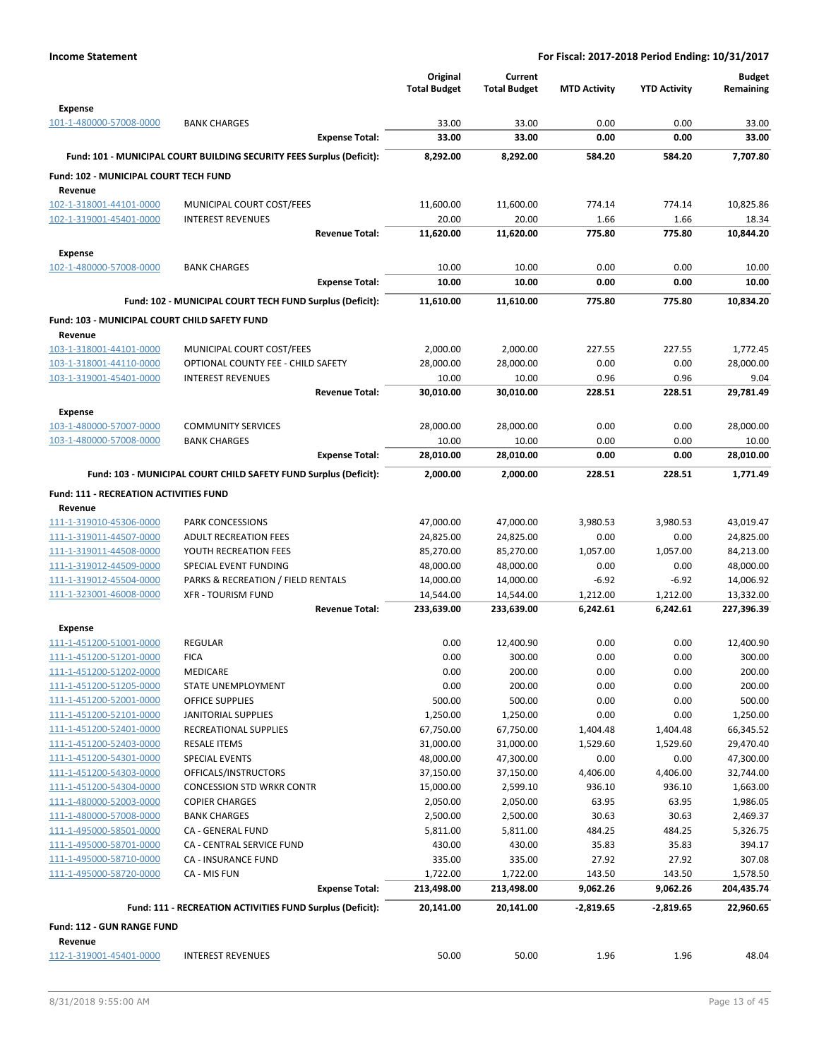| | | Original Total Budget | Current Total Budget | MTD Activity | YTD Activity | Budget Remaining |
|---|---|---|---|---|---|---|
| **Expense** | | | | | | |
| 101-1-480000-57008-0000 | BANK CHARGES | 33.00 | 33.00 | 0.00 | 0.00 | 33.00 |
| | **Expense Total:** | **33.00** | **33.00** | **0.00** | **0.00** | **33.00** |
| | **Fund: 101 - MUNICIPAL COURT BUILDING SECURITY FEES Surplus (Deficit):** | **8,292.00** | **8,292.00** | **584.20** | **584.20** | **7,707.80** |
| **Fund: 102 - MUNICIPAL COURT TECH FUND** | | | | | | |
| **Revenue** | | | | | | |
| 102-1-318001-44101-0000 | MUNICIPAL COURT COST/FEES | 11,600.00 | 11,600.00 | 774.14 | 774.14 | 10,825.86 |
| 102-1-319001-45401-0000 | INTEREST REVENUES | 20.00 | 20.00 | 1.66 | 1.66 | 18.34 |
| | **Revenue Total:** | **11,620.00** | **11,620.00** | **775.80** | **775.80** | **10,844.20** |
| **Expense** | | | | | | |
| 102-1-480000-57008-0000 | BANK CHARGES | 10.00 | 10.00 | 0.00 | 0.00 | 10.00 |
| | **Expense Total:** | **10.00** | **10.00** | **0.00** | **0.00** | **10.00** |
| | **Fund: 102 - MUNICIPAL COURT TECH FUND Surplus (Deficit):** | **11,610.00** | **11,610.00** | **775.80** | **775.80** | **10,834.20** |
| **Fund: 103 - MUNICIPAL COURT CHILD SAFETY FUND** | | | | | | |
| **Revenue** | | | | | | |
| 103-1-318001-44101-0000 | MUNICIPAL COURT COST/FEES | 2,000.00 | 2,000.00 | 227.55 | 227.55 | 1,772.45 |
| 103-1-318001-44110-0000 | OPTIONAL COUNTY FEE - CHILD SAFETY | 28,000.00 | 28,000.00 | 0.00 | 0.00 | 28,000.00 |
| 103-1-319001-45401-0000 | INTEREST REVENUES | 10.00 | 10.00 | 0.96 | 0.96 | 9.04 |
| | **Revenue Total:** | **30,010.00** | **30,010.00** | **228.51** | **228.51** | **29,781.49** |
| **Expense** | | | | | | |
| 103-1-480000-57007-0000 | COMMUNITY SERVICES | 28,000.00 | 28,000.00 | 0.00 | 0.00 | 28,000.00 |
| 103-1-480000-57008-0000 | BANK CHARGES | 10.00 | 10.00 | 0.00 | 0.00 | 10.00 |
| | **Expense Total:** | **28,010.00** | **28,010.00** | **0.00** | **0.00** | **28,010.00** |
| | **Fund: 103 - MUNICIPAL COURT CHILD SAFETY FUND Surplus (Deficit):** | **2,000.00** | **2,000.00** | **228.51** | **228.51** | **1,771.49** |
| **Fund: 111 - RECREATION ACTIVITIES FUND** | | | | | | |
| **Revenue** | | | | | | |
| 111-1-319010-45306-0000 | PARK CONCESSIONS | 47,000.00 | 47,000.00 | 3,980.53 | 3,980.53 | 43,019.47 |
| 111-1-319011-44507-0000 | ADULT RECREATION FEES | 24,825.00 | 24,825.00 | 0.00 | 0.00 | 24,825.00 |
| 111-1-319011-44508-0000 | YOUTH RECREATION FEES | 85,270.00 | 85,270.00 | 1,057.00 | 1,057.00 | 84,213.00 |
| 111-1-319012-44509-0000 | SPECIAL EVENT FUNDING | 48,000.00 | 48,000.00 | 0.00 | 0.00 | 48,000.00 |
| 111-1-319012-45504-0000 | PARKS & RECREATION / FIELD RENTALS | 14,000.00 | 14,000.00 | -6.92 | -6.92 | 14,006.92 |
| 111-1-323001-46008-0000 | XFR - TOURISM FUND | 14,544.00 | 14,544.00 | 1,212.00 | 1,212.00 | 13,332.00 |
| | **Revenue Total:** | **233,639.00** | **233,639.00** | **6,242.61** | **6,242.61** | **227,396.39** |
| **Expense** | | | | | | |
| 111-1-451200-51001-0000 | REGULAR | 0.00 | 12,400.90 | 0.00 | 0.00 | 12,400.90 |
| 111-1-451200-51201-0000 | FICA | 0.00 | 300.00 | 0.00 | 0.00 | 300.00 |
| 111-1-451200-51202-0000 | MEDICARE | 0.00 | 200.00 | 0.00 | 0.00 | 200.00 |
| 111-1-451200-51205-0000 | STATE UNEMPLOYMENT | 0.00 | 200.00 | 0.00 | 0.00 | 200.00 |
| 111-1-451200-52001-0000 | OFFICE SUPPLIES | 500.00 | 500.00 | 0.00 | 0.00 | 500.00 |
| 111-1-451200-52101-0000 | JANITORIAL SUPPLIES | 1,250.00 | 1,250.00 | 0.00 | 0.00 | 1,250.00 |
| 111-1-451200-52401-0000 | RECREATIONAL SUPPLIES | 67,750.00 | 67,750.00 | 1,404.48 | 1,404.48 | 66,345.52 |
| 111-1-451200-52403-0000 | RESALE ITEMS | 31,000.00 | 31,000.00 | 1,529.60 | 1,529.60 | 29,470.40 |
| 111-1-451200-54301-0000 | SPECIAL EVENTS | 48,000.00 | 47,300.00 | 0.00 | 0.00 | 47,300.00 |
| 111-1-451200-54303-0000 | OFFICALS/INSTRUCTORS | 37,150.00 | 37,150.00 | 4,406.00 | 4,406.00 | 32,744.00 |
| 111-1-451200-54304-0000 | CONCESSION STD WRKR CONTR | 15,000.00 | 2,599.10 | 936.10 | 936.10 | 1,663.00 |
| 111-1-480000-52003-0000 | COPIER CHARGES | 2,050.00 | 2,050.00 | 63.95 | 63.95 | 1,986.05 |
| 111-1-480000-57008-0000 | BANK CHARGES | 2,500.00 | 2,500.00 | 30.63 | 30.63 | 2,469.37 |
| 111-1-495000-58501-0000 | CA - GENERAL FUND | 5,811.00 | 5,811.00 | 484.25 | 484.25 | 5,326.75 |
| 111-1-495000-58701-0000 | CA - CENTRAL SERVICE FUND | 430.00 | 430.00 | 35.83 | 35.83 | 394.17 |
| 111-1-495000-58710-0000 | CA - INSURANCE FUND | 335.00 | 335.00 | 27.92 | 27.92 | 307.08 |
| 111-1-495000-58720-0000 | CA - MIS FUN | 1,722.00 | 1,722.00 | 143.50 | 143.50 | 1,578.50 |
| | **Expense Total:** | **213,498.00** | **213,498.00** | **9,062.26** | **9,062.26** | **204,435.74** |
| | **Fund: 111 - RECREATION ACTIVITIES FUND Surplus (Deficit):** | **20,141.00** | **20,141.00** | **-2,819.65** | **-2,819.65** | **22,960.65** |
| **Fund: 112 - GUN RANGE FUND** | | | | | | |
| **Revenue** | | | | | | |
| 112-1-319001-45401-0000 | INTEREST REVENUES | 50.00 | 50.00 | 1.96 | 1.96 | 48.04 |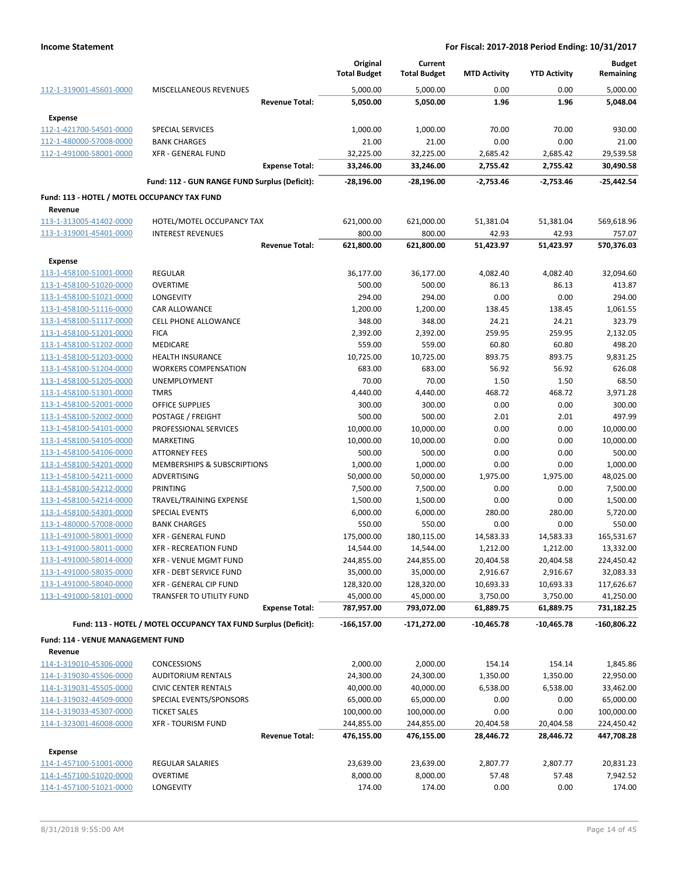| | | Original Total Budget | Current Total Budget | MTD Activity | YTD Activity | Budget Remaining |
|---|---|---|---|---|---|---|
| 112-1-319001-45601-0000 | MISCELLANEOUS REVENUES | 5,000.00 | 5,000.00 | 0.00 | 0.00 | 5,000.00 |
| | **Revenue Total:** | **5,050.00** | **5,050.00** | **1.96** | **1.96** | **5,048.04** |
| **Expense** | | | | | | |
| 112-1-421700-54501-0000 | SPECIAL SERVICES | 1,000.00 | 1,000.00 | 70.00 | 70.00 | 930.00 |
| 112-1-480000-57008-0000 | BANK CHARGES | 21.00 | 21.00 | 0.00 | 0.00 | 21.00 |
| 112-1-491000-58001-0000 | XFR - GENERAL FUND | 32,225.00 | 32,225.00 | 2,685.42 | 2,685.42 | 29,539.58 |
| | **Expense Total:** | **33,246.00** | **33,246.00** | **2,755.42** | **2,755.42** | **30,490.58** |
| | **Fund: 112 - GUN RANGE FUND Surplus (Deficit):** | **-28,196.00** | **-28,196.00** | **-2,753.46** | **-2,753.46** | **-25,442.54** |
| **Fund: 113 - HOTEL / MOTEL OCCUPANCY TAX FUND** | | | | | | |
| **Revenue** | | | | | | |
| 113-1-313005-41402-0000 | HOTEL/MOTEL OCCUPANCY TAX | 621,000.00 | 621,000.00 | 51,381.04 | 51,381.04 | 569,618.96 |
| 113-1-319001-45401-0000 | INTEREST REVENUES | 800.00 | 800.00 | 42.93 | 42.93 | 757.07 |
| | **Revenue Total:** | **621,800.00** | **621,800.00** | **51,423.97** | **51,423.97** | **570,376.03** |
| **Expense** | | | | | | |
| 113-1-458100-51001-0000 | REGULAR | 36,177.00 | 36,177.00 | 4,082.40 | 4,082.40 | 32,094.60 |
| 113-1-458100-51020-0000 | OVERTIME | 500.00 | 500.00 | 86.13 | 86.13 | 413.87 |
| 113-1-458100-51021-0000 | LONGEVITY | 294.00 | 294.00 | 0.00 | 0.00 | 294.00 |
| 113-1-458100-51116-0000 | CAR ALLOWANCE | 1,200.00 | 1,200.00 | 138.45 | 138.45 | 1,061.55 |
| 113-1-458100-51117-0000 | CELL PHONE ALLOWANCE | 348.00 | 348.00 | 24.21 | 24.21 | 323.79 |
| 113-1-458100-51201-0000 | FICA | 2,392.00 | 2,392.00 | 259.95 | 259.95 | 2,132.05 |
| 113-1-458100-51202-0000 | MEDICARE | 559.00 | 559.00 | 60.80 | 60.80 | 498.20 |
| 113-1-458100-51203-0000 | HEALTH INSURANCE | 10,725.00 | 10,725.00 | 893.75 | 893.75 | 9,831.25 |
| 113-1-458100-51204-0000 | WORKERS COMPENSATION | 683.00 | 683.00 | 56.92 | 56.92 | 626.08 |
| 113-1-458100-51205-0000 | UNEMPLOYMENT | 70.00 | 70.00 | 1.50 | 1.50 | 68.50 |
| 113-1-458100-51301-0000 | TMRS | 4,440.00 | 4,440.00 | 468.72 | 468.72 | 3,971.28 |
| 113-1-458100-52001-0000 | OFFICE SUPPLIES | 300.00 | 300.00 | 0.00 | 0.00 | 300.00 |
| 113-1-458100-52002-0000 | POSTAGE / FREIGHT | 500.00 | 500.00 | 2.01 | 2.01 | 497.99 |
| 113-1-458100-54101-0000 | PROFESSIONAL SERVICES | 10,000.00 | 10,000.00 | 0.00 | 0.00 | 10,000.00 |
| 113-1-458100-54105-0000 | MARKETING | 10,000.00 | 10,000.00 | 0.00 | 0.00 | 10,000.00 |
| 113-1-458100-54106-0000 | ATTORNEY FEES | 500.00 | 500.00 | 0.00 | 0.00 | 500.00 |
| 113-1-458100-54201-0000 | MEMBERSHIPS & SUBSCRIPTIONS | 1,000.00 | 1,000.00 | 0.00 | 0.00 | 1,000.00 |
| 113-1-458100-54211-0000 | ADVERTISING | 50,000.00 | 50,000.00 | 1,975.00 | 1,975.00 | 48,025.00 |
| 113-1-458100-54212-0000 | PRINTING | 7,500.00 | 7,500.00 | 0.00 | 0.00 | 7,500.00 |
| 113-1-458100-54214-0000 | TRAVEL/TRAINING EXPENSE | 1,500.00 | 1,500.00 | 0.00 | 0.00 | 1,500.00 |
| 113-1-458100-54301-0000 | SPECIAL EVENTS | 6,000.00 | 6,000.00 | 280.00 | 280.00 | 5,720.00 |
| 113-1-480000-57008-0000 | BANK CHARGES | 550.00 | 550.00 | 0.00 | 0.00 | 550.00 |
| 113-1-491000-58001-0000 | XFR - GENERAL FUND | 175,000.00 | 180,115.00 | 14,583.33 | 14,583.33 | 165,531.67 |
| 113-1-491000-58011-0000 | XFR - RECREATION FUND | 14,544.00 | 14,544.00 | 1,212.00 | 1,212.00 | 13,332.00 |
| 113-1-491000-58014-0000 | XFR - VENUE MGMT FUND | 244,855.00 | 244,855.00 | 20,404.58 | 20,404.58 | 224,450.42 |
| 113-1-491000-58035-0000 | XFR - DEBT SERVICE FUND | 35,000.00 | 35,000.00 | 2,916.67 | 2,916.67 | 32,083.33 |
| 113-1-491000-58040-0000 | XFR - GENERAL CIP FUND | 128,320.00 | 128,320.00 | 10,693.33 | 10,693.33 | 117,626.67 |
| 113-1-491000-58101-0000 | TRANSFER TO UTILITY FUND | 45,000.00 | 45,000.00 | 3,750.00 | 3,750.00 | 41,250.00 |
| | **Expense Total:** | **787,957.00** | **793,072.00** | **61,889.75** | **61,889.75** | **731,182.25** |
| | **Fund: 113 - HOTEL / MOTEL OCCUPANCY TAX FUND Surplus (Deficit):** | **-166,157.00** | **-171,272.00** | **-10,465.78** | **-10,465.78** | **-160,806.22** |
| **Fund: 114 - VENUE MANAGEMENT FUND** | | | | | | |
| **Revenue** | | | | | | |
| 114-1-319010-45306-0000 | CONCESSIONS | 2,000.00 | 2,000.00 | 154.14 | 154.14 | 1,845.86 |
| 114-1-319030-45506-0000 | AUDITORIUM RENTALS | 24,300.00 | 24,300.00 | 1,350.00 | 1,350.00 | 22,950.00 |
| 114-1-319031-45505-0000 | CIVIC CENTER RENTALS | 40,000.00 | 40,000.00 | 6,538.00 | 6,538.00 | 33,462.00 |
| 114-1-319032-44509-0000 | SPECIAL EVENTS/SPONSORS | 65,000.00 | 65,000.00 | 0.00 | 0.00 | 65,000.00 |
| 114-1-319033-45307-0000 | TICKET SALES | 100,000.00 | 100,000.00 | 0.00 | 0.00 | 100,000.00 |
| 114-1-323001-46008-0000 | XFR - TOURISM FUND | 244,855.00 | 244,855.00 | 20,404.58 | 20,404.58 | 224,450.42 |
| | **Revenue Total:** | **476,155.00** | **476,155.00** | **28,446.72** | **28,446.72** | **447,708.28** |
| **Expense** | | | | | | |
| 114-1-457100-51001-0000 | REGULAR SALARIES | 23,639.00 | 23,639.00 | 2,807.77 | 2,807.77 | 20,831.23 |
| 114-1-457100-51020-0000 | OVERTIME | 8,000.00 | 8,000.00 | 57.48 | 57.48 | 7,942.52 |
| 114-1-457100-51021-0000 | LONGEVITY | 174.00 | 174.00 | 0.00 | 0.00 | 174.00 |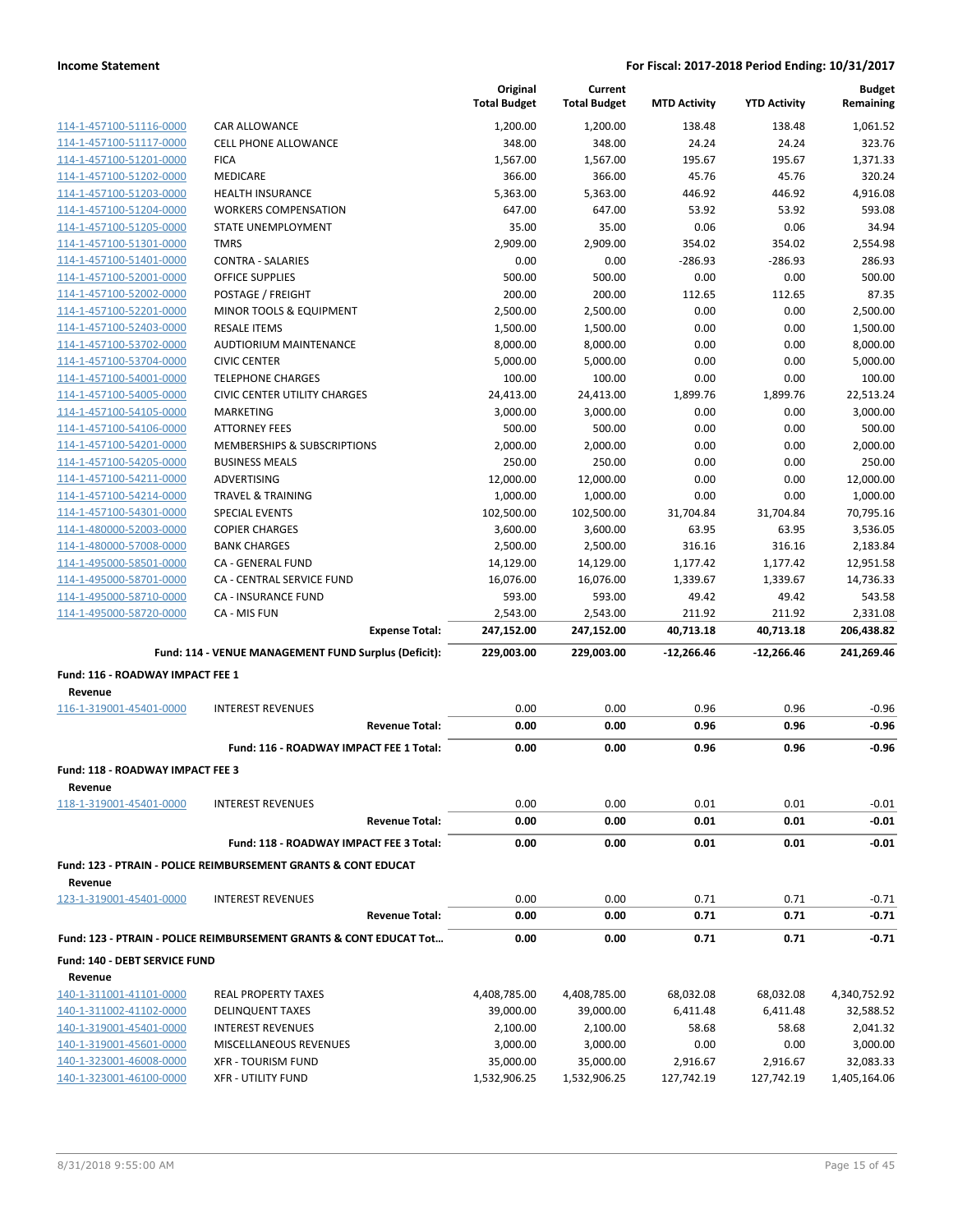**Income Statement** | **For Fiscal: 2017-2018 Period Ending: 10/31/2017**

| | | Original Total Budget | Current Total Budget | MTD Activity | YTD Activity | Budget Remaining |
|---|---|---|---|---|---|---|
| 114-1-457100-51116-0000 | CAR ALLOWANCE | 1,200.00 | 1,200.00 | 138.48 | 138.48 | 1,061.52 |
| 114-1-457100-51117-0000 | CELL PHONE ALLOWANCE | 348.00 | 348.00 | 24.24 | 24.24 | 323.76 |
| 114-1-457100-51201-0000 | FICA | 1,567.00 | 1,567.00 | 195.67 | 195.67 | 1,371.33 |
| 114-1-457100-51202-0000 | MEDICARE | 366.00 | 366.00 | 45.76 | 45.76 | 320.24 |
| 114-1-457100-51203-0000 | HEALTH INSURANCE | 5,363.00 | 5,363.00 | 446.92 | 446.92 | 4,916.08 |
| 114-1-457100-51204-0000 | WORKERS COMPENSATION | 647.00 | 647.00 | 53.92 | 53.92 | 593.08 |
| 114-1-457100-51205-0000 | STATE UNEMPLOYMENT | 35.00 | 35.00 | 0.06 | 0.06 | 34.94 |
| 114-1-457100-51301-0000 | TMRS | 2,909.00 | 2,909.00 | 354.02 | 354.02 | 2,554.98 |
| 114-1-457100-51401-0000 | CONTRA - SALARIES | 0.00 | 0.00 | -286.93 | -286.93 | 286.93 |
| 114-1-457100-52001-0000 | OFFICE SUPPLIES | 500.00 | 500.00 | 0.00 | 0.00 | 500.00 |
| 114-1-457100-52002-0000 | POSTAGE / FREIGHT | 200.00 | 200.00 | 112.65 | 112.65 | 87.35 |
| 114-1-457100-52201-0000 | MINOR TOOLS & EQUIPMENT | 2,500.00 | 2,500.00 | 0.00 | 0.00 | 2,500.00 |
| 114-1-457100-52403-0000 | RESALE ITEMS | 1,500.00 | 1,500.00 | 0.00 | 0.00 | 1,500.00 |
| 114-1-457100-53702-0000 | AUDTIORIUM MAINTENANCE | 8,000.00 | 8,000.00 | 0.00 | 0.00 | 8,000.00 |
| 114-1-457100-53704-0000 | CIVIC CENTER | 5,000.00 | 5,000.00 | 0.00 | 0.00 | 5,000.00 |
| 114-1-457100-54001-0000 | TELEPHONE CHARGES | 100.00 | 100.00 | 0.00 | 0.00 | 100.00 |
| 114-1-457100-54005-0000 | CIVIC CENTER UTILITY CHARGES | 24,413.00 | 24,413.00 | 1,899.76 | 1,899.76 | 22,513.24 |
| 114-1-457100-54105-0000 | MARKETING | 3,000.00 | 3,000.00 | 0.00 | 0.00 | 3,000.00 |
| 114-1-457100-54106-0000 | ATTORNEY FEES | 500.00 | 500.00 | 0.00 | 0.00 | 500.00 |
| 114-1-457100-54201-0000 | MEMBERSHIPS & SUBSCRIPTIONS | 2,000.00 | 2,000.00 | 0.00 | 0.00 | 2,000.00 |
| 114-1-457100-54205-0000 | BUSINESS MEALS | 250.00 | 250.00 | 0.00 | 0.00 | 250.00 |
| 114-1-457100-54211-0000 | ADVERTISING | 12,000.00 | 12,000.00 | 0.00 | 0.00 | 12,000.00 |
| 114-1-457100-54214-0000 | TRAVEL & TRAINING | 1,000.00 | 1,000.00 | 0.00 | 0.00 | 1,000.00 |
| 114-1-457100-54301-0000 | SPECIAL EVENTS | 102,500.00 | 102,500.00 | 31,704.84 | 31,704.84 | 70,795.16 |
| 114-1-480000-52003-0000 | COPIER CHARGES | 3,600.00 | 3,600.00 | 63.95 | 63.95 | 3,536.05 |
| 114-1-480000-57008-0000 | BANK CHARGES | 2,500.00 | 2,500.00 | 316.16 | 316.16 | 2,183.84 |
| 114-1-495000-58501-0000 | CA - GENERAL FUND | 14,129.00 | 14,129.00 | 1,177.42 | 1,177.42 | 12,951.58 |
| 114-1-495000-58701-0000 | CA - CENTRAL SERVICE FUND | 16,076.00 | 16,076.00 | 1,339.67 | 1,339.67 | 14,736.33 |
| 114-1-495000-58710-0000 | CA - INSURANCE FUND | 593.00 | 593.00 | 49.42 | 49.42 | 543.58 |
| 114-1-495000-58720-0000 | CA - MIS FUN | 2,543.00 | 2,543.00 | 211.92 | 211.92 | 2,331.08 |
| | **Expense Total:** | **247,152.00** | **247,152.00** | **40,713.18** | **40,713.18** | **206,438.82** |
| | **Fund: 114 - VENUE MANAGEMENT FUND Surplus (Deficit):** | **229,003.00** | **229,003.00** | **-12,266.46** | **-12,266.46** | **241,269.46** |
| **Fund: 116 - ROADWAY IMPACT FEE 1** | | | | | | |
| **Revenue** | | | | | | |
| 116-1-319001-45401-0000 | INTEREST REVENUES | 0.00 | 0.00 | 0.96 | 0.96 | -0.96 |
| | **Revenue Total:** | **0.00** | **0.00** | **0.96** | **0.96** | **-0.96** |
| | **Fund: 116 - ROADWAY IMPACT FEE 1 Total:** | **0.00** | **0.00** | **0.96** | **0.96** | **-0.96** |
| **Fund: 118 - ROADWAY IMPACT FEE 3** | | | | | | |
| **Revenue** | | | | | | |
| 118-1-319001-45401-0000 | INTEREST REVENUES | 0.00 | 0.00 | 0.01 | 0.01 | -0.01 |
| | **Revenue Total:** | **0.00** | **0.00** | **0.01** | **0.01** | **-0.01** |
| | **Fund: 118 - ROADWAY IMPACT FEE 3 Total:** | **0.00** | **0.00** | **0.01** | **0.01** | **-0.01** |
| **Fund: 123 - PTRAIN - POLICE REIMBURSEMENT GRANTS & CONT EDUCAT** | | | | | | |
| **Revenue** | | | | | | |
| 123-1-319001-45401-0000 | INTEREST REVENUES | 0.00 | 0.00 | 0.71 | 0.71 | -0.71 |
| | **Revenue Total:** | **0.00** | **0.00** | **0.71** | **0.71** | **-0.71** |
| **Fund: 123 - PTRAIN - POLICE REIMBURSEMENT GRANTS & CONT EDUCAT Tot...** | | **0.00** | **0.00** | **0.71** | **0.71** | **-0.71** |
| **Fund: 140 - DEBT SERVICE FUND** | | | | | | |
| **Revenue** | | | | | | |
| 140-1-311001-41101-0000 | REAL PROPERTY TAXES | 4,408,785.00 | 4,408,785.00 | 68,032.08 | 68,032.08 | 4,340,752.92 |
| 140-1-311002-41102-0000 | DELINQUENT TAXES | 39,000.00 | 39,000.00 | 6,411.48 | 6,411.48 | 32,588.52 |
| 140-1-319001-45401-0000 | INTEREST REVENUES | 2,100.00 | 2,100.00 | 58.68 | 58.68 | 2,041.32 |
| 140-1-319001-45601-0000 | MISCELLANEOUS REVENUES | 3,000.00 | 3,000.00 | 0.00 | 0.00 | 3,000.00 |
| 140-1-323001-46008-0000 | XFR - TOURISM FUND | 35,000.00 | 35,000.00 | 2,916.67 | 2,916.67 | 32,083.33 |
| 140-1-323001-46100-0000 | XFR - UTILITY FUND | 1,532,906.25 | 1,532,906.25 | 127,742.19 | 127,742.19 | 1,405,164.06 |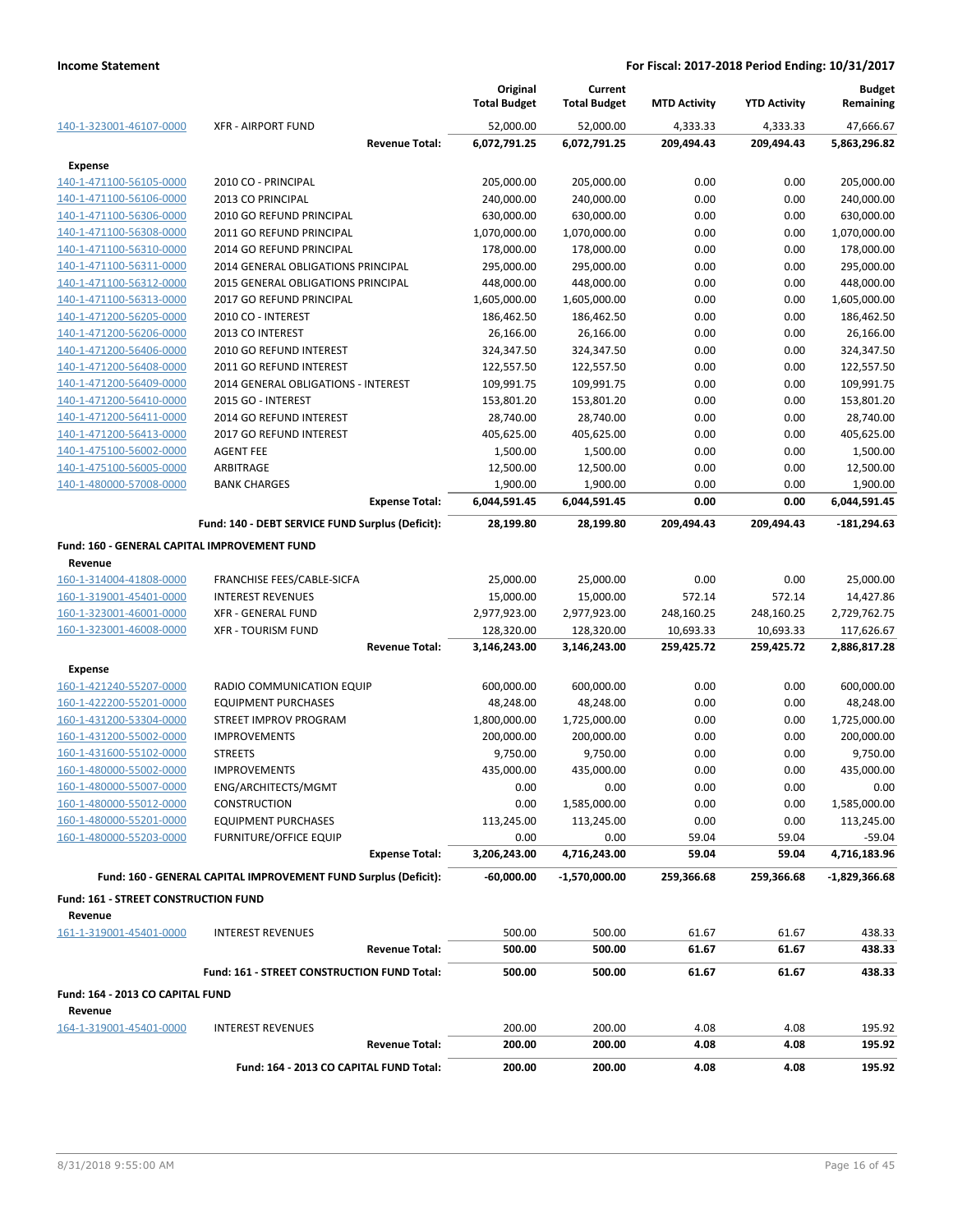| | | Original Total Budget | Current Total Budget | MTD Activity | YTD Activity | Budget Remaining |
|---|---|---|---|---|---|---|
| 140-1-323001-46107-0000 | XFR - AIRPORT FUND | 52,000.00 | 52,000.00 | 4,333.33 | 4,333.33 | 47,666.67 |
| | **Revenue Total:** | **6,072,791.25** | **6,072,791.25** | **209,494.43** | **209,494.43** | **5,863,296.82** |
| **Expense** | | | | | | |
| 140-1-471100-56105-0000 | 2010 CO - PRINCIPAL | 205,000.00 | 205,000.00 | 0.00 | 0.00 | 205,000.00 |
| 140-1-471100-56106-0000 | 2013 CO PRINCIPAL | 240,000.00 | 240,000.00 | 0.00 | 0.00 | 240,000.00 |
| 140-1-471100-56306-0000 | 2010 GO REFUND PRINCIPAL | 630,000.00 | 630,000.00 | 0.00 | 0.00 | 630,000.00 |
| 140-1-471100-56308-0000 | 2011 GO REFUND PRINCIPAL | 1,070,000.00 | 1,070,000.00 | 0.00 | 0.00 | 1,070,000.00 |
| 140-1-471100-56310-0000 | 2014 GO REFUND PRINCIPAL | 178,000.00 | 178,000.00 | 0.00 | 0.00 | 178,000.00 |
| 140-1-471100-56311-0000 | 2014 GENERAL OBLIGATIONS PRINCIPAL | 295,000.00 | 295,000.00 | 0.00 | 0.00 | 295,000.00 |
| 140-1-471100-56312-0000 | 2015 GENERAL OBLIGATIONS PRINCIPAL | 448,000.00 | 448,000.00 | 0.00 | 0.00 | 448,000.00 |
| 140-1-471100-56313-0000 | 2017 GO REFUND PRINCIPAL | 1,605,000.00 | 1,605,000.00 | 0.00 | 0.00 | 1,605,000.00 |
| 140-1-471200-56205-0000 | 2010 CO - INTEREST | 186,462.50 | 186,462.50 | 0.00 | 0.00 | 186,462.50 |
| 140-1-471200-56206-0000 | 2013 CO INTEREST | 26,166.00 | 26,166.00 | 0.00 | 0.00 | 26,166.00 |
| 140-1-471200-56406-0000 | 2010 GO REFUND INTEREST | 324,347.50 | 324,347.50 | 0.00 | 0.00 | 324,347.50 |
| 140-1-471200-56408-0000 | 2011 GO REFUND INTEREST | 122,557.50 | 122,557.50 | 0.00 | 0.00 | 122,557.50 |
| 140-1-471200-56409-0000 | 2014 GENERAL OBLIGATIONS - INTEREST | 109,991.75 | 109,991.75 | 0.00 | 0.00 | 109,991.75 |
| 140-1-471200-56410-0000 | 2015 GO - INTEREST | 153,801.20 | 153,801.20 | 0.00 | 0.00 | 153,801.20 |
| 140-1-471200-56411-0000 | 2014 GO REFUND INTEREST | 28,740.00 | 28,740.00 | 0.00 | 0.00 | 28,740.00 |
| 140-1-471200-56413-0000 | 2017 GO REFUND INTEREST | 405,625.00 | 405,625.00 | 0.00 | 0.00 | 405,625.00 |
| 140-1-475100-56002-0000 | AGENT FEE | 1,500.00 | 1,500.00 | 0.00 | 0.00 | 1,500.00 |
| 140-1-475100-56005-0000 | ARBITRAGE | 12,500.00 | 12,500.00 | 0.00 | 0.00 | 12,500.00 |
| 140-1-480000-57008-0000 | BANK CHARGES | 1,900.00 | 1,900.00 | 0.00 | 0.00 | 1,900.00 |
| | **Expense Total:** | **6,044,591.45** | **6,044,591.45** | **0.00** | **0.00** | **6,044,591.45** |
| | **Fund: 140 - DEBT SERVICE FUND Surplus (Deficit):** | **28,199.80** | **28,199.80** | **209,494.43** | **209,494.43** | **-181,294.63** |
| **Fund: 160 - GENERAL CAPITAL IMPROVEMENT FUND** | | | | | | |
| **Revenue** | | | | | | |
| 160-1-314004-41808-0000 | FRANCHISE FEES/CABLE-SICFA | 25,000.00 | 25,000.00 | 0.00 | 0.00 | 25,000.00 |
| 160-1-319001-45401-0000 | INTEREST REVENUES | 15,000.00 | 15,000.00 | 572.14 | 572.14 | 14,427.86 |
| 160-1-323001-46001-0000 | XFR - GENERAL FUND | 2,977,923.00 | 2,977,923.00 | 248,160.25 | 248,160.25 | 2,729,762.75 |
| 160-1-323001-46008-0000 | XFR - TOURISM FUND | 128,320.00 | 128,320.00 | 10,693.33 | 10,693.33 | 117,626.67 |
| | **Revenue Total:** | **3,146,243.00** | **3,146,243.00** | **259,425.72** | **259,425.72** | **2,886,817.28** |
| **Expense** | | | | | | |
| 160-1-421240-55207-0000 | RADIO COMMUNICATION EQUIP | 600,000.00 | 600,000.00 | 0.00 | 0.00 | 600,000.00 |
| 160-1-422200-55201-0000 | EQUIPMENT PURCHASES | 48,248.00 | 48,248.00 | 0.00 | 0.00 | 48,248.00 |
| 160-1-431200-53304-0000 | STREET IMPROV PROGRAM | 1,800,000.00 | 1,725,000.00 | 0.00 | 0.00 | 1,725,000.00 |
| 160-1-431200-55002-0000 | IMPROVEMENTS | 200,000.00 | 200,000.00 | 0.00 | 0.00 | 200,000.00 |
| 160-1-431600-55102-0000 | STREETS | 9,750.00 | 9,750.00 | 0.00 | 0.00 | 9,750.00 |
| 160-1-480000-55002-0000 | IMPROVEMENTS | 435,000.00 | 435,000.00 | 0.00 | 0.00 | 435,000.00 |
| 160-1-480000-55007-0000 | ENG/ARCHITECTS/MGMT | 0.00 | 0.00 | 0.00 | 0.00 | 0.00 |
| 160-1-480000-55012-0000 | CONSTRUCTION | 0.00 | 1,585,000.00 | 0.00 | 0.00 | 1,585,000.00 |
| 160-1-480000-55201-0000 | EQUIPMENT PURCHASES | 113,245.00 | 113,245.00 | 0.00 | 0.00 | 113,245.00 |
| 160-1-480000-55203-0000 | FURNITURE/OFFICE EQUIP | 0.00 | 0.00 | 59.04 | 59.04 | -59.04 |
| | **Expense Total:** | **3,206,243.00** | **4,716,243.00** | **59.04** | **59.04** | **4,716,183.96** |
| | **Fund: 160 - GENERAL CAPITAL IMPROVEMENT FUND Surplus (Deficit):** | **-60,000.00** | **-1,570,000.00** | **259,366.68** | **259,366.68** | **-1,829,366.68** |
| **Fund: 161 - STREET CONSTRUCTION FUND** | | | | | | |
| **Revenue** | | | | | | |
| 161-1-319001-45401-0000 | INTEREST REVENUES | 500.00 | 500.00 | 61.67 | 61.67 | 438.33 |
| | **Revenue Total:** | **500.00** | **500.00** | **61.67** | **61.67** | **438.33** |
| | **Fund: 161 - STREET CONSTRUCTION FUND Total:** | **500.00** | **500.00** | **61.67** | **61.67** | **438.33** |
| **Fund: 164 - 2013 CO CAPITAL FUND** | | | | | | |
| **Revenue** | | | | | | |
| 164-1-319001-45401-0000 | INTEREST REVENUES | 200.00 | 200.00 | 4.08 | 4.08 | 195.92 |
| | **Revenue Total:** | **200.00** | **200.00** | **4.08** | **4.08** | **195.92** |
| | **Fund: 164 - 2013 CO CAPITAL FUND Total:** | **200.00** | **200.00** | **4.08** | **4.08** | **195.92** |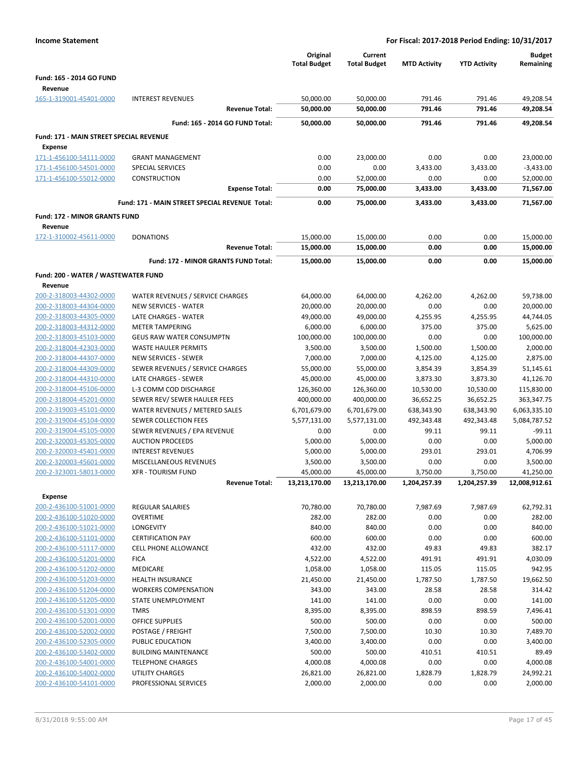**Income Statement** — For Fiscal: 2017-2018 Period Ending: 10/31/2017

| | | Original Total Budget | Current Total Budget | MTD Activity | YTD Activity | Budget Remaining |
|---|---|---|---|---|---|---|
| **Fund: 165 - 2014 GO FUND** | | | | | | |
| **Revenue** | | | | | | |
| 165-1-319001-45401-0000 | INTEREST REVENUES | 50,000.00 | 50,000.00 | 791.46 | 791.46 | 49,208.54 |
| | **Revenue Total:** | **50,000.00** | **50,000.00** | **791.46** | **791.46** | **49,208.54** |
| | **Fund: 165 - 2014 GO FUND Total:** | **50,000.00** | **50,000.00** | **791.46** | **791.46** | **49,208.54** |
| **Fund: 171 - MAIN STREET SPECIAL REVENUE** | | | | | | |
| **Expense** | | | | | | |
| 171-1-456100-54111-0000 | GRANT MANAGEMENT | 0.00 | 23,000.00 | 0.00 | 0.00 | 23,000.00 |
| 171-1-456100-54501-0000 | SPECIAL SERVICES | 0.00 | 0.00 | 3,433.00 | 3,433.00 | -3,433.00 |
| 171-1-456100-55012-0000 | CONSTRUCTION | 0.00 | 52,000.00 | 0.00 | 0.00 | 52,000.00 |
| | **Expense Total:** | **0.00** | **75,000.00** | **3,433.00** | **3,433.00** | **71,567.00** |
| | **Fund: 171 - MAIN STREET SPECIAL REVENUE Total:** | **0.00** | **75,000.00** | **3,433.00** | **3,433.00** | **71,567.00** |
| **Fund: 172 - MINOR GRANTS FUND** | | | | | | |
| **Revenue** | | | | | | |
| 172-1-310002-45611-0000 | DONATIONS | 15,000.00 | 15,000.00 | 0.00 | 0.00 | 15,000.00 |
| | **Revenue Total:** | **15,000.00** | **15,000.00** | **0.00** | **0.00** | **15,000.00** |
| | **Fund: 172 - MINOR GRANTS FUND Total:** | **15,000.00** | **15,000.00** | **0.00** | **0.00** | **15,000.00** |
| **Fund: 200 - WATER / WASTEWATER FUND** | | | | | | |
| **Revenue** | | | | | | |
| 200-2-318003-44302-0000 | WATER REVENUES / SERVICE CHARGES | 64,000.00 | 64,000.00 | 4,262.00 | 4,262.00 | 59,738.00 |
| 200-2-318003-44304-0000 | NEW SERVICES - WATER | 20,000.00 | 20,000.00 | 0.00 | 0.00 | 20,000.00 |
| 200-2-318003-44305-0000 | LATE CHARGES - WATER | 49,000.00 | 49,000.00 | 4,255.95 | 4,255.95 | 44,744.05 |
| 200-2-318003-44312-0000 | METER TAMPERING | 6,000.00 | 6,000.00 | 375.00 | 375.00 | 5,625.00 |
| 200-2-318003-45103-0000 | GEUS RAW WATER CONSUMPTN | 100,000.00 | 100,000.00 | 0.00 | 0.00 | 100,000.00 |
| 200-2-318004-42303-0000 | WASTE HAULER PERMITS | 3,500.00 | 3,500.00 | 1,500.00 | 1,500.00 | 2,000.00 |
| 200-2-318004-44307-0000 | NEW SERVICES - SEWER | 7,000.00 | 7,000.00 | 4,125.00 | 4,125.00 | 2,875.00 |
| 200-2-318004-44309-0000 | SEWER REVENUES / SERVICE CHARGES | 55,000.00 | 55,000.00 | 3,854.39 | 3,854.39 | 51,145.61 |
| 200-2-318004-44310-0000 | LATE CHARGES - SEWER | 45,000.00 | 45,000.00 | 3,873.30 | 3,873.30 | 41,126.70 |
| 200-2-318004-45106-0000 | L-3 COMM COD DISCHARGE | 126,360.00 | 126,360.00 | 10,530.00 | 10,530.00 | 115,830.00 |
| 200-2-318004-45201-0000 | SEWER REV/ SEWER HAULER FEES | 400,000.00 | 400,000.00 | 36,652.25 | 36,652.25 | 363,347.75 |
| 200-2-319003-45101-0000 | WATER REVENUES / METERED SALES | 6,701,679.00 | 6,701,679.00 | 638,343.90 | 638,343.90 | 6,063,335.10 |
| 200-2-319004-45104-0000 | SEWER COLLECTION FEES | 5,577,131.00 | 5,577,131.00 | 492,343.48 | 492,343.48 | 5,084,787.52 |
| 200-2-319004-45105-0000 | SEWER REVENUES / EPA REVENUE | 0.00 | 0.00 | 99.11 | 99.11 | -99.11 |
| 200-2-320003-45305-0000 | AUCTION PROCEEDS | 5,000.00 | 5,000.00 | 0.00 | 0.00 | 5,000.00 |
| 200-2-320003-45401-0000 | INTEREST REVENUES | 5,000.00 | 5,000.00 | 293.01 | 293.01 | 4,706.99 |
| 200-2-320003-45601-0000 | MISCELLANEOUS REVENUES | 3,500.00 | 3,500.00 | 0.00 | 0.00 | 3,500.00 |
| 200-2-323001-58013-0000 | XFR - TOURISM FUND | 45,000.00 | 45,000.00 | 3,750.00 | 3,750.00 | 41,250.00 |
| | **Revenue Total:** | **13,213,170.00** | **13,213,170.00** | **1,204,257.39** | **1,204,257.39** | **12,008,912.61** |
| **Expense** | | | | | | |
| 200-2-436100-51001-0000 | REGULAR SALARIES | 70,780.00 | 70,780.00 | 7,987.69 | 7,987.69 | 62,792.31 |
| 200-2-436100-51020-0000 | OVERTIME | 282.00 | 282.00 | 0.00 | 0.00 | 282.00 |
| 200-2-436100-51021-0000 | LONGEVITY | 840.00 | 840.00 | 0.00 | 0.00 | 840.00 |
| 200-2-436100-51101-0000 | CERTIFICATION PAY | 600.00 | 600.00 | 0.00 | 0.00 | 600.00 |
| 200-2-436100-51117-0000 | CELL PHONE ALLOWANCE | 432.00 | 432.00 | 49.83 | 49.83 | 382.17 |
| 200-2-436100-51201-0000 | FICA | 4,522.00 | 4,522.00 | 491.91 | 491.91 | 4,030.09 |
| 200-2-436100-51202-0000 | MEDICARE | 1,058.00 | 1,058.00 | 115.05 | 115.05 | 942.95 |
| 200-2-436100-51203-0000 | HEALTH INSURANCE | 21,450.00 | 21,450.00 | 1,787.50 | 1,787.50 | 19,662.50 |
| 200-2-436100-51204-0000 | WORKERS COMPENSATION | 343.00 | 343.00 | 28.58 | 28.58 | 314.42 |
| 200-2-436100-51205-0000 | STATE UNEMPLOYMENT | 141.00 | 141.00 | 0.00 | 0.00 | 141.00 |
| 200-2-436100-51301-0000 | TMRS | 8,395.00 | 8,395.00 | 898.59 | 898.59 | 7,496.41 |
| 200-2-436100-52001-0000 | OFFICE SUPPLIES | 500.00 | 500.00 | 0.00 | 0.00 | 500.00 |
| 200-2-436100-52002-0000 | POSTAGE / FREIGHT | 7,500.00 | 7,500.00 | 10.30 | 10.30 | 7,489.70 |
| 200-2-436100-52305-0000 | PUBLIC EDUCATION | 3,400.00 | 3,400.00 | 0.00 | 0.00 | 3,400.00 |
| 200-2-436100-53402-0000 | BUILDING MAINTENANCE | 500.00 | 500.00 | 410.51 | 410.51 | 89.49 |
| 200-2-436100-54001-0000 | TELEPHONE CHARGES | 4,000.08 | 4,000.08 | 0.00 | 0.00 | 4,000.08 |
| 200-2-436100-54002-0000 | UTILITY CHARGES | 26,821.00 | 26,821.00 | 1,828.79 | 1,828.79 | 24,992.21 |
| 200-2-436100-54101-0000 | PROFESSIONAL SERVICES | 2,000.00 | 2,000.00 | 0.00 | 0.00 | 2,000.00 |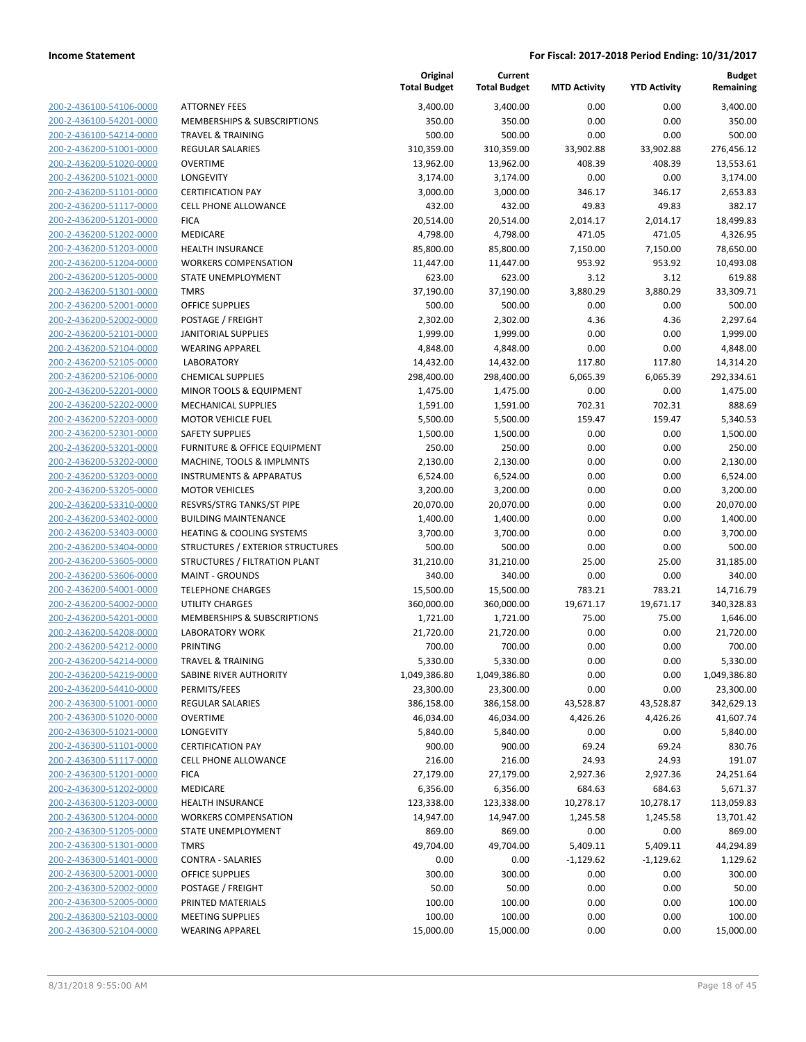**Income Statement** **For Fiscal: 2017-2018 Period Ending: 10/31/2017**

| | | Original Total Budget | Current Total Budget | MTD Activity | YTD Activity | Budget Remaining |
|---|---|---|---|---|---|---|
| 200-2-436100-54106-0000 | ATTORNEY FEES | 3,400.00 | 3,400.00 | 0.00 | 0.00 | 3,400.00 |
| 200-2-436100-54201-0000 | MEMBERSHIPS & SUBSCRIPTIONS | 350.00 | 350.00 | 0.00 | 0.00 | 350.00 |
| 200-2-436100-54214-0000 | TRAVEL & TRAINING | 500.00 | 500.00 | 0.00 | 0.00 | 500.00 |
| 200-2-436200-51001-0000 | REGULAR SALARIES | 310,359.00 | 310,359.00 | 33,902.88 | 33,902.88 | 276,456.12 |
| 200-2-436200-51020-0000 | OVERTIME | 13,962.00 | 13,962.00 | 408.39 | 408.39 | 13,553.61 |
| 200-2-436200-51021-0000 | LONGEVITY | 3,174.00 | 3,174.00 | 0.00 | 0.00 | 3,174.00 |
| 200-2-436200-51101-0000 | CERTIFICATION PAY | 3,000.00 | 3,000.00 | 346.17 | 346.17 | 2,653.83 |
| 200-2-436200-51117-0000 | CELL PHONE ALLOWANCE | 432.00 | 432.00 | 49.83 | 49.83 | 382.17 |
| 200-2-436200-51201-0000 | FICA | 20,514.00 | 20,514.00 | 2,014.17 | 2,014.17 | 18,499.83 |
| 200-2-436200-51202-0000 | MEDICARE | 4,798.00 | 4,798.00 | 471.05 | 471.05 | 4,326.95 |
| 200-2-436200-51203-0000 | HEALTH INSURANCE | 85,800.00 | 85,800.00 | 7,150.00 | 7,150.00 | 78,650.00 |
| 200-2-436200-51204-0000 | WORKERS COMPENSATION | 11,447.00 | 11,447.00 | 953.92 | 953.92 | 10,493.08 |
| 200-2-436200-51205-0000 | STATE UNEMPLOYMENT | 623.00 | 623.00 | 3.12 | 3.12 | 619.88 |
| 200-2-436200-51301-0000 | TMRS | 37,190.00 | 37,190.00 | 3,880.29 | 3,880.29 | 33,309.71 |
| 200-2-436200-52001-0000 | OFFICE SUPPLIES | 500.00 | 500.00 | 0.00 | 0.00 | 500.00 |
| 200-2-436200-52002-0000 | POSTAGE / FREIGHT | 2,302.00 | 2,302.00 | 4.36 | 4.36 | 2,297.64 |
| 200-2-436200-52101-0000 | JANITORIAL SUPPLIES | 1,999.00 | 1,999.00 | 0.00 | 0.00 | 1,999.00 |
| 200-2-436200-52104-0000 | WEARING APPAREL | 4,848.00 | 4,848.00 | 0.00 | 0.00 | 4,848.00 |
| 200-2-436200-52105-0000 | LABORATORY | 14,432.00 | 14,432.00 | 117.80 | 117.80 | 14,314.20 |
| 200-2-436200-52106-0000 | CHEMICAL SUPPLIES | 298,400.00 | 298,400.00 | 6,065.39 | 6,065.39 | 292,334.61 |
| 200-2-436200-52201-0000 | MINOR TOOLS & EQUIPMENT | 1,475.00 | 1,475.00 | 0.00 | 0.00 | 1,475.00 |
| 200-2-436200-52202-0000 | MECHANICAL SUPPLIES | 1,591.00 | 1,591.00 | 702.31 | 702.31 | 888.69 |
| 200-2-436200-52203-0000 | MOTOR VEHICLE FUEL | 5,500.00 | 5,500.00 | 159.47 | 159.47 | 5,340.53 |
| 200-2-436200-52301-0000 | SAFETY SUPPLIES | 1,500.00 | 1,500.00 | 0.00 | 0.00 | 1,500.00 |
| 200-2-436200-53201-0000 | FURNITURE & OFFICE EQUIPMENT | 250.00 | 250.00 | 0.00 | 0.00 | 250.00 |
| 200-2-436200-53202-0000 | MACHINE, TOOLS & IMPLMNTS | 2,130.00 | 2,130.00 | 0.00 | 0.00 | 2,130.00 |
| 200-2-436200-53203-0000 | INSTRUMENTS & APPARATUS | 6,524.00 | 6,524.00 | 0.00 | 0.00 | 6,524.00 |
| 200-2-436200-53205-0000 | MOTOR VEHICLES | 3,200.00 | 3,200.00 | 0.00 | 0.00 | 3,200.00 |
| 200-2-436200-53310-0000 | RESVRS/STRG TANKS/ST PIPE | 20,070.00 | 20,070.00 | 0.00 | 0.00 | 20,070.00 |
| 200-2-436200-53402-0000 | BUILDING MAINTENANCE | 1,400.00 | 1,400.00 | 0.00 | 0.00 | 1,400.00 |
| 200-2-436200-53403-0000 | HEATING & COOLING SYSTEMS | 3,700.00 | 3,700.00 | 0.00 | 0.00 | 3,700.00 |
| 200-2-436200-53404-0000 | STRUCTURES / EXTERIOR STRUCTURES | 500.00 | 500.00 | 0.00 | 0.00 | 500.00 |
| 200-2-436200-53605-0000 | STRUCTURES / FILTRATION PLANT | 31,210.00 | 31,210.00 | 25.00 | 25.00 | 31,185.00 |
| 200-2-436200-53606-0000 | MAINT - GROUNDS | 340.00 | 340.00 | 0.00 | 0.00 | 340.00 |
| 200-2-436200-54001-0000 | TELEPHONE CHARGES | 15,500.00 | 15,500.00 | 783.21 | 783.21 | 14,716.79 |
| 200-2-436200-54002-0000 | UTILITY CHARGES | 360,000.00 | 360,000.00 | 19,671.17 | 19,671.17 | 340,328.83 |
| 200-2-436200-54201-0000 | MEMBERSHIPS & SUBSCRIPTIONS | 1,721.00 | 1,721.00 | 75.00 | 75.00 | 1,646.00 |
| 200-2-436200-54208-0000 | LABORATORY WORK | 21,720.00 | 21,720.00 | 0.00 | 0.00 | 21,720.00 |
| 200-2-436200-54212-0000 | PRINTING | 700.00 | 700.00 | 0.00 | 0.00 | 700.00 |
| 200-2-436200-54214-0000 | TRAVEL & TRAINING | 5,330.00 | 5,330.00 | 0.00 | 0.00 | 5,330.00 |
| 200-2-436200-54219-0000 | SABINE RIVER AUTHORITY | 1,049,386.80 | 1,049,386.80 | 0.00 | 0.00 | 1,049,386.80 |
| 200-2-436200-54410-0000 | PERMITS/FEES | 23,300.00 | 23,300.00 | 0.00 | 0.00 | 23,300.00 |
| 200-2-436300-51001-0000 | REGULAR SALARIES | 386,158.00 | 386,158.00 | 43,528.87 | 43,528.87 | 342,629.13 |
| 200-2-436300-51020-0000 | OVERTIME | 46,034.00 | 46,034.00 | 4,426.26 | 4,426.26 | 41,607.74 |
| 200-2-436300-51021-0000 | LONGEVITY | 5,840.00 | 5,840.00 | 0.00 | 0.00 | 5,840.00 |
| 200-2-436300-51101-0000 | CERTIFICATION PAY | 900.00 | 900.00 | 69.24 | 69.24 | 830.76 |
| 200-2-436300-51117-0000 | CELL PHONE ALLOWANCE | 216.00 | 216.00 | 24.93 | 24.93 | 191.07 |
| 200-2-436300-51201-0000 | FICA | 27,179.00 | 27,179.00 | 2,927.36 | 2,927.36 | 24,251.64 |
| 200-2-436300-51202-0000 | MEDICARE | 6,356.00 | 6,356.00 | 684.63 | 684.63 | 5,671.37 |
| 200-2-436300-51203-0000 | HEALTH INSURANCE | 123,338.00 | 123,338.00 | 10,278.17 | 10,278.17 | 113,059.83 |
| 200-2-436300-51204-0000 | WORKERS COMPENSATION | 14,947.00 | 14,947.00 | 1,245.58 | 1,245.58 | 13,701.42 |
| 200-2-436300-51205-0000 | STATE UNEMPLOYMENT | 869.00 | 869.00 | 0.00 | 0.00 | 869.00 |
| 200-2-436300-51301-0000 | TMRS | 49,704.00 | 49,704.00 | 5,409.11 | 5,409.11 | 44,294.89 |
| 200-2-436300-51401-0000 | CONTRA - SALARIES | 0.00 | 0.00 | -1,129.62 | -1,129.62 | 1,129.62 |
| 200-2-436300-52001-0000 | OFFICE SUPPLIES | 300.00 | 300.00 | 0.00 | 0.00 | 300.00 |
| 200-2-436300-52002-0000 | POSTAGE / FREIGHT | 50.00 | 50.00 | 0.00 | 0.00 | 50.00 |
| 200-2-436300-52005-0000 | PRINTED MATERIALS | 100.00 | 100.00 | 0.00 | 0.00 | 100.00 |
| 200-2-436300-52103-0000 | MEETING SUPPLIES | 100.00 | 100.00 | 0.00 | 0.00 | 100.00 |
| 200-2-436300-52104-0000 | WEARING APPAREL | 15,000.00 | 15,000.00 | 0.00 | 0.00 | 15,000.00 |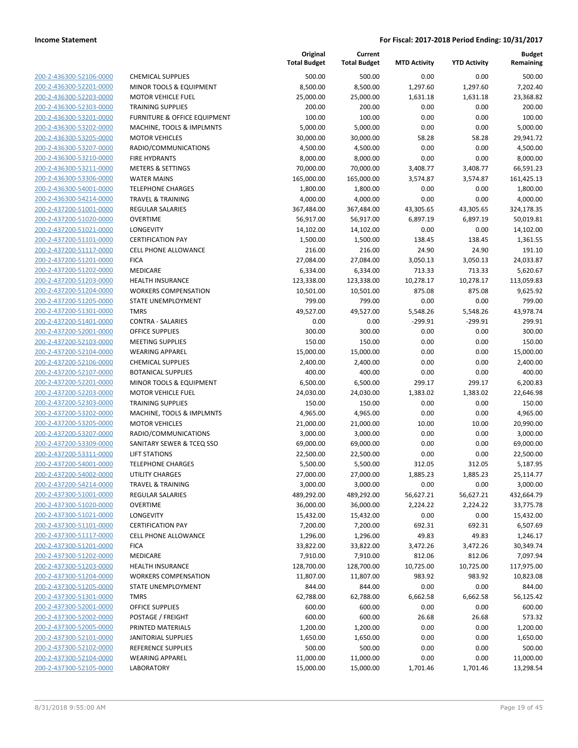**Income Statement** | **For Fiscal: 2017-2018 Period Ending: 10/31/2017**

| | | Original Total Budget | Current Total Budget | MTD Activity | YTD Activity | Budget Remaining |
|---|---|---|---|---|---|---|
| 200-2-436300-52106-0000 | CHEMICAL SUPPLIES | 500.00 | 500.00 | 0.00 | 0.00 | 500.00 |
| 200-2-436300-52201-0000 | MINOR TOOLS & EQUIPMENT | 8,500.00 | 8,500.00 | 1,297.60 | 1,297.60 | 7,202.40 |
| 200-2-436300-52203-0000 | MOTOR VEHICLE FUEL | 25,000.00 | 25,000.00 | 1,631.18 | 1,631.18 | 23,368.82 |
| 200-2-436300-52303-0000 | TRAINING SUPPLIES | 200.00 | 200.00 | 0.00 | 0.00 | 200.00 |
| 200-2-436300-53201-0000 | FURNITURE & OFFICE EQUIPMENT | 100.00 | 100.00 | 0.00 | 0.00 | 100.00 |
| 200-2-436300-53202-0000 | MACHINE, TOOLS & IMPLMNTS | 5,000.00 | 5,000.00 | 0.00 | 0.00 | 5,000.00 |
| 200-2-436300-53205-0000 | MOTOR VEHICLES | 30,000.00 | 30,000.00 | 58.28 | 58.28 | 29,941.72 |
| 200-2-436300-53207-0000 | RADIO/COMMUNICATIONS | 4,500.00 | 4,500.00 | 0.00 | 0.00 | 4,500.00 |
| 200-2-436300-53210-0000 | FIRE HYDRANTS | 8,000.00 | 8,000.00 | 0.00 | 0.00 | 8,000.00 |
| 200-2-436300-53211-0000 | METERS & SETTINGS | 70,000.00 | 70,000.00 | 3,408.77 | 3,408.77 | 66,591.23 |
| 200-2-436300-53306-0000 | WATER MAINS | 165,000.00 | 165,000.00 | 3,574.87 | 3,574.87 | 161,425.13 |
| 200-2-436300-54001-0000 | TELEPHONE CHARGES | 1,800.00 | 1,800.00 | 0.00 | 0.00 | 1,800.00 |
| 200-2-436300-54214-0000 | TRAVEL & TRAINING | 4,000.00 | 4,000.00 | 0.00 | 0.00 | 4,000.00 |
| 200-2-437200-51001-0000 | REGULAR SALARIES | 367,484.00 | 367,484.00 | 43,305.65 | 43,305.65 | 324,178.35 |
| 200-2-437200-51020-0000 | OVERTIME | 56,917.00 | 56,917.00 | 6,897.19 | 6,897.19 | 50,019.81 |
| 200-2-437200-51021-0000 | LONGEVITY | 14,102.00 | 14,102.00 | 0.00 | 0.00 | 14,102.00 |
| 200-2-437200-51101-0000 | CERTIFICATION PAY | 1,500.00 | 1,500.00 | 138.45 | 138.45 | 1,361.55 |
| 200-2-437200-51117-0000 | CELL PHONE ALLOWANCE | 216.00 | 216.00 | 24.90 | 24.90 | 191.10 |
| 200-2-437200-51201-0000 | FICA | 27,084.00 | 27,084.00 | 3,050.13 | 3,050.13 | 24,033.87 |
| 200-2-437200-51202-0000 | MEDICARE | 6,334.00 | 6,334.00 | 713.33 | 713.33 | 5,620.67 |
| 200-2-437200-51203-0000 | HEALTH INSURANCE | 123,338.00 | 123,338.00 | 10,278.17 | 10,278.17 | 113,059.83 |
| 200-2-437200-51204-0000 | WORKERS COMPENSATION | 10,501.00 | 10,501.00 | 875.08 | 875.08 | 9,625.92 |
| 200-2-437200-51205-0000 | STATE UNEMPLOYMENT | 799.00 | 799.00 | 0.00 | 0.00 | 799.00 |
| 200-2-437200-51301-0000 | TMRS | 49,527.00 | 49,527.00 | 5,548.26 | 5,548.26 | 43,978.74 |
| 200-2-437200-51401-0000 | CONTRA - SALARIES | 0.00 | 0.00 | -299.91 | -299.91 | 299.91 |
| 200-2-437200-52001-0000 | OFFICE SUPPLIES | 300.00 | 300.00 | 0.00 | 0.00 | 300.00 |
| 200-2-437200-52103-0000 | MEETING SUPPLIES | 150.00 | 150.00 | 0.00 | 0.00 | 150.00 |
| 200-2-437200-52104-0000 | WEARING APPAREL | 15,000.00 | 15,000.00 | 0.00 | 0.00 | 15,000.00 |
| 200-2-437200-52106-0000 | CHEMICAL SUPPLIES | 2,400.00 | 2,400.00 | 0.00 | 0.00 | 2,400.00 |
| 200-2-437200-52107-0000 | BOTANICAL SUPPLIES | 400.00 | 400.00 | 0.00 | 0.00 | 400.00 |
| 200-2-437200-52201-0000 | MINOR TOOLS & EQUIPMENT | 6,500.00 | 6,500.00 | 299.17 | 299.17 | 6,200.83 |
| 200-2-437200-52203-0000 | MOTOR VEHICLE FUEL | 24,030.00 | 24,030.00 | 1,383.02 | 1,383.02 | 22,646.98 |
| 200-2-437200-52303-0000 | TRAINING SUPPLIES | 150.00 | 150.00 | 0.00 | 0.00 | 150.00 |
| 200-2-437200-53202-0000 | MACHINE, TOOLS & IMPLMNTS | 4,965.00 | 4,965.00 | 0.00 | 0.00 | 4,965.00 |
| 200-2-437200-53205-0000 | MOTOR VEHICLES | 21,000.00 | 21,000.00 | 10.00 | 10.00 | 20,990.00 |
| 200-2-437200-53207-0000 | RADIO/COMMUNICATIONS | 3,000.00 | 3,000.00 | 0.00 | 0.00 | 3,000.00 |
| 200-2-437200-53309-0000 | SANITARY SEWER & TCEQ SSO | 69,000.00 | 69,000.00 | 0.00 | 0.00 | 69,000.00 |
| 200-2-437200-53311-0000 | LIFT STATIONS | 22,500.00 | 22,500.00 | 0.00 | 0.00 | 22,500.00 |
| 200-2-437200-54001-0000 | TELEPHONE CHARGES | 5,500.00 | 5,500.00 | 312.05 | 312.05 | 5,187.95 |
| 200-2-437200-54002-0000 | UTILITY CHARGES | 27,000.00 | 27,000.00 | 1,885.23 | 1,885.23 | 25,114.77 |
| 200-2-437200-54214-0000 | TRAVEL & TRAINING | 3,000.00 | 3,000.00 | 0.00 | 0.00 | 3,000.00 |
| 200-2-437300-51001-0000 | REGULAR SALARIES | 489,292.00 | 489,292.00 | 56,627.21 | 56,627.21 | 432,664.79 |
| 200-2-437300-51020-0000 | OVERTIME | 36,000.00 | 36,000.00 | 2,224.22 | 2,224.22 | 33,775.78 |
| 200-2-437300-51021-0000 | LONGEVITY | 15,432.00 | 15,432.00 | 0.00 | 0.00 | 15,432.00 |
| 200-2-437300-51101-0000 | CERTIFICATION PAY | 7,200.00 | 7,200.00 | 692.31 | 692.31 | 6,507.69 |
| 200-2-437300-51117-0000 | CELL PHONE ALLOWANCE | 1,296.00 | 1,296.00 | 49.83 | 49.83 | 1,246.17 |
| 200-2-437300-51201-0000 | FICA | 33,822.00 | 33,822.00 | 3,472.26 | 3,472.26 | 30,349.74 |
| 200-2-437300-51202-0000 | MEDICARE | 7,910.00 | 7,910.00 | 812.06 | 812.06 | 7,097.94 |
| 200-2-437300-51203-0000 | HEALTH INSURANCE | 128,700.00 | 128,700.00 | 10,725.00 | 10,725.00 | 117,975.00 |
| 200-2-437300-51204-0000 | WORKERS COMPENSATION | 11,807.00 | 11,807.00 | 983.92 | 983.92 | 10,823.08 |
| 200-2-437300-51205-0000 | STATE UNEMPLOYMENT | 844.00 | 844.00 | 0.00 | 0.00 | 844.00 |
| 200-2-437300-51301-0000 | TMRS | 62,788.00 | 62,788.00 | 6,662.58 | 6,662.58 | 56,125.42 |
| 200-2-437300-52001-0000 | OFFICE SUPPLIES | 600.00 | 600.00 | 0.00 | 0.00 | 600.00 |
| 200-2-437300-52002-0000 | POSTAGE / FREIGHT | 600.00 | 600.00 | 26.68 | 26.68 | 573.32 |
| 200-2-437300-52005-0000 | PRINTED MATERIALS | 1,200.00 | 1,200.00 | 0.00 | 0.00 | 1,200.00 |
| 200-2-437300-52101-0000 | JANITORIAL SUPPLIES | 1,650.00 | 1,650.00 | 0.00 | 0.00 | 1,650.00 |
| 200-2-437300-52102-0000 | REFERENCE SUPPLIES | 500.00 | 500.00 | 0.00 | 0.00 | 500.00 |
| 200-2-437300-52104-0000 | WEARING APPAREL | 11,000.00 | 11,000.00 | 0.00 | 0.00 | 11,000.00 |
| 200-2-437300-52105-0000 | LABORATORY | 15,000.00 | 15,000.00 | 1,701.46 | 1,701.46 | 13,298.54 |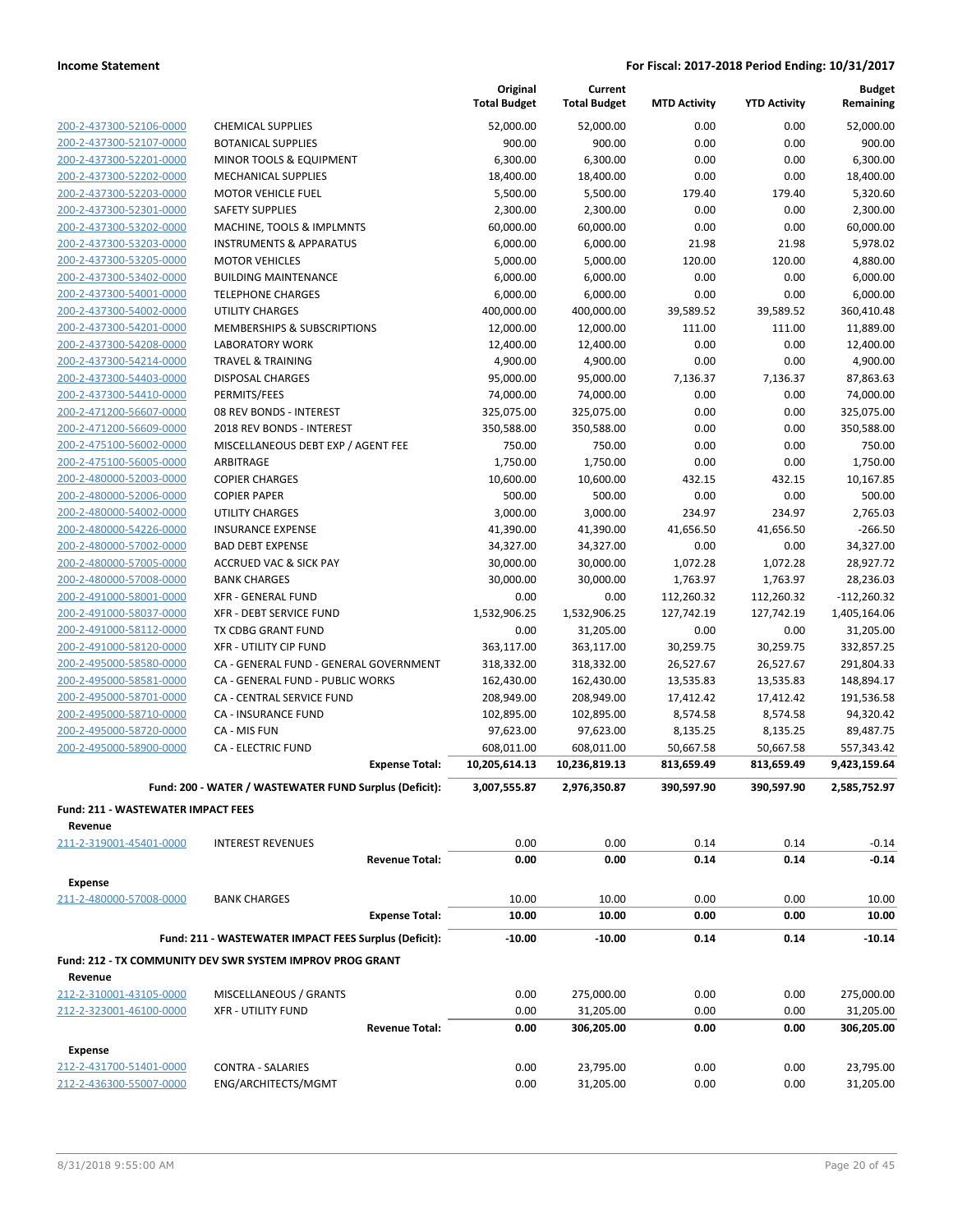**Income Statement** &nbsp;&nbsp;&nbsp;&nbsp; **For Fiscal: 2017-2018 Period Ending: 10/31/2017**

| | | Original Total Budget | Current Total Budget | MTD Activity | YTD Activity | Budget Remaining |
|---|---|---|---|---|---|---|
| 200-2-437300-52106-0000 | CHEMICAL SUPPLIES | 52,000.00 | 52,000.00 | 0.00 | 0.00 | 52,000.00 |
| 200-2-437300-52107-0000 | BOTANICAL SUPPLIES | 900.00 | 900.00 | 0.00 | 0.00 | 900.00 |
| 200-2-437300-52201-0000 | MINOR TOOLS & EQUIPMENT | 6,300.00 | 6,300.00 | 0.00 | 0.00 | 6,300.00 |
| 200-2-437300-52202-0000 | MECHANICAL SUPPLIES | 18,400.00 | 18,400.00 | 0.00 | 0.00 | 18,400.00 |
| 200-2-437300-52203-0000 | MOTOR VEHICLE FUEL | 5,500.00 | 5,500.00 | 179.40 | 179.40 | 5,320.60 |
| 200-2-437300-52301-0000 | SAFETY SUPPLIES | 2,300.00 | 2,300.00 | 0.00 | 0.00 | 2,300.00 |
| 200-2-437300-53202-0000 | MACHINE, TOOLS & IMPLMNTS | 60,000.00 | 60,000.00 | 0.00 | 0.00 | 60,000.00 |
| 200-2-437300-53203-0000 | INSTRUMENTS & APPARATUS | 6,000.00 | 6,000.00 | 21.98 | 21.98 | 5,978.02 |
| 200-2-437300-53205-0000 | MOTOR VEHICLES | 5,000.00 | 5,000.00 | 120.00 | 120.00 | 4,880.00 |
| 200-2-437300-53402-0000 | BUILDING MAINTENANCE | 6,000.00 | 6,000.00 | 0.00 | 0.00 | 6,000.00 |
| 200-2-437300-54001-0000 | TELEPHONE CHARGES | 6,000.00 | 6,000.00 | 0.00 | 0.00 | 6,000.00 |
| 200-2-437300-54002-0000 | UTILITY CHARGES | 400,000.00 | 400,000.00 | 39,589.52 | 39,589.52 | 360,410.48 |
| 200-2-437300-54201-0000 | MEMBERSHIPS & SUBSCRIPTIONS | 12,000.00 | 12,000.00 | 111.00 | 111.00 | 11,889.00 |
| 200-2-437300-54208-0000 | LABORATORY WORK | 12,400.00 | 12,400.00 | 0.00 | 0.00 | 12,400.00 |
| 200-2-437300-54214-0000 | TRAVEL & TRAINING | 4,900.00 | 4,900.00 | 0.00 | 0.00 | 4,900.00 |
| 200-2-437300-54403-0000 | DISPOSAL CHARGES | 95,000.00 | 95,000.00 | 7,136.37 | 7,136.37 | 87,863.63 |
| 200-2-437300-54410-0000 | PERMITS/FEES | 74,000.00 | 74,000.00 | 0.00 | 0.00 | 74,000.00 |
| 200-2-471200-56607-0000 | 08 REV BONDS - INTEREST | 325,075.00 | 325,075.00 | 0.00 | 0.00 | 325,075.00 |
| 200-2-471200-56609-0000 | 2018 REV BONDS - INTEREST | 350,588.00 | 350,588.00 | 0.00 | 0.00 | 350,588.00 |
| 200-2-475100-56002-0000 | MISCELLANEOUS DEBT EXP / AGENT FEE | 750.00 | 750.00 | 0.00 | 0.00 | 750.00 |
| 200-2-475100-56005-0000 | ARBITRAGE | 1,750.00 | 1,750.00 | 0.00 | 0.00 | 1,750.00 |
| 200-2-480000-52003-0000 | COPIER CHARGES | 10,600.00 | 10,600.00 | 432.15 | 432.15 | 10,167.85 |
| 200-2-480000-52006-0000 | COPIER PAPER | 500.00 | 500.00 | 0.00 | 0.00 | 500.00 |
| 200-2-480000-54002-0000 | UTILITY CHARGES | 3,000.00 | 3,000.00 | 234.97 | 234.97 | 2,765.03 |
| 200-2-480000-54226-0000 | INSURANCE EXPENSE | 41,390.00 | 41,390.00 | 41,656.50 | 41,656.50 | -266.50 |
| 200-2-480000-57002-0000 | BAD DEBT EXPENSE | 34,327.00 | 34,327.00 | 0.00 | 0.00 | 34,327.00 |
| 200-2-480000-57005-0000 | ACCRUED VAC & SICK PAY | 30,000.00 | 30,000.00 | 1,072.28 | 1,072.28 | 28,927.72 |
| 200-2-480000-57008-0000 | BANK CHARGES | 30,000.00 | 30,000.00 | 1,763.97 | 1,763.97 | 28,236.03 |
| 200-2-491000-58001-0000 | XFR - GENERAL FUND | 0.00 | 0.00 | 112,260.32 | 112,260.32 | -112,260.32 |
| 200-2-491000-58037-0000 | XFR - DEBT SERVICE FUND | 1,532,906.25 | 1,532,906.25 | 127,742.19 | 127,742.19 | 1,405,164.06 |
| 200-2-491000-58112-0000 | TX CDBG GRANT FUND | 0.00 | 31,205.00 | 0.00 | 0.00 | 31,205.00 |
| 200-2-491000-58120-0000 | XFR - UTILITY CIP FUND | 363,117.00 | 363,117.00 | 30,259.75 | 30,259.75 | 332,857.25 |
| 200-2-495000-58580-0000 | CA - GENERAL FUND - GENERAL GOVERNMENT | 318,332.00 | 318,332.00 | 26,527.67 | 26,527.67 | 291,804.33 |
| 200-2-495000-58581-0000 | CA - GENERAL FUND - PUBLIC WORKS | 162,430.00 | 162,430.00 | 13,535.83 | 13,535.83 | 148,894.17 |
| 200-2-495000-58701-0000 | CA - CENTRAL SERVICE FUND | 208,949.00 | 208,949.00 | 17,412.42 | 17,412.42 | 191,536.58 |
| 200-2-495000-58710-0000 | CA - INSURANCE FUND | 102,895.00 | 102,895.00 | 8,574.58 | 8,574.58 | 94,320.42 |
| 200-2-495000-58720-0000 | CA - MIS FUN | 97,623.00 | 97,623.00 | 8,135.25 | 8,135.25 | 89,487.75 |
| 200-2-495000-58900-0000 | CA - ELECTRIC FUND | 608,011.00 | 608,011.00 | 50,667.58 | 50,667.58 | 557,343.42 |
| | **Expense Total:** | **10,205,614.13** | **10,236,819.13** | **813,659.49** | **813,659.49** | **9,423,159.64** |
| | **Fund: 200 - WATER / WASTEWATER FUND Surplus (Deficit):** | **3,007,555.87** | **2,976,350.87** | **390,597.90** | **390,597.90** | **2,585,752.97** |

**Fund: 211 - WASTEWATER IMPACT FEES**

**Revenue**

| | | Original Total Budget | Current Total Budget | MTD Activity | YTD Activity | Budget Remaining |
|---|---|---|---|---|---|---|
| 211-2-319001-45401-0000 | INTEREST REVENUES | 0.00 | 0.00 | 0.14 | 0.14 | -0.14 |
| | **Revenue Total:** | **0.00** | **0.00** | **0.14** | **0.14** | **-0.14** |

**Expense**

| | | Original Total Budget | Current Total Budget | MTD Activity | YTD Activity | Budget Remaining |
|---|---|---|---|---|---|---|
| 211-2-480000-57008-0000 | BANK CHARGES | 10.00 | 10.00 | 0.00 | 0.00 | 10.00 |
| | **Expense Total:** | **10.00** | **10.00** | **0.00** | **0.00** | **10.00** |
| | **Fund: 211 - WASTEWATER IMPACT FEES Surplus (Deficit):** | **-10.00** | **-10.00** | **0.14** | **0.14** | **-10.14** |

**Fund: 212 - TX COMMUNITY DEV SWR SYSTEM IMPROV PROG GRANT**

**Revenue**

| | | Original Total Budget | Current Total Budget | MTD Activity | YTD Activity | Budget Remaining |
|---|---|---|---|---|---|---|
| 212-2-310001-43105-0000 | MISCELLANEOUS / GRANTS | 0.00 | 275,000.00 | 0.00 | 0.00 | 275,000.00 |
| 212-2-323001-46100-0000 | XFR - UTILITY FUND | 0.00 | 31,205.00 | 0.00 | 0.00 | 31,205.00 |
| | **Revenue Total:** | **0.00** | **306,205.00** | **0.00** | **0.00** | **306,205.00** |

**Expense**

| | | Original Total Budget | Current Total Budget | MTD Activity | YTD Activity | Budget Remaining |
|---|---|---|---|---|---|---|
| 212-2-431700-51401-0000 | CONTRA - SALARIES | 0.00 | 23,795.00 | 0.00 | 0.00 | 23,795.00 |
| 212-2-436300-55007-0000 | ENG/ARCHITECTS/MGMT | 0.00 | 31,205.00 | 0.00 | 0.00 | 31,205.00 |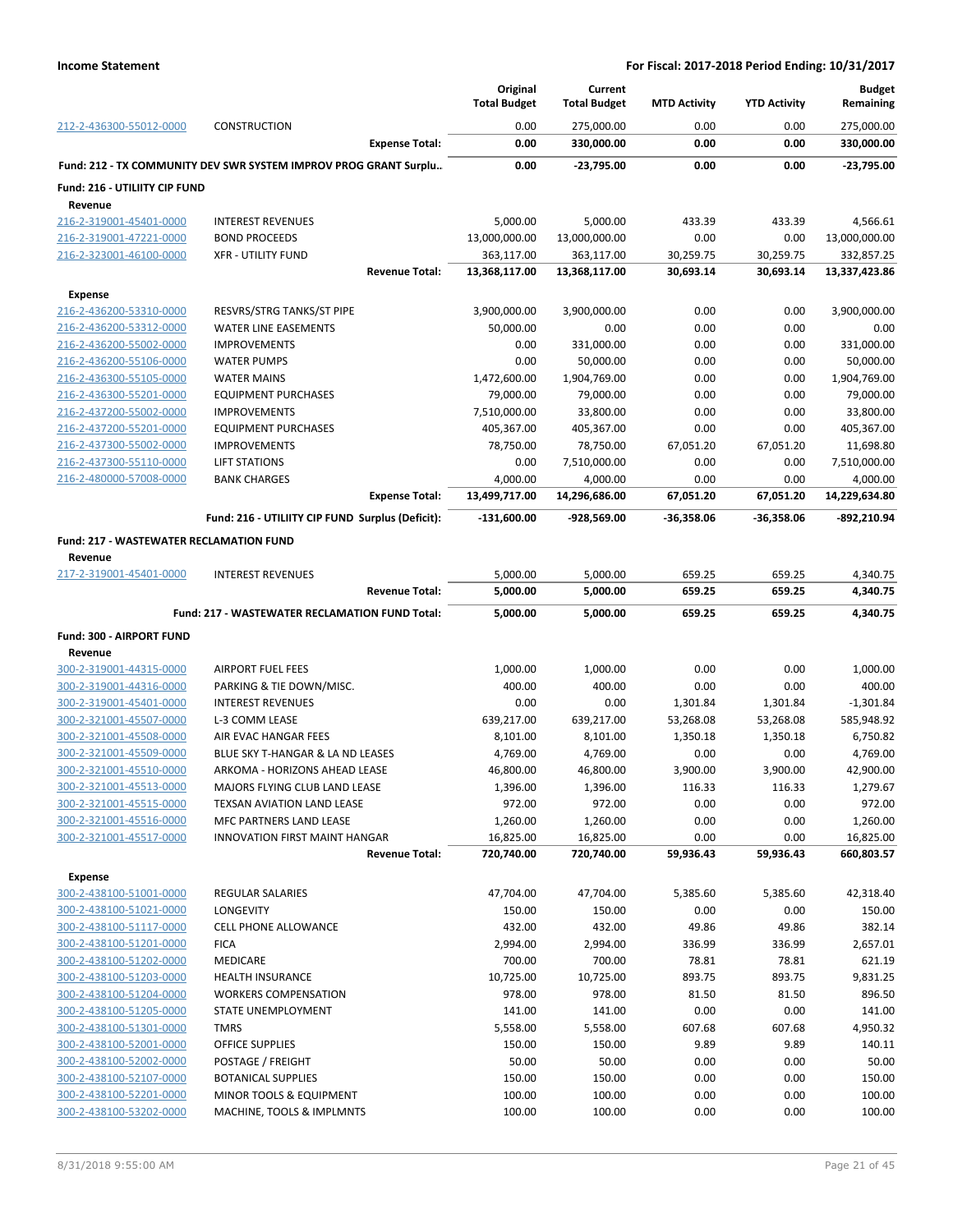**Income Statement** — For Fiscal: 2017-2018 Period Ending: 10/31/2017

| | | Original Total Budget | Current Total Budget | MTD Activity | YTD Activity | Budget Remaining |
|---|---|---|---|---|---|---|
| 212-2-436300-55012-0000 | CONSTRUCTION | 0.00 | 275,000.00 | 0.00 | 0.00 | 275,000.00 |
| | **Expense Total:** | **0.00** | **330,000.00** | **0.00** | **0.00** | **330,000.00** |
| **Fund: 212 - TX COMMUNITY DEV SWR SYSTEM IMPROV PROG GRANT Surplu..** | | **0.00** | **-23,795.00** | **0.00** | **0.00** | **-23,795.00** |
| **Fund: 216 - UTILIITY CIP FUND** | | | | | | |
| **Revenue** | | | | | | |
| 216-2-319001-45401-0000 | INTEREST REVENUES | 5,000.00 | 5,000.00 | 433.39 | 433.39 | 4,566.61 |
| 216-2-319001-47221-0000 | BOND PROCEEDS | 13,000,000.00 | 13,000,000.00 | 0.00 | 0.00 | 13,000,000.00 |
| 216-2-323001-46100-0000 | XFR - UTILITY FUND | 363,117.00 | 363,117.00 | 30,259.75 | 30,259.75 | 332,857.25 |
| | **Revenue Total:** | **13,368,117.00** | **13,368,117.00** | **30,693.14** | **30,693.14** | **13,337,423.86** |
| **Expense** | | | | | | |
| 216-2-436200-53310-0000 | RESVRS/STRG TANKS/ST PIPE | 3,900,000.00 | 3,900,000.00 | 0.00 | 0.00 | 3,900,000.00 |
| 216-2-436200-53312-0000 | WATER LINE EASEMENTS | 50,000.00 | 0.00 | 0.00 | 0.00 | 0.00 |
| 216-2-436200-55002-0000 | IMPROVEMENTS | 0.00 | 331,000.00 | 0.00 | 0.00 | 331,000.00 |
| 216-2-436200-55106-0000 | WATER PUMPS | 0.00 | 50,000.00 | 0.00 | 0.00 | 50,000.00 |
| 216-2-436300-55105-0000 | WATER MAINS | 1,472,600.00 | 1,904,769.00 | 0.00 | 0.00 | 1,904,769.00 |
| 216-2-436300-55201-0000 | EQUIPMENT PURCHASES | 79,000.00 | 79,000.00 | 0.00 | 0.00 | 79,000.00 |
| 216-2-437200-55002-0000 | IMPROVEMENTS | 7,510,000.00 | 33,800.00 | 0.00 | 0.00 | 33,800.00 |
| 216-2-437200-55201-0000 | EQUIPMENT PURCHASES | 405,367.00 | 405,367.00 | 0.00 | 0.00 | 405,367.00 |
| 216-2-437300-55002-0000 | IMPROVEMENTS | 78,750.00 | 78,750.00 | 67,051.20 | 67,051.20 | 11,698.80 |
| 216-2-437300-55110-0000 | LIFT STATIONS | 0.00 | 7,510,000.00 | 0.00 | 0.00 | 7,510,000.00 |
| 216-2-480000-57008-0000 | BANK CHARGES | 4,000.00 | 4,000.00 | 0.00 | 0.00 | 4,000.00 |
| | **Expense Total:** | **13,499,717.00** | **14,296,686.00** | **67,051.20** | **67,051.20** | **14,229,634.80** |
| | **Fund: 216 - UTILIITY CIP FUND Surplus (Deficit):** | **-131,600.00** | **-928,569.00** | **-36,358.06** | **-36,358.06** | **-892,210.94** |
| **Fund: 217 - WASTEWATER RECLAMATION FUND** | | | | | | |
| **Revenue** | | | | | | |
| 217-2-319001-45401-0000 | INTEREST REVENUES | 5,000.00 | 5,000.00 | 659.25 | 659.25 | 4,340.75 |
| | **Revenue Total:** | **5,000.00** | **5,000.00** | **659.25** | **659.25** | **4,340.75** |
| | **Fund: 217 - WASTEWATER RECLAMATION FUND Total:** | **5,000.00** | **5,000.00** | **659.25** | **659.25** | **4,340.75** |
| **Fund: 300 - AIRPORT FUND** | | | | | | |
| **Revenue** | | | | | | |
| 300-2-319001-44315-0000 | AIRPORT FUEL FEES | 1,000.00 | 1,000.00 | 0.00 | 0.00 | 1,000.00 |
| 300-2-319001-44316-0000 | PARKING & TIE DOWN/MISC. | 400.00 | 400.00 | 0.00 | 0.00 | 400.00 |
| 300-2-319001-45401-0000 | INTEREST REVENUES | 0.00 | 0.00 | 1,301.84 | 1,301.84 | -1,301.84 |
| 300-2-321001-45507-0000 | L-3 COMM LEASE | 639,217.00 | 639,217.00 | 53,268.08 | 53,268.08 | 585,948.92 |
| 300-2-321001-45508-0000 | AIR EVAC HANGAR FEES | 8,101.00 | 8,101.00 | 1,350.18 | 1,350.18 | 6,750.82 |
| 300-2-321001-45509-0000 | BLUE SKY T-HANGAR & LA ND LEASES | 4,769.00 | 4,769.00 | 0.00 | 0.00 | 4,769.00 |
| 300-2-321001-45510-0000 | ARKOMA - HORIZONS AHEAD LEASE | 46,800.00 | 46,800.00 | 3,900.00 | 3,900.00 | 42,900.00 |
| 300-2-321001-45513-0000 | MAJORS FLYING CLUB LAND LEASE | 1,396.00 | 1,396.00 | 116.33 | 116.33 | 1,279.67 |
| 300-2-321001-45515-0000 | TEXSAN AVIATION LAND LEASE | 972.00 | 972.00 | 0.00 | 0.00 | 972.00 |
| 300-2-321001-45516-0000 | MFC PARTNERS LAND LEASE | 1,260.00 | 1,260.00 | 0.00 | 0.00 | 1,260.00 |
| 300-2-321001-45517-0000 | INNOVATION FIRST MAINT HANGAR | 16,825.00 | 16,825.00 | 0.00 | 0.00 | 16,825.00 |
| | **Revenue Total:** | **720,740.00** | **720,740.00** | **59,936.43** | **59,936.43** | **660,803.57** |
| **Expense** | | | | | | |
| 300-2-438100-51001-0000 | REGULAR SALARIES | 47,704.00 | 47,704.00 | 5,385.60 | 5,385.60 | 42,318.40 |
| 300-2-438100-51021-0000 | LONGEVITY | 150.00 | 150.00 | 0.00 | 0.00 | 150.00 |
| 300-2-438100-51117-0000 | CELL PHONE ALLOWANCE | 432.00 | 432.00 | 49.86 | 49.86 | 382.14 |
| 300-2-438100-51201-0000 | FICA | 2,994.00 | 2,994.00 | 336.99 | 336.99 | 2,657.01 |
| 300-2-438100-51202-0000 | MEDICARE | 700.00 | 700.00 | 78.81 | 78.81 | 621.19 |
| 300-2-438100-51203-0000 | HEALTH INSURANCE | 10,725.00 | 10,725.00 | 893.75 | 893.75 | 9,831.25 |
| 300-2-438100-51204-0000 | WORKERS COMPENSATION | 978.00 | 978.00 | 81.50 | 81.50 | 896.50 |
| 300-2-438100-51205-0000 | STATE UNEMPLOYMENT | 141.00 | 141.00 | 0.00 | 0.00 | 141.00 |
| 300-2-438100-51301-0000 | TMRS | 5,558.00 | 5,558.00 | 607.68 | 607.68 | 4,950.32 |
| 300-2-438100-52001-0000 | OFFICE SUPPLIES | 150.00 | 150.00 | 9.89 | 9.89 | 140.11 |
| 300-2-438100-52002-0000 | POSTAGE / FREIGHT | 50.00 | 50.00 | 0.00 | 0.00 | 50.00 |
| 300-2-438100-52107-0000 | BOTANICAL SUPPLIES | 150.00 | 150.00 | 0.00 | 0.00 | 150.00 |
| 300-2-438100-52201-0000 | MINOR TOOLS & EQUIPMENT | 100.00 | 100.00 | 0.00 | 0.00 | 100.00 |
| 300-2-438100-53202-0000 | MACHINE, TOOLS & IMPLMNTS | 100.00 | 100.00 | 0.00 | 0.00 | 100.00 |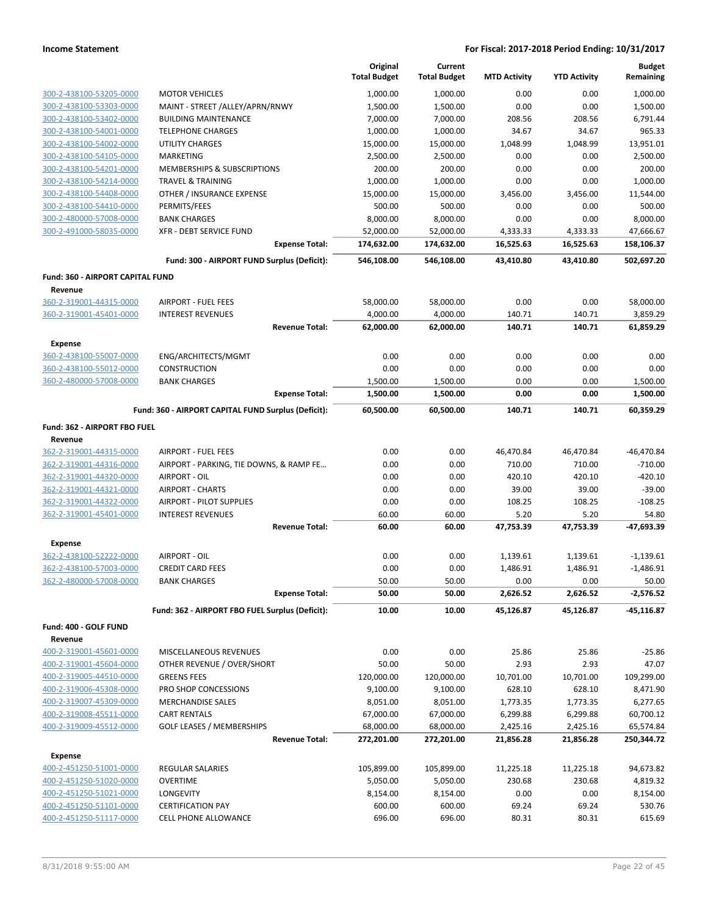**Income Statement** — For Fiscal: 2017-2018 Period Ending: 10/31/2017

| | | Original Total Budget | Current Total Budget | MTD Activity | YTD Activity | Budget Remaining |
|---|---|---|---|---|---|---|
| 300-2-438100-53205-0000 | MOTOR VEHICLES | 1,000.00 | 1,000.00 | 0.00 | 0.00 | 1,000.00 |
| 300-2-438100-53303-0000 | MAINT - STREET /ALLEY/APRN/RNWY | 1,500.00 | 1,500.00 | 0.00 | 0.00 | 1,500.00 |
| 300-2-438100-53402-0000 | BUILDING MAINTENANCE | 7,000.00 | 7,000.00 | 208.56 | 208.56 | 6,791.44 |
| 300-2-438100-54001-0000 | TELEPHONE CHARGES | 1,000.00 | 1,000.00 | 34.67 | 34.67 | 965.33 |
| 300-2-438100-54002-0000 | UTILITY CHARGES | 15,000.00 | 15,000.00 | 1,048.99 | 1,048.99 | 13,951.01 |
| 300-2-438100-54105-0000 | MARKETING | 2,500.00 | 2,500.00 | 0.00 | 0.00 | 2,500.00 |
| 300-2-438100-54201-0000 | MEMBERSHIPS & SUBSCRIPTIONS | 200.00 | 200.00 | 0.00 | 0.00 | 200.00 |
| 300-2-438100-54214-0000 | TRAVEL & TRAINING | 1,000.00 | 1,000.00 | 0.00 | 0.00 | 1,000.00 |
| 300-2-438100-54408-0000 | OTHER / INSURANCE EXPENSE | 15,000.00 | 15,000.00 | 3,456.00 | 3,456.00 | 11,544.00 |
| 300-2-438100-54410-0000 | PERMITS/FEES | 500.00 | 500.00 | 0.00 | 0.00 | 500.00 |
| 300-2-480000-57008-0000 | BANK CHARGES | 8,000.00 | 8,000.00 | 0.00 | 0.00 | 8,000.00 |
| 300-2-491000-58035-0000 | XFR - DEBT SERVICE FUND | 52,000.00 | 52,000.00 | 4,333.33 | 4,333.33 | 47,666.67 |
| | **Expense Total:** | **174,632.00** | **174,632.00** | **16,525.63** | **16,525.63** | **158,106.37** |
| | **Fund: 300 - AIRPORT FUND Surplus (Deficit):** | **546,108.00** | **546,108.00** | **43,410.80** | **43,410.80** | **502,697.20** |
| **Fund: 360 - AIRPORT CAPITAL FUND** | | | | | | |
| **Revenue** | | | | | | |
| 360-2-319001-44315-0000 | AIRPORT - FUEL FEES | 58,000.00 | 58,000.00 | 0.00 | 0.00 | 58,000.00 |
| 360-2-319001-45401-0000 | INTEREST REVENUES | 4,000.00 | 4,000.00 | 140.71 | 140.71 | 3,859.29 |
| | **Revenue Total:** | **62,000.00** | **62,000.00** | **140.71** | **140.71** | **61,859.29** |
| **Expense** | | | | | | |
| 360-2-438100-55007-0000 | ENG/ARCHITECTS/MGMT | 0.00 | 0.00 | 0.00 | 0.00 | 0.00 |
| 360-2-438100-55012-0000 | CONSTRUCTION | 0.00 | 0.00 | 0.00 | 0.00 | 0.00 |
| 360-2-480000-57008-0000 | BANK CHARGES | 1,500.00 | 1,500.00 | 0.00 | 0.00 | 1,500.00 |
| | **Expense Total:** | **1,500.00** | **1,500.00** | **0.00** | **0.00** | **1,500.00** |
| | **Fund: 360 - AIRPORT CAPITAL FUND Surplus (Deficit):** | **60,500.00** | **60,500.00** | **140.71** | **140.71** | **60,359.29** |
| **Fund: 362 - AIRPORT FBO FUEL** | | | | | | |
| **Revenue** | | | | | | |
| 362-2-319001-44315-0000 | AIRPORT - FUEL FEES | 0.00 | 0.00 | 46,470.84 | 46,470.84 | -46,470.84 |
| 362-2-319001-44316-0000 | AIRPORT - PARKING, TIE DOWNS, & RAMP FE... | 0.00 | 0.00 | 710.00 | 710.00 | -710.00 |
| 362-2-319001-44320-0000 | AIRPORT - OIL | 0.00 | 0.00 | 420.10 | 420.10 | -420.10 |
| 362-2-319001-44321-0000 | AIRPORT - CHARTS | 0.00 | 0.00 | 39.00 | 39.00 | -39.00 |
| 362-2-319001-44322-0000 | AIRPORT - PILOT SUPPLIES | 0.00 | 0.00 | 108.25 | 108.25 | -108.25 |
| 362-2-319001-45401-0000 | INTEREST REVENUES | 60.00 | 60.00 | 5.20 | 5.20 | 54.80 |
| | **Revenue Total:** | **60.00** | **60.00** | **47,753.39** | **47,753.39** | **-47,693.39** |
| **Expense** | | | | | | |
| 362-2-438100-52222-0000 | AIRPORT - OIL | 0.00 | 0.00 | 1,139.61 | 1,139.61 | -1,139.61 |
| 362-2-438100-57003-0000 | CREDIT CARD FEES | 0.00 | 0.00 | 1,486.91 | 1,486.91 | -1,486.91 |
| 362-2-480000-57008-0000 | BANK CHARGES | 50.00 | 50.00 | 0.00 | 0.00 | 50.00 |
| | **Expense Total:** | **50.00** | **50.00** | **2,626.52** | **2,626.52** | **-2,576.52** |
| | **Fund: 362 - AIRPORT FBO FUEL Surplus (Deficit):** | **10.00** | **10.00** | **45,126.87** | **45,126.87** | **-45,116.87** |
| **Fund: 400 - GOLF FUND** | | | | | | |
| **Revenue** | | | | | | |
| 400-2-319001-45601-0000 | MISCELLANEOUS REVENUES | 0.00 | 0.00 | 25.86 | 25.86 | -25.86 |
| 400-2-319001-45604-0000 | OTHER REVENUE / OVER/SHORT | 50.00 | 50.00 | 2.93 | 2.93 | 47.07 |
| 400-2-319005-44510-0000 | GREENS FEES | 120,000.00 | 120,000.00 | 10,701.00 | 10,701.00 | 109,299.00 |
| 400-2-319006-45308-0000 | PRO SHOP CONCESSIONS | 9,100.00 | 9,100.00 | 628.10 | 628.10 | 8,471.90 |
| 400-2-319007-45309-0000 | MERCHANDISE SALES | 8,051.00 | 8,051.00 | 1,773.35 | 1,773.35 | 6,277.65 |
| 400-2-319008-45511-0000 | CART RENTALS | 67,000.00 | 67,000.00 | 6,299.88 | 6,299.88 | 60,700.12 |
| 400-2-319009-45512-0000 | GOLF LEASES / MEMBERSHIPS | 68,000.00 | 68,000.00 | 2,425.16 | 2,425.16 | 65,574.84 |
| | **Revenue Total:** | **272,201.00** | **272,201.00** | **21,856.28** | **21,856.28** | **250,344.72** |
| **Expense** | | | | | | |
| 400-2-451250-51001-0000 | REGULAR SALARIES | 105,899.00 | 105,899.00 | 11,225.18 | 11,225.18 | 94,673.82 |
| 400-2-451250-51020-0000 | OVERTIME | 5,050.00 | 5,050.00 | 230.68 | 230.68 | 4,819.32 |
| 400-2-451250-51021-0000 | LONGEVITY | 8,154.00 | 8,154.00 | 0.00 | 0.00 | 8,154.00 |
| 400-2-451250-51101-0000 | CERTIFICATION PAY | 600.00 | 600.00 | 69.24 | 69.24 | 530.76 |
| 400-2-451250-51117-0000 | CELL PHONE ALLOWANCE | 696.00 | 696.00 | 80.31 | 80.31 | 615.69 |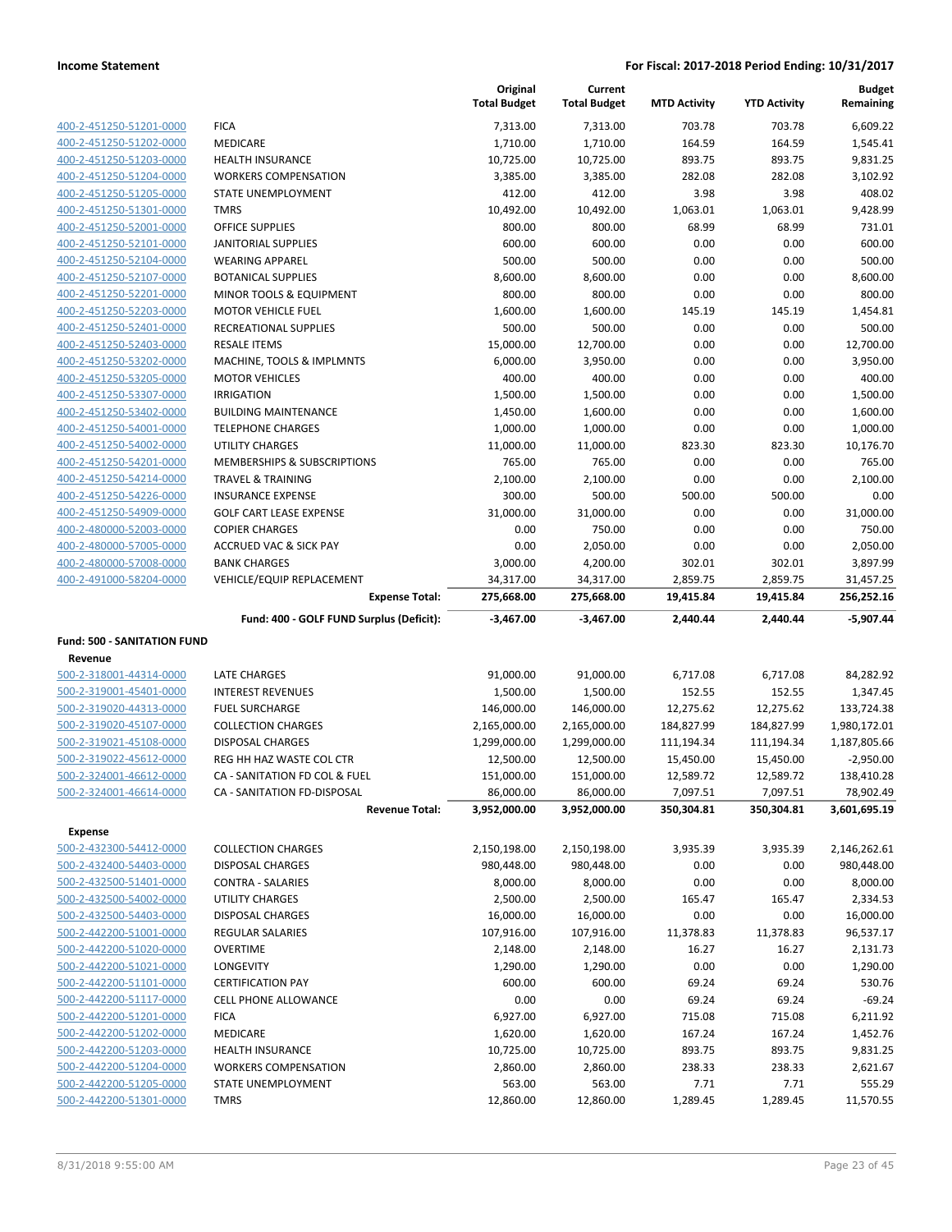**Income Statement** **For Fiscal: 2017-2018 Period Ending: 10/31/2017**

| | | Original Total Budget | Current Total Budget | MTD Activity | YTD Activity | Budget Remaining |
|---|---|---|---|---|---|---|
| 400-2-451250-51201-0000 | FICA | 7,313.00 | 7,313.00 | 703.78 | 703.78 | 6,609.22 |
| 400-2-451250-51202-0000 | MEDICARE | 1,710.00 | 1,710.00 | 164.59 | 164.59 | 1,545.41 |
| 400-2-451250-51203-0000 | HEALTH INSURANCE | 10,725.00 | 10,725.00 | 893.75 | 893.75 | 9,831.25 |
| 400-2-451250-51204-0000 | WORKERS COMPENSATION | 3,385.00 | 3,385.00 | 282.08 | 282.08 | 3,102.92 |
| 400-2-451250-51205-0000 | STATE UNEMPLOYMENT | 412.00 | 412.00 | 3.98 | 3.98 | 408.02 |
| 400-2-451250-51301-0000 | TMRS | 10,492.00 | 10,492.00 | 1,063.01 | 1,063.01 | 9,428.99 |
| 400-2-451250-52001-0000 | OFFICE SUPPLIES | 800.00 | 800.00 | 68.99 | 68.99 | 731.01 |
| 400-2-451250-52101-0000 | JANITORIAL SUPPLIES | 600.00 | 600.00 | 0.00 | 0.00 | 600.00 |
| 400-2-451250-52104-0000 | WEARING APPAREL | 500.00 | 500.00 | 0.00 | 0.00 | 500.00 |
| 400-2-451250-52107-0000 | BOTANICAL SUPPLIES | 8,600.00 | 8,600.00 | 0.00 | 0.00 | 8,600.00 |
| 400-2-451250-52201-0000 | MINOR TOOLS & EQUIPMENT | 800.00 | 800.00 | 0.00 | 0.00 | 800.00 |
| 400-2-451250-52203-0000 | MOTOR VEHICLE FUEL | 1,600.00 | 1,600.00 | 145.19 | 145.19 | 1,454.81 |
| 400-2-451250-52401-0000 | RECREATIONAL SUPPLIES | 500.00 | 500.00 | 0.00 | 0.00 | 500.00 |
| 400-2-451250-52403-0000 | RESALE ITEMS | 15,000.00 | 12,700.00 | 0.00 | 0.00 | 12,700.00 |
| 400-2-451250-53202-0000 | MACHINE, TOOLS & IMPLMNTS | 6,000.00 | 3,950.00 | 0.00 | 0.00 | 3,950.00 |
| 400-2-451250-53205-0000 | MOTOR VEHICLES | 400.00 | 400.00 | 0.00 | 0.00 | 400.00 |
| 400-2-451250-53307-0000 | IRRIGATION | 1,500.00 | 1,500.00 | 0.00 | 0.00 | 1,500.00 |
| 400-2-451250-53402-0000 | BUILDING MAINTENANCE | 1,450.00 | 1,600.00 | 0.00 | 0.00 | 1,600.00 |
| 400-2-451250-54001-0000 | TELEPHONE CHARGES | 1,000.00 | 1,000.00 | 0.00 | 0.00 | 1,000.00 |
| 400-2-451250-54002-0000 | UTILITY CHARGES | 11,000.00 | 11,000.00 | 823.30 | 823.30 | 10,176.70 |
| 400-2-451250-54201-0000 | MEMBERSHIPS & SUBSCRIPTIONS | 765.00 | 765.00 | 0.00 | 0.00 | 765.00 |
| 400-2-451250-54214-0000 | TRAVEL & TRAINING | 2,100.00 | 2,100.00 | 0.00 | 0.00 | 2,100.00 |
| 400-2-451250-54226-0000 | INSURANCE EXPENSE | 300.00 | 500.00 | 500.00 | 500.00 | 0.00 |
| 400-2-451250-54909-0000 | GOLF CART LEASE EXPENSE | 31,000.00 | 31,000.00 | 0.00 | 0.00 | 31,000.00 |
| 400-2-480000-52003-0000 | COPIER CHARGES | 0.00 | 750.00 | 0.00 | 0.00 | 750.00 |
| 400-2-480000-57005-0000 | ACCRUED VAC & SICK PAY | 0.00 | 2,050.00 | 0.00 | 0.00 | 2,050.00 |
| 400-2-480000-57008-0000 | BANK CHARGES | 3,000.00 | 4,200.00 | 302.01 | 302.01 | 3,897.99 |
| 400-2-491000-58204-0000 | VEHICLE/EQUIP REPLACEMENT | 34,317.00 | 34,317.00 | 2,859.75 | 2,859.75 | 31,457.25 |
| | **Expense Total:** | **275,668.00** | **275,668.00** | **19,415.84** | **19,415.84** | **256,252.16** |
| | **Fund: 400 - GOLF FUND Surplus (Deficit):** | **-3,467.00** | **-3,467.00** | **2,440.44** | **2,440.44** | **-5,907.44** |
| **Fund: 500 - SANITATION FUND** | | | | | | |
| **Revenue** | | | | | | |
| 500-2-318001-44314-0000 | LATE CHARGES | 91,000.00 | 91,000.00 | 6,717.08 | 6,717.08 | 84,282.92 |
| 500-2-319001-45401-0000 | INTEREST REVENUES | 1,500.00 | 1,500.00 | 152.55 | 152.55 | 1,347.45 |
| 500-2-319020-44313-0000 | FUEL SURCHARGE | 146,000.00 | 146,000.00 | 12,275.62 | 12,275.62 | 133,724.38 |
| 500-2-319020-45107-0000 | COLLECTION CHARGES | 2,165,000.00 | 2,165,000.00 | 184,827.99 | 184,827.99 | 1,980,172.01 |
| 500-2-319021-45108-0000 | DISPOSAL CHARGES | 1,299,000.00 | 1,299,000.00 | 111,194.34 | 111,194.34 | 1,187,805.66 |
| 500-2-319022-45612-0000 | REG HH HAZ WASTE COL CTR | 12,500.00 | 12,500.00 | 15,450.00 | 15,450.00 | -2,950.00 |
| 500-2-324001-46612-0000 | CA - SANITATION FD COL & FUEL | 151,000.00 | 151,000.00 | 12,589.72 | 12,589.72 | 138,410.28 |
| 500-2-324001-46614-0000 | CA - SANITATION FD-DISPOSAL | 86,000.00 | 86,000.00 | 7,097.51 | 7,097.51 | 78,902.49 |
| | **Revenue Total:** | **3,952,000.00** | **3,952,000.00** | **350,304.81** | **350,304.81** | **3,601,695.19** |
| **Expense** | | | | | | |
| 500-2-432300-54412-0000 | COLLECTION CHARGES | 2,150,198.00 | 2,150,198.00 | 3,935.39 | 3,935.39 | 2,146,262.61 |
| 500-2-432400-54403-0000 | DISPOSAL CHARGES | 980,448.00 | 980,448.00 | 0.00 | 0.00 | 980,448.00 |
| 500-2-432500-51401-0000 | CONTRA - SALARIES | 8,000.00 | 8,000.00 | 0.00 | 0.00 | 8,000.00 |
| 500-2-432500-54002-0000 | UTILITY CHARGES | 2,500.00 | 2,500.00 | 165.47 | 165.47 | 2,334.53 |
| 500-2-432500-54403-0000 | DISPOSAL CHARGES | 16,000.00 | 16,000.00 | 0.00 | 0.00 | 16,000.00 |
| 500-2-442200-51001-0000 | REGULAR SALARIES | 107,916.00 | 107,916.00 | 11,378.83 | 11,378.83 | 96,537.17 |
| 500-2-442200-51020-0000 | OVERTIME | 2,148.00 | 2,148.00 | 16.27 | 16.27 | 2,131.73 |
| 500-2-442200-51021-0000 | LONGEVITY | 1,290.00 | 1,290.00 | 0.00 | 0.00 | 1,290.00 |
| 500-2-442200-51101-0000 | CERTIFICATION PAY | 600.00 | 600.00 | 69.24 | 69.24 | 530.76 |
| 500-2-442200-51117-0000 | CELL PHONE ALLOWANCE | 0.00 | 0.00 | 69.24 | 69.24 | -69.24 |
| 500-2-442200-51201-0000 | FICA | 6,927.00 | 6,927.00 | 715.08 | 715.08 | 6,211.92 |
| 500-2-442200-51202-0000 | MEDICARE | 1,620.00 | 1,620.00 | 167.24 | 167.24 | 1,452.76 |
| 500-2-442200-51203-0000 | HEALTH INSURANCE | 10,725.00 | 10,725.00 | 893.75 | 893.75 | 9,831.25 |
| 500-2-442200-51204-0000 | WORKERS COMPENSATION | 2,860.00 | 2,860.00 | 238.33 | 238.33 | 2,621.67 |
| 500-2-442200-51205-0000 | STATE UNEMPLOYMENT | 563.00 | 563.00 | 7.71 | 7.71 | 555.29 |
| 500-2-442200-51301-0000 | TMRS | 12,860.00 | 12,860.00 | 1,289.45 | 1,289.45 | 11,570.55 |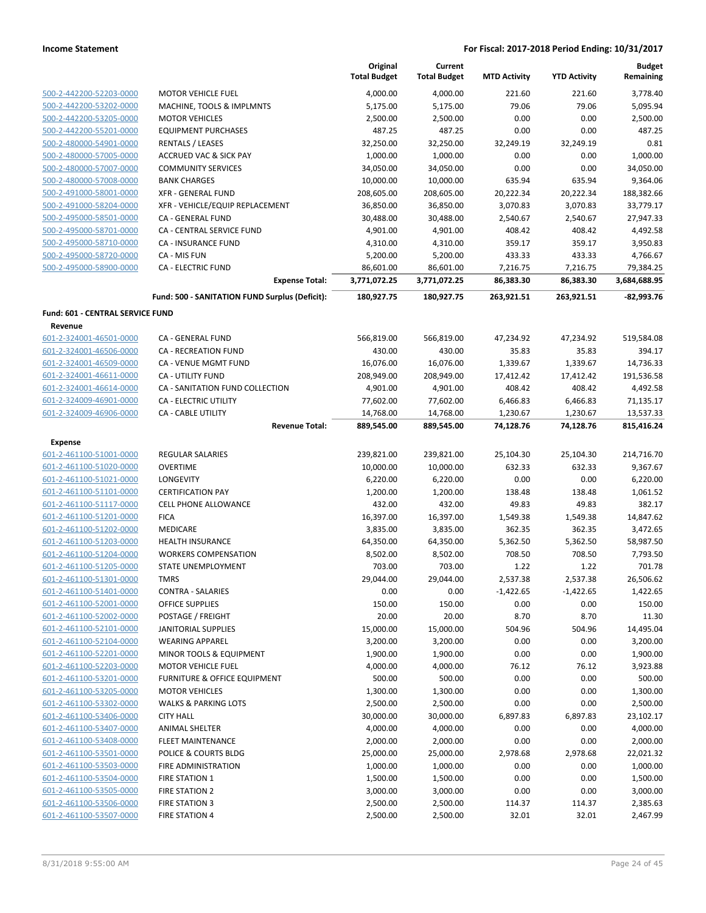**Income Statement** — **For Fiscal: 2017-2018 Period Ending: 10/31/2017**

| | | Original Total Budget | Current Total Budget | MTD Activity | YTD Activity | Budget Remaining |
|---|---|---|---|---|---|---|
| 500-2-442200-52203-0000 | MOTOR VEHICLE FUEL | 4,000.00 | 4,000.00 | 221.60 | 221.60 | 3,778.40 |
| 500-2-442200-53202-0000 | MACHINE, TOOLS & IMPLMNTS | 5,175.00 | 5,175.00 | 79.06 | 79.06 | 5,095.94 |
| 500-2-442200-53205-0000 | MOTOR VEHICLES | 2,500.00 | 2,500.00 | 0.00 | 0.00 | 2,500.00 |
| 500-2-442200-55201-0000 | EQUIPMENT PURCHASES | 487.25 | 487.25 | 0.00 | 0.00 | 487.25 |
| 500-2-480000-54901-0000 | RENTALS / LEASES | 32,250.00 | 32,250.00 | 32,249.19 | 32,249.19 | 0.81 |
| 500-2-480000-57005-0000 | ACCRUED VAC & SICK PAY | 1,000.00 | 1,000.00 | 0.00 | 0.00 | 1,000.00 |
| 500-2-480000-57007-0000 | COMMUNITY SERVICES | 34,050.00 | 34,050.00 | 0.00 | 0.00 | 34,050.00 |
| 500-2-480000-57008-0000 | BANK CHARGES | 10,000.00 | 10,000.00 | 635.94 | 635.94 | 9,364.06 |
| 500-2-491000-58001-0000 | XFR - GENERAL FUND | 208,605.00 | 208,605.00 | 20,222.34 | 20,222.34 | 188,382.66 |
| 500-2-491000-58204-0000 | XFR - VEHICLE/EQUIP REPLACEMENT | 36,850.00 | 36,850.00 | 3,070.83 | 3,070.83 | 33,779.17 |
| 500-2-495000-58501-0000 | CA - GENERAL FUND | 30,488.00 | 30,488.00 | 2,540.67 | 2,540.67 | 27,947.33 |
| 500-2-495000-58701-0000 | CA - CENTRAL SERVICE FUND | 4,901.00 | 4,901.00 | 408.42 | 408.42 | 4,492.58 |
| 500-2-495000-58710-0000 | CA - INSURANCE FUND | 4,310.00 | 4,310.00 | 359.17 | 359.17 | 3,950.83 |
| 500-2-495000-58720-0000 | CA - MIS FUN | 5,200.00 | 5,200.00 | 433.33 | 433.33 | 4,766.67 |
| 500-2-495000-58900-0000 | CA - ELECTRIC FUND | 86,601.00 | 86,601.00 | 7,216.75 | 7,216.75 | 79,384.25 |
| | **Expense Total:** | **3,771,072.25** | **3,771,072.25** | **86,383.30** | **86,383.30** | **3,684,688.95** |
| | **Fund: 500 - SANITATION FUND Surplus (Deficit):** | **180,927.75** | **180,927.75** | **263,921.51** | **263,921.51** | **-82,993.76** |
| **Fund: 601 - CENTRAL SERVICE FUND** | | | | | | |
| **Revenue** | | | | | | |
| 601-2-324001-46501-0000 | CA - GENERAL FUND | 566,819.00 | 566,819.00 | 47,234.92 | 47,234.92 | 519,584.08 |
| 601-2-324001-46506-0000 | CA - RECREATION FUND | 430.00 | 430.00 | 35.83 | 35.83 | 394.17 |
| 601-2-324001-46509-0000 | CA - VENUE MGMT FUND | 16,076.00 | 16,076.00 | 1,339.67 | 1,339.67 | 14,736.33 |
| 601-2-324001-46611-0000 | CA - UTILITY FUND | 208,949.00 | 208,949.00 | 17,412.42 | 17,412.42 | 191,536.58 |
| 601-2-324001-46614-0000 | CA - SANITATION FUND COLLECTION | 4,901.00 | 4,901.00 | 408.42 | 408.42 | 4,492.58 |
| 601-2-324009-46901-0000 | CA - ELECTRIC UTILITY | 77,602.00 | 77,602.00 | 6,466.83 | 6,466.83 | 71,135.17 |
| 601-2-324009-46906-0000 | CA - CABLE UTILITY | 14,768.00 | 14,768.00 | 1,230.67 | 1,230.67 | 13,537.33 |
| | **Revenue Total:** | **889,545.00** | **889,545.00** | **74,128.76** | **74,128.76** | **815,416.24** |
| **Expense** | | | | | | |
| 601-2-461100-51001-0000 | REGULAR SALARIES | 239,821.00 | 239,821.00 | 25,104.30 | 25,104.30 | 214,716.70 |
| 601-2-461100-51020-0000 | OVERTIME | 10,000.00 | 10,000.00 | 632.33 | 632.33 | 9,367.67 |
| 601-2-461100-51021-0000 | LONGEVITY | 6,220.00 | 6,220.00 | 0.00 | 0.00 | 6,220.00 |
| 601-2-461100-51101-0000 | CERTIFICATION PAY | 1,200.00 | 1,200.00 | 138.48 | 138.48 | 1,061.52 |
| 601-2-461100-51117-0000 | CELL PHONE ALLOWANCE | 432.00 | 432.00 | 49.83 | 49.83 | 382.17 |
| 601-2-461100-51201-0000 | FICA | 16,397.00 | 16,397.00 | 1,549.38 | 1,549.38 | 14,847.62 |
| 601-2-461100-51202-0000 | MEDICARE | 3,835.00 | 3,835.00 | 362.35 | 362.35 | 3,472.65 |
| 601-2-461100-51203-0000 | HEALTH INSURANCE | 64,350.00 | 64,350.00 | 5,362.50 | 5,362.50 | 58,987.50 |
| 601-2-461100-51204-0000 | WORKERS COMPENSATION | 8,502.00 | 8,502.00 | 708.50 | 708.50 | 7,793.50 |
| 601-2-461100-51205-0000 | STATE UNEMPLOYMENT | 703.00 | 703.00 | 1.22 | 1.22 | 701.78 |
| 601-2-461100-51301-0000 | TMRS | 29,044.00 | 29,044.00 | 2,537.38 | 2,537.38 | 26,506.62 |
| 601-2-461100-51401-0000 | CONTRA - SALARIES | 0.00 | 0.00 | -1,422.65 | -1,422.65 | 1,422.65 |
| 601-2-461100-52001-0000 | OFFICE SUPPLIES | 150.00 | 150.00 | 0.00 | 0.00 | 150.00 |
| 601-2-461100-52002-0000 | POSTAGE / FREIGHT | 20.00 | 20.00 | 8.70 | 8.70 | 11.30 |
| 601-2-461100-52101-0000 | JANITORIAL SUPPLIES | 15,000.00 | 15,000.00 | 504.96 | 504.96 | 14,495.04 |
| 601-2-461100-52104-0000 | WEARING APPAREL | 3,200.00 | 3,200.00 | 0.00 | 0.00 | 3,200.00 |
| 601-2-461100-52201-0000 | MINOR TOOLS & EQUIPMENT | 1,900.00 | 1,900.00 | 0.00 | 0.00 | 1,900.00 |
| 601-2-461100-52203-0000 | MOTOR VEHICLE FUEL | 4,000.00 | 4,000.00 | 76.12 | 76.12 | 3,923.88 |
| 601-2-461100-53201-0000 | FURNITURE & OFFICE EQUIPMENT | 500.00 | 500.00 | 0.00 | 0.00 | 500.00 |
| 601-2-461100-53205-0000 | MOTOR VEHICLES | 1,300.00 | 1,300.00 | 0.00 | 0.00 | 1,300.00 |
| 601-2-461100-53302-0000 | WALKS & PARKING LOTS | 2,500.00 | 2,500.00 | 0.00 | 0.00 | 2,500.00 |
| 601-2-461100-53406-0000 | CITY HALL | 30,000.00 | 30,000.00 | 6,897.83 | 6,897.83 | 23,102.17 |
| 601-2-461100-53407-0000 | ANIMAL SHELTER | 4,000.00 | 4,000.00 | 0.00 | 0.00 | 4,000.00 |
| 601-2-461100-53408-0000 | FLEET MAINTENANCE | 2,000.00 | 2,000.00 | 0.00 | 0.00 | 2,000.00 |
| 601-2-461100-53501-0000 | POLICE & COURTS BLDG | 25,000.00 | 25,000.00 | 2,978.68 | 2,978.68 | 22,021.32 |
| 601-2-461100-53503-0000 | FIRE ADMINISTRATION | 1,000.00 | 1,000.00 | 0.00 | 0.00 | 1,000.00 |
| 601-2-461100-53504-0000 | FIRE STATION 1 | 1,500.00 | 1,500.00 | 0.00 | 0.00 | 1,500.00 |
| 601-2-461100-53505-0000 | FIRE STATION 2 | 3,000.00 | 3,000.00 | 0.00 | 0.00 | 3,000.00 |
| 601-2-461100-53506-0000 | FIRE STATION 3 | 2,500.00 | 2,500.00 | 114.37 | 114.37 | 2,385.63 |
| 601-2-461100-53507-0000 | FIRE STATION 4 | 2,500.00 | 2,500.00 | 32.01 | 32.01 | 2,467.99 |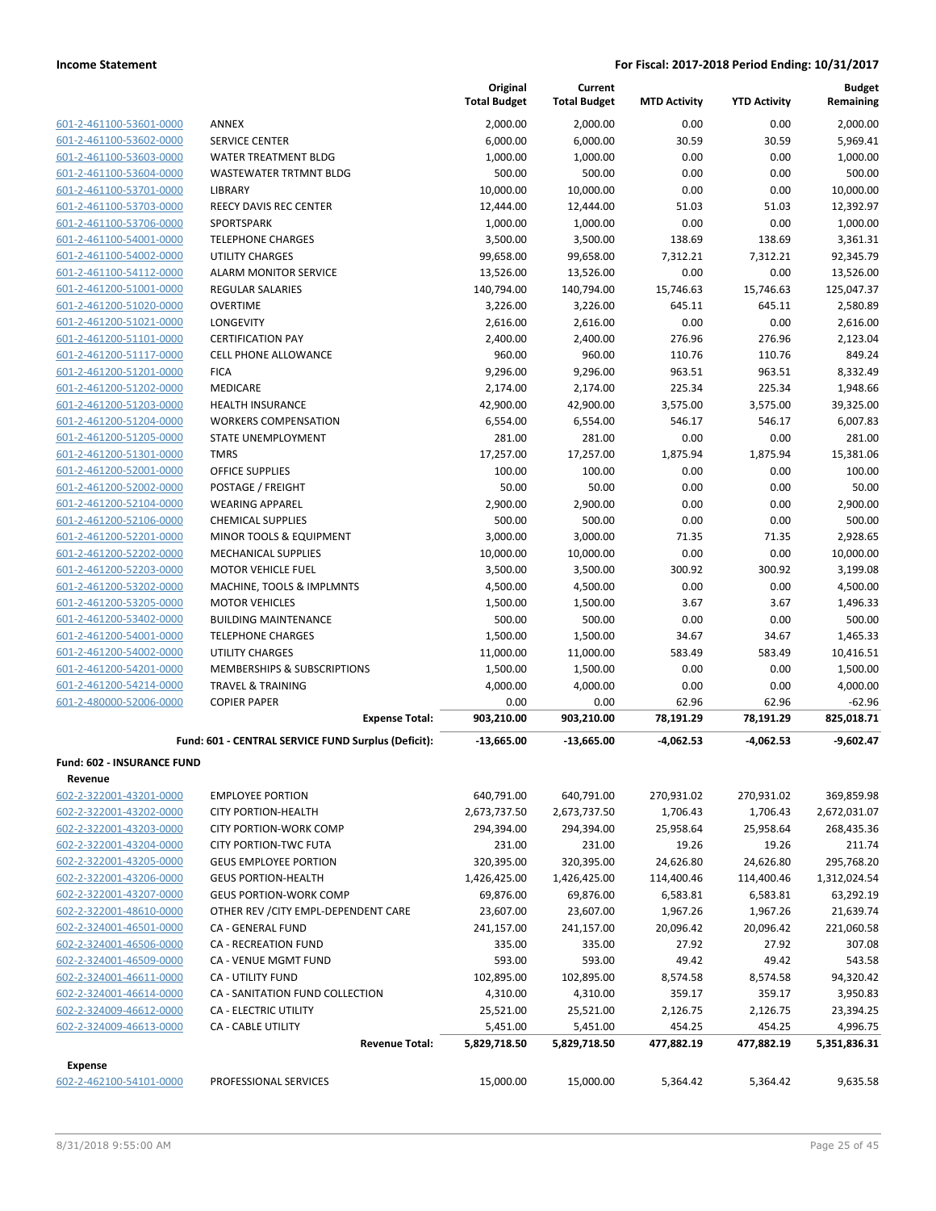**Income Statement** — **For Fiscal: 2017-2018 Period Ending: 10/31/2017**

| | | Original Total Budget | Current Total Budget | MTD Activity | YTD Activity | Budget Remaining |
|---|---|---|---|---|---|---|
| 601-2-461100-53601-0000 | ANNEX | 2,000.00 | 2,000.00 | 0.00 | 0.00 | 2,000.00 |
| 601-2-461100-53602-0000 | SERVICE CENTER | 6,000.00 | 6,000.00 | 30.59 | 30.59 | 5,969.41 |
| 601-2-461100-53603-0000 | WATER TREATMENT BLDG | 1,000.00 | 1,000.00 | 0.00 | 0.00 | 1,000.00 |
| 601-2-461100-53604-0000 | WASTEWATER TRTMNT BLDG | 500.00 | 500.00 | 0.00 | 0.00 | 500.00 |
| 601-2-461100-53701-0000 | LIBRARY | 10,000.00 | 10,000.00 | 0.00 | 0.00 | 10,000.00 |
| 601-2-461100-53703-0000 | REECY DAVIS REC CENTER | 12,444.00 | 12,444.00 | 51.03 | 51.03 | 12,392.97 |
| 601-2-461100-53706-0000 | SPORTSPARK | 1,000.00 | 1,000.00 | 0.00 | 0.00 | 1,000.00 |
| 601-2-461100-54001-0000 | TELEPHONE CHARGES | 3,500.00 | 3,500.00 | 138.69 | 138.69 | 3,361.31 |
| 601-2-461100-54002-0000 | UTILITY CHARGES | 99,658.00 | 99,658.00 | 7,312.21 | 7,312.21 | 92,345.79 |
| 601-2-461100-54112-0000 | ALARM MONITOR SERVICE | 13,526.00 | 13,526.00 | 0.00 | 0.00 | 13,526.00 |
| 601-2-461200-51001-0000 | REGULAR SALARIES | 140,794.00 | 140,794.00 | 15,746.63 | 15,746.63 | 125,047.37 |
| 601-2-461200-51020-0000 | OVERTIME | 3,226.00 | 3,226.00 | 645.11 | 645.11 | 2,580.89 |
| 601-2-461200-51021-0000 | LONGEVITY | 2,616.00 | 2,616.00 | 0.00 | 0.00 | 2,616.00 |
| 601-2-461200-51101-0000 | CERTIFICATION PAY | 2,400.00 | 2,400.00 | 276.96 | 276.96 | 2,123.04 |
| 601-2-461200-51117-0000 | CELL PHONE ALLOWANCE | 960.00 | 960.00 | 110.76 | 110.76 | 849.24 |
| 601-2-461200-51201-0000 | FICA | 9,296.00 | 9,296.00 | 963.51 | 963.51 | 8,332.49 |
| 601-2-461200-51202-0000 | MEDICARE | 2,174.00 | 2,174.00 | 225.34 | 225.34 | 1,948.66 |
| 601-2-461200-51203-0000 | HEALTH INSURANCE | 42,900.00 | 42,900.00 | 3,575.00 | 3,575.00 | 39,325.00 |
| 601-2-461200-51204-0000 | WORKERS COMPENSATION | 6,554.00 | 6,554.00 | 546.17 | 546.17 | 6,007.83 |
| 601-2-461200-51205-0000 | STATE UNEMPLOYMENT | 281.00 | 281.00 | 0.00 | 0.00 | 281.00 |
| 601-2-461200-51301-0000 | TMRS | 17,257.00 | 17,257.00 | 1,875.94 | 1,875.94 | 15,381.06 |
| 601-2-461200-52001-0000 | OFFICE SUPPLIES | 100.00 | 100.00 | 0.00 | 0.00 | 100.00 |
| 601-2-461200-52002-0000 | POSTAGE / FREIGHT | 50.00 | 50.00 | 0.00 | 0.00 | 50.00 |
| 601-2-461200-52104-0000 | WEARING APPAREL | 2,900.00 | 2,900.00 | 0.00 | 0.00 | 2,900.00 |
| 601-2-461200-52106-0000 | CHEMICAL SUPPLIES | 500.00 | 500.00 | 0.00 | 0.00 | 500.00 |
| 601-2-461200-52201-0000 | MINOR TOOLS & EQUIPMENT | 3,000.00 | 3,000.00 | 71.35 | 71.35 | 2,928.65 |
| 601-2-461200-52202-0000 | MECHANICAL SUPPLIES | 10,000.00 | 10,000.00 | 0.00 | 0.00 | 10,000.00 |
| 601-2-461200-52203-0000 | MOTOR VEHICLE FUEL | 3,500.00 | 3,500.00 | 300.92 | 300.92 | 3,199.08 |
| 601-2-461200-53202-0000 | MACHINE, TOOLS & IMPLMNTS | 4,500.00 | 4,500.00 | 0.00 | 0.00 | 4,500.00 |
| 601-2-461200-53205-0000 | MOTOR VEHICLES | 1,500.00 | 1,500.00 | 3.67 | 3.67 | 1,496.33 |
| 601-2-461200-53402-0000 | BUILDING MAINTENANCE | 500.00 | 500.00 | 0.00 | 0.00 | 500.00 |
| 601-2-461200-54001-0000 | TELEPHONE CHARGES | 1,500.00 | 1,500.00 | 34.67 | 34.67 | 1,465.33 |
| 601-2-461200-54002-0000 | UTILITY CHARGES | 11,000.00 | 11,000.00 | 583.49 | 583.49 | 10,416.51 |
| 601-2-461200-54201-0000 | MEMBERSHIPS & SUBSCRIPTIONS | 1,500.00 | 1,500.00 | 0.00 | 0.00 | 1,500.00 |
| 601-2-461200-54214-0000 | TRAVEL & TRAINING | 4,000.00 | 4,000.00 | 0.00 | 0.00 | 4,000.00 |
| 601-2-480000-52006-0000 | COPIER PAPER | 0.00 | 0.00 | 62.96 | 62.96 | -62.96 |
| | **Expense Total:** | **903,210.00** | **903,210.00** | **78,191.29** | **78,191.29** | **825,018.71** |
| | **Fund: 601 - CENTRAL SERVICE FUND Surplus (Deficit):** | **-13,665.00** | **-13,665.00** | **-4,062.53** | **-4,062.53** | **-9,602.47** |

**Fund: 602 - INSURANCE FUND**

**Revenue**

| | | Original Total Budget | Current Total Budget | MTD Activity | YTD Activity | Budget Remaining |
|---|---|---|---|---|---|---|
| 602-2-322001-43201-0000 | EMPLOYEE PORTION | 640,791.00 | 640,791.00 | 270,931.02 | 270,931.02 | 369,859.98 |
| 602-2-322001-43202-0000 | CITY PORTION-HEALTH | 2,673,737.50 | 2,673,737.50 | 1,706.43 | 1,706.43 | 2,672,031.07 |
| 602-2-322001-43203-0000 | CITY PORTION-WORK COMP | 294,394.00 | 294,394.00 | 25,958.64 | 25,958.64 | 268,435.36 |
| 602-2-322001-43204-0000 | CITY PORTION-TWC FUTA | 231.00 | 231.00 | 19.26 | 19.26 | 211.74 |
| 602-2-322001-43205-0000 | GEUS EMPLOYEE PORTION | 320,395.00 | 320,395.00 | 24,626.80 | 24,626.80 | 295,768.20 |
| 602-2-322001-43206-0000 | GEUS PORTION-HEALTH | 1,426,425.00 | 1,426,425.00 | 114,400.46 | 114,400.46 | 1,312,024.54 |
| 602-2-322001-43207-0000 | GEUS PORTION-WORK COMP | 69,876.00 | 69,876.00 | 6,583.81 | 6,583.81 | 63,292.19 |
| 602-2-322001-48610-0000 | OTHER REV /CITY EMPL-DEPENDENT CARE | 23,607.00 | 23,607.00 | 1,967.26 | 1,967.26 | 21,639.74 |
| 602-2-324001-46501-0000 | CA - GENERAL FUND | 241,157.00 | 241,157.00 | 20,096.42 | 20,096.42 | 221,060.58 |
| 602-2-324001-46506-0000 | CA - RECREATION FUND | 335.00 | 335.00 | 27.92 | 27.92 | 307.08 |
| 602-2-324001-46509-0000 | CA - VENUE MGMT FUND | 593.00 | 593.00 | 49.42 | 49.42 | 543.58 |
| 602-2-324001-46611-0000 | CA - UTILITY FUND | 102,895.00 | 102,895.00 | 8,574.58 | 8,574.58 | 94,320.42 |
| 602-2-324001-46614-0000 | CA - SANITATION FUND COLLECTION | 4,310.00 | 4,310.00 | 359.17 | 359.17 | 3,950.83 |
| 602-2-324009-46612-0000 | CA - ELECTRIC UTILITY | 25,521.00 | 25,521.00 | 2,126.75 | 2,126.75 | 23,394.25 |
| 602-2-324009-46613-0000 | CA - CABLE UTILITY | 5,451.00 | 5,451.00 | 454.25 | 454.25 | 4,996.75 |
| | **Revenue Total:** | **5,829,718.50** | **5,829,718.50** | **477,882.19** | **477,882.19** | **5,351,836.31** |

**Expense**

| | | Original Total Budget | Current Total Budget | MTD Activity | YTD Activity | Budget Remaining |
|---|---|---|---|---|---|---|
| 602-2-462100-54101-0000 | PROFESSIONAL SERVICES | 15,000.00 | 15,000.00 | 5,364.42 | 5,364.42 | 9,635.58 |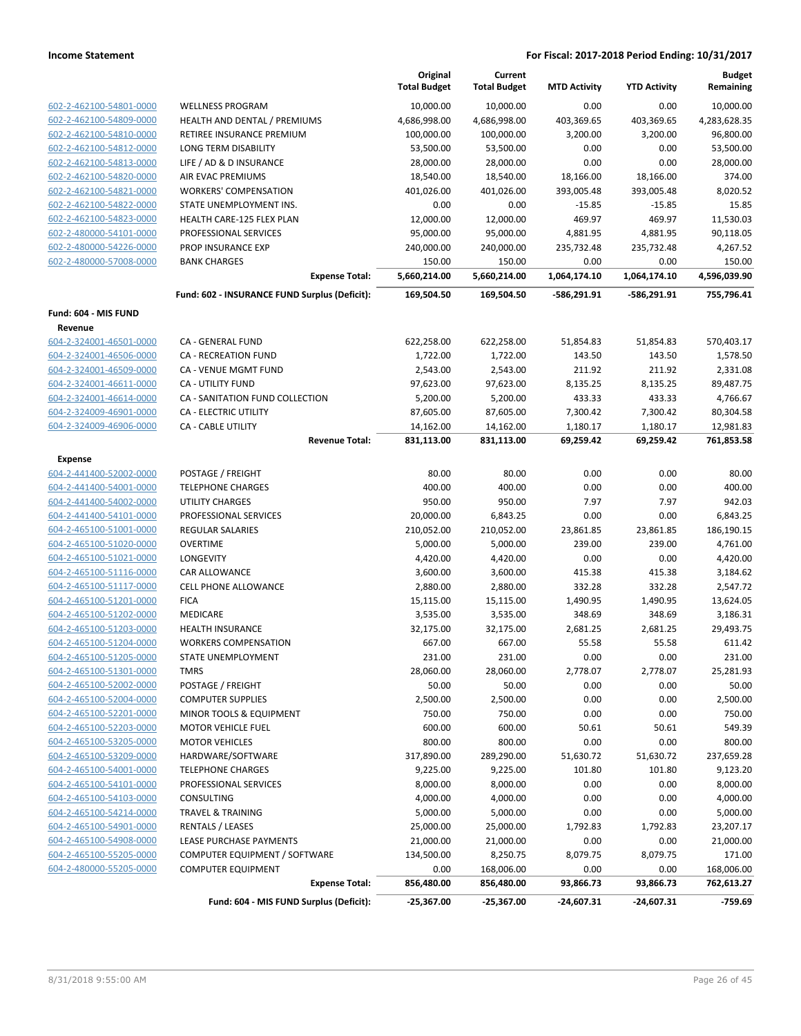| | | Original Total Budget | Current Total Budget | MTD Activity | YTD Activity | Budget Remaining |
|---|---|---|---|---|---|---|
| 602-2-462100-54801-0000 | WELLNESS PROGRAM | 10,000.00 | 10,000.00 | 0.00 | 0.00 | 10,000.00 |
| 602-2-462100-54809-0000 | HEALTH AND DENTAL / PREMIUMS | 4,686,998.00 | 4,686,998.00 | 403,369.65 | 403,369.65 | 4,283,628.35 |
| 602-2-462100-54810-0000 | RETIREE INSURANCE PREMIUM | 100,000.00 | 100,000.00 | 3,200.00 | 3,200.00 | 96,800.00 |
| 602-2-462100-54812-0000 | LONG TERM DISABILITY | 53,500.00 | 53,500.00 | 0.00 | 0.00 | 53,500.00 |
| 602-2-462100-54813-0000 | LIFE / AD & D INSURANCE | 28,000.00 | 28,000.00 | 0.00 | 0.00 | 28,000.00 |
| 602-2-462100-54820-0000 | AIR EVAC PREMIUMS | 18,540.00 | 18,540.00 | 18,166.00 | 18,166.00 | 374.00 |
| 602-2-462100-54821-0000 | WORKERS' COMPENSATION | 401,026.00 | 401,026.00 | 393,005.48 | 393,005.48 | 8,020.52 |
| 602-2-462100-54822-0000 | STATE UNEMPLOYMENT INS. | 0.00 | 0.00 | -15.85 | -15.85 | 15.85 |
| 602-2-462100-54823-0000 | HEALTH CARE-125 FLEX PLAN | 12,000.00 | 12,000.00 | 469.97 | 469.97 | 11,530.03 |
| 602-2-480000-54101-0000 | PROFESSIONAL SERVICES | 95,000.00 | 95,000.00 | 4,881.95 | 4,881.95 | 90,118.05 |
| 602-2-480000-54226-0000 | PROP INSURANCE EXP | 240,000.00 | 240,000.00 | 235,732.48 | 235,732.48 | 4,267.52 |
| 602-2-480000-57008-0000 | BANK CHARGES | 150.00 | 150.00 | 0.00 | 0.00 | 150.00 |
| | **Expense Total:** | **5,660,214.00** | **5,660,214.00** | **1,064,174.10** | **1,064,174.10** | **4,596,039.90** |
| | **Fund: 602 - INSURANCE FUND Surplus (Deficit):** | **169,504.50** | **169,504.50** | **-586,291.91** | **-586,291.91** | **755,796.41** |
| **Fund: 604 - MIS FUND** | | | | | | |
| **Revenue** | | | | | | |
| 604-2-324001-46501-0000 | CA - GENERAL FUND | 622,258.00 | 622,258.00 | 51,854.83 | 51,854.83 | 570,403.17 |
| 604-2-324001-46506-0000 | CA - RECREATION FUND | 1,722.00 | 1,722.00 | 143.50 | 143.50 | 1,578.50 |
| 604-2-324001-46509-0000 | CA - VENUE MGMT FUND | 2,543.00 | 2,543.00 | 211.92 | 211.92 | 2,331.08 |
| 604-2-324001-46611-0000 | CA - UTILITY FUND | 97,623.00 | 97,623.00 | 8,135.25 | 8,135.25 | 89,487.75 |
| 604-2-324001-46614-0000 | CA - SANITATION FUND COLLECTION | 5,200.00 | 5,200.00 | 433.33 | 433.33 | 4,766.67 |
| 604-2-324009-46901-0000 | CA - ELECTRIC UTILITY | 87,605.00 | 87,605.00 | 7,300.42 | 7,300.42 | 80,304.58 |
| 604-2-324009-46906-0000 | CA - CABLE UTILITY | 14,162.00 | 14,162.00 | 1,180.17 | 1,180.17 | 12,981.83 |
| | **Revenue Total:** | **831,113.00** | **831,113.00** | **69,259.42** | **69,259.42** | **761,853.58** |
| **Expense** | | | | | | |
| 604-2-441400-52002-0000 | POSTAGE / FREIGHT | 80.00 | 80.00 | 0.00 | 0.00 | 80.00 |
| 604-2-441400-54001-0000 | TELEPHONE CHARGES | 400.00 | 400.00 | 0.00 | 0.00 | 400.00 |
| 604-2-441400-54002-0000 | UTILITY CHARGES | 950.00 | 950.00 | 7.97 | 7.97 | 942.03 |
| 604-2-441400-54101-0000 | PROFESSIONAL SERVICES | 20,000.00 | 6,843.25 | 0.00 | 0.00 | 6,843.25 |
| 604-2-465100-51001-0000 | REGULAR SALARIES | 210,052.00 | 210,052.00 | 23,861.85 | 23,861.85 | 186,190.15 |
| 604-2-465100-51020-0000 | OVERTIME | 5,000.00 | 5,000.00 | 239.00 | 239.00 | 4,761.00 |
| 604-2-465100-51021-0000 | LONGEVITY | 4,420.00 | 4,420.00 | 0.00 | 0.00 | 4,420.00 |
| 604-2-465100-51116-0000 | CAR ALLOWANCE | 3,600.00 | 3,600.00 | 415.38 | 415.38 | 3,184.62 |
| 604-2-465100-51117-0000 | CELL PHONE ALLOWANCE | 2,880.00 | 2,880.00 | 332.28 | 332.28 | 2,547.72 |
| 604-2-465100-51201-0000 | FICA | 15,115.00 | 15,115.00 | 1,490.95 | 1,490.95 | 13,624.05 |
| 604-2-465100-51202-0000 | MEDICARE | 3,535.00 | 3,535.00 | 348.69 | 348.69 | 3,186.31 |
| 604-2-465100-51203-0000 | HEALTH INSURANCE | 32,175.00 | 32,175.00 | 2,681.25 | 2,681.25 | 29,493.75 |
| 604-2-465100-51204-0000 | WORKERS COMPENSATION | 667.00 | 667.00 | 55.58 | 55.58 | 611.42 |
| 604-2-465100-51205-0000 | STATE UNEMPLOYMENT | 231.00 | 231.00 | 0.00 | 0.00 | 231.00 |
| 604-2-465100-51301-0000 | TMRS | 28,060.00 | 28,060.00 | 2,778.07 | 2,778.07 | 25,281.93 |
| 604-2-465100-52002-0000 | POSTAGE / FREIGHT | 50.00 | 50.00 | 0.00 | 0.00 | 50.00 |
| 604-2-465100-52004-0000 | COMPUTER SUPPLIES | 2,500.00 | 2,500.00 | 0.00 | 0.00 | 2,500.00 |
| 604-2-465100-52201-0000 | MINOR TOOLS & EQUIPMENT | 750.00 | 750.00 | 0.00 | 0.00 | 750.00 |
| 604-2-465100-52203-0000 | MOTOR VEHICLE FUEL | 600.00 | 600.00 | 50.61 | 50.61 | 549.39 |
| 604-2-465100-53205-0000 | MOTOR VEHICLES | 800.00 | 800.00 | 0.00 | 0.00 | 800.00 |
| 604-2-465100-53209-0000 | HARDWARE/SOFTWARE | 317,890.00 | 289,290.00 | 51,630.72 | 51,630.72 | 237,659.28 |
| 604-2-465100-54001-0000 | TELEPHONE CHARGES | 9,225.00 | 9,225.00 | 101.80 | 101.80 | 9,123.20 |
| 604-2-465100-54101-0000 | PROFESSIONAL SERVICES | 8,000.00 | 8,000.00 | 0.00 | 0.00 | 8,000.00 |
| 604-2-465100-54103-0000 | CONSULTING | 4,000.00 | 4,000.00 | 0.00 | 0.00 | 4,000.00 |
| 604-2-465100-54214-0000 | TRAVEL & TRAINING | 5,000.00 | 5,000.00 | 0.00 | 0.00 | 5,000.00 |
| 604-2-465100-54901-0000 | RENTALS / LEASES | 25,000.00 | 25,000.00 | 1,792.83 | 1,792.83 | 23,207.17 |
| 604-2-465100-54908-0000 | LEASE PURCHASE PAYMENTS | 21,000.00 | 21,000.00 | 0.00 | 0.00 | 21,000.00 |
| 604-2-465100-55205-0000 | COMPUTER EQUIPMENT / SOFTWARE | 134,500.00 | 8,250.75 | 8,079.75 | 8,079.75 | 171.00 |
| 604-2-480000-55205-0000 | COMPUTER EQUIPMENT | 0.00 | 168,006.00 | 0.00 | 0.00 | 168,006.00 |
| | **Expense Total:** | **856,480.00** | **856,480.00** | **93,866.73** | **93,866.73** | **762,613.27** |
| | **Fund: 604 - MIS FUND Surplus (Deficit):** | **-25,367.00** | **-25,367.00** | **-24,607.31** | **-24,607.31** | **-759.69** |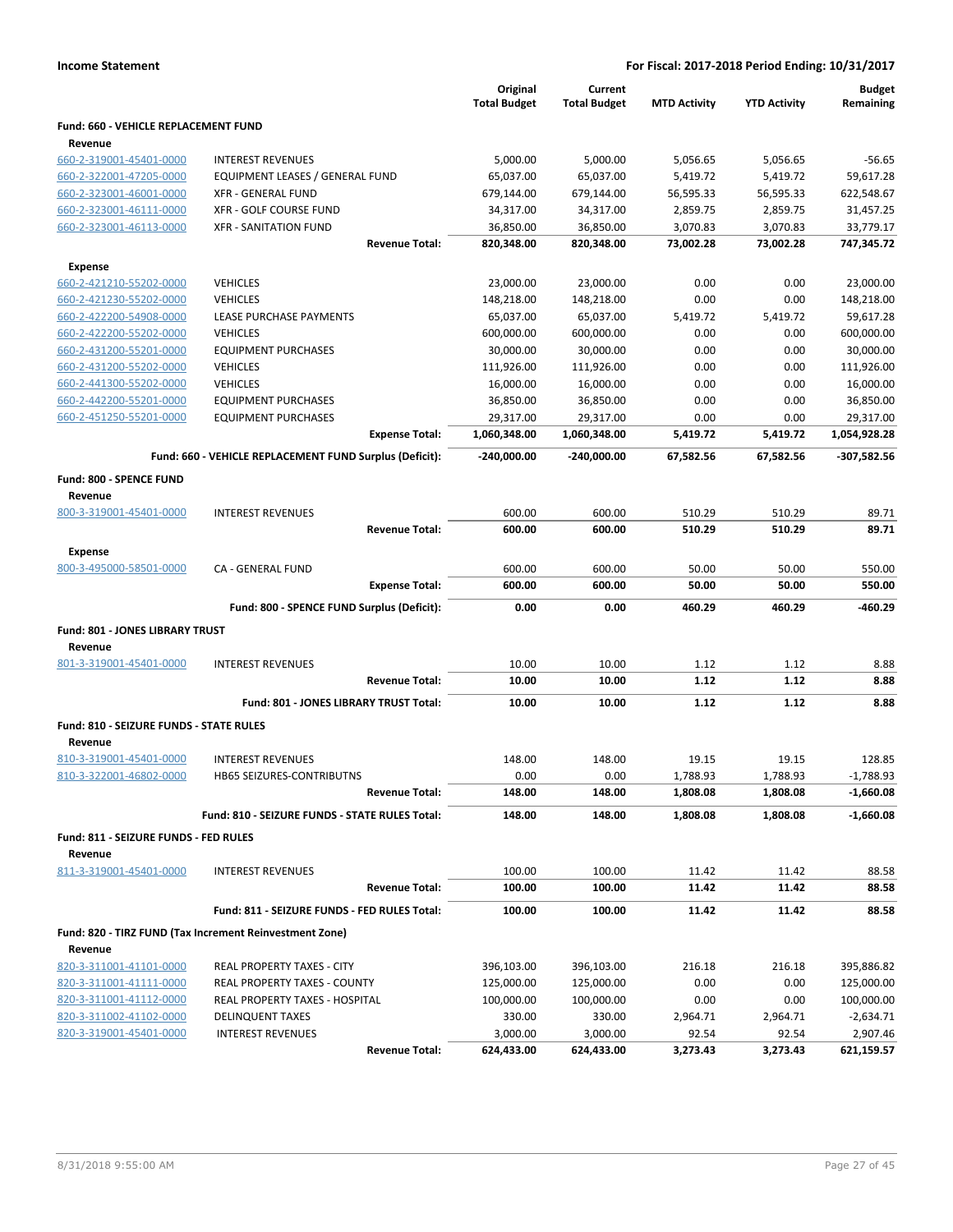**Income Statement** — **For Fiscal: 2017-2018 Period Ending: 10/31/2017**

| | | Original Total Budget | Current Total Budget | MTD Activity | YTD Activity | Budget Remaining |
|---|---|---|---|---|---|---|
| **Fund: 660 - VEHICLE REPLACEMENT FUND** | | | | | | |
| **Revenue** | | | | | | |
| 660-2-319001-45401-0000 | INTEREST REVENUES | 5,000.00 | 5,000.00 | 5,056.65 | 5,056.65 | -56.65 |
| 660-2-322001-47205-0000 | EQUIPMENT LEASES / GENERAL FUND | 65,037.00 | 65,037.00 | 5,419.72 | 5,419.72 | 59,617.28 |
| 660-2-323001-46001-0000 | XFR - GENERAL FUND | 679,144.00 | 679,144.00 | 56,595.33 | 56,595.33 | 622,548.67 |
| 660-2-323001-46111-0000 | XFR - GOLF COURSE FUND | 34,317.00 | 34,317.00 | 2,859.75 | 2,859.75 | 31,457.25 |
| 660-2-323001-46113-0000 | XFR - SANITATION FUND | 36,850.00 | 36,850.00 | 3,070.83 | 3,070.83 | 33,779.17 |
| | **Revenue Total:** | **820,348.00** | **820,348.00** | **73,002.28** | **73,002.28** | **747,345.72** |
| **Expense** | | | | | | |
| 660-2-421210-55202-0000 | VEHICLES | 23,000.00 | 23,000.00 | 0.00 | 0.00 | 23,000.00 |
| 660-2-421230-55202-0000 | VEHICLES | 148,218.00 | 148,218.00 | 0.00 | 0.00 | 148,218.00 |
| 660-2-422200-54908-0000 | LEASE PURCHASE PAYMENTS | 65,037.00 | 65,037.00 | 5,419.72 | 5,419.72 | 59,617.28 |
| 660-2-422200-55202-0000 | VEHICLES | 600,000.00 | 600,000.00 | 0.00 | 0.00 | 600,000.00 |
| 660-2-431200-55201-0000 | EQUIPMENT PURCHASES | 30,000.00 | 30,000.00 | 0.00 | 0.00 | 30,000.00 |
| 660-2-431200-55202-0000 | VEHICLES | 111,926.00 | 111,926.00 | 0.00 | 0.00 | 111,926.00 |
| 660-2-441300-55202-0000 | VEHICLES | 16,000.00 | 16,000.00 | 0.00 | 0.00 | 16,000.00 |
| 660-2-442200-55201-0000 | EQUIPMENT PURCHASES | 36,850.00 | 36,850.00 | 0.00 | 0.00 | 36,850.00 |
| 660-2-451250-55201-0000 | EQUIPMENT PURCHASES | 29,317.00 | 29,317.00 | 0.00 | 0.00 | 29,317.00 |
| | **Expense Total:** | **1,060,348.00** | **1,060,348.00** | **5,419.72** | **5,419.72** | **1,054,928.28** |
| | **Fund: 660 - VEHICLE REPLACEMENT FUND Surplus (Deficit):** | **-240,000.00** | **-240,000.00** | **67,582.56** | **67,582.56** | **-307,582.56** |
| **Fund: 800 - SPENCE FUND** | | | | | | |
| **Revenue** | | | | | | |
| 800-3-319001-45401-0000 | INTEREST REVENUES | 600.00 | 600.00 | 510.29 | 510.29 | 89.71 |
| | **Revenue Total:** | **600.00** | **600.00** | **510.29** | **510.29** | **89.71** |
| **Expense** | | | | | | |
| 800-3-495000-58501-0000 | CA - GENERAL FUND | 600.00 | 600.00 | 50.00 | 50.00 | 550.00 |
| | **Expense Total:** | **600.00** | **600.00** | **50.00** | **50.00** | **550.00** |
| | **Fund: 800 - SPENCE FUND Surplus (Deficit):** | **0.00** | **0.00** | **460.29** | **460.29** | **-460.29** |
| **Fund: 801 - JONES LIBRARY TRUST** | | | | | | |
| **Revenue** | | | | | | |
| 801-3-319001-45401-0000 | INTEREST REVENUES | 10.00 | 10.00 | 1.12 | 1.12 | 8.88 |
| | **Revenue Total:** | **10.00** | **10.00** | **1.12** | **1.12** | **8.88** |
| | **Fund: 801 - JONES LIBRARY TRUST Total:** | **10.00** | **10.00** | **1.12** | **1.12** | **8.88** |
| **Fund: 810 - SEIZURE FUNDS - STATE RULES** | | | | | | |
| **Revenue** | | | | | | |
| 810-3-319001-45401-0000 | INTEREST REVENUES | 148.00 | 148.00 | 19.15 | 19.15 | 128.85 |
| 810-3-322001-46802-0000 | HB65 SEIZURES-CONTRIBUTNS | 0.00 | 0.00 | 1,788.93 | 1,788.93 | -1,788.93 |
| | **Revenue Total:** | **148.00** | **148.00** | **1,808.08** | **1,808.08** | **-1,660.08** |
| | **Fund: 810 - SEIZURE FUNDS - STATE RULES Total:** | **148.00** | **148.00** | **1,808.08** | **1,808.08** | **-1,660.08** |
| **Fund: 811 - SEIZURE FUNDS - FED RULES** | | | | | | |
| **Revenue** | | | | | | |
| 811-3-319001-45401-0000 | INTEREST REVENUES | 100.00 | 100.00 | 11.42 | 11.42 | 88.58 |
| | **Revenue Total:** | **100.00** | **100.00** | **11.42** | **11.42** | **88.58** |
| | **Fund: 811 - SEIZURE FUNDS - FED RULES Total:** | **100.00** | **100.00** | **11.42** | **11.42** | **88.58** |
| **Fund: 820 - TIRZ FUND (Tax Increment Reinvestment Zone)** | | | | | | |
| **Revenue** | | | | | | |
| 820-3-311001-41101-0000 | REAL PROPERTY TAXES - CITY | 396,103.00 | 396,103.00 | 216.18 | 216.18 | 395,886.82 |
| 820-3-311001-41111-0000 | REAL PROPERTY TAXES - COUNTY | 125,000.00 | 125,000.00 | 0.00 | 0.00 | 125,000.00 |
| 820-3-311001-41112-0000 | REAL PROPERTY TAXES - HOSPITAL | 100,000.00 | 100,000.00 | 0.00 | 0.00 | 100,000.00 |
| 820-3-311002-41102-0000 | DELINQUENT TAXES | 330.00 | 330.00 | 2,964.71 | 2,964.71 | -2,634.71 |
| 820-3-319001-45401-0000 | INTEREST REVENUES | 3,000.00 | 3,000.00 | 92.54 | 92.54 | 2,907.46 |
| | **Revenue Total:** | **624,433.00** | **624,433.00** | **3,273.43** | **3,273.43** | **621,159.57** |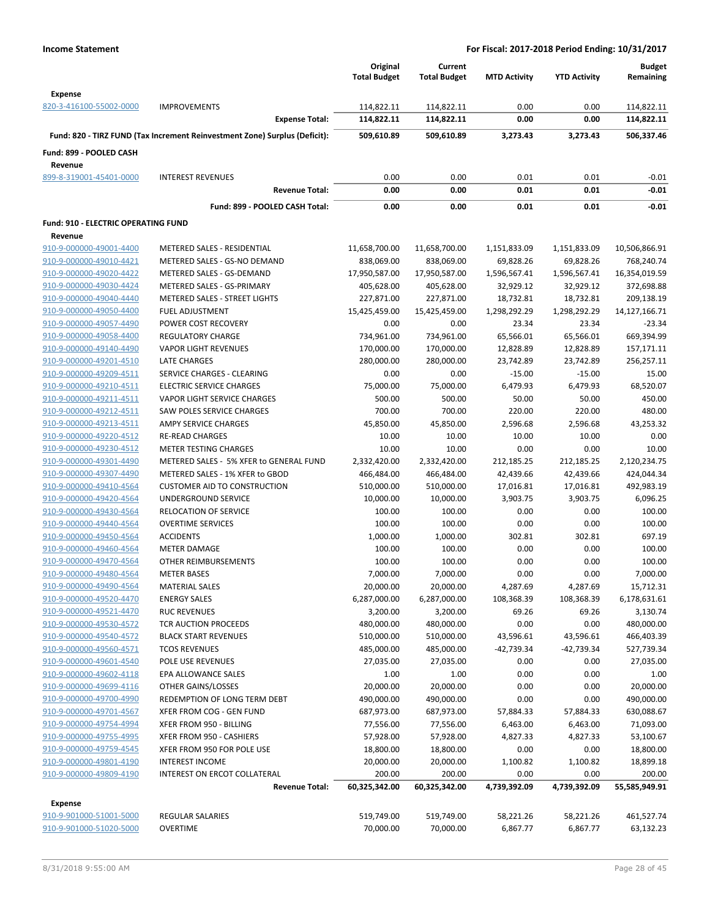**Income Statement** **For Fiscal: 2017-2018 Period Ending: 10/31/2017**

| | | Original Total Budget | Current Total Budget | MTD Activity | YTD Activity | Budget Remaining |
|---|---|---|---|---|---|---|
| **Expense** | | | | | | |
| 820-3-416100-55002-0000 | IMPROVEMENTS | 114,822.11 | 114,822.11 | 0.00 | 0.00 | 114,822.11 |
| | **Expense Total:** | **114,822.11** | **114,822.11** | **0.00** | **0.00** | **114,822.11** |
| **Fund: 820 - TIRZ FUND (Tax Increment Reinvestment Zone) Surplus (Deficit):** | | **509,610.89** | **509,610.89** | **3,273.43** | **3,273.43** | **506,337.46** |
| **Fund: 899 - POOLED CASH** | | | | | | |
| **Revenue** | | | | | | |
| 899-8-319001-45401-0000 | INTEREST REVENUES | 0.00 | 0.00 | 0.01 | 0.01 | -0.01 |
| | **Revenue Total:** | **0.00** | **0.00** | **0.01** | **0.01** | **-0.01** |
| | **Fund: 899 - POOLED CASH Total:** | **0.00** | **0.00** | **0.01** | **0.01** | **-0.01** |
| **Fund: 910 - ELECTRIC OPERATING FUND** | | | | | | |
| **Revenue** | | | | | | |
| 910-9-000000-49001-4400 | METERED SALES - RESIDENTIAL | 11,658,700.00 | 11,658,700.00 | 1,151,833.09 | 1,151,833.09 | 10,506,866.91 |
| 910-9-000000-49010-4421 | METERED SALES - GS-NO DEMAND | 838,069.00 | 838,069.00 | 69,828.26 | 69,828.26 | 768,240.74 |
| 910-9-000000-49020-4422 | METERED SALES - GS-DEMAND | 17,950,587.00 | 17,950,587.00 | 1,596,567.41 | 1,596,567.41 | 16,354,019.59 |
| 910-9-000000-49030-4424 | METERED SALES - GS-PRIMARY | 405,628.00 | 405,628.00 | 32,929.12 | 32,929.12 | 372,698.88 |
| 910-9-000000-49040-4440 | METERED SALES - STREET LIGHTS | 227,871.00 | 227,871.00 | 18,732.81 | 18,732.81 | 209,138.19 |
| 910-9-000000-49050-4400 | FUEL ADJUSTMENT | 15,425,459.00 | 15,425,459.00 | 1,298,292.29 | 1,298,292.29 | 14,127,166.71 |
| 910-9-000000-49057-4490 | POWER COST RECOVERY | 0.00 | 0.00 | 23.34 | 23.34 | -23.34 |
| 910-9-000000-49058-4400 | REGULATORY CHARGE | 734,961.00 | 734,961.00 | 65,566.01 | 65,566.01 | 669,394.99 |
| 910-9-000000-49140-4490 | VAPOR LIGHT REVENUES | 170,000.00 | 170,000.00 | 12,828.89 | 12,828.89 | 157,171.11 |
| 910-9-000000-49201-4510 | LATE CHARGES | 280,000.00 | 280,000.00 | 23,742.89 | 23,742.89 | 256,257.11 |
| 910-9-000000-49209-4511 | SERVICE CHARGES - CLEARING | 0.00 | 0.00 | -15.00 | -15.00 | 15.00 |
| 910-9-000000-49210-4511 | ELECTRIC SERVICE CHARGES | 75,000.00 | 75,000.00 | 6,479.93 | 6,479.93 | 68,520.07 |
| 910-9-000000-49211-4511 | VAPOR LIGHT SERVICE CHARGES | 500.00 | 500.00 | 50.00 | 50.00 | 450.00 |
| 910-9-000000-49212-4511 | SAW POLES SERVICE CHARGES | 700.00 | 700.00 | 220.00 | 220.00 | 480.00 |
| 910-9-000000-49213-4511 | AMPY SERVICE CHARGES | 45,850.00 | 45,850.00 | 2,596.68 | 2,596.68 | 43,253.32 |
| 910-9-000000-49220-4512 | RE-READ CHARGES | 10.00 | 10.00 | 10.00 | 10.00 | 0.00 |
| 910-9-000000-49230-4512 | METER TESTING CHARGES | 10.00 | 10.00 | 0.00 | 0.00 | 10.00 |
| 910-9-000000-49301-4490 | METERED SALES - 5% XFER to GENERAL FUND | 2,332,420.00 | 2,332,420.00 | 212,185.25 | 212,185.25 | 2,120,234.75 |
| 910-9-000000-49307-4490 | METERED SALES - 1% XFER to GBOD | 466,484.00 | 466,484.00 | 42,439.66 | 42,439.66 | 424,044.34 |
| 910-9-000000-49410-4564 | CUSTOMER AID TO CONSTRUCTION | 510,000.00 | 510,000.00 | 17,016.81 | 17,016.81 | 492,983.19 |
| 910-9-000000-49420-4564 | UNDERGROUND SERVICE | 10,000.00 | 10,000.00 | 3,903.75 | 3,903.75 | 6,096.25 |
| 910-9-000000-49430-4564 | RELOCATION OF SERVICE | 100.00 | 100.00 | 0.00 | 0.00 | 100.00 |
| 910-9-000000-49440-4564 | OVERTIME SERVICES | 100.00 | 100.00 | 0.00 | 0.00 | 100.00 |
| 910-9-000000-49450-4564 | ACCIDENTS | 1,000.00 | 1,000.00 | 302.81 | 302.81 | 697.19 |
| 910-9-000000-49460-4564 | METER DAMAGE | 100.00 | 100.00 | 0.00 | 0.00 | 100.00 |
| 910-9-000000-49470-4564 | OTHER REIMBURSEMENTS | 100.00 | 100.00 | 0.00 | 0.00 | 100.00 |
| 910-9-000000-49480-4564 | METER BASES | 7,000.00 | 7,000.00 | 0.00 | 0.00 | 7,000.00 |
| 910-9-000000-49490-4564 | MATERIAL SALES | 20,000.00 | 20,000.00 | 4,287.69 | 4,287.69 | 15,712.31 |
| 910-9-000000-49520-4470 | ENERGY SALES | 6,287,000.00 | 6,287,000.00 | 108,368.39 | 108,368.39 | 6,178,631.61 |
| 910-9-000000-49521-4470 | RUC REVENUES | 3,200.00 | 3,200.00 | 69.26 | 69.26 | 3,130.74 |
| 910-9-000000-49530-4572 | TCR AUCTION PROCEEDS | 480,000.00 | 480,000.00 | 0.00 | 0.00 | 480,000.00 |
| 910-9-000000-49540-4572 | BLACK START REVENUES | 510,000.00 | 510,000.00 | 43,596.61 | 43,596.61 | 466,403.39 |
| 910-9-000000-49560-4571 | TCOS REVENUES | 485,000.00 | 485,000.00 | -42,739.34 | -42,739.34 | 527,739.34 |
| 910-9-000000-49601-4540 | POLE USE REVENUES | 27,035.00 | 27,035.00 | 0.00 | 0.00 | 27,035.00 |
| 910-9-000000-49602-4118 | EPA ALLOWANCE SALES | 1.00 | 1.00 | 0.00 | 0.00 | 1.00 |
| 910-9-000000-49699-4116 | OTHER GAINS/LOSSES | 20,000.00 | 20,000.00 | 0.00 | 0.00 | 20,000.00 |
| 910-9-000000-49700-4990 | REDEMPTION OF LONG TERM DEBT | 490,000.00 | 490,000.00 | 0.00 | 0.00 | 490,000.00 |
| 910-9-000000-49701-4567 | XFER FROM COG - GEN FUND | 687,973.00 | 687,973.00 | 57,884.33 | 57,884.33 | 630,088.67 |
| 910-9-000000-49754-4994 | XFER FROM 950 - BILLING | 77,556.00 | 77,556.00 | 6,463.00 | 6,463.00 | 71,093.00 |
| 910-9-000000-49755-4995 | XFER FROM 950 - CASHIERS | 57,928.00 | 57,928.00 | 4,827.33 | 4,827.33 | 53,100.67 |
| 910-9-000000-49759-4545 | XFER FROM 950 FOR POLE USE | 18,800.00 | 18,800.00 | 0.00 | 0.00 | 18,800.00 |
| 910-9-000000-49801-4190 | INTEREST INCOME | 20,000.00 | 20,000.00 | 1,100.82 | 1,100.82 | 18,899.18 |
| 910-9-000000-49809-4190 | INTEREST ON ERCOT COLLATERAL | 200.00 | 200.00 | 0.00 | 0.00 | 200.00 |
| | **Revenue Total:** | **60,325,342.00** | **60,325,342.00** | **4,739,392.09** | **4,739,392.09** | **55,585,949.91** |
| **Expense** | | | | | | |
| 910-9-901000-51001-5000 | REGULAR SALARIES | 519,749.00 | 519,749.00 | 58,221.26 | 58,221.26 | 461,527.74 |
| 910-9-901000-51020-5000 | OVERTIME | 70,000.00 | 70,000.00 | 6,867.77 | 6,867.77 | 63,132.23 |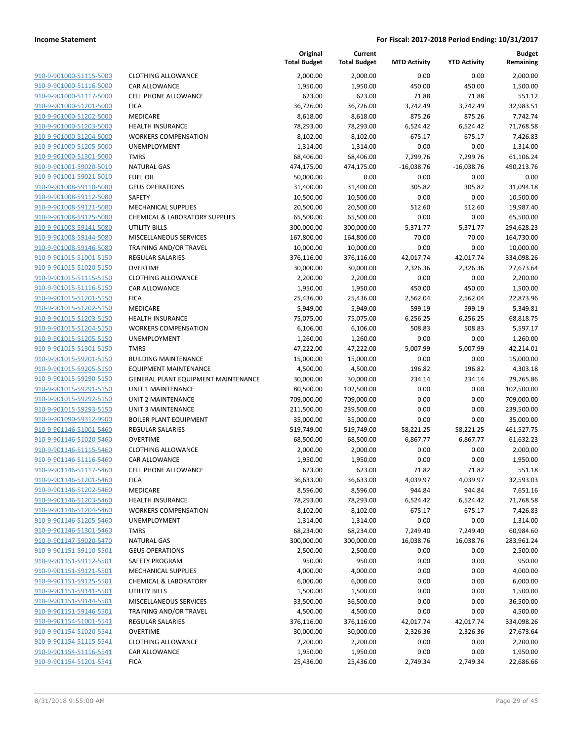| | | Original Total Budget | Current Total Budget | MTD Activity | YTD Activity | Budget Remaining |
|---|---|---|---|---|---|---|
| 910-9-901000-51115-5000 | CLOTHING ALLOWANCE | 2,000.00 | 2,000.00 | 0.00 | 0.00 | 2,000.00 |
| 910-9-901000-51116-5000 | CAR ALLOWANCE | 1,950.00 | 1,950.00 | 450.00 | 450.00 | 1,500.00 |
| 910-9-901000-51117-5000 | CELL PHONE ALLOWANCE | 623.00 | 623.00 | 71.88 | 71.88 | 551.12 |
| 910-9-901000-51201-5000 | FICA | 36,726.00 | 36,726.00 | 3,742.49 | 3,742.49 | 32,983.51 |
| 910-9-901000-51202-5000 | MEDICARE | 8,618.00 | 8,618.00 | 875.26 | 875.26 | 7,742.74 |
| 910-9-901000-51203-5000 | HEALTH INSURANCE | 78,293.00 | 78,293.00 | 6,524.42 | 6,524.42 | 71,768.58 |
| 910-9-901000-51204-5000 | WORKERS COMPENSATION | 8,102.00 | 8,102.00 | 675.17 | 675.17 | 7,426.83 |
| 910-9-901000-51205-5000 | UNEMPLOYMENT | 1,314.00 | 1,314.00 | 0.00 | 0.00 | 1,314.00 |
| 910-9-901000-51301-5000 | TMRS | 68,406.00 | 68,406.00 | 7,299.76 | 7,299.76 | 61,106.24 |
| 910-9-901001-59020-5010 | NATURAL GAS | 474,175.00 | 474,175.00 | -16,038.76 | -16,038.76 | 490,213.76 |
| 910-9-901001-59021-5010 | FUEL OIL | 50,000.00 | 0.00 | 0.00 | 0.00 | 0.00 |
| 910-9-901008-59110-5080 | GEUS OPERATIONS | 31,400.00 | 31,400.00 | 305.82 | 305.82 | 31,094.18 |
| 910-9-901008-59112-5080 | SAFETY | 10,500.00 | 10,500.00 | 0.00 | 0.00 | 10,500.00 |
| 910-9-901008-59121-5080 | MECHANICAL SUPPLIES | 20,500.00 | 20,500.00 | 512.60 | 512.60 | 19,987.40 |
| 910-9-901008-59125-5080 | CHEMICAL & LABORATORY SUPPLIES | 65,500.00 | 65,500.00 | 0.00 | 0.00 | 65,500.00 |
| 910-9-901008-59141-5080 | UTILITY BILLS | 300,000.00 | 300,000.00 | 5,371.77 | 5,371.77 | 294,628.23 |
| 910-9-901008-59144-5080 | MISCELLANEOUS SERVICES | 167,800.00 | 164,800.00 | 70.00 | 70.00 | 164,730.00 |
| 910-9-901008-59146-5080 | TRAINING AND/OR TRAVEL | 10,000.00 | 10,000.00 | 0.00 | 0.00 | 10,000.00 |
| 910-9-901015-51001-5150 | REGULAR SALARIES | 376,116.00 | 376,116.00 | 42,017.74 | 42,017.74 | 334,098.26 |
| 910-9-901015-51020-5150 | OVERTIME | 30,000.00 | 30,000.00 | 2,326.36 | 2,326.36 | 27,673.64 |
| 910-9-901015-51115-5150 | CLOTHING ALLOWANCE | 2,200.00 | 2,200.00 | 0.00 | 0.00 | 2,200.00 |
| 910-9-901015-51116-5150 | CAR ALLOWANCE | 1,950.00 | 1,950.00 | 450.00 | 450.00 | 1,500.00 |
| 910-9-901015-51201-5150 | FICA | 25,436.00 | 25,436.00 | 2,562.04 | 2,562.04 | 22,873.96 |
| 910-9-901015-51202-5150 | MEDICARE | 5,949.00 | 5,949.00 | 599.19 | 599.19 | 5,349.81 |
| 910-9-901015-51203-5150 | HEALTH INSURANCE | 75,075.00 | 75,075.00 | 6,256.25 | 6,256.25 | 68,818.75 |
| 910-9-901015-51204-5150 | WORKERS COMPENSATION | 6,106.00 | 6,106.00 | 508.83 | 508.83 | 5,597.17 |
| 910-9-901015-51205-5150 | UNEMPLOYMENT | 1,260.00 | 1,260.00 | 0.00 | 0.00 | 1,260.00 |
| 910-9-901015-51301-5150 | TMRS | 47,222.00 | 47,222.00 | 5,007.99 | 5,007.99 | 42,214.01 |
| 910-9-901015-59201-5150 | BUILDING MAINTENANCE | 15,000.00 | 15,000.00 | 0.00 | 0.00 | 15,000.00 |
| 910-9-901015-59205-5150 | EQUIPMENT MAINTENANCE | 4,500.00 | 4,500.00 | 196.82 | 196.82 | 4,303.18 |
| 910-9-901015-59290-5150 | GENERAL PLANT EQUIPMENT MAINTENANCE | 30,000.00 | 30,000.00 | 234.14 | 234.14 | 29,765.86 |
| 910-9-901015-59291-5150 | UNIT 1 MAINTENANCE | 80,500.00 | 102,500.00 | 0.00 | 0.00 | 102,500.00 |
| 910-9-901015-59292-5150 | UNIT 2 MAINTENANCE | 709,000.00 | 709,000.00 | 0.00 | 0.00 | 709,000.00 |
| 910-9-901015-59293-5150 | UNIT 3 MAINTENANCE | 211,500.00 | 239,500.00 | 0.00 | 0.00 | 239,500.00 |
| 910-9-901090-59312-9900 | BOILER PLANT EQUIPMENT | 35,000.00 | 35,000.00 | 0.00 | 0.00 | 35,000.00 |
| 910-9-901146-51001-5460 | REGULAR SALARIES | 519,749.00 | 519,749.00 | 58,221.25 | 58,221.25 | 461,527.75 |
| 910-9-901146-51020-5460 | OVERTIME | 68,500.00 | 68,500.00 | 6,867.77 | 6,867.77 | 61,632.23 |
| 910-9-901146-51115-5460 | CLOTHING ALLOWANCE | 2,000.00 | 2,000.00 | 0.00 | 0.00 | 2,000.00 |
| 910-9-901146-51116-5460 | CAR ALLOWANCE | 1,950.00 | 1,950.00 | 0.00 | 0.00 | 1,950.00 |
| 910-9-901146-51117-5460 | CELL PHONE ALLOWANCE | 623.00 | 623.00 | 71.82 | 71.82 | 551.18 |
| 910-9-901146-51201-5460 | FICA | 36,633.00 | 36,633.00 | 4,039.97 | 4,039.97 | 32,593.03 |
| 910-9-901146-51202-5460 | MEDICARE | 8,596.00 | 8,596.00 | 944.84 | 944.84 | 7,651.16 |
| 910-9-901146-51203-5460 | HEALTH INSURANCE | 78,293.00 | 78,293.00 | 6,524.42 | 6,524.42 | 71,768.58 |
| 910-9-901146-51204-5460 | WORKERS COMPENSATION | 8,102.00 | 8,102.00 | 675.17 | 675.17 | 7,426.83 |
| 910-9-901146-51205-5460 | UNEMPLOYMENT | 1,314.00 | 1,314.00 | 0.00 | 0.00 | 1,314.00 |
| 910-9-901146-51301-5460 | TMRS | 68,234.00 | 68,234.00 | 7,249.40 | 7,249.40 | 60,984.60 |
| 910-9-901147-59020-5470 | NATURAL GAS | 300,000.00 | 300,000.00 | 16,038.76 | 16,038.76 | 283,961.24 |
| 910-9-901151-59110-5501 | GEUS OPERATIONS | 2,500.00 | 2,500.00 | 0.00 | 0.00 | 2,500.00 |
| 910-9-901151-59112-5501 | SAFETY PROGRAM | 950.00 | 950.00 | 0.00 | 0.00 | 950.00 |
| 910-9-901151-59121-5501 | MECHANICAL SUPPLIES | 4,000.00 | 4,000.00 | 0.00 | 0.00 | 4,000.00 |
| 910-9-901151-59125-5501 | CHEMICAL & LABORATORY | 6,000.00 | 6,000.00 | 0.00 | 0.00 | 6,000.00 |
| 910-9-901151-59141-5501 | UTILITY BILLS | 1,500.00 | 1,500.00 | 0.00 | 0.00 | 1,500.00 |
| 910-9-901151-59144-5501 | MISCELLANEOUS SERVICES | 33,500.00 | 36,500.00 | 0.00 | 0.00 | 36,500.00 |
| 910-9-901151-59146-5501 | TRAINING AND/OR TRAVEL | 4,500.00 | 4,500.00 | 0.00 | 0.00 | 4,500.00 |
| 910-9-901154-51001-5541 | REGULAR SALARIES | 376,116.00 | 376,116.00 | 42,017.74 | 42,017.74 | 334,098.26 |
| 910-9-901154-51020-5541 | OVERTIME | 30,000.00 | 30,000.00 | 2,326.36 | 2,326.36 | 27,673.64 |
| 910-9-901154-51115-5541 | CLOTHING ALLOWANCE | 2,200.00 | 2,200.00 | 0.00 | 0.00 | 2,200.00 |
| 910-9-901154-51116-5541 | CAR ALLOWANCE | 1,950.00 | 1,950.00 | 0.00 | 0.00 | 1,950.00 |
| 910-9-901154-51201-5541 | FICA | 25,436.00 | 25,436.00 | 2,749.34 | 2,749.34 | 22,686.66 |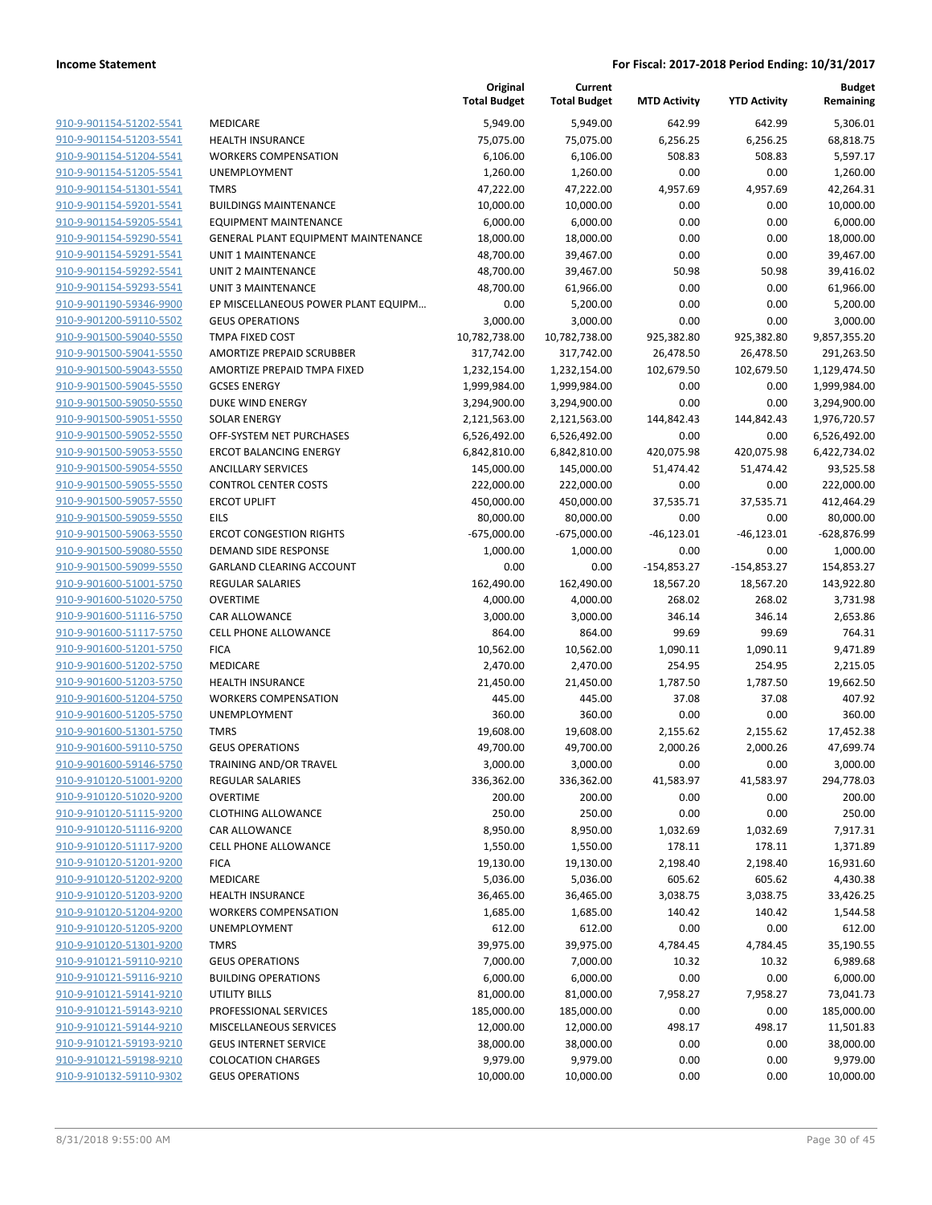**Income Statement** — **For Fiscal: 2017-2018 Period Ending: 10/31/2017**

| | | Original Total Budget | Current Total Budget | MTD Activity | YTD Activity | Budget Remaining |
|---|---|---|---|---|---|---|
| 910-9-901154-51202-5541 | MEDICARE | 5,949.00 | 5,949.00 | 642.99 | 642.99 | 5,306.01 |
| 910-9-901154-51203-5541 | HEALTH INSURANCE | 75,075.00 | 75,075.00 | 6,256.25 | 6,256.25 | 68,818.75 |
| 910-9-901154-51204-5541 | WORKERS COMPENSATION | 6,106.00 | 6,106.00 | 508.83 | 508.83 | 5,597.17 |
| 910-9-901154-51205-5541 | UNEMPLOYMENT | 1,260.00 | 1,260.00 | 0.00 | 0.00 | 1,260.00 |
| 910-9-901154-51301-5541 | TMRS | 47,222.00 | 47,222.00 | 4,957.69 | 4,957.69 | 42,264.31 |
| 910-9-901154-59201-5541 | BUILDINGS MAINTENANCE | 10,000.00 | 10,000.00 | 0.00 | 0.00 | 10,000.00 |
| 910-9-901154-59205-5541 | EQUIPMENT MAINTENANCE | 6,000.00 | 6,000.00 | 0.00 | 0.00 | 6,000.00 |
| 910-9-901154-59290-5541 | GENERAL PLANT EQUIPMENT MAINTENANCE | 18,000.00 | 18,000.00 | 0.00 | 0.00 | 18,000.00 |
| 910-9-901154-59291-5541 | UNIT 1 MAINTENANCE | 48,700.00 | 39,467.00 | 0.00 | 0.00 | 39,467.00 |
| 910-9-901154-59292-5541 | UNIT 2 MAINTENANCE | 48,700.00 | 39,467.00 | 50.98 | 50.98 | 39,416.02 |
| 910-9-901154-59293-5541 | UNIT 3 MAINTENANCE | 48,700.00 | 61,966.00 | 0.00 | 0.00 | 61,966.00 |
| 910-9-901190-59346-9900 | EP MISCELLANEOUS POWER PLANT EQUIPM… | 0.00 | 5,200.00 | 0.00 | 0.00 | 5,200.00 |
| 910-9-901200-59110-5502 | GEUS OPERATIONS | 3,000.00 | 3,000.00 | 0.00 | 0.00 | 3,000.00 |
| 910-9-901500-59040-5550 | TMPA FIXED COST | 10,782,738.00 | 10,782,738.00 | 925,382.80 | 925,382.80 | 9,857,355.20 |
| 910-9-901500-59041-5550 | AMORTIZE PREPAID SCRUBBER | 317,742.00 | 317,742.00 | 26,478.50 | 26,478.50 | 291,263.50 |
| 910-9-901500-59043-5550 | AMORTIZE PREPAID TMPA FIXED | 1,232,154.00 | 1,232,154.00 | 102,679.50 | 102,679.50 | 1,129,474.50 |
| 910-9-901500-59045-5550 | GCSES ENERGY | 1,999,984.00 | 1,999,984.00 | 0.00 | 0.00 | 1,999,984.00 |
| 910-9-901500-59050-5550 | DUKE WIND ENERGY | 3,294,900.00 | 3,294,900.00 | 0.00 | 0.00 | 3,294,900.00 |
| 910-9-901500-59051-5550 | SOLAR ENERGY | 2,121,563.00 | 2,121,563.00 | 144,842.43 | 144,842.43 | 1,976,720.57 |
| 910-9-901500-59052-5550 | OFF-SYSTEM NET PURCHASES | 6,526,492.00 | 6,526,492.00 | 0.00 | 0.00 | 6,526,492.00 |
| 910-9-901500-59053-5550 | ERCOT BALANCING ENERGY | 6,842,810.00 | 6,842,810.00 | 420,075.98 | 420,075.98 | 6,422,734.02 |
| 910-9-901500-59054-5550 | ANCILLARY SERVICES | 145,000.00 | 145,000.00 | 51,474.42 | 51,474.42 | 93,525.58 |
| 910-9-901500-59055-5550 | CONTROL CENTER COSTS | 222,000.00 | 222,000.00 | 0.00 | 0.00 | 222,000.00 |
| 910-9-901500-59057-5550 | ERCOT UPLIFT | 450,000.00 | 450,000.00 | 37,535.71 | 37,535.71 | 412,464.29 |
| 910-9-901500-59059-5550 | EILS | 80,000.00 | 80,000.00 | 0.00 | 0.00 | 80,000.00 |
| 910-9-901500-59063-5550 | ERCOT CONGESTION RIGHTS | -675,000.00 | -675,000.00 | -46,123.01 | -46,123.01 | -628,876.99 |
| 910-9-901500-59080-5550 | DEMAND SIDE RESPONSE | 1,000.00 | 1,000.00 | 0.00 | 0.00 | 1,000.00 |
| 910-9-901500-59099-5550 | GARLAND CLEARING ACCOUNT | 0.00 | 0.00 | -154,853.27 | -154,853.27 | 154,853.27 |
| 910-9-901600-51001-5750 | REGULAR SALARIES | 162,490.00 | 162,490.00 | 18,567.20 | 18,567.20 | 143,922.80 |
| 910-9-901600-51020-5750 | OVERTIME | 4,000.00 | 4,000.00 | 268.02 | 268.02 | 3,731.98 |
| 910-9-901600-51116-5750 | CAR ALLOWANCE | 3,000.00 | 3,000.00 | 346.14 | 346.14 | 2,653.86 |
| 910-9-901600-51117-5750 | CELL PHONE ALLOWANCE | 864.00 | 864.00 | 99.69 | 99.69 | 764.31 |
| 910-9-901600-51201-5750 | FICA | 10,562.00 | 10,562.00 | 1,090.11 | 1,090.11 | 9,471.89 |
| 910-9-901600-51202-5750 | MEDICARE | 2,470.00 | 2,470.00 | 254.95 | 254.95 | 2,215.05 |
| 910-9-901600-51203-5750 | HEALTH INSURANCE | 21,450.00 | 21,450.00 | 1,787.50 | 1,787.50 | 19,662.50 |
| 910-9-901600-51204-5750 | WORKERS COMPENSATION | 445.00 | 445.00 | 37.08 | 37.08 | 407.92 |
| 910-9-901600-51205-5750 | UNEMPLOYMENT | 360.00 | 360.00 | 0.00 | 0.00 | 360.00 |
| 910-9-901600-51301-5750 | TMRS | 19,608.00 | 19,608.00 | 2,155.62 | 2,155.62 | 17,452.38 |
| 910-9-901600-59110-5750 | GEUS OPERATIONS | 49,700.00 | 49,700.00 | 2,000.26 | 2,000.26 | 47,699.74 |
| 910-9-901600-59146-5750 | TRAINING AND/OR TRAVEL | 3,000.00 | 3,000.00 | 0.00 | 0.00 | 3,000.00 |
| 910-9-910120-51001-9200 | REGULAR SALARIES | 336,362.00 | 336,362.00 | 41,583.97 | 41,583.97 | 294,778.03 |
| 910-9-910120-51020-9200 | OVERTIME | 200.00 | 200.00 | 0.00 | 0.00 | 200.00 |
| 910-9-910120-51115-9200 | CLOTHING ALLOWANCE | 250.00 | 250.00 | 0.00 | 0.00 | 250.00 |
| 910-9-910120-51116-9200 | CAR ALLOWANCE | 8,950.00 | 8,950.00 | 1,032.69 | 1,032.69 | 7,917.31 |
| 910-9-910120-51117-9200 | CELL PHONE ALLOWANCE | 1,550.00 | 1,550.00 | 178.11 | 178.11 | 1,371.89 |
| 910-9-910120-51201-9200 | FICA | 19,130.00 | 19,130.00 | 2,198.40 | 2,198.40 | 16,931.60 |
| 910-9-910120-51202-9200 | MEDICARE | 5,036.00 | 5,036.00 | 605.62 | 605.62 | 4,430.38 |
| 910-9-910120-51203-9200 | HEALTH INSURANCE | 36,465.00 | 36,465.00 | 3,038.75 | 3,038.75 | 33,426.25 |
| 910-9-910120-51204-9200 | WORKERS COMPENSATION | 1,685.00 | 1,685.00 | 140.42 | 140.42 | 1,544.58 |
| 910-9-910120-51205-9200 | UNEMPLOYMENT | 612.00 | 612.00 | 0.00 | 0.00 | 612.00 |
| 910-9-910120-51301-9200 | TMRS | 39,975.00 | 39,975.00 | 4,784.45 | 4,784.45 | 35,190.55 |
| 910-9-910121-59110-9210 | GEUS OPERATIONS | 7,000.00 | 7,000.00 | 10.32 | 10.32 | 6,989.68 |
| 910-9-910121-59116-9210 | BUILDING OPERATIONS | 6,000.00 | 6,000.00 | 0.00 | 0.00 | 6,000.00 |
| 910-9-910121-59141-9210 | UTILITY BILLS | 81,000.00 | 81,000.00 | 7,958.27 | 7,958.27 | 73,041.73 |
| 910-9-910121-59143-9210 | PROFESSIONAL SERVICES | 185,000.00 | 185,000.00 | 0.00 | 0.00 | 185,000.00 |
| 910-9-910121-59144-9210 | MISCELLANEOUS SERVICES | 12,000.00 | 12,000.00 | 498.17 | 498.17 | 11,501.83 |
| 910-9-910121-59193-9210 | GEUS INTERNET SERVICE | 38,000.00 | 38,000.00 | 0.00 | 0.00 | 38,000.00 |
| 910-9-910121-59198-9210 | COLOCATION CHARGES | 9,979.00 | 9,979.00 | 0.00 | 0.00 | 9,979.00 |
| 910-9-910132-59110-9302 | GEUS OPERATIONS | 10,000.00 | 10,000.00 | 0.00 | 0.00 | 10,000.00 |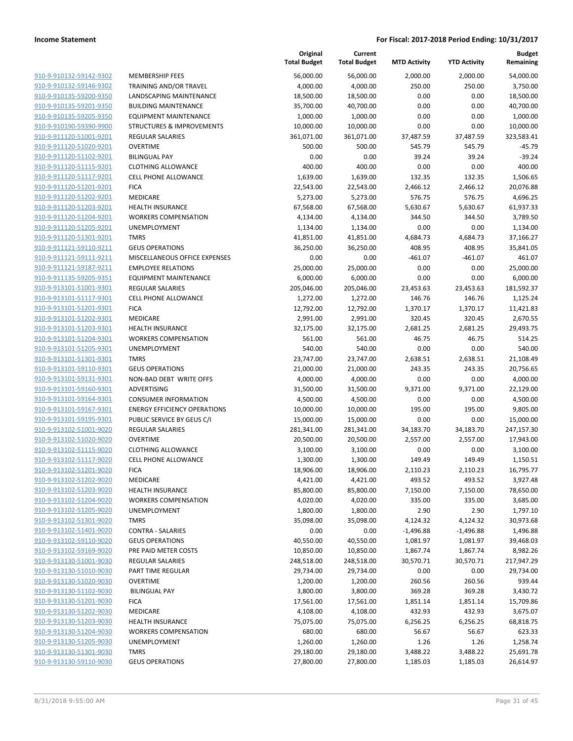| | | Original Total Budget | Current Total Budget | MTD Activity | YTD Activity | Budget Remaining |
|---|---|---|---|---|---|---|
| 910-9-910132-59142-9302 | MEMBERSHIP FEES | 56,000.00 | 56,000.00 | 2,000.00 | 2,000.00 | 54,000.00 |
| 910-9-910132-59146-9302 | TRAINING AND/OR TRAVEL | 4,000.00 | 4,000.00 | 250.00 | 250.00 | 3,750.00 |
| 910-9-910135-59200-9350 | LANDSCAPING MAINTENANCE | 18,500.00 | 18,500.00 | 0.00 | 0.00 | 18,500.00 |
| 910-9-910135-59201-9350 | BUILDING MAINTENANCE | 35,700.00 | 40,700.00 | 0.00 | 0.00 | 40,700.00 |
| 910-9-910135-59205-9350 | EQUIPMENT MAINTENANCE | 1,000.00 | 1,000.00 | 0.00 | 0.00 | 1,000.00 |
| 910-9-910190-59390-9900 | STRUCTURES & IMPROVEMENTS | 10,000.00 | 10,000.00 | 0.00 | 0.00 | 10,000.00 |
| 910-9-911120-51001-9201 | REGULAR SALARIES | 361,071.00 | 361,071.00 | 37,487.59 | 37,487.59 | 323,583.41 |
| 910-9-911120-51020-9201 | OVERTIME | 500.00 | 500.00 | 545.79 | 545.79 | -45.79 |
| 910-9-911120-51102-9201 | BILINGUAL PAY | 0.00 | 0.00 | 39.24 | 39.24 | -39.24 |
| 910-9-911120-51115-9201 | CLOTHING ALLOWANCE | 400.00 | 400.00 | 0.00 | 0.00 | 400.00 |
| 910-9-911120-51117-9201 | CELL PHONE ALLOWANCE | 1,639.00 | 1,639.00 | 132.35 | 132.35 | 1,506.65 |
| 910-9-911120-51201-9201 | FICA | 22,543.00 | 22,543.00 | 2,466.12 | 2,466.12 | 20,076.88 |
| 910-9-911120-51202-9201 | MEDICARE | 5,273.00 | 5,273.00 | 576.75 | 576.75 | 4,696.25 |
| 910-9-911120-51203-9201 | HEALTH INSURANCE | 67,568.00 | 67,568.00 | 5,630.67 | 5,630.67 | 61,937.33 |
| 910-9-911120-51204-9201 | WORKERS COMPENSATION | 4,134.00 | 4,134.00 | 344.50 | 344.50 | 3,789.50 |
| 910-9-911120-51205-9201 | UNEMPLOYMENT | 1,134.00 | 1,134.00 | 0.00 | 0.00 | 1,134.00 |
| 910-9-911120-51301-9201 | TMRS | 41,851.00 | 41,851.00 | 4,684.73 | 4,684.73 | 37,166.27 |
| 910-9-911121-59110-9211 | GEUS OPERATIONS | 36,250.00 | 36,250.00 | 408.95 | 408.95 | 35,841.05 |
| 910-9-911121-59111-9211 | MISCELLANEOUS OFFICE EXPENSES | 0.00 | 0.00 | -461.07 | -461.07 | 461.07 |
| 910-9-911121-59187-9211 | EMPLOYEE RELATIONS | 25,000.00 | 25,000.00 | 0.00 | 0.00 | 25,000.00 |
| 910-9-911135-59205-9351 | EQUIPMENT MAINTENANCE | 6,000.00 | 6,000.00 | 0.00 | 0.00 | 6,000.00 |
| 910-9-913101-51001-9301 | REGULAR SALARIES | 205,046.00 | 205,046.00 | 23,453.63 | 23,453.63 | 181,592.37 |
| 910-9-913101-51117-9301 | CELL PHONE ALLOWANCE | 1,272.00 | 1,272.00 | 146.76 | 146.76 | 1,125.24 |
| 910-9-913101-51201-9301 | FICA | 12,792.00 | 12,792.00 | 1,370.17 | 1,370.17 | 11,421.83 |
| 910-9-913101-51202-9301 | MEDICARE | 2,991.00 | 2,991.00 | 320.45 | 320.45 | 2,670.55 |
| 910-9-913101-51203-9301 | HEALTH INSURANCE | 32,175.00 | 32,175.00 | 2,681.25 | 2,681.25 | 29,493.75 |
| 910-9-913101-51204-9301 | WORKERS COMPENSATION | 561.00 | 561.00 | 46.75 | 46.75 | 514.25 |
| 910-9-913101-51205-9301 | UNEMPLOYMENT | 540.00 | 540.00 | 0.00 | 0.00 | 540.00 |
| 910-9-913101-51301-9301 | TMRS | 23,747.00 | 23,747.00 | 2,638.51 | 2,638.51 | 21,108.49 |
| 910-9-913101-59110-9301 | GEUS OPERATIONS | 21,000.00 | 21,000.00 | 243.35 | 243.35 | 20,756.65 |
| 910-9-913101-59131-9301 | NON-BAD DEBT WRITE OFFS | 4,000.00 | 4,000.00 | 0.00 | 0.00 | 4,000.00 |
| 910-9-913101-59160-9301 | ADVERTISING | 31,500.00 | 31,500.00 | 9,371.00 | 9,371.00 | 22,129.00 |
| 910-9-913101-59164-9301 | CONSUMER INFORMATION | 4,500.00 | 4,500.00 | 0.00 | 0.00 | 4,500.00 |
| 910-9-913101-59167-9301 | ENERGY EFFICIENCY OPERATIONS | 10,000.00 | 10,000.00 | 195.00 | 195.00 | 9,805.00 |
| 910-9-913101-59195-9301 | PUBLIC SERVICE BY GEUS C/I | 15,000.00 | 15,000.00 | 0.00 | 0.00 | 15,000.00 |
| 910-9-913102-51001-9020 | REGULAR SALARIES | 281,341.00 | 281,341.00 | 34,183.70 | 34,183.70 | 247,157.30 |
| 910-9-913102-51020-9020 | OVERTIME | 20,500.00 | 20,500.00 | 2,557.00 | 2,557.00 | 17,943.00 |
| 910-9-913102-51115-9020 | CLOTHING ALLOWANCE | 3,100.00 | 3,100.00 | 0.00 | 0.00 | 3,100.00 |
| 910-9-913102-51117-9020 | CELL PHONE ALLOWANCE | 1,300.00 | 1,300.00 | 149.49 | 149.49 | 1,150.51 |
| 910-9-913102-51201-9020 | FICA | 18,906.00 | 18,906.00 | 2,110.23 | 2,110.23 | 16,795.77 |
| 910-9-913102-51202-9020 | MEDICARE | 4,421.00 | 4,421.00 | 493.52 | 493.52 | 3,927.48 |
| 910-9-913102-51203-9020 | HEALTH INSURANCE | 85,800.00 | 85,800.00 | 7,150.00 | 7,150.00 | 78,650.00 |
| 910-9-913102-51204-9020 | WORKERS COMPENSATION | 4,020.00 | 4,020.00 | 335.00 | 335.00 | 3,685.00 |
| 910-9-913102-51205-9020 | UNEMPLOYMENT | 1,800.00 | 1,800.00 | 2.90 | 2.90 | 1,797.10 |
| 910-9-913102-51301-9020 | TMRS | 35,098.00 | 35,098.00 | 4,124.32 | 4,124.32 | 30,973.68 |
| 910-9-913102-51401-9020 | CONTRA - SALARIES | 0.00 | 0.00 | -1,496.88 | -1,496.88 | 1,496.88 |
| 910-9-913102-59110-9020 | GEUS OPERATIONS | 40,550.00 | 40,550.00 | 1,081.97 | 1,081.97 | 39,468.03 |
| 910-9-913102-59169-9020 | PRE PAID METER COSTS | 10,850.00 | 10,850.00 | 1,867.74 | 1,867.74 | 8,982.26 |
| 910-9-913130-51001-9030 | REGULAR SALARIES | 248,518.00 | 248,518.00 | 30,570.71 | 30,570.71 | 217,947.29 |
| 910-9-913130-51010-9030 | PART TIME REGULAR | 29,734.00 | 29,734.00 | 0.00 | 0.00 | 29,734.00 |
| 910-9-913130-51020-9030 | OVERTIME | 1,200.00 | 1,200.00 | 260.56 | 260.56 | 939.44 |
| 910-9-913130-51102-9030 | BILINGUAL PAY | 3,800.00 | 3,800.00 | 369.28 | 369.28 | 3,430.72 |
| 910-9-913130-51201-9030 | FICA | 17,561.00 | 17,561.00 | 1,851.14 | 1,851.14 | 15,709.86 |
| 910-9-913130-51202-9030 | MEDICARE | 4,108.00 | 4,108.00 | 432.93 | 432.93 | 3,675.07 |
| 910-9-913130-51203-9030 | HEALTH INSURANCE | 75,075.00 | 75,075.00 | 6,256.25 | 6,256.25 | 68,818.75 |
| 910-9-913130-51204-9030 | WORKERS COMPENSATION | 680.00 | 680.00 | 56.67 | 56.67 | 623.33 |
| 910-9-913130-51205-9030 | UNEMPLOYMENT | 1,260.00 | 1,260.00 | 1.26 | 1.26 | 1,258.74 |
| 910-9-913130-51301-9030 | TMRS | 29,180.00 | 29,180.00 | 3,488.22 | 3,488.22 | 25,691.78 |
| 910-9-913130-59110-9030 | GEUS OPERATIONS | 27,800.00 | 27,800.00 | 1,185.03 | 1,185.03 | 26,614.97 |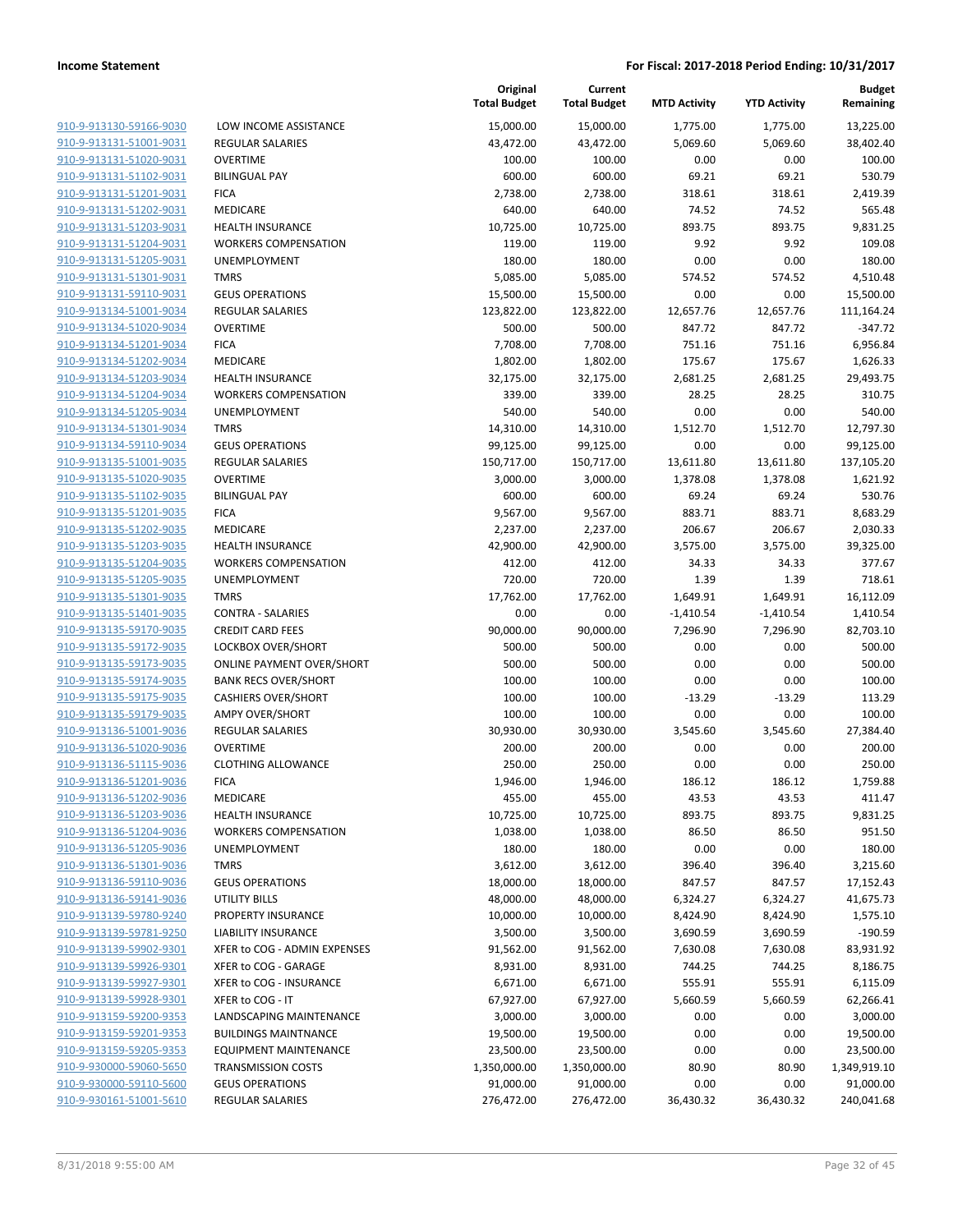**Income Statement** | **For Fiscal: 2017-2018 Period Ending: 10/31/2017**

| | | Original Total Budget | Current Total Budget | MTD Activity | YTD Activity | Budget Remaining |
|---|---|---|---|---|---|---|
| 910-9-913130-59166-9030 | LOW INCOME ASSISTANCE | 15,000.00 | 15,000.00 | 1,775.00 | 1,775.00 | 13,225.00 |
| 910-9-913131-51001-9031 | REGULAR SALARIES | 43,472.00 | 43,472.00 | 5,069.60 | 5,069.60 | 38,402.40 |
| 910-9-913131-51020-9031 | OVERTIME | 100.00 | 100.00 | 0.00 | 0.00 | 100.00 |
| 910-9-913131-51102-9031 | BILINGUAL PAY | 600.00 | 600.00 | 69.21 | 69.21 | 530.79 |
| 910-9-913131-51201-9031 | FICA | 2,738.00 | 2,738.00 | 318.61 | 318.61 | 2,419.39 |
| 910-9-913131-51202-9031 | MEDICARE | 640.00 | 640.00 | 74.52 | 74.52 | 565.48 |
| 910-9-913131-51203-9031 | HEALTH INSURANCE | 10,725.00 | 10,725.00 | 893.75 | 893.75 | 9,831.25 |
| 910-9-913131-51204-9031 | WORKERS COMPENSATION | 119.00 | 119.00 | 9.92 | 9.92 | 109.08 |
| 910-9-913131-51205-9031 | UNEMPLOYMENT | 180.00 | 180.00 | 0.00 | 0.00 | 180.00 |
| 910-9-913131-51301-9031 | TMRS | 5,085.00 | 5,085.00 | 574.52 | 574.52 | 4,510.48 |
| 910-9-913131-59110-9031 | GEUS OPERATIONS | 15,500.00 | 15,500.00 | 0.00 | 0.00 | 15,500.00 |
| 910-9-913134-51001-9034 | REGULAR SALARIES | 123,822.00 | 123,822.00 | 12,657.76 | 12,657.76 | 111,164.24 |
| 910-9-913134-51020-9034 | OVERTIME | 500.00 | 500.00 | 847.72 | 847.72 | -347.72 |
| 910-9-913134-51201-9034 | FICA | 7,708.00 | 7,708.00 | 751.16 | 751.16 | 6,956.84 |
| 910-9-913134-51202-9034 | MEDICARE | 1,802.00 | 1,802.00 | 175.67 | 175.67 | 1,626.33 |
| 910-9-913134-51203-9034 | HEALTH INSURANCE | 32,175.00 | 32,175.00 | 2,681.25 | 2,681.25 | 29,493.75 |
| 910-9-913134-51204-9034 | WORKERS COMPENSATION | 339.00 | 339.00 | 28.25 | 28.25 | 310.75 |
| 910-9-913134-51205-9034 | UNEMPLOYMENT | 540.00 | 540.00 | 0.00 | 0.00 | 540.00 |
| 910-9-913134-51301-9034 | TMRS | 14,310.00 | 14,310.00 | 1,512.70 | 1,512.70 | 12,797.30 |
| 910-9-913134-59110-9034 | GEUS OPERATIONS | 99,125.00 | 99,125.00 | 0.00 | 0.00 | 99,125.00 |
| 910-9-913135-51001-9035 | REGULAR SALARIES | 150,717.00 | 150,717.00 | 13,611.80 | 13,611.80 | 137,105.20 |
| 910-9-913135-51020-9035 | OVERTIME | 3,000.00 | 3,000.00 | 1,378.08 | 1,378.08 | 1,621.92 |
| 910-9-913135-51102-9035 | BILINGUAL PAY | 600.00 | 600.00 | 69.24 | 69.24 | 530.76 |
| 910-9-913135-51201-9035 | FICA | 9,567.00 | 9,567.00 | 883.71 | 883.71 | 8,683.29 |
| 910-9-913135-51202-9035 | MEDICARE | 2,237.00 | 2,237.00 | 206.67 | 206.67 | 2,030.33 |
| 910-9-913135-51203-9035 | HEALTH INSURANCE | 42,900.00 | 42,900.00 | 3,575.00 | 3,575.00 | 39,325.00 |
| 910-9-913135-51204-9035 | WORKERS COMPENSATION | 412.00 | 412.00 | 34.33 | 34.33 | 377.67 |
| 910-9-913135-51205-9035 | UNEMPLOYMENT | 720.00 | 720.00 | 1.39 | 1.39 | 718.61 |
| 910-9-913135-51301-9035 | TMRS | 17,762.00 | 17,762.00 | 1,649.91 | 1,649.91 | 16,112.09 |
| 910-9-913135-51401-9035 | CONTRA - SALARIES | 0.00 | 0.00 | -1,410.54 | -1,410.54 | 1,410.54 |
| 910-9-913135-59170-9035 | CREDIT CARD FEES | 90,000.00 | 90,000.00 | 7,296.90 | 7,296.90 | 82,703.10 |
| 910-9-913135-59172-9035 | LOCKBOX OVER/SHORT | 500.00 | 500.00 | 0.00 | 0.00 | 500.00 |
| 910-9-913135-59173-9035 | ONLINE PAYMENT OVER/SHORT | 500.00 | 500.00 | 0.00 | 0.00 | 500.00 |
| 910-9-913135-59174-9035 | BANK RECS OVER/SHORT | 100.00 | 100.00 | 0.00 | 0.00 | 100.00 |
| 910-9-913135-59175-9035 | CASHIERS OVER/SHORT | 100.00 | 100.00 | -13.29 | -13.29 | 113.29 |
| 910-9-913135-59179-9035 | AMPY OVER/SHORT | 100.00 | 100.00 | 0.00 | 0.00 | 100.00 |
| 910-9-913136-51001-9036 | REGULAR SALARIES | 30,930.00 | 30,930.00 | 3,545.60 | 3,545.60 | 27,384.40 |
| 910-9-913136-51020-9036 | OVERTIME | 200.00 | 200.00 | 0.00 | 0.00 | 200.00 |
| 910-9-913136-51115-9036 | CLOTHING ALLOWANCE | 250.00 | 250.00 | 0.00 | 0.00 | 250.00 |
| 910-9-913136-51201-9036 | FICA | 1,946.00 | 1,946.00 | 186.12 | 186.12 | 1,759.88 |
| 910-9-913136-51202-9036 | MEDICARE | 455.00 | 455.00 | 43.53 | 43.53 | 411.47 |
| 910-9-913136-51203-9036 | HEALTH INSURANCE | 10,725.00 | 10,725.00 | 893.75 | 893.75 | 9,831.25 |
| 910-9-913136-51204-9036 | WORKERS COMPENSATION | 1,038.00 | 1,038.00 | 86.50 | 86.50 | 951.50 |
| 910-9-913136-51205-9036 | UNEMPLOYMENT | 180.00 | 180.00 | 0.00 | 0.00 | 180.00 |
| 910-9-913136-51301-9036 | TMRS | 3,612.00 | 3,612.00 | 396.40 | 396.40 | 3,215.60 |
| 910-9-913136-59110-9036 | GEUS OPERATIONS | 18,000.00 | 18,000.00 | 847.57 | 847.57 | 17,152.43 |
| 910-9-913136-59141-9036 | UTILITY BILLS | 48,000.00 | 48,000.00 | 6,324.27 | 6,324.27 | 41,675.73 |
| 910-9-913139-59780-9240 | PROPERTY INSURANCE | 10,000.00 | 10,000.00 | 8,424.90 | 8,424.90 | 1,575.10 |
| 910-9-913139-59781-9250 | LIABILITY INSURANCE | 3,500.00 | 3,500.00 | 3,690.59 | 3,690.59 | -190.59 |
| 910-9-913139-59902-9301 | XFER to COG - ADMIN EXPENSES | 91,562.00 | 91,562.00 | 7,630.08 | 7,630.08 | 83,931.92 |
| 910-9-913139-59926-9301 | XFER to COG - GARAGE | 8,931.00 | 8,931.00 | 744.25 | 744.25 | 8,186.75 |
| 910-9-913139-59927-9301 | XFER to COG - INSURANCE | 6,671.00 | 6,671.00 | 555.91 | 555.91 | 6,115.09 |
| 910-9-913139-59928-9301 | XFER to COG - IT | 67,927.00 | 67,927.00 | 5,660.59 | 5,660.59 | 62,266.41 |
| 910-9-913159-59200-9353 | LANDSCAPING MAINTENANCE | 3,000.00 | 3,000.00 | 0.00 | 0.00 | 3,000.00 |
| 910-9-913159-59201-9353 | BUILDINGS MAINTNANCE | 19,500.00 | 19,500.00 | 0.00 | 0.00 | 19,500.00 |
| 910-9-913159-59205-9353 | EQUIPMENT MAINTENANCE | 23,500.00 | 23,500.00 | 0.00 | 0.00 | 23,500.00 |
| 910-9-930000-59060-5650 | TRANSMISSION COSTS | 1,350,000.00 | 1,350,000.00 | 80.90 | 80.90 | 1,349,919.10 |
| 910-9-930000-59110-5600 | GEUS OPERATIONS | 91,000.00 | 91,000.00 | 0.00 | 0.00 | 91,000.00 |
| 910-9-930161-51001-5610 | REGULAR SALARIES | 276,472.00 | 276,472.00 | 36,430.32 | 36,430.32 | 240,041.68 |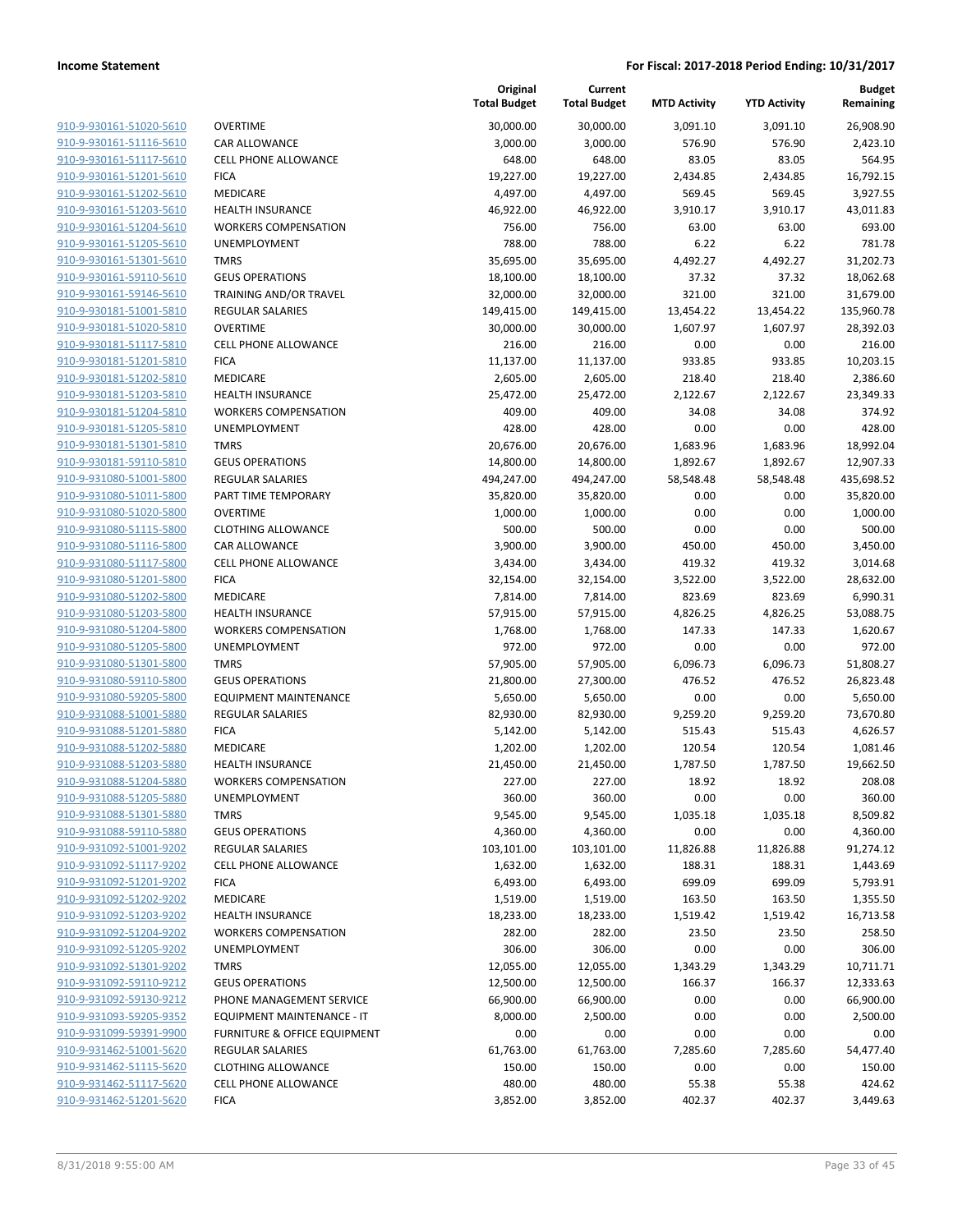| | | Original Total Budget | Current Total Budget | MTD Activity | YTD Activity | Budget Remaining |
|---|---|---|---|---|---|---|
| 910-9-930161-51020-5610 | OVERTIME | 30,000.00 | 30,000.00 | 3,091.10 | 3,091.10 | 26,908.90 |
| 910-9-930161-51116-5610 | CAR ALLOWANCE | 3,000.00 | 3,000.00 | 576.90 | 576.90 | 2,423.10 |
| 910-9-930161-51117-5610 | CELL PHONE ALLOWANCE | 648.00 | 648.00 | 83.05 | 83.05 | 564.95 |
| 910-9-930161-51201-5610 | FICA | 19,227.00 | 19,227.00 | 2,434.85 | 2,434.85 | 16,792.15 |
| 910-9-930161-51202-5610 | MEDICARE | 4,497.00 | 4,497.00 | 569.45 | 569.45 | 3,927.55 |
| 910-9-930161-51203-5610 | HEALTH INSURANCE | 46,922.00 | 46,922.00 | 3,910.17 | 3,910.17 | 43,011.83 |
| 910-9-930161-51204-5610 | WORKERS COMPENSATION | 756.00 | 756.00 | 63.00 | 63.00 | 693.00 |
| 910-9-930161-51205-5610 | UNEMPLOYMENT | 788.00 | 788.00 | 6.22 | 6.22 | 781.78 |
| 910-9-930161-51301-5610 | TMRS | 35,695.00 | 35,695.00 | 4,492.27 | 4,492.27 | 31,202.73 |
| 910-9-930161-59110-5610 | GEUS OPERATIONS | 18,100.00 | 18,100.00 | 37.32 | 37.32 | 18,062.68 |
| 910-9-930161-59146-5610 | TRAINING AND/OR TRAVEL | 32,000.00 | 32,000.00 | 321.00 | 321.00 | 31,679.00 |
| 910-9-930181-51001-5810 | REGULAR SALARIES | 149,415.00 | 149,415.00 | 13,454.22 | 13,454.22 | 135,960.78 |
| 910-9-930181-51020-5810 | OVERTIME | 30,000.00 | 30,000.00 | 1,607.97 | 1,607.97 | 28,392.03 |
| 910-9-930181-51117-5810 | CELL PHONE ALLOWANCE | 216.00 | 216.00 | 0.00 | 0.00 | 216.00 |
| 910-9-930181-51201-5810 | FICA | 11,137.00 | 11,137.00 | 933.85 | 933.85 | 10,203.15 |
| 910-9-930181-51202-5810 | MEDICARE | 2,605.00 | 2,605.00 | 218.40 | 218.40 | 2,386.60 |
| 910-9-930181-51203-5810 | HEALTH INSURANCE | 25,472.00 | 25,472.00 | 2,122.67 | 2,122.67 | 23,349.33 |
| 910-9-930181-51204-5810 | WORKERS COMPENSATION | 409.00 | 409.00 | 34.08 | 34.08 | 374.92 |
| 910-9-930181-51205-5810 | UNEMPLOYMENT | 428.00 | 428.00 | 0.00 | 0.00 | 428.00 |
| 910-9-930181-51301-5810 | TMRS | 20,676.00 | 20,676.00 | 1,683.96 | 1,683.96 | 18,992.04 |
| 910-9-930181-59110-5810 | GEUS OPERATIONS | 14,800.00 | 14,800.00 | 1,892.67 | 1,892.67 | 12,907.33 |
| 910-9-931080-51001-5800 | REGULAR SALARIES | 494,247.00 | 494,247.00 | 58,548.48 | 58,548.48 | 435,698.52 |
| 910-9-931080-51011-5800 | PART TIME TEMPORARY | 35,820.00 | 35,820.00 | 0.00 | 0.00 | 35,820.00 |
| 910-9-931080-51020-5800 | OVERTIME | 1,000.00 | 1,000.00 | 0.00 | 0.00 | 1,000.00 |
| 910-9-931080-51115-5800 | CLOTHING ALLOWANCE | 500.00 | 500.00 | 0.00 | 0.00 | 500.00 |
| 910-9-931080-51116-5800 | CAR ALLOWANCE | 3,900.00 | 3,900.00 | 450.00 | 450.00 | 3,450.00 |
| 910-9-931080-51117-5800 | CELL PHONE ALLOWANCE | 3,434.00 | 3,434.00 | 419.32 | 419.32 | 3,014.68 |
| 910-9-931080-51201-5800 | FICA | 32,154.00 | 32,154.00 | 3,522.00 | 3,522.00 | 28,632.00 |
| 910-9-931080-51202-5800 | MEDICARE | 7,814.00 | 7,814.00 | 823.69 | 823.69 | 6,990.31 |
| 910-9-931080-51203-5800 | HEALTH INSURANCE | 57,915.00 | 57,915.00 | 4,826.25 | 4,826.25 | 53,088.75 |
| 910-9-931080-51204-5800 | WORKERS COMPENSATION | 1,768.00 | 1,768.00 | 147.33 | 147.33 | 1,620.67 |
| 910-9-931080-51205-5800 | UNEMPLOYMENT | 972.00 | 972.00 | 0.00 | 0.00 | 972.00 |
| 910-9-931080-51301-5800 | TMRS | 57,905.00 | 57,905.00 | 6,096.73 | 6,096.73 | 51,808.27 |
| 910-9-931080-59110-5800 | GEUS OPERATIONS | 21,800.00 | 27,300.00 | 476.52 | 476.52 | 26,823.48 |
| 910-9-931080-59205-5800 | EQUIPMENT MAINTENANCE | 5,650.00 | 5,650.00 | 0.00 | 0.00 | 5,650.00 |
| 910-9-931088-51001-5880 | REGULAR SALARIES | 82,930.00 | 82,930.00 | 9,259.20 | 9,259.20 | 73,670.80 |
| 910-9-931088-51201-5880 | FICA | 5,142.00 | 5,142.00 | 515.43 | 515.43 | 4,626.57 |
| 910-9-931088-51202-5880 | MEDICARE | 1,202.00 | 1,202.00 | 120.54 | 120.54 | 1,081.46 |
| 910-9-931088-51203-5880 | HEALTH INSURANCE | 21,450.00 | 21,450.00 | 1,787.50 | 1,787.50 | 19,662.50 |
| 910-9-931088-51204-5880 | WORKERS COMPENSATION | 227.00 | 227.00 | 18.92 | 18.92 | 208.08 |
| 910-9-931088-51205-5880 | UNEMPLOYMENT | 360.00 | 360.00 | 0.00 | 0.00 | 360.00 |
| 910-9-931088-51301-5880 | TMRS | 9,545.00 | 9,545.00 | 1,035.18 | 1,035.18 | 8,509.82 |
| 910-9-931088-59110-5880 | GEUS OPERATIONS | 4,360.00 | 4,360.00 | 0.00 | 0.00 | 4,360.00 |
| 910-9-931092-51001-9202 | REGULAR SALARIES | 103,101.00 | 103,101.00 | 11,826.88 | 11,826.88 | 91,274.12 |
| 910-9-931092-51117-9202 | CELL PHONE ALLOWANCE | 1,632.00 | 1,632.00 | 188.31 | 188.31 | 1,443.69 |
| 910-9-931092-51201-9202 | FICA | 6,493.00 | 6,493.00 | 699.09 | 699.09 | 5,793.91 |
| 910-9-931092-51202-9202 | MEDICARE | 1,519.00 | 1,519.00 | 163.50 | 163.50 | 1,355.50 |
| 910-9-931092-51203-9202 | HEALTH INSURANCE | 18,233.00 | 18,233.00 | 1,519.42 | 1,519.42 | 16,713.58 |
| 910-9-931092-51204-9202 | WORKERS COMPENSATION | 282.00 | 282.00 | 23.50 | 23.50 | 258.50 |
| 910-9-931092-51205-9202 | UNEMPLOYMENT | 306.00 | 306.00 | 0.00 | 0.00 | 306.00 |
| 910-9-931092-51301-9202 | TMRS | 12,055.00 | 12,055.00 | 1,343.29 | 1,343.29 | 10,711.71 |
| 910-9-931092-59110-9212 | GEUS OPERATIONS | 12,500.00 | 12,500.00 | 166.37 | 166.37 | 12,333.63 |
| 910-9-931092-59130-9212 | PHONE MANAGEMENT SERVICE | 66,900.00 | 66,900.00 | 0.00 | 0.00 | 66,900.00 |
| 910-9-931093-59205-9352 | EQUIPMENT MAINTENANCE - IT | 8,000.00 | 2,500.00 | 0.00 | 0.00 | 2,500.00 |
| 910-9-931099-59391-9900 | FURNITURE & OFFICE EQUIPMENT | 0.00 | 0.00 | 0.00 | 0.00 | 0.00 |
| 910-9-931462-51001-5620 | REGULAR SALARIES | 61,763.00 | 61,763.00 | 7,285.60 | 7,285.60 | 54,477.40 |
| 910-9-931462-51115-5620 | CLOTHING ALLOWANCE | 150.00 | 150.00 | 0.00 | 0.00 | 150.00 |
| 910-9-931462-51117-5620 | CELL PHONE ALLOWANCE | 480.00 | 480.00 | 55.38 | 55.38 | 424.62 |
| 910-9-931462-51201-5620 | FICA | 3,852.00 | 3,852.00 | 402.37 | 402.37 | 3,449.63 |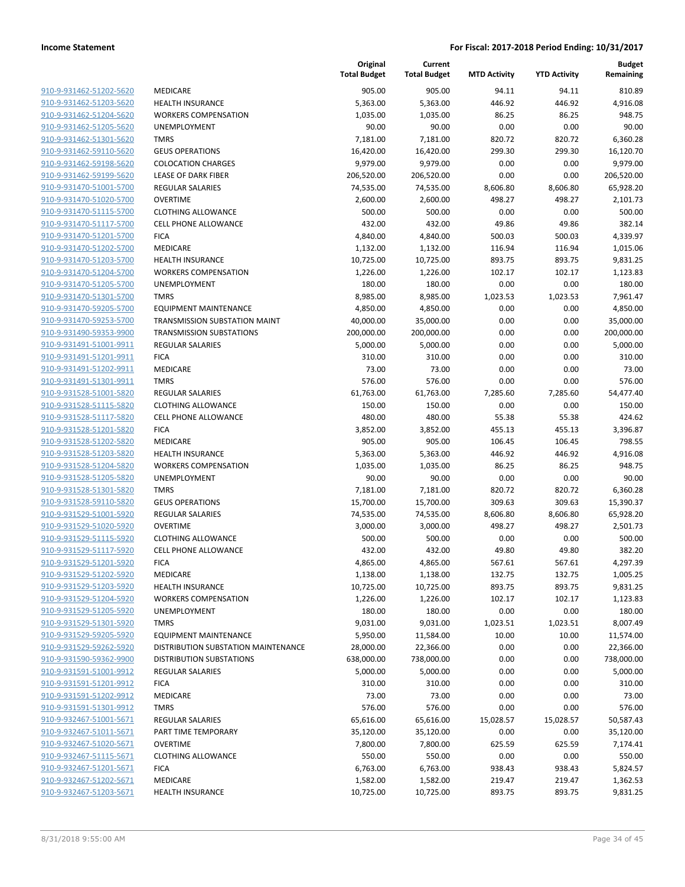| | | Original Total Budget | Current Total Budget | MTD Activity | YTD Activity | Budget Remaining |
|---|---|---|---|---|---|---|
| 910-9-931462-51202-5620 | MEDICARE | 905.00 | 905.00 | 94.11 | 94.11 | 810.89 |
| 910-9-931462-51203-5620 | HEALTH INSURANCE | 5,363.00 | 5,363.00 | 446.92 | 446.92 | 4,916.08 |
| 910-9-931462-51204-5620 | WORKERS COMPENSATION | 1,035.00 | 1,035.00 | 86.25 | 86.25 | 948.75 |
| 910-9-931462-51205-5620 | UNEMPLOYMENT | 90.00 | 90.00 | 0.00 | 0.00 | 90.00 |
| 910-9-931462-51301-5620 | TMRS | 7,181.00 | 7,181.00 | 820.72 | 820.72 | 6,360.28 |
| 910-9-931462-59110-5620 | GEUS OPERATIONS | 16,420.00 | 16,420.00 | 299.30 | 299.30 | 16,120.70 |
| 910-9-931462-59198-5620 | COLOCATION CHARGES | 9,979.00 | 9,979.00 | 0.00 | 0.00 | 9,979.00 |
| 910-9-931462-59199-5620 | LEASE OF DARK FIBER | 206,520.00 | 206,520.00 | 0.00 | 0.00 | 206,520.00 |
| 910-9-931470-51001-5700 | REGULAR SALARIES | 74,535.00 | 74,535.00 | 8,606.80 | 8,606.80 | 65,928.20 |
| 910-9-931470-51020-5700 | OVERTIME | 2,600.00 | 2,600.00 | 498.27 | 498.27 | 2,101.73 |
| 910-9-931470-51115-5700 | CLOTHING ALLOWANCE | 500.00 | 500.00 | 0.00 | 0.00 | 500.00 |
| 910-9-931470-51117-5700 | CELL PHONE ALLOWANCE | 432.00 | 432.00 | 49.86 | 49.86 | 382.14 |
| 910-9-931470-51201-5700 | FICA | 4,840.00 | 4,840.00 | 500.03 | 500.03 | 4,339.97 |
| 910-9-931470-51202-5700 | MEDICARE | 1,132.00 | 1,132.00 | 116.94 | 116.94 | 1,015.06 |
| 910-9-931470-51203-5700 | HEALTH INSURANCE | 10,725.00 | 10,725.00 | 893.75 | 893.75 | 9,831.25 |
| 910-9-931470-51204-5700 | WORKERS COMPENSATION | 1,226.00 | 1,226.00 | 102.17 | 102.17 | 1,123.83 |
| 910-9-931470-51205-5700 | UNEMPLOYMENT | 180.00 | 180.00 | 0.00 | 0.00 | 180.00 |
| 910-9-931470-51301-5700 | TMRS | 8,985.00 | 8,985.00 | 1,023.53 | 1,023.53 | 7,961.47 |
| 910-9-931470-59205-5700 | EQUIPMENT MAINTENANCE | 4,850.00 | 4,850.00 | 0.00 | 0.00 | 4,850.00 |
| 910-9-931470-59253-5700 | TRANSMISSION SUBSTATION MAINT | 40,000.00 | 35,000.00 | 0.00 | 0.00 | 35,000.00 |
| 910-9-931490-59353-9900 | TRANSMISSION SUBSTATIONS | 200,000.00 | 200,000.00 | 0.00 | 0.00 | 200,000.00 |
| 910-9-931491-51001-9911 | REGULAR SALARIES | 5,000.00 | 5,000.00 | 0.00 | 0.00 | 5,000.00 |
| 910-9-931491-51201-9911 | FICA | 310.00 | 310.00 | 0.00 | 0.00 | 310.00 |
| 910-9-931491-51202-9911 | MEDICARE | 73.00 | 73.00 | 0.00 | 0.00 | 73.00 |
| 910-9-931491-51301-9911 | TMRS | 576.00 | 576.00 | 0.00 | 0.00 | 576.00 |
| 910-9-931528-51001-5820 | REGULAR SALARIES | 61,763.00 | 61,763.00 | 7,285.60 | 7,285.60 | 54,477.40 |
| 910-9-931528-51115-5820 | CLOTHING ALLOWANCE | 150.00 | 150.00 | 0.00 | 0.00 | 150.00 |
| 910-9-931528-51117-5820 | CELL PHONE ALLOWANCE | 480.00 | 480.00 | 55.38 | 55.38 | 424.62 |
| 910-9-931528-51201-5820 | FICA | 3,852.00 | 3,852.00 | 455.13 | 455.13 | 3,396.87 |
| 910-9-931528-51202-5820 | MEDICARE | 905.00 | 905.00 | 106.45 | 106.45 | 798.55 |
| 910-9-931528-51203-5820 | HEALTH INSURANCE | 5,363.00 | 5,363.00 | 446.92 | 446.92 | 4,916.08 |
| 910-9-931528-51204-5820 | WORKERS COMPENSATION | 1,035.00 | 1,035.00 | 86.25 | 86.25 | 948.75 |
| 910-9-931528-51205-5820 | UNEMPLOYMENT | 90.00 | 90.00 | 0.00 | 0.00 | 90.00 |
| 910-9-931528-51301-5820 | TMRS | 7,181.00 | 7,181.00 | 820.72 | 820.72 | 6,360.28 |
| 910-9-931528-59110-5820 | GEUS OPERATIONS | 15,700.00 | 15,700.00 | 309.63 | 309.63 | 15,390.37 |
| 910-9-931529-51001-5920 | REGULAR SALARIES | 74,535.00 | 74,535.00 | 8,606.80 | 8,606.80 | 65,928.20 |
| 910-9-931529-51020-5920 | OVERTIME | 3,000.00 | 3,000.00 | 498.27 | 498.27 | 2,501.73 |
| 910-9-931529-51115-5920 | CLOTHING ALLOWANCE | 500.00 | 500.00 | 0.00 | 0.00 | 500.00 |
| 910-9-931529-51117-5920 | CELL PHONE ALLOWANCE | 432.00 | 432.00 | 49.80 | 49.80 | 382.20 |
| 910-9-931529-51201-5920 | FICA | 4,865.00 | 4,865.00 | 567.61 | 567.61 | 4,297.39 |
| 910-9-931529-51202-5920 | MEDICARE | 1,138.00 | 1,138.00 | 132.75 | 132.75 | 1,005.25 |
| 910-9-931529-51203-5920 | HEALTH INSURANCE | 10,725.00 | 10,725.00 | 893.75 | 893.75 | 9,831.25 |
| 910-9-931529-51204-5920 | WORKERS COMPENSATION | 1,226.00 | 1,226.00 | 102.17 | 102.17 | 1,123.83 |
| 910-9-931529-51205-5920 | UNEMPLOYMENT | 180.00 | 180.00 | 0.00 | 0.00 | 180.00 |
| 910-9-931529-51301-5920 | TMRS | 9,031.00 | 9,031.00 | 1,023.51 | 1,023.51 | 8,007.49 |
| 910-9-931529-59205-5920 | EQUIPMENT MAINTENANCE | 5,950.00 | 11,584.00 | 10.00 | 10.00 | 11,574.00 |
| 910-9-931529-59262-5920 | DISTRIBUTION SUBSTATION MAINTENANCE | 28,000.00 | 22,366.00 | 0.00 | 0.00 | 22,366.00 |
| 910-9-931590-59362-9900 | DISTRIBUTION SUBSTATIONS | 638,000.00 | 738,000.00 | 0.00 | 0.00 | 738,000.00 |
| 910-9-931591-51001-9912 | REGULAR SALARIES | 5,000.00 | 5,000.00 | 0.00 | 0.00 | 5,000.00 |
| 910-9-931591-51201-9912 | FICA | 310.00 | 310.00 | 0.00 | 0.00 | 310.00 |
| 910-9-931591-51202-9912 | MEDICARE | 73.00 | 73.00 | 0.00 | 0.00 | 73.00 |
| 910-9-931591-51301-9912 | TMRS | 576.00 | 576.00 | 0.00 | 0.00 | 576.00 |
| 910-9-932467-51001-5671 | REGULAR SALARIES | 65,616.00 | 65,616.00 | 15,028.57 | 15,028.57 | 50,587.43 |
| 910-9-932467-51011-5671 | PART TIME TEMPORARY | 35,120.00 | 35,120.00 | 0.00 | 0.00 | 35,120.00 |
| 910-9-932467-51020-5671 | OVERTIME | 7,800.00 | 7,800.00 | 625.59 | 625.59 | 7,174.41 |
| 910-9-932467-51115-5671 | CLOTHING ALLOWANCE | 550.00 | 550.00 | 0.00 | 0.00 | 550.00 |
| 910-9-932467-51201-5671 | FICA | 6,763.00 | 6,763.00 | 938.43 | 938.43 | 5,824.57 |
| 910-9-932467-51202-5671 | MEDICARE | 1,582.00 | 1,582.00 | 219.47 | 219.47 | 1,362.53 |
| 910-9-932467-51203-5671 | HEALTH INSURANCE | 10,725.00 | 10,725.00 | 893.75 | 893.75 | 9,831.25 |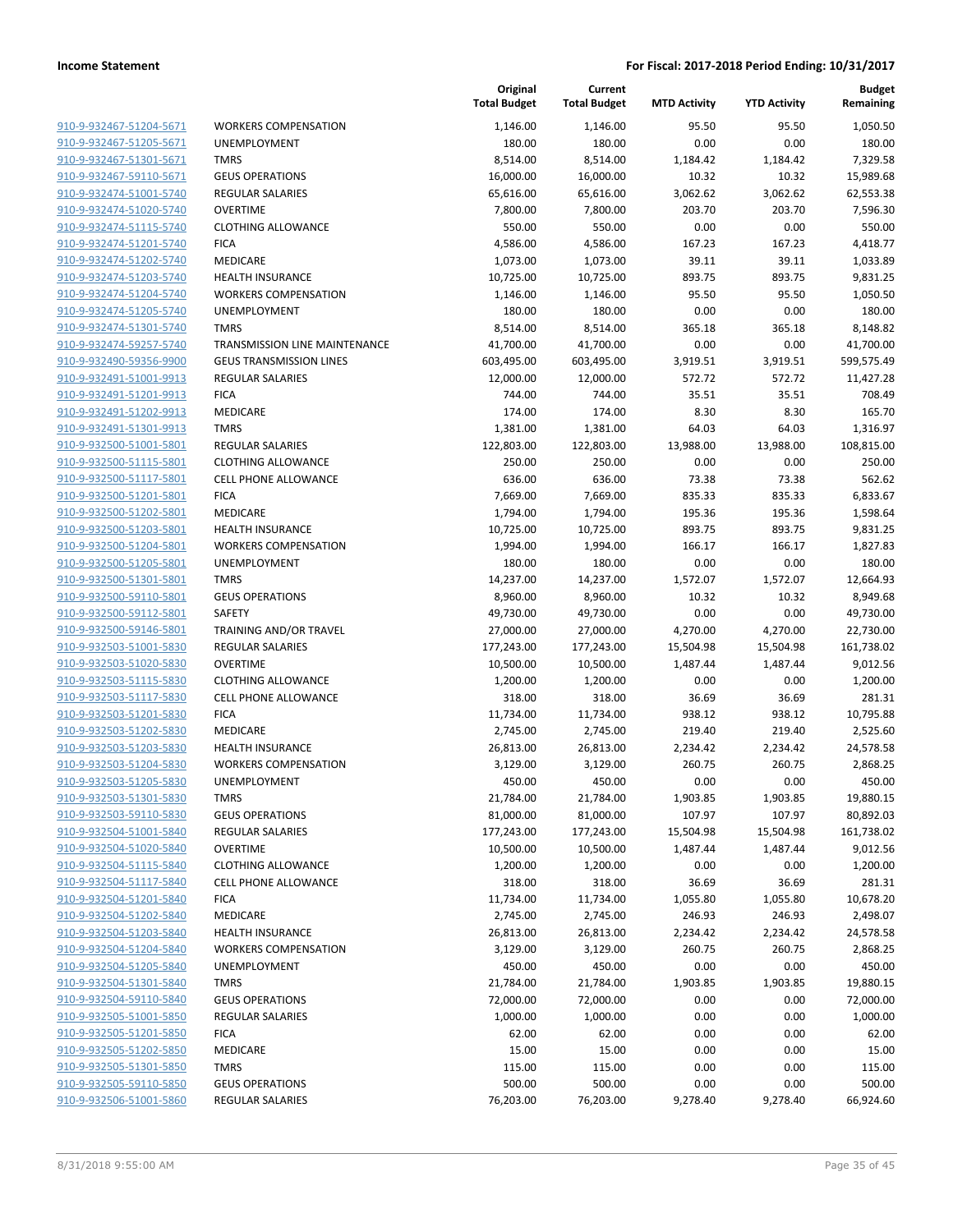**Income Statement** — **For Fiscal: 2017-2018 Period Ending: 10/31/2017**

| | | Original Total Budget | Current Total Budget | MTD Activity | YTD Activity | Budget Remaining |
|---|---|---|---|---|---|---|
| 910-9-932467-51204-5671 | WORKERS COMPENSATION | 1,146.00 | 1,146.00 | 95.50 | 95.50 | 1,050.50 |
| 910-9-932467-51205-5671 | UNEMPLOYMENT | 180.00 | 180.00 | 0.00 | 0.00 | 180.00 |
| 910-9-932467-51301-5671 | TMRS | 8,514.00 | 8,514.00 | 1,184.42 | 1,184.42 | 7,329.58 |
| 910-9-932467-59110-5671 | GEUS OPERATIONS | 16,000.00 | 16,000.00 | 10.32 | 10.32 | 15,989.68 |
| 910-9-932474-51001-5740 | REGULAR SALARIES | 65,616.00 | 65,616.00 | 3,062.62 | 3,062.62 | 62,553.38 |
| 910-9-932474-51020-5740 | OVERTIME | 7,800.00 | 7,800.00 | 203.70 | 203.70 | 7,596.30 |
| 910-9-932474-51115-5740 | CLOTHING ALLOWANCE | 550.00 | 550.00 | 0.00 | 0.00 | 550.00 |
| 910-9-932474-51201-5740 | FICA | 4,586.00 | 4,586.00 | 167.23 | 167.23 | 4,418.77 |
| 910-9-932474-51202-5740 | MEDICARE | 1,073.00 | 1,073.00 | 39.11 | 39.11 | 1,033.89 |
| 910-9-932474-51203-5740 | HEALTH INSURANCE | 10,725.00 | 10,725.00 | 893.75 | 893.75 | 9,831.25 |
| 910-9-932474-51204-5740 | WORKERS COMPENSATION | 1,146.00 | 1,146.00 | 95.50 | 95.50 | 1,050.50 |
| 910-9-932474-51205-5740 | UNEMPLOYMENT | 180.00 | 180.00 | 0.00 | 0.00 | 180.00 |
| 910-9-932474-51301-5740 | TMRS | 8,514.00 | 8,514.00 | 365.18 | 365.18 | 8,148.82 |
| 910-9-932474-59257-5740 | TRANSMISSION LINE MAINTENANCE | 41,700.00 | 41,700.00 | 0.00 | 0.00 | 41,700.00 |
| 910-9-932490-59356-9900 | GEUS TRANSMISSION LINES | 603,495.00 | 603,495.00 | 3,919.51 | 3,919.51 | 599,575.49 |
| 910-9-932491-51001-9913 | REGULAR SALARIES | 12,000.00 | 12,000.00 | 572.72 | 572.72 | 11,427.28 |
| 910-9-932491-51201-9913 | FICA | 744.00 | 744.00 | 35.51 | 35.51 | 708.49 |
| 910-9-932491-51202-9913 | MEDICARE | 174.00 | 174.00 | 8.30 | 8.30 | 165.70 |
| 910-9-932491-51301-9913 | TMRS | 1,381.00 | 1,381.00 | 64.03 | 64.03 | 1,316.97 |
| 910-9-932500-51001-5801 | REGULAR SALARIES | 122,803.00 | 122,803.00 | 13,988.00 | 13,988.00 | 108,815.00 |
| 910-9-932500-51115-5801 | CLOTHING ALLOWANCE | 250.00 | 250.00 | 0.00 | 0.00 | 250.00 |
| 910-9-932500-51117-5801 | CELL PHONE ALLOWANCE | 636.00 | 636.00 | 73.38 | 73.38 | 562.62 |
| 910-9-932500-51201-5801 | FICA | 7,669.00 | 7,669.00 | 835.33 | 835.33 | 6,833.67 |
| 910-9-932500-51202-5801 | MEDICARE | 1,794.00 | 1,794.00 | 195.36 | 195.36 | 1,598.64 |
| 910-9-932500-51203-5801 | HEALTH INSURANCE | 10,725.00 | 10,725.00 | 893.75 | 893.75 | 9,831.25 |
| 910-9-932500-51204-5801 | WORKERS COMPENSATION | 1,994.00 | 1,994.00 | 166.17 | 166.17 | 1,827.83 |
| 910-9-932500-51205-5801 | UNEMPLOYMENT | 180.00 | 180.00 | 0.00 | 0.00 | 180.00 |
| 910-9-932500-51301-5801 | TMRS | 14,237.00 | 14,237.00 | 1,572.07 | 1,572.07 | 12,664.93 |
| 910-9-932500-59110-5801 | GEUS OPERATIONS | 8,960.00 | 8,960.00 | 10.32 | 10.32 | 8,949.68 |
| 910-9-932500-59112-5801 | SAFETY | 49,730.00 | 49,730.00 | 0.00 | 0.00 | 49,730.00 |
| 910-9-932500-59146-5801 | TRAINING AND/OR TRAVEL | 27,000.00 | 27,000.00 | 4,270.00 | 4,270.00 | 22,730.00 |
| 910-9-932503-51001-5830 | REGULAR SALARIES | 177,243.00 | 177,243.00 | 15,504.98 | 15,504.98 | 161,738.02 |
| 910-9-932503-51020-5830 | OVERTIME | 10,500.00 | 10,500.00 | 1,487.44 | 1,487.44 | 9,012.56 |
| 910-9-932503-51115-5830 | CLOTHING ALLOWANCE | 1,200.00 | 1,200.00 | 0.00 | 0.00 | 1,200.00 |
| 910-9-932503-51117-5830 | CELL PHONE ALLOWANCE | 318.00 | 318.00 | 36.69 | 36.69 | 281.31 |
| 910-9-932503-51201-5830 | FICA | 11,734.00 | 11,734.00 | 938.12 | 938.12 | 10,795.88 |
| 910-9-932503-51202-5830 | MEDICARE | 2,745.00 | 2,745.00 | 219.40 | 219.40 | 2,525.60 |
| 910-9-932503-51203-5830 | HEALTH INSURANCE | 26,813.00 | 26,813.00 | 2,234.42 | 2,234.42 | 24,578.58 |
| 910-9-932503-51204-5830 | WORKERS COMPENSATION | 3,129.00 | 3,129.00 | 260.75 | 260.75 | 2,868.25 |
| 910-9-932503-51205-5830 | UNEMPLOYMENT | 450.00 | 450.00 | 0.00 | 0.00 | 450.00 |
| 910-9-932503-51301-5830 | TMRS | 21,784.00 | 21,784.00 | 1,903.85 | 1,903.85 | 19,880.15 |
| 910-9-932503-59110-5830 | GEUS OPERATIONS | 81,000.00 | 81,000.00 | 107.97 | 107.97 | 80,892.03 |
| 910-9-932504-51001-5840 | REGULAR SALARIES | 177,243.00 | 177,243.00 | 15,504.98 | 15,504.98 | 161,738.02 |
| 910-9-932504-51020-5840 | OVERTIME | 10,500.00 | 10,500.00 | 1,487.44 | 1,487.44 | 9,012.56 |
| 910-9-932504-51115-5840 | CLOTHING ALLOWANCE | 1,200.00 | 1,200.00 | 0.00 | 0.00 | 1,200.00 |
| 910-9-932504-51117-5840 | CELL PHONE ALLOWANCE | 318.00 | 318.00 | 36.69 | 36.69 | 281.31 |
| 910-9-932504-51201-5840 | FICA | 11,734.00 | 11,734.00 | 1,055.80 | 1,055.80 | 10,678.20 |
| 910-9-932504-51202-5840 | MEDICARE | 2,745.00 | 2,745.00 | 246.93 | 246.93 | 2,498.07 |
| 910-9-932504-51203-5840 | HEALTH INSURANCE | 26,813.00 | 26,813.00 | 2,234.42 | 2,234.42 | 24,578.58 |
| 910-9-932504-51204-5840 | WORKERS COMPENSATION | 3,129.00 | 3,129.00 | 260.75 | 260.75 | 2,868.25 |
| 910-9-932504-51205-5840 | UNEMPLOYMENT | 450.00 | 450.00 | 0.00 | 0.00 | 450.00 |
| 910-9-932504-51301-5840 | TMRS | 21,784.00 | 21,784.00 | 1,903.85 | 1,903.85 | 19,880.15 |
| 910-9-932504-59110-5840 | GEUS OPERATIONS | 72,000.00 | 72,000.00 | 0.00 | 0.00 | 72,000.00 |
| 910-9-932505-51001-5850 | REGULAR SALARIES | 1,000.00 | 1,000.00 | 0.00 | 0.00 | 1,000.00 |
| 910-9-932505-51201-5850 | FICA | 62.00 | 62.00 | 0.00 | 0.00 | 62.00 |
| 910-9-932505-51202-5850 | MEDICARE | 15.00 | 15.00 | 0.00 | 0.00 | 15.00 |
| 910-9-932505-51301-5850 | TMRS | 115.00 | 115.00 | 0.00 | 0.00 | 115.00 |
| 910-9-932505-59110-5850 | GEUS OPERATIONS | 500.00 | 500.00 | 0.00 | 0.00 | 500.00 |
| 910-9-932506-51001-5860 | REGULAR SALARIES | 76,203.00 | 76,203.00 | 9,278.40 | 9,278.40 | 66,924.60 |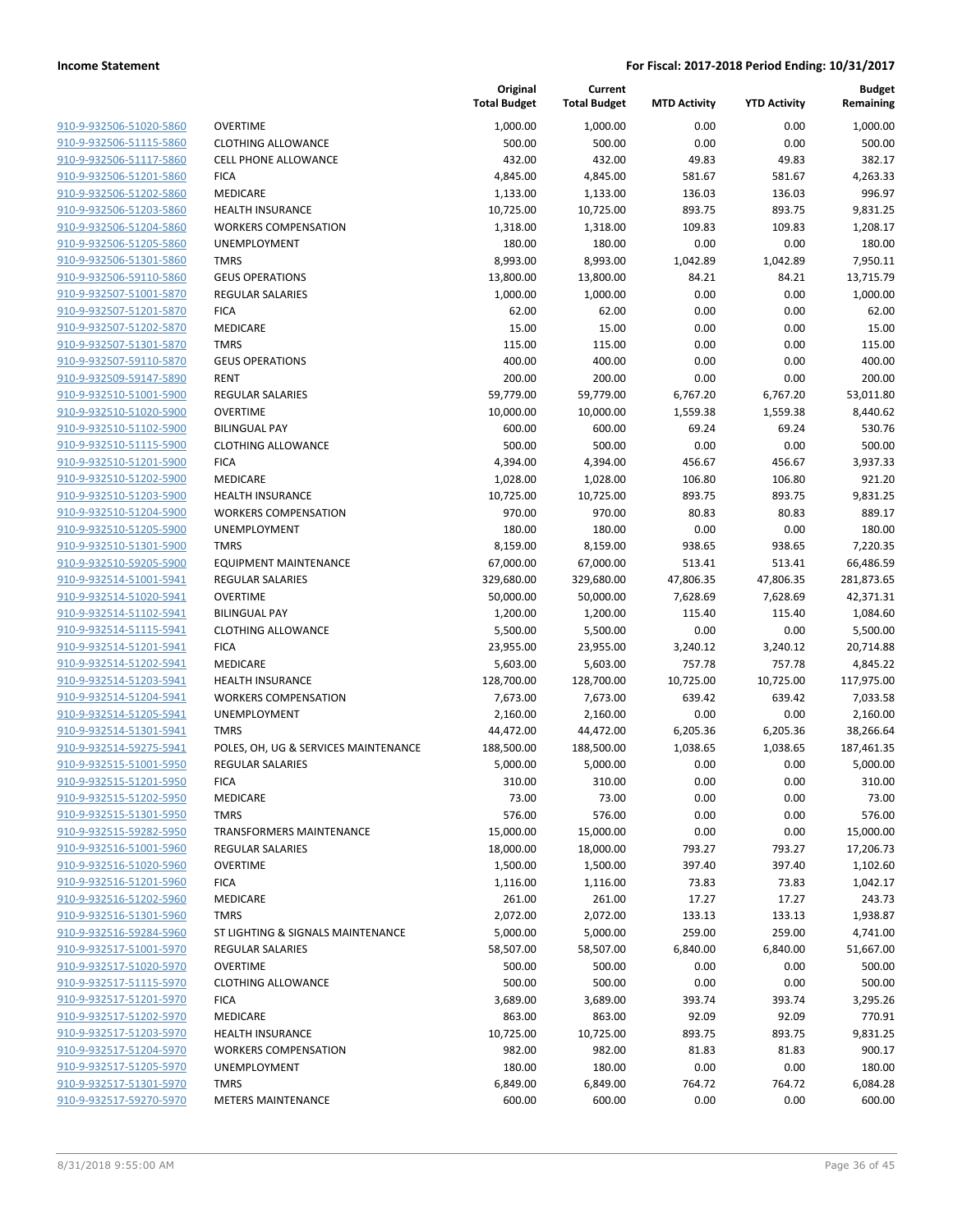**Income Statement** — For Fiscal: 2017-2018 Period Ending: 10/31/2017

| | | Original Total Budget | Current Total Budget | MTD Activity | YTD Activity | Budget Remaining |
|---|---|---|---|---|---|---|
| 910-9-932506-51020-5860 | OVERTIME | 1,000.00 | 1,000.00 | 0.00 | 0.00 | 1,000.00 |
| 910-9-932506-51115-5860 | CLOTHING ALLOWANCE | 500.00 | 500.00 | 0.00 | 0.00 | 500.00 |
| 910-9-932506-51117-5860 | CELL PHONE ALLOWANCE | 432.00 | 432.00 | 49.83 | 49.83 | 382.17 |
| 910-9-932506-51201-5860 | FICA | 4,845.00 | 4,845.00 | 581.67 | 581.67 | 4,263.33 |
| 910-9-932506-51202-5860 | MEDICARE | 1,133.00 | 1,133.00 | 136.03 | 136.03 | 996.97 |
| 910-9-932506-51203-5860 | HEALTH INSURANCE | 10,725.00 | 10,725.00 | 893.75 | 893.75 | 9,831.25 |
| 910-9-932506-51204-5860 | WORKERS COMPENSATION | 1,318.00 | 1,318.00 | 109.83 | 109.83 | 1,208.17 |
| 910-9-932506-51205-5860 | UNEMPLOYMENT | 180.00 | 180.00 | 0.00 | 0.00 | 180.00 |
| 910-9-932506-51301-5860 | TMRS | 8,993.00 | 8,993.00 | 1,042.89 | 1,042.89 | 7,950.11 |
| 910-9-932506-59110-5860 | GEUS OPERATIONS | 13,800.00 | 13,800.00 | 84.21 | 84.21 | 13,715.79 |
| 910-9-932507-51001-5870 | REGULAR SALARIES | 1,000.00 | 1,000.00 | 0.00 | 0.00 | 1,000.00 |
| 910-9-932507-51201-5870 | FICA | 62.00 | 62.00 | 0.00 | 0.00 | 62.00 |
| 910-9-932507-51202-5870 | MEDICARE | 15.00 | 15.00 | 0.00 | 0.00 | 15.00 |
| 910-9-932507-51301-5870 | TMRS | 115.00 | 115.00 | 0.00 | 0.00 | 115.00 |
| 910-9-932507-59110-5870 | GEUS OPERATIONS | 400.00 | 400.00 | 0.00 | 0.00 | 400.00 |
| 910-9-932509-59147-5890 | RENT | 200.00 | 200.00 | 0.00 | 0.00 | 200.00 |
| 910-9-932510-51001-5900 | REGULAR SALARIES | 59,779.00 | 59,779.00 | 6,767.20 | 6,767.20 | 53,011.80 |
| 910-9-932510-51020-5900 | OVERTIME | 10,000.00 | 10,000.00 | 1,559.38 | 1,559.38 | 8,440.62 |
| 910-9-932510-51102-5900 | BILINGUAL PAY | 600.00 | 600.00 | 69.24 | 69.24 | 530.76 |
| 910-9-932510-51115-5900 | CLOTHING ALLOWANCE | 500.00 | 500.00 | 0.00 | 0.00 | 500.00 |
| 910-9-932510-51201-5900 | FICA | 4,394.00 | 4,394.00 | 456.67 | 456.67 | 3,937.33 |
| 910-9-932510-51202-5900 | MEDICARE | 1,028.00 | 1,028.00 | 106.80 | 106.80 | 921.20 |
| 910-9-932510-51203-5900 | HEALTH INSURANCE | 10,725.00 | 10,725.00 | 893.75 | 893.75 | 9,831.25 |
| 910-9-932510-51204-5900 | WORKERS COMPENSATION | 970.00 | 970.00 | 80.83 | 80.83 | 889.17 |
| 910-9-932510-51205-5900 | UNEMPLOYMENT | 180.00 | 180.00 | 0.00 | 0.00 | 180.00 |
| 910-9-932510-51301-5900 | TMRS | 8,159.00 | 8,159.00 | 938.65 | 938.65 | 7,220.35 |
| 910-9-932510-59205-5900 | EQUIPMENT MAINTENANCE | 67,000.00 | 67,000.00 | 513.41 | 513.41 | 66,486.59 |
| 910-9-932514-51001-5941 | REGULAR SALARIES | 329,680.00 | 329,680.00 | 47,806.35 | 47,806.35 | 281,873.65 |
| 910-9-932514-51020-5941 | OVERTIME | 50,000.00 | 50,000.00 | 7,628.69 | 7,628.69 | 42,371.31 |
| 910-9-932514-51102-5941 | BILINGUAL PAY | 1,200.00 | 1,200.00 | 115.40 | 115.40 | 1,084.60 |
| 910-9-932514-51115-5941 | CLOTHING ALLOWANCE | 5,500.00 | 5,500.00 | 0.00 | 0.00 | 5,500.00 |
| 910-9-932514-51201-5941 | FICA | 23,955.00 | 23,955.00 | 3,240.12 | 3,240.12 | 20,714.88 |
| 910-9-932514-51202-5941 | MEDICARE | 5,603.00 | 5,603.00 | 757.78 | 757.78 | 4,845.22 |
| 910-9-932514-51203-5941 | HEALTH INSURANCE | 128,700.00 | 128,700.00 | 10,725.00 | 10,725.00 | 117,975.00 |
| 910-9-932514-51204-5941 | WORKERS COMPENSATION | 7,673.00 | 7,673.00 | 639.42 | 639.42 | 7,033.58 |
| 910-9-932514-51205-5941 | UNEMPLOYMENT | 2,160.00 | 2,160.00 | 0.00 | 0.00 | 2,160.00 |
| 910-9-932514-51301-5941 | TMRS | 44,472.00 | 44,472.00 | 6,205.36 | 6,205.36 | 38,266.64 |
| 910-9-932514-59275-5941 | POLES, OH, UG & SERVICES MAINTENANCE | 188,500.00 | 188,500.00 | 1,038.65 | 1,038.65 | 187,461.35 |
| 910-9-932515-51001-5950 | REGULAR SALARIES | 5,000.00 | 5,000.00 | 0.00 | 0.00 | 5,000.00 |
| 910-9-932515-51201-5950 | FICA | 310.00 | 310.00 | 0.00 | 0.00 | 310.00 |
| 910-9-932515-51202-5950 | MEDICARE | 73.00 | 73.00 | 0.00 | 0.00 | 73.00 |
| 910-9-932515-51301-5950 | TMRS | 576.00 | 576.00 | 0.00 | 0.00 | 576.00 |
| 910-9-932515-59282-5950 | TRANSFORMERS MAINTENANCE | 15,000.00 | 15,000.00 | 0.00 | 0.00 | 15,000.00 |
| 910-9-932516-51001-5960 | REGULAR SALARIES | 18,000.00 | 18,000.00 | 793.27 | 793.27 | 17,206.73 |
| 910-9-932516-51020-5960 | OVERTIME | 1,500.00 | 1,500.00 | 397.40 | 397.40 | 1,102.60 |
| 910-9-932516-51201-5960 | FICA | 1,116.00 | 1,116.00 | 73.83 | 73.83 | 1,042.17 |
| 910-9-932516-51202-5960 | MEDICARE | 261.00 | 261.00 | 17.27 | 17.27 | 243.73 |
| 910-9-932516-51301-5960 | TMRS | 2,072.00 | 2,072.00 | 133.13 | 133.13 | 1,938.87 |
| 910-9-932516-59284-5960 | ST LIGHTING & SIGNALS MAINTENANCE | 5,000.00 | 5,000.00 | 259.00 | 259.00 | 4,741.00 |
| 910-9-932517-51001-5970 | REGULAR SALARIES | 58,507.00 | 58,507.00 | 6,840.00 | 6,840.00 | 51,667.00 |
| 910-9-932517-51020-5970 | OVERTIME | 500.00 | 500.00 | 0.00 | 0.00 | 500.00 |
| 910-9-932517-51115-5970 | CLOTHING ALLOWANCE | 500.00 | 500.00 | 0.00 | 0.00 | 500.00 |
| 910-9-932517-51201-5970 | FICA | 3,689.00 | 3,689.00 | 393.74 | 393.74 | 3,295.26 |
| 910-9-932517-51202-5970 | MEDICARE | 863.00 | 863.00 | 92.09 | 92.09 | 770.91 |
| 910-9-932517-51203-5970 | HEALTH INSURANCE | 10,725.00 | 10,725.00 | 893.75 | 893.75 | 9,831.25 |
| 910-9-932517-51204-5970 | WORKERS COMPENSATION | 982.00 | 982.00 | 81.83 | 81.83 | 900.17 |
| 910-9-932517-51205-5970 | UNEMPLOYMENT | 180.00 | 180.00 | 0.00 | 0.00 | 180.00 |
| 910-9-932517-51301-5970 | TMRS | 6,849.00 | 6,849.00 | 764.72 | 764.72 | 6,084.28 |
| 910-9-932517-59270-5970 | METERS MAINTENANCE | 600.00 | 600.00 | 0.00 | 0.00 | 600.00 |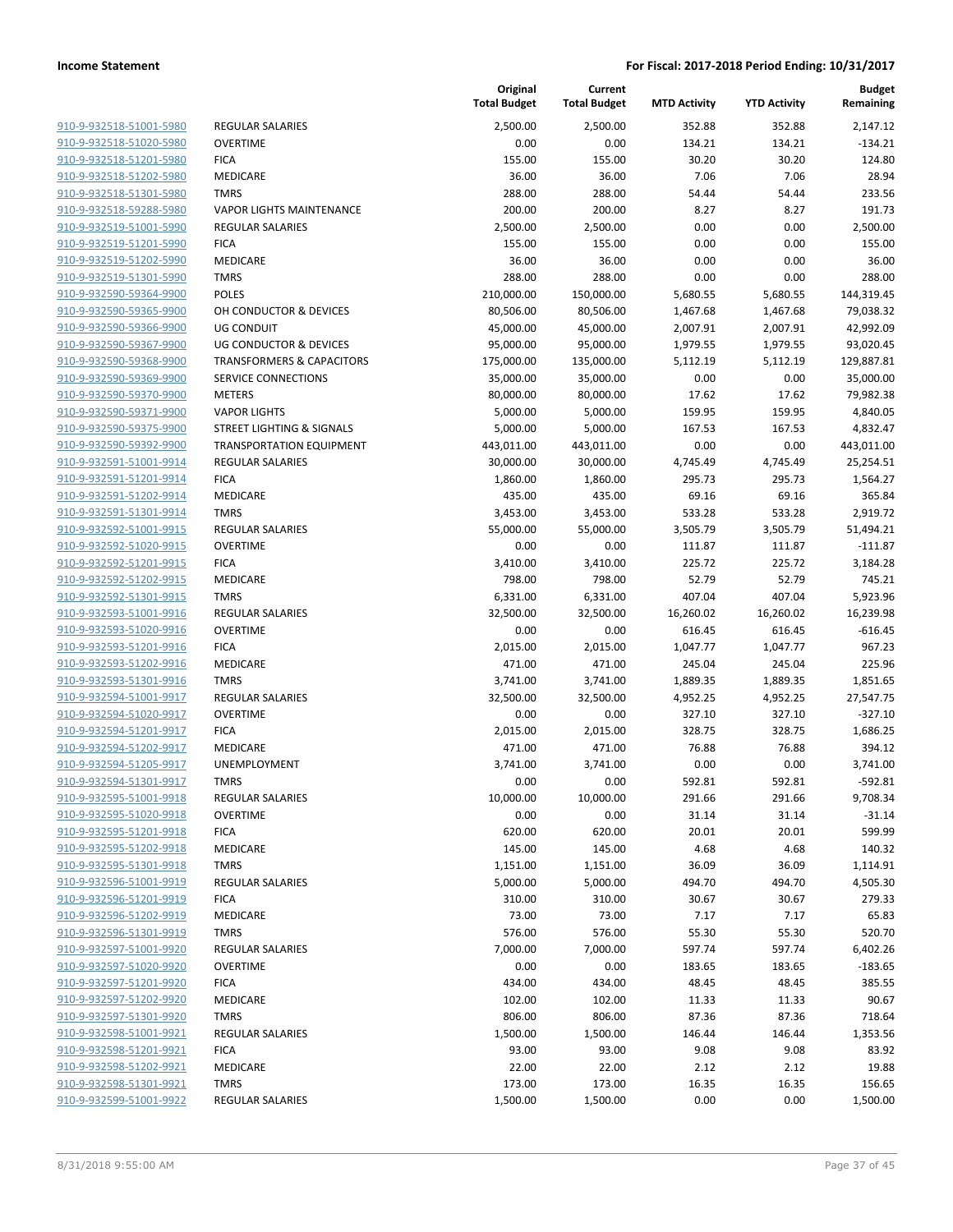**Income Statement** **For Fiscal: 2017-2018 Period Ending: 10/31/2017**

| | | Original Total Budget | Current Total Budget | MTD Activity | YTD Activity | Budget Remaining |
|---|---|---|---|---|---|---|
| 910-9-932518-51001-5980 | REGULAR SALARIES | 2,500.00 | 2,500.00 | 352.88 | 352.88 | 2,147.12 |
| 910-9-932518-51020-5980 | OVERTIME | 0.00 | 0.00 | 134.21 | 134.21 | -134.21 |
| 910-9-932518-51201-5980 | FICA | 155.00 | 155.00 | 30.20 | 30.20 | 124.80 |
| 910-9-932518-51202-5980 | MEDICARE | 36.00 | 36.00 | 7.06 | 7.06 | 28.94 |
| 910-9-932518-51301-5980 | TMRS | 288.00 | 288.00 | 54.44 | 54.44 | 233.56 |
| 910-9-932518-59288-5980 | VAPOR LIGHTS MAINTENANCE | 200.00 | 200.00 | 8.27 | 8.27 | 191.73 |
| 910-9-932519-51001-5990 | REGULAR SALARIES | 2,500.00 | 2,500.00 | 0.00 | 0.00 | 2,500.00 |
| 910-9-932519-51201-5990 | FICA | 155.00 | 155.00 | 0.00 | 0.00 | 155.00 |
| 910-9-932519-51202-5990 | MEDICARE | 36.00 | 36.00 | 0.00 | 0.00 | 36.00 |
| 910-9-932519-51301-5990 | TMRS | 288.00 | 288.00 | 0.00 | 0.00 | 288.00 |
| 910-9-932590-59364-9900 | POLES | 210,000.00 | 150,000.00 | 5,680.55 | 5,680.55 | 144,319.45 |
| 910-9-932590-59365-9900 | OH CONDUCTOR & DEVICES | 80,506.00 | 80,506.00 | 1,467.68 | 1,467.68 | 79,038.32 |
| 910-9-932590-59366-9900 | UG CONDUIT | 45,000.00 | 45,000.00 | 2,007.91 | 2,007.91 | 42,992.09 |
| 910-9-932590-59367-9900 | UG CONDUCTOR & DEVICES | 95,000.00 | 95,000.00 | 1,979.55 | 1,979.55 | 93,020.45 |
| 910-9-932590-59368-9900 | TRANSFORMERS & CAPACITORS | 175,000.00 | 135,000.00 | 5,112.19 | 5,112.19 | 129,887.81 |
| 910-9-932590-59369-9900 | SERVICE CONNECTIONS | 35,000.00 | 35,000.00 | 0.00 | 0.00 | 35,000.00 |
| 910-9-932590-59370-9900 | METERS | 80,000.00 | 80,000.00 | 17.62 | 17.62 | 79,982.38 |
| 910-9-932590-59371-9900 | VAPOR LIGHTS | 5,000.00 | 5,000.00 | 159.95 | 159.95 | 4,840.05 |
| 910-9-932590-59375-9900 | STREET LIGHTING & SIGNALS | 5,000.00 | 5,000.00 | 167.53 | 167.53 | 4,832.47 |
| 910-9-932590-59392-9900 | TRANSPORTATION EQUIPMENT | 443,011.00 | 443,011.00 | 0.00 | 0.00 | 443,011.00 |
| 910-9-932591-51001-9914 | REGULAR SALARIES | 30,000.00 | 30,000.00 | 4,745.49 | 4,745.49 | 25,254.51 |
| 910-9-932591-51201-9914 | FICA | 1,860.00 | 1,860.00 | 295.73 | 295.73 | 1,564.27 |
| 910-9-932591-51202-9914 | MEDICARE | 435.00 | 435.00 | 69.16 | 69.16 | 365.84 |
| 910-9-932591-51301-9914 | TMRS | 3,453.00 | 3,453.00 | 533.28 | 533.28 | 2,919.72 |
| 910-9-932592-51001-9915 | REGULAR SALARIES | 55,000.00 | 55,000.00 | 3,505.79 | 3,505.79 | 51,494.21 |
| 910-9-932592-51020-9915 | OVERTIME | 0.00 | 0.00 | 111.87 | 111.87 | -111.87 |
| 910-9-932592-51201-9915 | FICA | 3,410.00 | 3,410.00 | 225.72 | 225.72 | 3,184.28 |
| 910-9-932592-51202-9915 | MEDICARE | 798.00 | 798.00 | 52.79 | 52.79 | 745.21 |
| 910-9-932592-51301-9915 | TMRS | 6,331.00 | 6,331.00 | 407.04 | 407.04 | 5,923.96 |
| 910-9-932593-51001-9916 | REGULAR SALARIES | 32,500.00 | 32,500.00 | 16,260.02 | 16,260.02 | 16,239.98 |
| 910-9-932593-51020-9916 | OVERTIME | 0.00 | 0.00 | 616.45 | 616.45 | -616.45 |
| 910-9-932593-51201-9916 | FICA | 2,015.00 | 2,015.00 | 1,047.77 | 1,047.77 | 967.23 |
| 910-9-932593-51202-9916 | MEDICARE | 471.00 | 471.00 | 245.04 | 245.04 | 225.96 |
| 910-9-932593-51301-9916 | TMRS | 3,741.00 | 3,741.00 | 1,889.35 | 1,889.35 | 1,851.65 |
| 910-9-932594-51001-9917 | REGULAR SALARIES | 32,500.00 | 32,500.00 | 4,952.25 | 4,952.25 | 27,547.75 |
| 910-9-932594-51020-9917 | OVERTIME | 0.00 | 0.00 | 327.10 | 327.10 | -327.10 |
| 910-9-932594-51201-9917 | FICA | 2,015.00 | 2,015.00 | 328.75 | 328.75 | 1,686.25 |
| 910-9-932594-51202-9917 | MEDICARE | 471.00 | 471.00 | 76.88 | 76.88 | 394.12 |
| 910-9-932594-51205-9917 | UNEMPLOYMENT | 3,741.00 | 3,741.00 | 0.00 | 0.00 | 3,741.00 |
| 910-9-932594-51301-9917 | TMRS | 0.00 | 0.00 | 592.81 | 592.81 | -592.81 |
| 910-9-932595-51001-9918 | REGULAR SALARIES | 10,000.00 | 10,000.00 | 291.66 | 291.66 | 9,708.34 |
| 910-9-932595-51020-9918 | OVERTIME | 0.00 | 0.00 | 31.14 | 31.14 | -31.14 |
| 910-9-932595-51201-9918 | FICA | 620.00 | 620.00 | 20.01 | 20.01 | 599.99 |
| 910-9-932595-51202-9918 | MEDICARE | 145.00 | 145.00 | 4.68 | 4.68 | 140.32 |
| 910-9-932595-51301-9918 | TMRS | 1,151.00 | 1,151.00 | 36.09 | 36.09 | 1,114.91 |
| 910-9-932596-51001-9919 | REGULAR SALARIES | 5,000.00 | 5,000.00 | 494.70 | 494.70 | 4,505.30 |
| 910-9-932596-51201-9919 | FICA | 310.00 | 310.00 | 30.67 | 30.67 | 279.33 |
| 910-9-932596-51202-9919 | MEDICARE | 73.00 | 73.00 | 7.17 | 7.17 | 65.83 |
| 910-9-932596-51301-9919 | TMRS | 576.00 | 576.00 | 55.30 | 55.30 | 520.70 |
| 910-9-932597-51001-9920 | REGULAR SALARIES | 7,000.00 | 7,000.00 | 597.74 | 597.74 | 6,402.26 |
| 910-9-932597-51020-9920 | OVERTIME | 0.00 | 0.00 | 183.65 | 183.65 | -183.65 |
| 910-9-932597-51201-9920 | FICA | 434.00 | 434.00 | 48.45 | 48.45 | 385.55 |
| 910-9-932597-51202-9920 | MEDICARE | 102.00 | 102.00 | 11.33 | 11.33 | 90.67 |
| 910-9-932597-51301-9920 | TMRS | 806.00 | 806.00 | 87.36 | 87.36 | 718.64 |
| 910-9-932598-51001-9921 | REGULAR SALARIES | 1,500.00 | 1,500.00 | 146.44 | 146.44 | 1,353.56 |
| 910-9-932598-51201-9921 | FICA | 93.00 | 93.00 | 9.08 | 9.08 | 83.92 |
| 910-9-932598-51202-9921 | MEDICARE | 22.00 | 22.00 | 2.12 | 2.12 | 19.88 |
| 910-9-932598-51301-9921 | TMRS | 173.00 | 173.00 | 16.35 | 16.35 | 156.65 |
| 910-9-932599-51001-9922 | REGULAR SALARIES | 1,500.00 | 1,500.00 | 0.00 | 0.00 | 1,500.00 |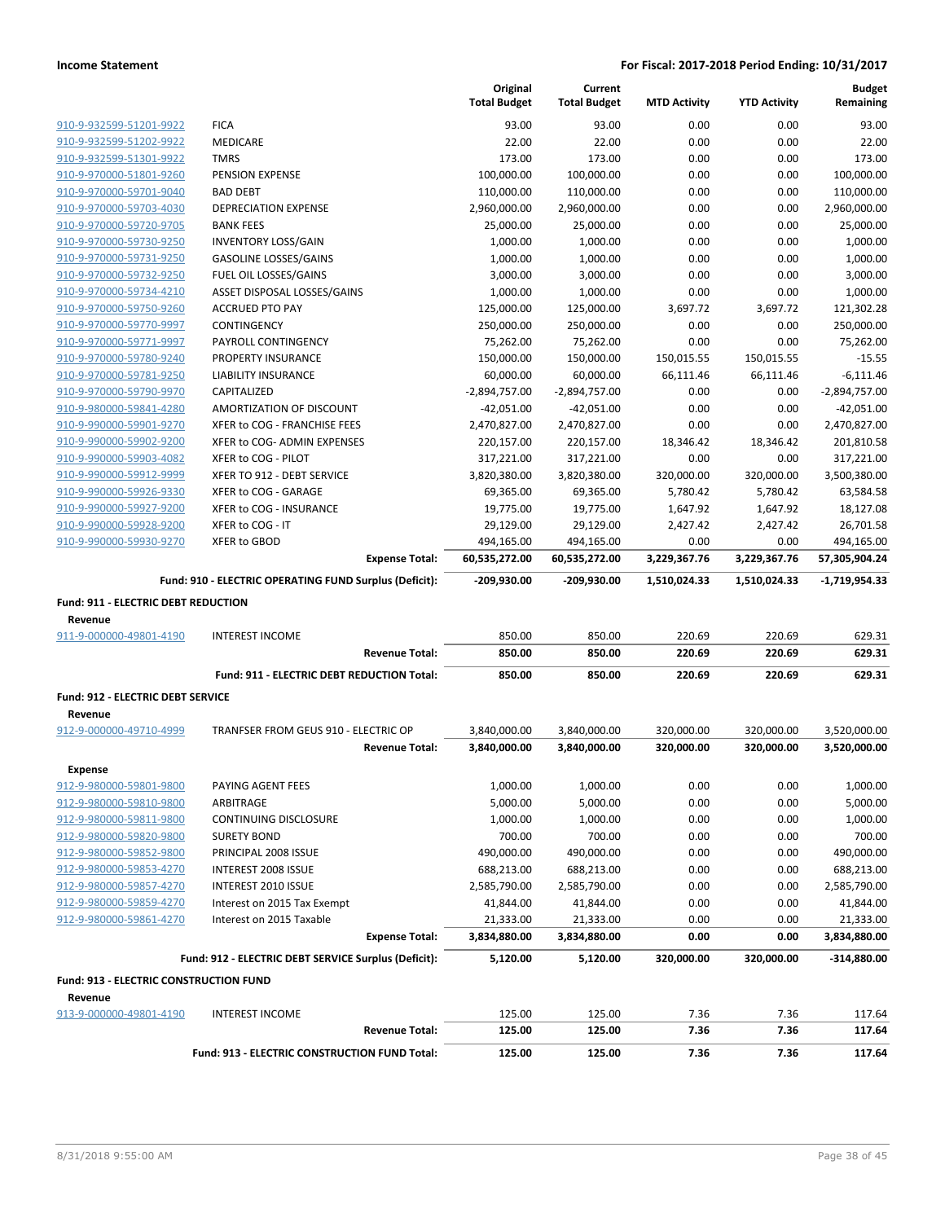**Income Statement** | **For Fiscal: 2017-2018 Period Ending: 10/31/2017**

| | | Original Total Budget | Current Total Budget | MTD Activity | YTD Activity | Budget Remaining |
|---|---|---|---|---|---|---|
| 910-9-932599-51201-9922 | FICA | 93.00 | 93.00 | 0.00 | 0.00 | 93.00 |
| 910-9-932599-51202-9922 | MEDICARE | 22.00 | 22.00 | 0.00 | 0.00 | 22.00 |
| 910-9-932599-51301-9922 | TMRS | 173.00 | 173.00 | 0.00 | 0.00 | 173.00 |
| 910-9-970000-51801-9260 | PENSION EXPENSE | 100,000.00 | 100,000.00 | 0.00 | 0.00 | 100,000.00 |
| 910-9-970000-59701-9040 | BAD DEBT | 110,000.00 | 110,000.00 | 0.00 | 0.00 | 110,000.00 |
| 910-9-970000-59703-4030 | DEPRECIATION EXPENSE | 2,960,000.00 | 2,960,000.00 | 0.00 | 0.00 | 2,960,000.00 |
| 910-9-970000-59720-9705 | BANK FEES | 25,000.00 | 25,000.00 | 0.00 | 0.00 | 25,000.00 |
| 910-9-970000-59730-9250 | INVENTORY LOSS/GAIN | 1,000.00 | 1,000.00 | 0.00 | 0.00 | 1,000.00 |
| 910-9-970000-59731-9250 | GASOLINE LOSSES/GAINS | 1,000.00 | 1,000.00 | 0.00 | 0.00 | 1,000.00 |
| 910-9-970000-59732-9250 | FUEL OIL LOSSES/GAINS | 3,000.00 | 3,000.00 | 0.00 | 0.00 | 3,000.00 |
| 910-9-970000-59734-4210 | ASSET DISPOSAL LOSSES/GAINS | 1,000.00 | 1,000.00 | 0.00 | 0.00 | 1,000.00 |
| 910-9-970000-59750-9260 | ACCRUED PTO PAY | 125,000.00 | 125,000.00 | 3,697.72 | 3,697.72 | 121,302.28 |
| 910-9-970000-59770-9997 | CONTINGENCY | 250,000.00 | 250,000.00 | 0.00 | 0.00 | 250,000.00 |
| 910-9-970000-59771-9997 | PAYROLL CONTINGENCY | 75,262.00 | 75,262.00 | 0.00 | 0.00 | 75,262.00 |
| 910-9-970000-59780-9240 | PROPERTY INSURANCE | 150,000.00 | 150,000.00 | 150,015.55 | 150,015.55 | -15.55 |
| 910-9-970000-59781-9250 | LIABILITY INSURANCE | 60,000.00 | 60,000.00 | 66,111.46 | 66,111.46 | -6,111.46 |
| 910-9-970000-59790-9970 | CAPITALIZED | -2,894,757.00 | -2,894,757.00 | 0.00 | 0.00 | -2,894,757.00 |
| 910-9-980000-59841-4280 | AMORTIZATION OF DISCOUNT | -42,051.00 | -42,051.00 | 0.00 | 0.00 | -42,051.00 |
| 910-9-990000-59901-9270 | XFER to COG - FRANCHISE FEES | 2,470,827.00 | 2,470,827.00 | 0.00 | 0.00 | 2,470,827.00 |
| 910-9-990000-59902-9200 | XFER to COG- ADMIN EXPENSES | 220,157.00 | 220,157.00 | 18,346.42 | 18,346.42 | 201,810.58 |
| 910-9-990000-59903-4082 | XFER to COG - PILOT | 317,221.00 | 317,221.00 | 0.00 | 0.00 | 317,221.00 |
| 910-9-990000-59912-9999 | XFER TO 912 - DEBT SERVICE | 3,820,380.00 | 3,820,380.00 | 320,000.00 | 320,000.00 | 3,500,380.00 |
| 910-9-990000-59926-9330 | XFER to COG - GARAGE | 69,365.00 | 69,365.00 | 5,780.42 | 5,780.42 | 63,584.58 |
| 910-9-990000-59927-9200 | XFER to COG - INSURANCE | 19,775.00 | 19,775.00 | 1,647.92 | 1,647.92 | 18,127.08 |
| 910-9-990000-59928-9200 | XFER to COG - IT | 29,129.00 | 29,129.00 | 2,427.42 | 2,427.42 | 26,701.58 |
| 910-9-990000-59930-9270 | XFER to GBOD | 494,165.00 | 494,165.00 | 0.00 | 0.00 | 494,165.00 |
| | **Expense Total:** | **60,535,272.00** | **60,535,272.00** | **3,229,367.76** | **3,229,367.76** | **57,305,904.24** |
| | **Fund: 910 - ELECTRIC OPERATING FUND Surplus (Deficit):** | **-209,930.00** | **-209,930.00** | **1,510,024.33** | **1,510,024.33** | **-1,719,954.33** |
| **Fund: 911 - ELECTRIC DEBT REDUCTION** | | | | | | |
| **Revenue** | | | | | | |
| 911-9-000000-49801-4190 | INTEREST INCOME | 850.00 | 850.00 | 220.69 | 220.69 | 629.31 |
| | **Revenue Total:** | **850.00** | **850.00** | **220.69** | **220.69** | **629.31** |
| | **Fund: 911 - ELECTRIC DEBT REDUCTION Total:** | **850.00** | **850.00** | **220.69** | **220.69** | **629.31** |
| **Fund: 912 - ELECTRIC DEBT SERVICE** | | | | | | |
| **Revenue** | | | | | | |
| 912-9-000000-49710-4999 | TRANFSER FROM GEUS 910 - ELECTRIC OP | 3,840,000.00 | 3,840,000.00 | 320,000.00 | 320,000.00 | 3,520,000.00 |
| | **Revenue Total:** | **3,840,000.00** | **3,840,000.00** | **320,000.00** | **320,000.00** | **3,520,000.00** |
| **Expense** | | | | | | |
| 912-9-980000-59801-9800 | PAYING AGENT FEES | 1,000.00 | 1,000.00 | 0.00 | 0.00 | 1,000.00 |
| 912-9-980000-59810-9800 | ARBITRAGE | 5,000.00 | 5,000.00 | 0.00 | 0.00 | 5,000.00 |
| 912-9-980000-59811-9800 | CONTINUING DISCLOSURE | 1,000.00 | 1,000.00 | 0.00 | 0.00 | 1,000.00 |
| 912-9-980000-59820-9800 | SURETY BOND | 700.00 | 700.00 | 0.00 | 0.00 | 700.00 |
| 912-9-980000-59852-9800 | PRINCIPAL 2008 ISSUE | 490,000.00 | 490,000.00 | 0.00 | 0.00 | 490,000.00 |
| 912-9-980000-59853-4270 | INTEREST 2008 ISSUE | 688,213.00 | 688,213.00 | 0.00 | 0.00 | 688,213.00 |
| 912-9-980000-59857-4270 | INTEREST 2010 ISSUE | 2,585,790.00 | 2,585,790.00 | 0.00 | 0.00 | 2,585,790.00 |
| 912-9-980000-59859-4270 | Interest on 2015 Tax Exempt | 41,844.00 | 41,844.00 | 0.00 | 0.00 | 41,844.00 |
| 912-9-980000-59861-4270 | Interest on 2015 Taxable | 21,333.00 | 21,333.00 | 0.00 | 0.00 | 21,333.00 |
| | **Expense Total:** | **3,834,880.00** | **3,834,880.00** | **0.00** | **0.00** | **3,834,880.00** |
| | **Fund: 912 - ELECTRIC DEBT SERVICE Surplus (Deficit):** | **5,120.00** | **5,120.00** | **320,000.00** | **320,000.00** | **-314,880.00** |
| **Fund: 913 - ELECTRIC CONSTRUCTION FUND** | | | | | | |
| **Revenue** | | | | | | |
| 913-9-000000-49801-4190 | INTEREST INCOME | 125.00 | 125.00 | 7.36 | 7.36 | 117.64 |
| | **Revenue Total:** | **125.00** | **125.00** | **7.36** | **7.36** | **117.64** |
| | **Fund: 913 - ELECTRIC CONSTRUCTION FUND Total:** | **125.00** | **125.00** | **7.36** | **7.36** | **117.64** |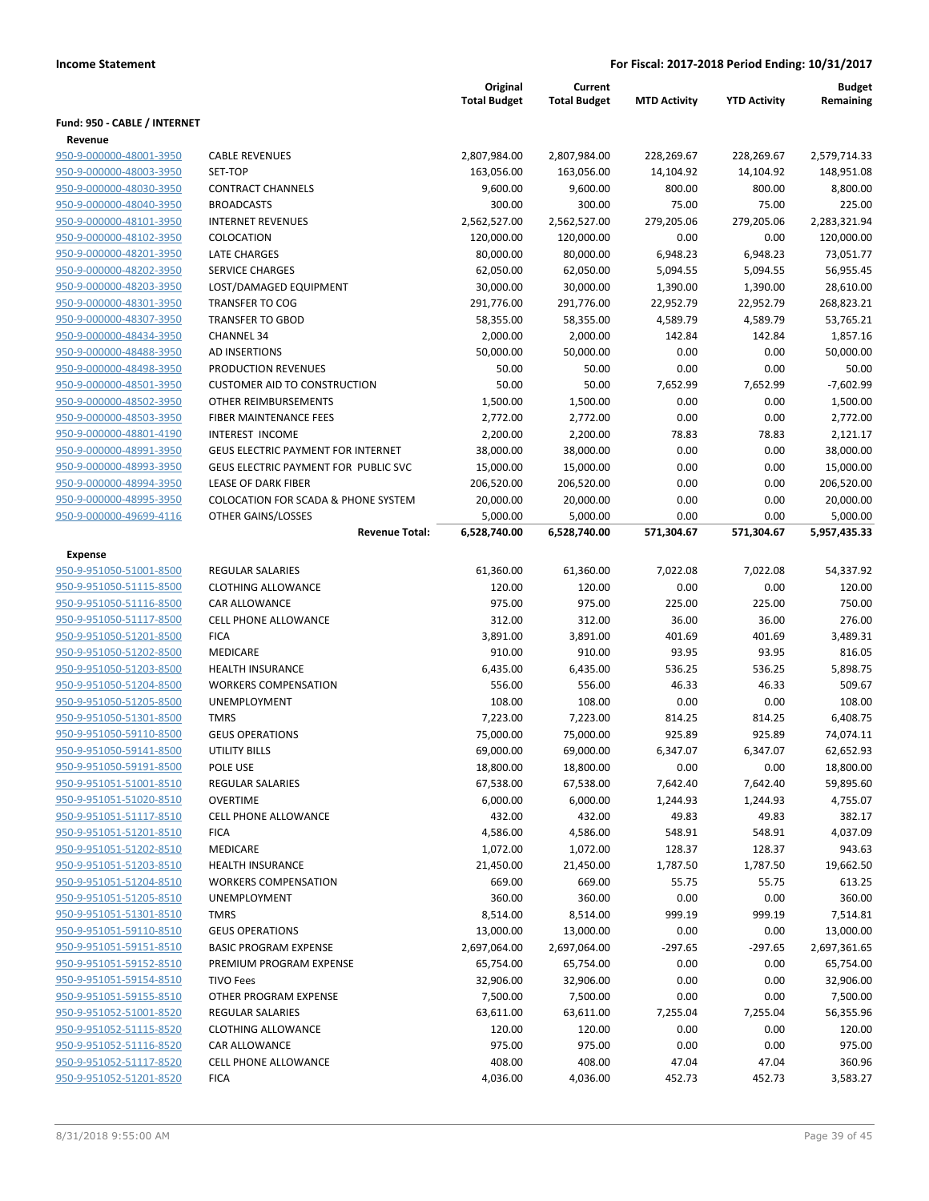**Income Statement** | **For Fiscal: 2017-2018 Period Ending: 10/31/2017**

| | | Original Total Budget | Current Total Budget | MTD Activity | YTD Activity | Budget Remaining |
|---|---|---|---|---|---|---|
| **Fund: 950 - CABLE / INTERNET** | | | | | | |
| **Revenue** | | | | | | |
| 950-9-000000-48001-3950 | CABLE REVENUES | 2,807,984.00 | 2,807,984.00 | 228,269.67 | 228,269.67 | 2,579,714.33 |
| 950-9-000000-48003-3950 | SET-TOP | 163,056.00 | 163,056.00 | 14,104.92 | 14,104.92 | 148,951.08 |
| 950-9-000000-48030-3950 | CONTRACT CHANNELS | 9,600.00 | 9,600.00 | 800.00 | 800.00 | 8,800.00 |
| 950-9-000000-48040-3950 | BROADCASTS | 300.00 | 300.00 | 75.00 | 75.00 | 225.00 |
| 950-9-000000-48101-3950 | INTERNET REVENUES | 2,562,527.00 | 2,562,527.00 | 279,205.06 | 279,205.06 | 2,283,321.94 |
| 950-9-000000-48102-3950 | COLOCATION | 120,000.00 | 120,000.00 | 0.00 | 0.00 | 120,000.00 |
| 950-9-000000-48201-3950 | LATE CHARGES | 80,000.00 | 80,000.00 | 6,948.23 | 6,948.23 | 73,051.77 |
| 950-9-000000-48202-3950 | SERVICE CHARGES | 62,050.00 | 62,050.00 | 5,094.55 | 5,094.55 | 56,955.45 |
| 950-9-000000-48203-3950 | LOST/DAMAGED EQUIPMENT | 30,000.00 | 30,000.00 | 1,390.00 | 1,390.00 | 28,610.00 |
| 950-9-000000-48301-3950 | TRANSFER TO COG | 291,776.00 | 291,776.00 | 22,952.79 | 22,952.79 | 268,823.21 |
| 950-9-000000-48307-3950 | TRANSFER TO GBOD | 58,355.00 | 58,355.00 | 4,589.79 | 4,589.79 | 53,765.21 |
| 950-9-000000-48434-3950 | CHANNEL 34 | 2,000.00 | 2,000.00 | 142.84 | 142.84 | 1,857.16 |
| 950-9-000000-48488-3950 | AD INSERTIONS | 50,000.00 | 50,000.00 | 0.00 | 0.00 | 50,000.00 |
| 950-9-000000-48498-3950 | PRODUCTION REVENUES | 50.00 | 50.00 | 0.00 | 0.00 | 50.00 |
| 950-9-000000-48501-3950 | CUSTOMER AID TO CONSTRUCTION | 50.00 | 50.00 | 7,652.99 | 7,652.99 | -7,602.99 |
| 950-9-000000-48502-3950 | OTHER REIMBURSEMENTS | 1,500.00 | 1,500.00 | 0.00 | 0.00 | 1,500.00 |
| 950-9-000000-48503-3950 | FIBER MAINTENANCE FEES | 2,772.00 | 2,772.00 | 0.00 | 0.00 | 2,772.00 |
| 950-9-000000-48801-4190 | INTEREST INCOME | 2,200.00 | 2,200.00 | 78.83 | 78.83 | 2,121.17 |
| 950-9-000000-48991-3950 | GEUS ELECTRIC PAYMENT FOR INTERNET | 38,000.00 | 38,000.00 | 0.00 | 0.00 | 38,000.00 |
| 950-9-000000-48993-3950 | GEUS ELECTRIC PAYMENT FOR PUBLIC SVC | 15,000.00 | 15,000.00 | 0.00 | 0.00 | 15,000.00 |
| 950-9-000000-48994-3950 | LEASE OF DARK FIBER | 206,520.00 | 206,520.00 | 0.00 | 0.00 | 206,520.00 |
| 950-9-000000-48995-3950 | COLOCATION FOR SCADA & PHONE SYSTEM | 20,000.00 | 20,000.00 | 0.00 | 0.00 | 20,000.00 |
| 950-9-000000-49699-4116 | OTHER GAINS/LOSSES | 5,000.00 | 5,000.00 | 0.00 | 0.00 | 5,000.00 |
| | **Revenue Total:** | **6,528,740.00** | **6,528,740.00** | **571,304.67** | **571,304.67** | **5,957,435.33** |
| **Expense** | | | | | | |
| 950-9-951050-51001-8500 | REGULAR SALARIES | 61,360.00 | 61,360.00 | 7,022.08 | 7,022.08 | 54,337.92 |
| 950-9-951050-51115-8500 | CLOTHING ALLOWANCE | 120.00 | 120.00 | 0.00 | 0.00 | 120.00 |
| 950-9-951050-51116-8500 | CAR ALLOWANCE | 975.00 | 975.00 | 225.00 | 225.00 | 750.00 |
| 950-9-951050-51117-8500 | CELL PHONE ALLOWANCE | 312.00 | 312.00 | 36.00 | 36.00 | 276.00 |
| 950-9-951050-51201-8500 | FICA | 3,891.00 | 3,891.00 | 401.69 | 401.69 | 3,489.31 |
| 950-9-951050-51202-8500 | MEDICARE | 910.00 | 910.00 | 93.95 | 93.95 | 816.05 |
| 950-9-951050-51203-8500 | HEALTH INSURANCE | 6,435.00 | 6,435.00 | 536.25 | 536.25 | 5,898.75 |
| 950-9-951050-51204-8500 | WORKERS COMPENSATION | 556.00 | 556.00 | 46.33 | 46.33 | 509.67 |
| 950-9-951050-51205-8500 | UNEMPLOYMENT | 108.00 | 108.00 | 0.00 | 0.00 | 108.00 |
| 950-9-951050-51301-8500 | TMRS | 7,223.00 | 7,223.00 | 814.25 | 814.25 | 6,408.75 |
| 950-9-951050-59110-8500 | GEUS OPERATIONS | 75,000.00 | 75,000.00 | 925.89 | 925.89 | 74,074.11 |
| 950-9-951050-59141-8500 | UTILITY BILLS | 69,000.00 | 69,000.00 | 6,347.07 | 6,347.07 | 62,652.93 |
| 950-9-951050-59191-8500 | POLE USE | 18,800.00 | 18,800.00 | 0.00 | 0.00 | 18,800.00 |
| 950-9-951051-51001-8510 | REGULAR SALARIES | 67,538.00 | 67,538.00 | 7,642.40 | 7,642.40 | 59,895.60 |
| 950-9-951051-51020-8510 | OVERTIME | 6,000.00 | 6,000.00 | 1,244.93 | 1,244.93 | 4,755.07 |
| 950-9-951051-51117-8510 | CELL PHONE ALLOWANCE | 432.00 | 432.00 | 49.83 | 49.83 | 382.17 |
| 950-9-951051-51201-8510 | FICA | 4,586.00 | 4,586.00 | 548.91 | 548.91 | 4,037.09 |
| 950-9-951051-51202-8510 | MEDICARE | 1,072.00 | 1,072.00 | 128.37 | 128.37 | 943.63 |
| 950-9-951051-51203-8510 | HEALTH INSURANCE | 21,450.00 | 21,450.00 | 1,787.50 | 1,787.50 | 19,662.50 |
| 950-9-951051-51204-8510 | WORKERS COMPENSATION | 669.00 | 669.00 | 55.75 | 55.75 | 613.25 |
| 950-9-951051-51205-8510 | UNEMPLOYMENT | 360.00 | 360.00 | 0.00 | 0.00 | 360.00 |
| 950-9-951051-51301-8510 | TMRS | 8,514.00 | 8,514.00 | 999.19 | 999.19 | 7,514.81 |
| 950-9-951051-59110-8510 | GEUS OPERATIONS | 13,000.00 | 13,000.00 | 0.00 | 0.00 | 13,000.00 |
| 950-9-951051-59151-8510 | BASIC PROGRAM EXPENSE | 2,697,064.00 | 2,697,064.00 | -297.65 | -297.65 | 2,697,361.65 |
| 950-9-951051-59152-8510 | PREMIUM PROGRAM EXPENSE | 65,754.00 | 65,754.00 | 0.00 | 0.00 | 65,754.00 |
| 950-9-951051-59154-8510 | TIVO Fees | 32,906.00 | 32,906.00 | 0.00 | 0.00 | 32,906.00 |
| 950-9-951051-59155-8510 | OTHER PROGRAM EXPENSE | 7,500.00 | 7,500.00 | 0.00 | 0.00 | 7,500.00 |
| 950-9-951052-51001-8520 | REGULAR SALARIES | 63,611.00 | 63,611.00 | 7,255.04 | 7,255.04 | 56,355.96 |
| 950-9-951052-51115-8520 | CLOTHING ALLOWANCE | 120.00 | 120.00 | 0.00 | 0.00 | 120.00 |
| 950-9-951052-51116-8520 | CAR ALLOWANCE | 975.00 | 975.00 | 0.00 | 0.00 | 975.00 |
| 950-9-951052-51117-8520 | CELL PHONE ALLOWANCE | 408.00 | 408.00 | 47.04 | 47.04 | 360.96 |
| 950-9-951052-51201-8520 | FICA | 4,036.00 | 4,036.00 | 452.73 | 452.73 | 3,583.27 |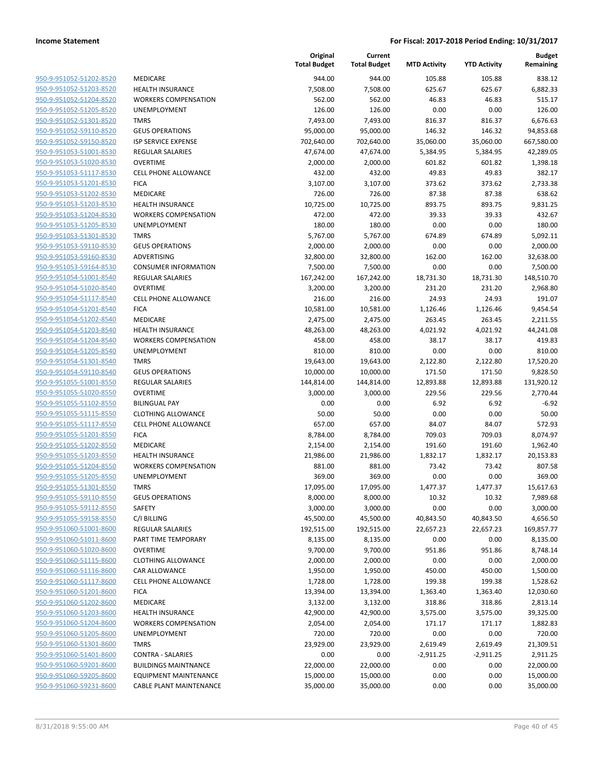| | | Original Total Budget | Current Total Budget | MTD Activity | YTD Activity | Budget Remaining |
|---|---|---|---|---|---|---|
| 950-9-951052-51202-8520 | MEDICARE | 944.00 | 944.00 | 105.88 | 105.88 | 838.12 |
| 950-9-951052-51203-8520 | HEALTH INSURANCE | 7,508.00 | 7,508.00 | 625.67 | 625.67 | 6,882.33 |
| 950-9-951052-51204-8520 | WORKERS COMPENSATION | 562.00 | 562.00 | 46.83 | 46.83 | 515.17 |
| 950-9-951052-51205-8520 | UNEMPLOYMENT | 126.00 | 126.00 | 0.00 | 0.00 | 126.00 |
| 950-9-951052-51301-8520 | TMRS | 7,493.00 | 7,493.00 | 816.37 | 816.37 | 6,676.63 |
| 950-9-951052-59110-8520 | GEUS OPERATIONS | 95,000.00 | 95,000.00 | 146.32 | 146.32 | 94,853.68 |
| 950-9-951052-59150-8520 | ISP SERVICE EXPENSE | 702,640.00 | 702,640.00 | 35,060.00 | 35,060.00 | 667,580.00 |
| 950-9-951053-51001-8530 | REGULAR SALARIES | 47,674.00 | 47,674.00 | 5,384.95 | 5,384.95 | 42,289.05 |
| 950-9-951053-51020-8530 | OVERTIME | 2,000.00 | 2,000.00 | 601.82 | 601.82 | 1,398.18 |
| 950-9-951053-51117-8530 | CELL PHONE ALLOWANCE | 432.00 | 432.00 | 49.83 | 49.83 | 382.17 |
| 950-9-951053-51201-8530 | FICA | 3,107.00 | 3,107.00 | 373.62 | 373.62 | 2,733.38 |
| 950-9-951053-51202-8530 | MEDICARE | 726.00 | 726.00 | 87.38 | 87.38 | 638.62 |
| 950-9-951053-51203-8530 | HEALTH INSURANCE | 10,725.00 | 10,725.00 | 893.75 | 893.75 | 9,831.25 |
| 950-9-951053-51204-8530 | WORKERS COMPENSATION | 472.00 | 472.00 | 39.33 | 39.33 | 432.67 |
| 950-9-951053-51205-8530 | UNEMPLOYMENT | 180.00 | 180.00 | 0.00 | 0.00 | 180.00 |
| 950-9-951053-51301-8530 | TMRS | 5,767.00 | 5,767.00 | 674.89 | 674.89 | 5,092.11 |
| 950-9-951053-59110-8530 | GEUS OPERATIONS | 2,000.00 | 2,000.00 | 0.00 | 0.00 | 2,000.00 |
| 950-9-951053-59160-8530 | ADVERTISING | 32,800.00 | 32,800.00 | 162.00 | 162.00 | 32,638.00 |
| 950-9-951053-59164-8530 | CONSUMER INFORMATION | 7,500.00 | 7,500.00 | 0.00 | 0.00 | 7,500.00 |
| 950-9-951054-51001-8540 | REGULAR SALARIES | 167,242.00 | 167,242.00 | 18,731.30 | 18,731.30 | 148,510.70 |
| 950-9-951054-51020-8540 | OVERTIME | 3,200.00 | 3,200.00 | 231.20 | 231.20 | 2,968.80 |
| 950-9-951054-51117-8540 | CELL PHONE ALLOWANCE | 216.00 | 216.00 | 24.93 | 24.93 | 191.07 |
| 950-9-951054-51201-8540 | FICA | 10,581.00 | 10,581.00 | 1,126.46 | 1,126.46 | 9,454.54 |
| 950-9-951054-51202-8540 | MEDICARE | 2,475.00 | 2,475.00 | 263.45 | 263.45 | 2,211.55 |
| 950-9-951054-51203-8540 | HEALTH INSURANCE | 48,263.00 | 48,263.00 | 4,021.92 | 4,021.92 | 44,241.08 |
| 950-9-951054-51204-8540 | WORKERS COMPENSATION | 458.00 | 458.00 | 38.17 | 38.17 | 419.83 |
| 950-9-951054-51205-8540 | UNEMPLOYMENT | 810.00 | 810.00 | 0.00 | 0.00 | 810.00 |
| 950-9-951054-51301-8540 | TMRS | 19,643.00 | 19,643.00 | 2,122.80 | 2,122.80 | 17,520.20 |
| 950-9-951054-59110-8540 | GEUS OPERATIONS | 10,000.00 | 10,000.00 | 171.50 | 171.50 | 9,828.50 |
| 950-9-951055-51001-8550 | REGULAR SALARIES | 144,814.00 | 144,814.00 | 12,893.88 | 12,893.88 | 131,920.12 |
| 950-9-951055-51020-8550 | OVERTIME | 3,000.00 | 3,000.00 | 229.56 | 229.56 | 2,770.44 |
| 950-9-951055-51102-8550 | BILINGUAL PAY | 0.00 | 0.00 | 6.92 | 6.92 | -6.92 |
| 950-9-951055-51115-8550 | CLOTHING ALLOWANCE | 50.00 | 50.00 | 0.00 | 0.00 | 50.00 |
| 950-9-951055-51117-8550 | CELL PHONE ALLOWANCE | 657.00 | 657.00 | 84.07 | 84.07 | 572.93 |
| 950-9-951055-51201-8550 | FICA | 8,784.00 | 8,784.00 | 709.03 | 709.03 | 8,074.97 |
| 950-9-951055-51202-8550 | MEDICARE | 2,154.00 | 2,154.00 | 191.60 | 191.60 | 1,962.40 |
| 950-9-951055-51203-8550 | HEALTH INSURANCE | 21,986.00 | 21,986.00 | 1,832.17 | 1,832.17 | 20,153.83 |
| 950-9-951055-51204-8550 | WORKERS COMPENSATION | 881.00 | 881.00 | 73.42 | 73.42 | 807.58 |
| 950-9-951055-51205-8550 | UNEMPLOYMENT | 369.00 | 369.00 | 0.00 | 0.00 | 369.00 |
| 950-9-951055-51301-8550 | TMRS | 17,095.00 | 17,095.00 | 1,477.37 | 1,477.37 | 15,617.63 |
| 950-9-951055-59110-8550 | GEUS OPERATIONS | 8,000.00 | 8,000.00 | 10.32 | 10.32 | 7,989.68 |
| 950-9-951055-59112-8550 | SAFETY | 3,000.00 | 3,000.00 | 0.00 | 0.00 | 3,000.00 |
| 950-9-951055-59158-8550 | C/I BILLING | 45,500.00 | 45,500.00 | 40,843.50 | 40,843.50 | 4,656.50 |
| 950-9-951060-51001-8600 | REGULAR SALARIES | 192,515.00 | 192,515.00 | 22,657.23 | 22,657.23 | 169,857.77 |
| 950-9-951060-51011-8600 | PART TIME TEMPORARY | 8,135.00 | 8,135.00 | 0.00 | 0.00 | 8,135.00 |
| 950-9-951060-51020-8600 | OVERTIME | 9,700.00 | 9,700.00 | 951.86 | 951.86 | 8,748.14 |
| 950-9-951060-51115-8600 | CLOTHING ALLOWANCE | 2,000.00 | 2,000.00 | 0.00 | 0.00 | 2,000.00 |
| 950-9-951060-51116-8600 | CAR ALLOWANCE | 1,950.00 | 1,950.00 | 450.00 | 450.00 | 1,500.00 |
| 950-9-951060-51117-8600 | CELL PHONE ALLOWANCE | 1,728.00 | 1,728.00 | 199.38 | 199.38 | 1,528.62 |
| 950-9-951060-51201-8600 | FICA | 13,394.00 | 13,394.00 | 1,363.40 | 1,363.40 | 12,030.60 |
| 950-9-951060-51202-8600 | MEDICARE | 3,132.00 | 3,132.00 | 318.86 | 318.86 | 2,813.14 |
| 950-9-951060-51203-8600 | HEALTH INSURANCE | 42,900.00 | 42,900.00 | 3,575.00 | 3,575.00 | 39,325.00 |
| 950-9-951060-51204-8600 | WORKERS COMPENSATION | 2,054.00 | 2,054.00 | 171.17 | 171.17 | 1,882.83 |
| 950-9-951060-51205-8600 | UNEMPLOYMENT | 720.00 | 720.00 | 0.00 | 0.00 | 720.00 |
| 950-9-951060-51301-8600 | TMRS | 23,929.00 | 23,929.00 | 2,619.49 | 2,619.49 | 21,309.51 |
| 950-9-951060-51401-8600 | CONTRA - SALARIES | 0.00 | 0.00 | -2,911.25 | -2,911.25 | 2,911.25 |
| 950-9-951060-59201-8600 | BUILDINGS MAINTNANCE | 22,000.00 | 22,000.00 | 0.00 | 0.00 | 22,000.00 |
| 950-9-951060-59205-8600 | EQUIPMENT MAINTENANCE | 15,000.00 | 15,000.00 | 0.00 | 0.00 | 15,000.00 |
| 950-9-951060-59231-8600 | CABLE PLANT MAINTENANCE | 35,000.00 | 35,000.00 | 0.00 | 0.00 | 35,000.00 |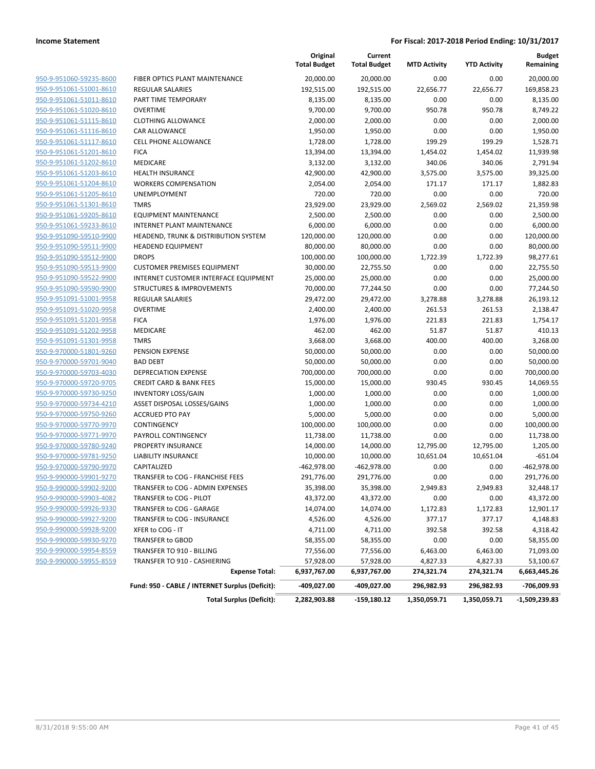**Income Statement** — For Fiscal: 2017-2018 Period Ending: 10/31/2017

| | | Original Total Budget | Current Total Budget | MTD Activity | YTD Activity | Budget Remaining |
|---|---|---|---|---|---|---|
| 950-9-951060-59235-8600 | FIBER OPTICS PLANT MAINTENANCE | 20,000.00 | 20,000.00 | 0.00 | 0.00 | 20,000.00 |
| 950-9-951061-51001-8610 | REGULAR SALARIES | 192,515.00 | 192,515.00 | 22,656.77 | 22,656.77 | 169,858.23 |
| 950-9-951061-51011-8610 | PART TIME TEMPORARY | 8,135.00 | 8,135.00 | 0.00 | 0.00 | 8,135.00 |
| 950-9-951061-51020-8610 | OVERTIME | 9,700.00 | 9,700.00 | 950.78 | 950.78 | 8,749.22 |
| 950-9-951061-51115-8610 | CLOTHING ALLOWANCE | 2,000.00 | 2,000.00 | 0.00 | 0.00 | 2,000.00 |
| 950-9-951061-51116-8610 | CAR ALLOWANCE | 1,950.00 | 1,950.00 | 0.00 | 0.00 | 1,950.00 |
| 950-9-951061-51117-8610 | CELL PHONE ALLOWANCE | 1,728.00 | 1,728.00 | 199.29 | 199.29 | 1,528.71 |
| 950-9-951061-51201-8610 | FICA | 13,394.00 | 13,394.00 | 1,454.02 | 1,454.02 | 11,939.98 |
| 950-9-951061-51202-8610 | MEDICARE | 3,132.00 | 3,132.00 | 340.06 | 340.06 | 2,791.94 |
| 950-9-951061-51203-8610 | HEALTH INSURANCE | 42,900.00 | 42,900.00 | 3,575.00 | 3,575.00 | 39,325.00 |
| 950-9-951061-51204-8610 | WORKERS COMPENSATION | 2,054.00 | 2,054.00 | 171.17 | 171.17 | 1,882.83 |
| 950-9-951061-51205-8610 | UNEMPLOYMENT | 720.00 | 720.00 | 0.00 | 0.00 | 720.00 |
| 950-9-951061-51301-8610 | TMRS | 23,929.00 | 23,929.00 | 2,569.02 | 2,569.02 | 21,359.98 |
| 950-9-951061-59205-8610 | EQUIPMENT MAINTENANCE | 2,500.00 | 2,500.00 | 0.00 | 0.00 | 2,500.00 |
| 950-9-951061-59233-8610 | INTERNET PLANT MAINTENANCE | 6,000.00 | 6,000.00 | 0.00 | 0.00 | 6,000.00 |
| 950-9-951090-59510-9900 | HEADEND, TRUNK & DISTRIBUTION SYSTEM | 120,000.00 | 120,000.00 | 0.00 | 0.00 | 120,000.00 |
| 950-9-951090-59511-9900 | HEADEND EQUIPMENT | 80,000.00 | 80,000.00 | 0.00 | 0.00 | 80,000.00 |
| 950-9-951090-59512-9900 | DROPS | 100,000.00 | 100,000.00 | 1,722.39 | 1,722.39 | 98,277.61 |
| 950-9-951090-59513-9900 | CUSTOMER PREMISES EQUIPMENT | 30,000.00 | 22,755.50 | 0.00 | 0.00 | 22,755.50 |
| 950-9-951090-59522-9900 | INTERNET CUSTOMER INTERFACE EQUIPMENT | 25,000.00 | 25,000.00 | 0.00 | 0.00 | 25,000.00 |
| 950-9-951090-59590-9900 | STRUCTURES & IMPROVEMENTS | 70,000.00 | 77,244.50 | 0.00 | 0.00 | 77,244.50 |
| 950-9-951091-51001-9958 | REGULAR SALARIES | 29,472.00 | 29,472.00 | 3,278.88 | 3,278.88 | 26,193.12 |
| 950-9-951091-51020-9958 | OVERTIME | 2,400.00 | 2,400.00 | 261.53 | 261.53 | 2,138.47 |
| 950-9-951091-51201-9958 | FICA | 1,976.00 | 1,976.00 | 221.83 | 221.83 | 1,754.17 |
| 950-9-951091-51202-9958 | MEDICARE | 462.00 | 462.00 | 51.87 | 51.87 | 410.13 |
| 950-9-951091-51301-9958 | TMRS | 3,668.00 | 3,668.00 | 400.00 | 400.00 | 3,268.00 |
| 950-9-970000-51801-9260 | PENSION EXPENSE | 50,000.00 | 50,000.00 | 0.00 | 0.00 | 50,000.00 |
| 950-9-970000-59701-9040 | BAD DEBT | 50,000.00 | 50,000.00 | 0.00 | 0.00 | 50,000.00 |
| 950-9-970000-59703-4030 | DEPRECIATION EXPENSE | 700,000.00 | 700,000.00 | 0.00 | 0.00 | 700,000.00 |
| 950-9-970000-59720-9705 | CREDIT CARD & BANK FEES | 15,000.00 | 15,000.00 | 930.45 | 930.45 | 14,069.55 |
| 950-9-970000-59730-9250 | INVENTORY LOSS/GAIN | 1,000.00 | 1,000.00 | 0.00 | 0.00 | 1,000.00 |
| 950-9-970000-59734-4210 | ASSET DISPOSAL LOSSES/GAINS | 1,000.00 | 1,000.00 | 0.00 | 0.00 | 1,000.00 |
| 950-9-970000-59750-9260 | ACCRUED PTO PAY | 5,000.00 | 5,000.00 | 0.00 | 0.00 | 5,000.00 |
| 950-9-970000-59770-9970 | CONTINGENCY | 100,000.00 | 100,000.00 | 0.00 | 0.00 | 100,000.00 |
| 950-9-970000-59771-9970 | PAYROLL CONTINGENCY | 11,738.00 | 11,738.00 | 0.00 | 0.00 | 11,738.00 |
| 950-9-970000-59780-9240 | PROPERTY INSURANCE | 14,000.00 | 14,000.00 | 12,795.00 | 12,795.00 | 1,205.00 |
| 950-9-970000-59781-9250 | LIABILITY INSURANCE | 10,000.00 | 10,000.00 | 10,651.04 | 10,651.04 | -651.04 |
| 950-9-970000-59790-9970 | CAPITALIZED | -462,978.00 | -462,978.00 | 0.00 | 0.00 | -462,978.00 |
| 950-9-990000-59901-9270 | TRANSFER to COG - FRANCHISE FEES | 291,776.00 | 291,776.00 | 0.00 | 0.00 | 291,776.00 |
| 950-9-990000-59902-9200 | TRANSFER to COG - ADMIN EXPENSES | 35,398.00 | 35,398.00 | 2,949.83 | 2,949.83 | 32,448.17 |
| 950-9-990000-59903-4082 | TRANSFER to COG - PILOT | 43,372.00 | 43,372.00 | 0.00 | 0.00 | 43,372.00 |
| 950-9-990000-59926-9330 | TRANSFER to COG - GARAGE | 14,074.00 | 14,074.00 | 1,172.83 | 1,172.83 | 12,901.17 |
| 950-9-990000-59927-9200 | TRANSFER to COG - INSURANCE | 4,526.00 | 4,526.00 | 377.17 | 377.17 | 4,148.83 |
| 950-9-990000-59928-9200 | XFER to COG - IT | 4,711.00 | 4,711.00 | 392.58 | 392.58 | 4,318.42 |
| 950-9-990000-59930-9270 | TRANSFER to GBOD | 58,355.00 | 58,355.00 | 0.00 | 0.00 | 58,355.00 |
| 950-9-990000-59954-8559 | TRANSFER TO 910 - BILLING | 77,556.00 | 77,556.00 | 6,463.00 | 6,463.00 | 71,093.00 |
| 950-9-990000-59955-8559 | TRANSFER TO 910 - CASHIERING | 57,928.00 | 57,928.00 | 4,827.33 | 4,827.33 | 53,100.67 |
| | **Expense Total:** | **6,937,767.00** | **6,937,767.00** | **274,321.74** | **274,321.74** | **6,663,445.26** |
| | **Fund: 950 - CABLE / INTERNET Surplus (Deficit):** | **-409,027.00** | **-409,027.00** | **296,982.93** | **296,982.93** | **-706,009.93** |
| | **Total Surplus (Deficit):** | **2,282,903.88** | **-159,180.12** | **1,350,059.71** | **1,350,059.71** | **-1,509,239.83** |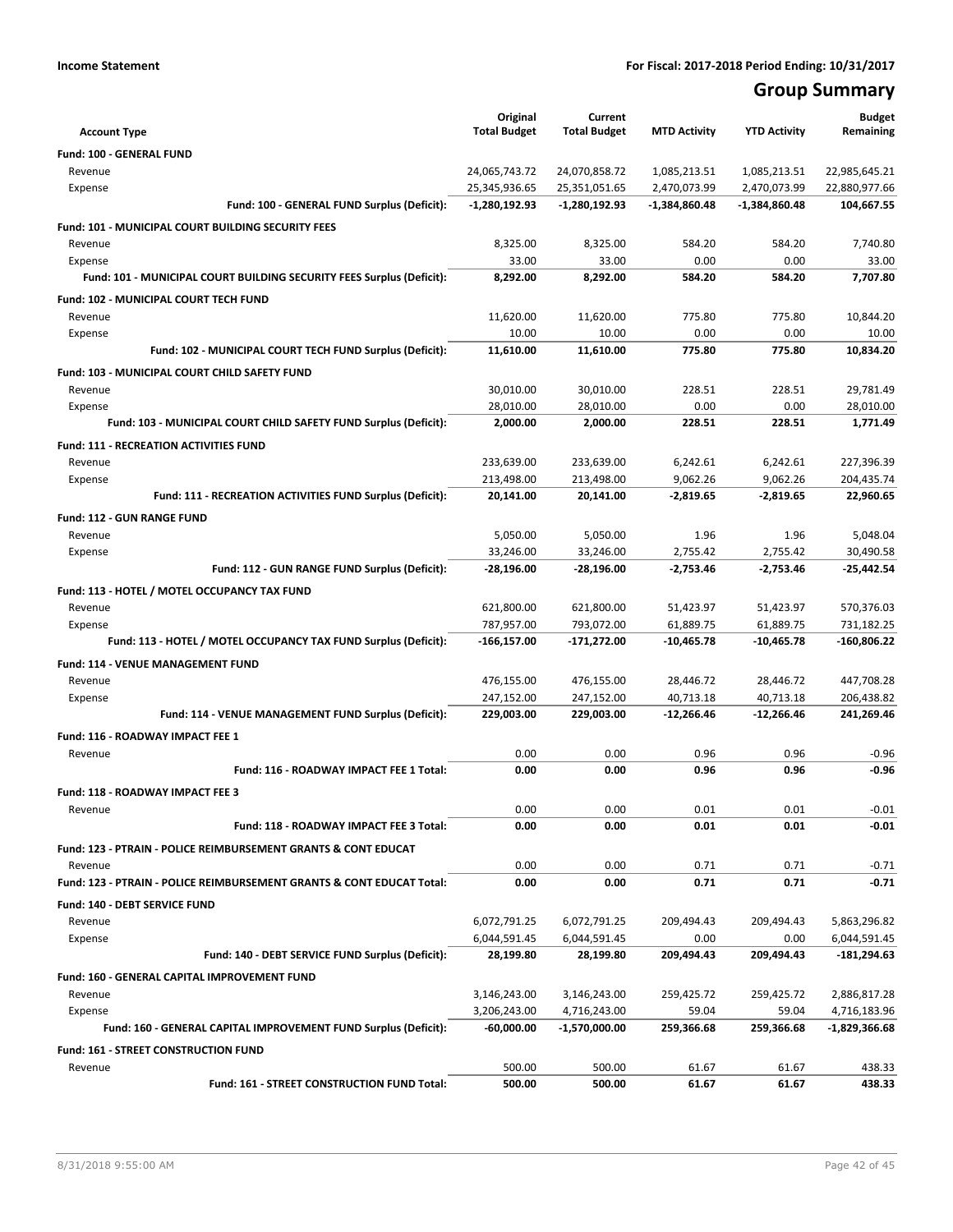**Income Statement** | **For Fiscal: 2017-2018 Period Ending: 10/31/2017**

# Group Summary

| Account Type | Original Total Budget | Current Total Budget | MTD Activity | YTD Activity | Budget Remaining |
|---|---|---|---|---|---|
| **Fund: 100 - GENERAL FUND** | | | | | |
| Revenue | 24,065,743.72 | 24,070,858.72 | 1,085,213.51 | 1,085,213.51 | 22,985,645.21 |
| Expense | 25,345,936.65 | 25,351,051.65 | 2,470,073.99 | 2,470,073.99 | 22,880,977.66 |
| **Fund: 100 - GENERAL FUND Surplus (Deficit):** | **-1,280,192.93** | **-1,280,192.93** | **-1,384,860.48** | **-1,384,860.48** | **104,667.55** |
| **Fund: 101 - MUNICIPAL COURT BUILDING SECURITY FEES** | | | | | |
| Revenue | 8,325.00 | 8,325.00 | 584.20 | 584.20 | 7,740.80 |
| Expense | 33.00 | 33.00 | 0.00 | 0.00 | 33.00 |
| **Fund: 101 - MUNICIPAL COURT BUILDING SECURITY FEES Surplus (Deficit):** | **8,292.00** | **8,292.00** | **584.20** | **584.20** | **7,707.80** |
| **Fund: 102 - MUNICIPAL COURT TECH FUND** | | | | | |
| Revenue | 11,620.00 | 11,620.00 | 775.80 | 775.80 | 10,844.20 |
| Expense | 10.00 | 10.00 | 0.00 | 0.00 | 10.00 |
| **Fund: 102 - MUNICIPAL COURT TECH FUND Surplus (Deficit):** | **11,610.00** | **11,610.00** | **775.80** | **775.80** | **10,834.20** |
| **Fund: 103 - MUNICIPAL COURT CHILD SAFETY FUND** | | | | | |
| Revenue | 30,010.00 | 30,010.00 | 228.51 | 228.51 | 29,781.49 |
| Expense | 28,010.00 | 28,010.00 | 0.00 | 0.00 | 28,010.00 |
| **Fund: 103 - MUNICIPAL COURT CHILD SAFETY FUND Surplus (Deficit):** | **2,000.00** | **2,000.00** | **228.51** | **228.51** | **1,771.49** |
| **Fund: 111 - RECREATION ACTIVITIES FUND** | | | | | |
| Revenue | 233,639.00 | 233,639.00 | 6,242.61 | 6,242.61 | 227,396.39 |
| Expense | 213,498.00 | 213,498.00 | 9,062.26 | 9,062.26 | 204,435.74 |
| **Fund: 111 - RECREATION ACTIVITIES FUND Surplus (Deficit):** | **20,141.00** | **20,141.00** | **-2,819.65** | **-2,819.65** | **22,960.65** |
| **Fund: 112 - GUN RANGE FUND** | | | | | |
| Revenue | 5,050.00 | 5,050.00 | 1.96 | 1.96 | 5,048.04 |
| Expense | 33,246.00 | 33,246.00 | 2,755.42 | 2,755.42 | 30,490.58 |
| **Fund: 112 - GUN RANGE FUND Surplus (Deficit):** | **-28,196.00** | **-28,196.00** | **-2,753.46** | **-2,753.46** | **-25,442.54** |
| **Fund: 113 - HOTEL / MOTEL OCCUPANCY TAX FUND** | | | | | |
| Revenue | 621,800.00 | 621,800.00 | 51,423.97 | 51,423.97 | 570,376.03 |
| Expense | 787,957.00 | 793,072.00 | 61,889.75 | 61,889.75 | 731,182.25 |
| **Fund: 113 - HOTEL / MOTEL OCCUPANCY TAX FUND Surplus (Deficit):** | **-166,157.00** | **-171,272.00** | **-10,465.78** | **-10,465.78** | **-160,806.22** |
| **Fund: 114 - VENUE MANAGEMENT FUND** | | | | | |
| Revenue | 476,155.00 | 476,155.00 | 28,446.72 | 28,446.72 | 447,708.28 |
| Expense | 247,152.00 | 247,152.00 | 40,713.18 | 40,713.18 | 206,438.82 |
| **Fund: 114 - VENUE MANAGEMENT FUND Surplus (Deficit):** | **229,003.00** | **229,003.00** | **-12,266.46** | **-12,266.46** | **241,269.46** |
| **Fund: 116 - ROADWAY IMPACT FEE 1** | | | | | |
| Revenue | 0.00 | 0.00 | 0.96 | 0.96 | -0.96 |
| **Fund: 116 - ROADWAY IMPACT FEE 1 Total:** | **0.00** | **0.00** | **0.96** | **0.96** | **-0.96** |
| **Fund: 118 - ROADWAY IMPACT FEE 3** | | | | | |
| Revenue | 0.00 | 0.00 | 0.01 | 0.01 | -0.01 |
| **Fund: 118 - ROADWAY IMPACT FEE 3 Total:** | **0.00** | **0.00** | **0.01** | **0.01** | **-0.01** |
| **Fund: 123 - PTRAIN - POLICE REIMBURSEMENT GRANTS & CONT EDUCAT** | | | | | |
| Revenue | 0.00 | 0.00 | 0.71 | 0.71 | -0.71 |
| **Fund: 123 - PTRAIN - POLICE REIMBURSEMENT GRANTS & CONT EDUCAT Total:** | **0.00** | **0.00** | **0.71** | **0.71** | **-0.71** |
| **Fund: 140 - DEBT SERVICE FUND** | | | | | |
| Revenue | 6,072,791.25 | 6,072,791.25 | 209,494.43 | 209,494.43 | 5,863,296.82 |
| Expense | 6,044,591.45 | 6,044,591.45 | 0.00 | 0.00 | 6,044,591.45 |
| **Fund: 140 - DEBT SERVICE FUND Surplus (Deficit):** | **28,199.80** | **28,199.80** | **209,494.43** | **209,494.43** | **-181,294.63** |
| **Fund: 160 - GENERAL CAPITAL IMPROVEMENT FUND** | | | | | |
| Revenue | 3,146,243.00 | 3,146,243.00 | 259,425.72 | 259,425.72 | 2,886,817.28 |
| Expense | 3,206,243.00 | 4,716,243.00 | 59.04 | 59.04 | 4,716,183.96 |
| **Fund: 160 - GENERAL CAPITAL IMPROVEMENT FUND Surplus (Deficit):** | **-60,000.00** | **-1,570,000.00** | **259,366.68** | **259,366.68** | **-1,829,366.68** |
| **Fund: 161 - STREET CONSTRUCTION FUND** | | | | | |
| Revenue | 500.00 | 500.00 | 61.67 | 61.67 | 438.33 |
| **Fund: 161 - STREET CONSTRUCTION FUND Total:** | **500.00** | **500.00** | **61.67** | **61.67** | **438.33** |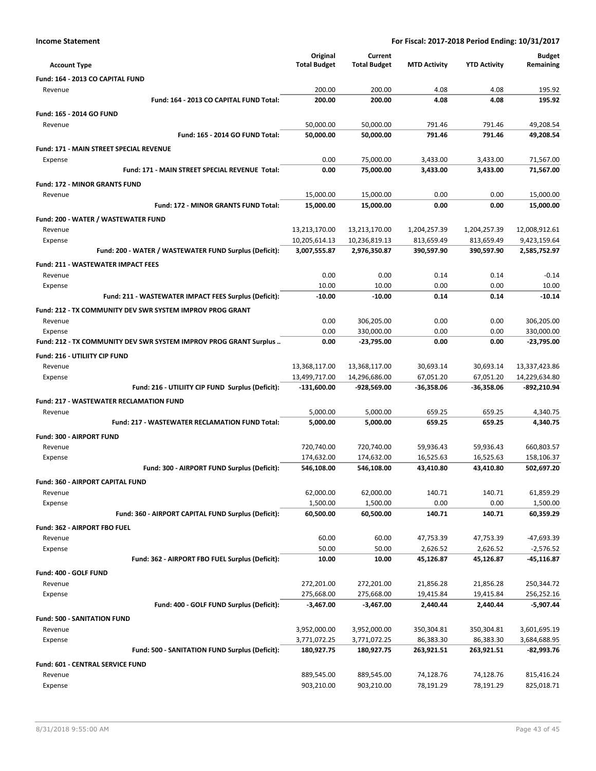**Income Statement** — For Fiscal: 2017-2018 Period Ending: 10/31/2017

| Account Type | Original Total Budget | Current Total Budget | MTD Activity | YTD Activity | Budget Remaining |
|---|---|---|---|---|---|
| **Fund: 164 - 2013 CO CAPITAL FUND** | | | | | |
| Revenue | 200.00 | 200.00 | 4.08 | 4.08 | 195.92 |
| **Fund: 164 - 2013 CO CAPITAL FUND Total:** | **200.00** | **200.00** | **4.08** | **4.08** | **195.92** |
| **Fund: 165 - 2014 GO FUND** | | | | | |
| Revenue | 50,000.00 | 50,000.00 | 791.46 | 791.46 | 49,208.54 |
| **Fund: 165 - 2014 GO FUND Total:** | **50,000.00** | **50,000.00** | **791.46** | **791.46** | **49,208.54** |
| **Fund: 171 - MAIN STREET SPECIAL REVENUE** | | | | | |
| Expense | 0.00 | 75,000.00 | 3,433.00 | 3,433.00 | 71,567.00 |
| **Fund: 171 - MAIN STREET SPECIAL REVENUE Total:** | **0.00** | **75,000.00** | **3,433.00** | **3,433.00** | **71,567.00** |
| **Fund: 172 - MINOR GRANTS FUND** | | | | | |
| Revenue | 15,000.00 | 15,000.00 | 0.00 | 0.00 | 15,000.00 |
| **Fund: 172 - MINOR GRANTS FUND Total:** | **15,000.00** | **15,000.00** | **0.00** | **0.00** | **15,000.00** |
| **Fund: 200 - WATER / WASTEWATER FUND** | | | | | |
| Revenue | 13,213,170.00 | 13,213,170.00 | 1,204,257.39 | 1,204,257.39 | 12,008,912.61 |
| Expense | 10,205,614.13 | 10,236,819.13 | 813,659.49 | 813,659.49 | 9,423,159.64 |
| **Fund: 200 - WATER / WASTEWATER FUND Surplus (Deficit):** | **3,007,555.87** | **2,976,350.87** | **390,597.90** | **390,597.90** | **2,585,752.97** |
| **Fund: 211 - WASTEWATER IMPACT FEES** | | | | | |
| Revenue | 0.00 | 0.00 | 0.14 | 0.14 | -0.14 |
| Expense | 10.00 | 10.00 | 0.00 | 0.00 | 10.00 |
| **Fund: 211 - WASTEWATER IMPACT FEES Surplus (Deficit):** | **-10.00** | **-10.00** | **0.14** | **0.14** | **-10.14** |
| **Fund: 212 - TX COMMUNITY DEV SWR SYSTEM IMPROV PROG GRANT** | | | | | |
| Revenue | 0.00 | 306,205.00 | 0.00 | 0.00 | 306,205.00 |
| Expense | 0.00 | 330,000.00 | 0.00 | 0.00 | 330,000.00 |
| **Fund: 212 - TX COMMUNITY DEV SWR SYSTEM IMPROV PROG GRANT Surplus ..** | **0.00** | **-23,795.00** | **0.00** | **0.00** | **-23,795.00** |
| **Fund: 216 - UTILIITY CIP FUND** | | | | | |
| Revenue | 13,368,117.00 | 13,368,117.00 | 30,693.14 | 30,693.14 | 13,337,423.86 |
| Expense | 13,499,717.00 | 14,296,686.00 | 67,051.20 | 67,051.20 | 14,229,634.80 |
| **Fund: 216 - UTILIITY CIP FUND Surplus (Deficit):** | **-131,600.00** | **-928,569.00** | **-36,358.06** | **-36,358.06** | **-892,210.94** |
| **Fund: 217 - WASTEWATER RECLAMATION FUND** | | | | | |
| Revenue | 5,000.00 | 5,000.00 | 659.25 | 659.25 | 4,340.75 |
| **Fund: 217 - WASTEWATER RECLAMATION FUND Total:** | **5,000.00** | **5,000.00** | **659.25** | **659.25** | **4,340.75** |
| **Fund: 300 - AIRPORT FUND** | | | | | |
| Revenue | 720,740.00 | 720,740.00 | 59,936.43 | 59,936.43 | 660,803.57 |
| Expense | 174,632.00 | 174,632.00 | 16,525.63 | 16,525.63 | 158,106.37 |
| **Fund: 300 - AIRPORT FUND Surplus (Deficit):** | **546,108.00** | **546,108.00** | **43,410.80** | **43,410.80** | **502,697.20** |
| **Fund: 360 - AIRPORT CAPITAL FUND** | | | | | |
| Revenue | 62,000.00 | 62,000.00 | 140.71 | 140.71 | 61,859.29 |
| Expense | 1,500.00 | 1,500.00 | 0.00 | 0.00 | 1,500.00 |
| **Fund: 360 - AIRPORT CAPITAL FUND Surplus (Deficit):** | **60,500.00** | **60,500.00** | **140.71** | **140.71** | **60,359.29** |
| **Fund: 362 - AIRPORT FBO FUEL** | | | | | |
| Revenue | 60.00 | 60.00 | 47,753.39 | 47,753.39 | -47,693.39 |
| Expense | 50.00 | 50.00 | 2,626.52 | 2,626.52 | -2,576.52 |
| **Fund: 362 - AIRPORT FBO FUEL Surplus (Deficit):** | **10.00** | **10.00** | **45,126.87** | **45,126.87** | **-45,116.87** |
| **Fund: 400 - GOLF FUND** | | | | | |
| Revenue | 272,201.00 | 272,201.00 | 21,856.28 | 21,856.28 | 250,344.72 |
| Expense | 275,668.00 | 275,668.00 | 19,415.84 | 19,415.84 | 256,252.16 |
| **Fund: 400 - GOLF FUND Surplus (Deficit):** | **-3,467.00** | **-3,467.00** | **2,440.44** | **2,440.44** | **-5,907.44** |
| **Fund: 500 - SANITATION FUND** | | | | | |
| Revenue | 3,952,000.00 | 3,952,000.00 | 350,304.81 | 350,304.81 | 3,601,695.19 |
| Expense | 3,771,072.25 | 3,771,072.25 | 86,383.30 | 86,383.30 | 3,684,688.95 |
| **Fund: 500 - SANITATION FUND Surplus (Deficit):** | **180,927.75** | **180,927.75** | **263,921.51** | **263,921.51** | **-82,993.76** |
| **Fund: 601 - CENTRAL SERVICE FUND** | | | | | |
| Revenue | 889,545.00 | 889,545.00 | 74,128.76 | 74,128.76 | 815,416.24 |
| Expense | 903,210.00 | 903,210.00 | 78,191.29 | 78,191.29 | 825,018.71 |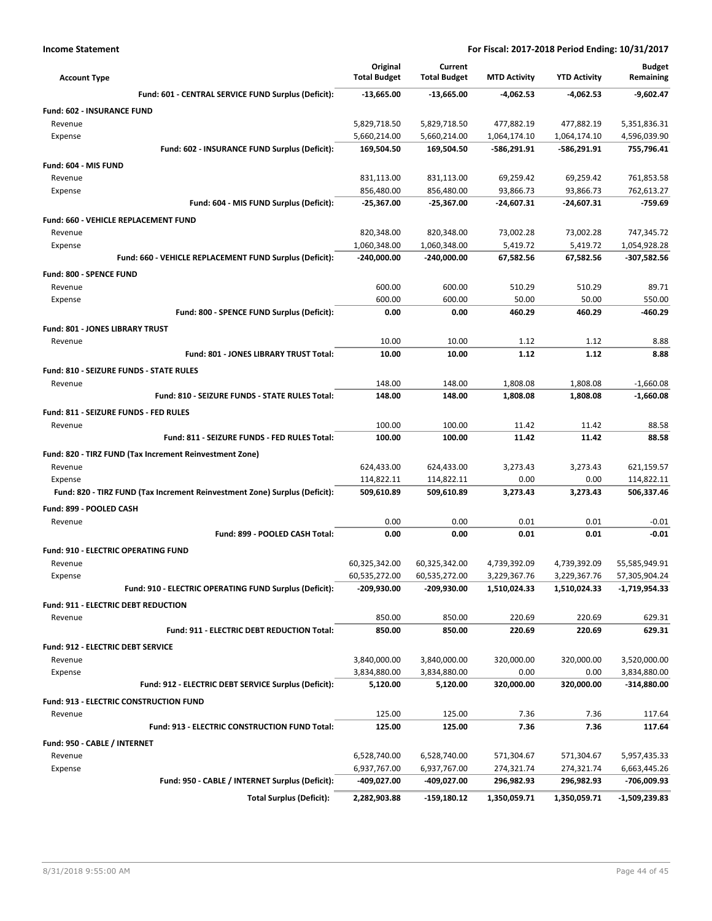**Income Statement** **For Fiscal: 2017-2018 Period Ending: 10/31/2017**

| Account Type | Original Total Budget | Current Total Budget | MTD Activity | YTD Activity | Budget Remaining |
|---|---|---|---|---|---|
| **Fund: 601 - CENTRAL SERVICE FUND Surplus (Deficit):** | **-13,665.00** | **-13,665.00** | **-4,062.53** | **-4,062.53** | **-9,602.47** |
| **Fund: 602 - INSURANCE FUND** | | | | | |
| Revenue | 5,829,718.50 | 5,829,718.50 | 477,882.19 | 477,882.19 | 5,351,836.31 |
| Expense | 5,660,214.00 | 5,660,214.00 | 1,064,174.10 | 1,064,174.10 | 4,596,039.90 |
| **Fund: 602 - INSURANCE FUND Surplus (Deficit):** | **169,504.50** | **169,504.50** | **-586,291.91** | **-586,291.91** | **755,796.41** |
| **Fund: 604 - MIS FUND** | | | | | |
| Revenue | 831,113.00 | 831,113.00 | 69,259.42 | 69,259.42 | 761,853.58 |
| Expense | 856,480.00 | 856,480.00 | 93,866.73 | 93,866.73 | 762,613.27 |
| **Fund: 604 - MIS FUND Surplus (Deficit):** | **-25,367.00** | **-25,367.00** | **-24,607.31** | **-24,607.31** | **-759.69** |
| **Fund: 660 - VEHICLE REPLACEMENT FUND** | | | | | |
| Revenue | 820,348.00 | 820,348.00 | 73,002.28 | 73,002.28 | 747,345.72 |
| Expense | 1,060,348.00 | 1,060,348.00 | 5,419.72 | 5,419.72 | 1,054,928.28 |
| **Fund: 660 - VEHICLE REPLACEMENT FUND Surplus (Deficit):** | **-240,000.00** | **-240,000.00** | **67,582.56** | **67,582.56** | **-307,582.56** |
| **Fund: 800 - SPENCE FUND** | | | | | |
| Revenue | 600.00 | 600.00 | 510.29 | 510.29 | 89.71 |
| Expense | 600.00 | 600.00 | 50.00 | 50.00 | 550.00 |
| **Fund: 800 - SPENCE FUND Surplus (Deficit):** | **0.00** | **0.00** | **460.29** | **460.29** | **-460.29** |
| **Fund: 801 - JONES LIBRARY TRUST** | | | | | |
| Revenue | 10.00 | 10.00 | 1.12 | 1.12 | 8.88 |
| **Fund: 801 - JONES LIBRARY TRUST Total:** | **10.00** | **10.00** | **1.12** | **1.12** | **8.88** |
| **Fund: 810 - SEIZURE FUNDS - STATE RULES** | | | | | |
| Revenue | 148.00 | 148.00 | 1,808.08 | 1,808.08 | -1,660.08 |
| **Fund: 810 - SEIZURE FUNDS - STATE RULES Total:** | **148.00** | **148.00** | **1,808.08** | **1,808.08** | **-1,660.08** |
| **Fund: 811 - SEIZURE FUNDS - FED RULES** | | | | | |
| Revenue | 100.00 | 100.00 | 11.42 | 11.42 | 88.58 |
| **Fund: 811 - SEIZURE FUNDS - FED RULES Total:** | **100.00** | **100.00** | **11.42** | **11.42** | **88.58** |
| **Fund: 820 - TIRZ FUND (Tax Increment Reinvestment Zone)** | | | | | |
| Revenue | 624,433.00 | 624,433.00 | 3,273.43 | 3,273.43 | 621,159.57 |
| Expense | 114,822.11 | 114,822.11 | 0.00 | 0.00 | 114,822.11 |
| **Fund: 820 - TIRZ FUND (Tax Increment Reinvestment Zone) Surplus (Deficit):** | **509,610.89** | **509,610.89** | **3,273.43** | **3,273.43** | **506,337.46** |
| **Fund: 899 - POOLED CASH** | | | | | |
| Revenue | 0.00 | 0.00 | 0.01 | 0.01 | -0.01 |
| **Fund: 899 - POOLED CASH Total:** | **0.00** | **0.00** | **0.01** | **0.01** | **-0.01** |
| **Fund: 910 - ELECTRIC OPERATING FUND** | | | | | |
| Revenue | 60,325,342.00 | 60,325,342.00 | 4,739,392.09 | 4,739,392.09 | 55,585,949.91 |
| Expense | 60,535,272.00 | 60,535,272.00 | 3,229,367.76 | 3,229,367.76 | 57,305,904.24 |
| **Fund: 910 - ELECTRIC OPERATING FUND Surplus (Deficit):** | **-209,930.00** | **-209,930.00** | **1,510,024.33** | **1,510,024.33** | **-1,719,954.33** |
| **Fund: 911 - ELECTRIC DEBT REDUCTION** | | | | | |
| Revenue | 850.00 | 850.00 | 220.69 | 220.69 | 629.31 |
| **Fund: 911 - ELECTRIC DEBT REDUCTION Total:** | **850.00** | **850.00** | **220.69** | **220.69** | **629.31** |
| **Fund: 912 - ELECTRIC DEBT SERVICE** | | | | | |
| Revenue | 3,840,000.00 | 3,840,000.00 | 320,000.00 | 320,000.00 | 3,520,000.00 |
| Expense | 3,834,880.00 | 3,834,880.00 | 0.00 | 0.00 | 3,834,880.00 |
| **Fund: 912 - ELECTRIC DEBT SERVICE Surplus (Deficit):** | **5,120.00** | **5,120.00** | **320,000.00** | **320,000.00** | **-314,880.00** |
| **Fund: 913 - ELECTRIC CONSTRUCTION FUND** | | | | | |
| Revenue | 125.00 | 125.00 | 7.36 | 7.36 | 117.64 |
| **Fund: 913 - ELECTRIC CONSTRUCTION FUND Total:** | **125.00** | **125.00** | **7.36** | **7.36** | **117.64** |
| **Fund: 950 - CABLE / INTERNET** | | | | | |
| Revenue | 6,528,740.00 | 6,528,740.00 | 571,304.67 | 571,304.67 | 5,957,435.33 |
| Expense | 6,937,767.00 | 6,937,767.00 | 274,321.74 | 274,321.74 | 6,663,445.26 |
| **Fund: 950 - CABLE / INTERNET Surplus (Deficit):** | **-409,027.00** | **-409,027.00** | **296,982.93** | **296,982.93** | **-706,009.93** |
| **Total Surplus (Deficit):** | **2,282,903.88** | **-159,180.12** | **1,350,059.71** | **1,350,059.71** | **-1,509,239.83** |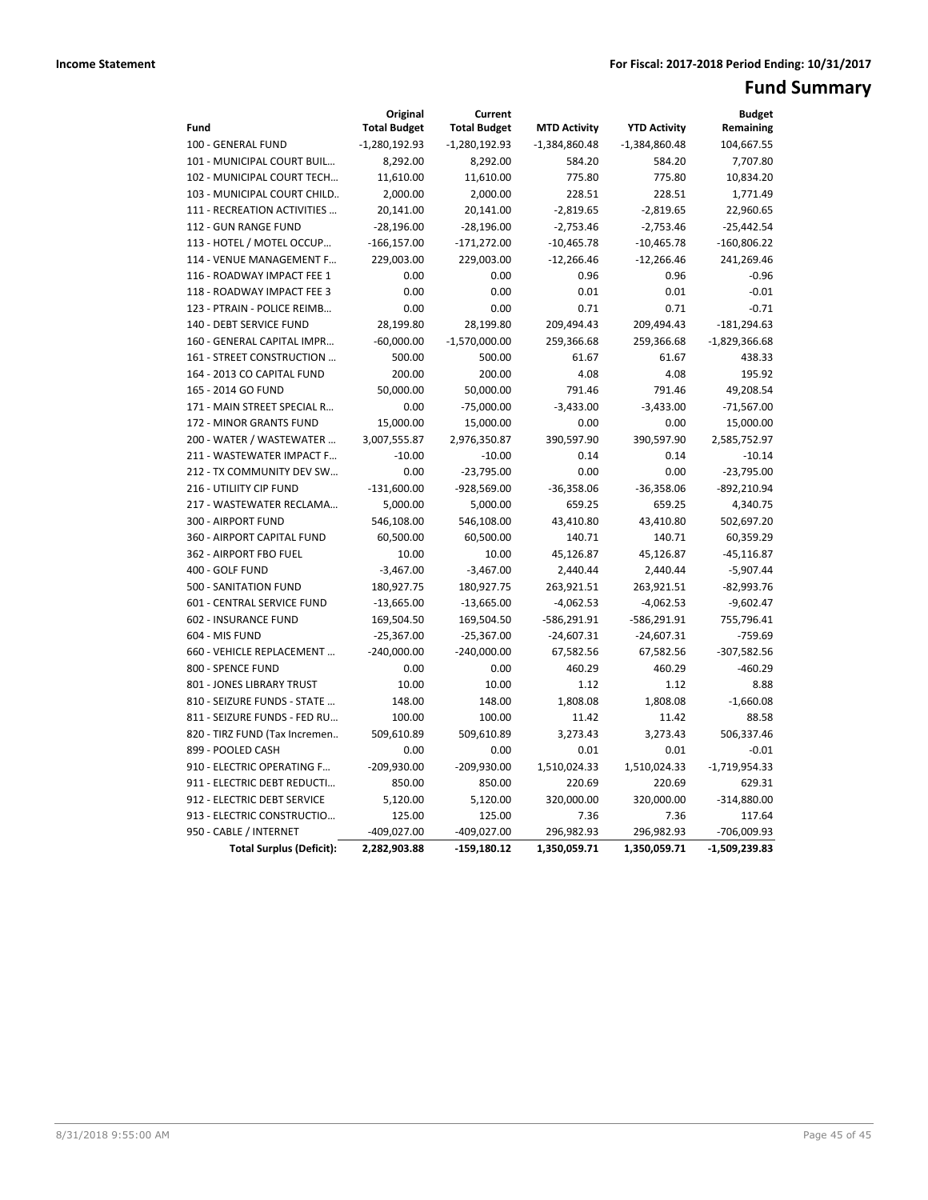**Income Statement** **For Fiscal: 2017-2018 Period Ending: 10/31/2017**

# Fund Summary

| Fund | Original Total Budget | Current Total Budget | MTD Activity | YTD Activity | Budget Remaining |
|---|---|---|---|---|---|
| 100 - GENERAL FUND | -1,280,192.93 | -1,280,192.93 | -1,384,860.48 | -1,384,860.48 | 104,667.55 |
| 101 - MUNICIPAL COURT BUIL… | 8,292.00 | 8,292.00 | 584.20 | 584.20 | 7,707.80 |
| 102 - MUNICIPAL COURT TECH… | 11,610.00 | 11,610.00 | 775.80 | 775.80 | 10,834.20 |
| 103 - MUNICIPAL COURT CHILD.. | 2,000.00 | 2,000.00 | 228.51 | 228.51 | 1,771.49 |
| 111 - RECREATION ACTIVITIES … | 20,141.00 | 20,141.00 | -2,819.65 | -2,819.65 | 22,960.65 |
| 112 - GUN RANGE FUND | -28,196.00 | -28,196.00 | -2,753.46 | -2,753.46 | -25,442.54 |
| 113 - HOTEL / MOTEL OCCUP… | -166,157.00 | -171,272.00 | -10,465.78 | -10,465.78 | -160,806.22 |
| 114 - VENUE MANAGEMENT F… | 229,003.00 | 229,003.00 | -12,266.46 | -12,266.46 | 241,269.46 |
| 116 - ROADWAY IMPACT FEE 1 | 0.00 | 0.00 | 0.96 | 0.96 | -0.96 |
| 118 - ROADWAY IMPACT FEE 3 | 0.00 | 0.00 | 0.01 | 0.01 | -0.01 |
| 123 - PTRAIN - POLICE REIMB… | 0.00 | 0.00 | 0.71 | 0.71 | -0.71 |
| 140 - DEBT SERVICE FUND | 28,199.80 | 28,199.80 | 209,494.43 | 209,494.43 | -181,294.63 |
| 160 - GENERAL CAPITAL IMPR… | -60,000.00 | -1,570,000.00 | 259,366.68 | 259,366.68 | -1,829,366.68 |
| 161 - STREET CONSTRUCTION … | 500.00 | 500.00 | 61.67 | 61.67 | 438.33 |
| 164 - 2013 CO CAPITAL FUND | 200.00 | 200.00 | 4.08 | 4.08 | 195.92 |
| 165 - 2014 GO FUND | 50,000.00 | 50,000.00 | 791.46 | 791.46 | 49,208.54 |
| 171 - MAIN STREET SPECIAL R… | 0.00 | -75,000.00 | -3,433.00 | -3,433.00 | -71,567.00 |
| 172 - MINOR GRANTS FUND | 15,000.00 | 15,000.00 | 0.00 | 0.00 | 15,000.00 |
| 200 - WATER / WASTEWATER … | 3,007,555.87 | 2,976,350.87 | 390,597.90 | 390,597.90 | 2,585,752.97 |
| 211 - WASTEWATER IMPACT F… | -10.00 | -10.00 | 0.14 | 0.14 | -10.14 |
| 212 - TX COMMUNITY DEV SW… | 0.00 | -23,795.00 | 0.00 | 0.00 | -23,795.00 |
| 216 - UTILIITY CIP FUND | -131,600.00 | -928,569.00 | -36,358.06 | -36,358.06 | -892,210.94 |
| 217 - WASTEWATER RECLAMA… | 5,000.00 | 5,000.00 | 659.25 | 659.25 | 4,340.75 |
| 300 - AIRPORT FUND | 546,108.00 | 546,108.00 | 43,410.80 | 43,410.80 | 502,697.20 |
| 360 - AIRPORT CAPITAL FUND | 60,500.00 | 60,500.00 | 140.71 | 140.71 | 60,359.29 |
| 362 - AIRPORT FBO FUEL | 10.00 | 10.00 | 45,126.87 | 45,126.87 | -45,116.87 |
| 400 - GOLF FUND | -3,467.00 | -3,467.00 | 2,440.44 | 2,440.44 | -5,907.44 |
| 500 - SANITATION FUND | 180,927.75 | 180,927.75 | 263,921.51 | 263,921.51 | -82,993.76 |
| 601 - CENTRAL SERVICE FUND | -13,665.00 | -13,665.00 | -4,062.53 | -4,062.53 | -9,602.47 |
| 602 - INSURANCE FUND | 169,504.50 | 169,504.50 | -586,291.91 | -586,291.91 | 755,796.41 |
| 604 - MIS FUND | -25,367.00 | -25,367.00 | -24,607.31 | -24,607.31 | -759.69 |
| 660 - VEHICLE REPLACEMENT … | -240,000.00 | -240,000.00 | 67,582.56 | 67,582.56 | -307,582.56 |
| 800 - SPENCE FUND | 0.00 | 0.00 | 460.29 | 460.29 | -460.29 |
| 801 - JONES LIBRARY TRUST | 10.00 | 10.00 | 1.12 | 1.12 | 8.88 |
| 810 - SEIZURE FUNDS - STATE … | 148.00 | 148.00 | 1,808.08 | 1,808.08 | -1,660.08 |
| 811 - SEIZURE FUNDS - FED RU… | 100.00 | 100.00 | 11.42 | 11.42 | 88.58 |
| 820 - TIRZ FUND (Tax Incremen.. | 509,610.89 | 509,610.89 | 3,273.43 | 3,273.43 | 506,337.46 |
| 899 - POOLED CASH | 0.00 | 0.00 | 0.01 | 0.01 | -0.01 |
| 910 - ELECTRIC OPERATING F… | -209,930.00 | -209,930.00 | 1,510,024.33 | 1,510,024.33 | -1,719,954.33 |
| 911 - ELECTRIC DEBT REDUCTI… | 850.00 | 850.00 | 220.69 | 220.69 | 629.31 |
| 912 - ELECTRIC DEBT SERVICE | 5,120.00 | 5,120.00 | 320,000.00 | 320,000.00 | -314,880.00 |
| 913 - ELECTRIC CONSTRUCTIO… | 125.00 | 125.00 | 7.36 | 7.36 | 117.64 |
| 950 - CABLE / INTERNET | -409,027.00 | -409,027.00 | 296,982.93 | 296,982.93 | -706,009.93 |
| **Total Surplus (Deficit):** | **2,282,903.88** | **-159,180.12** | **1,350,059.71** | **1,350,059.71** | **-1,509,239.83** |